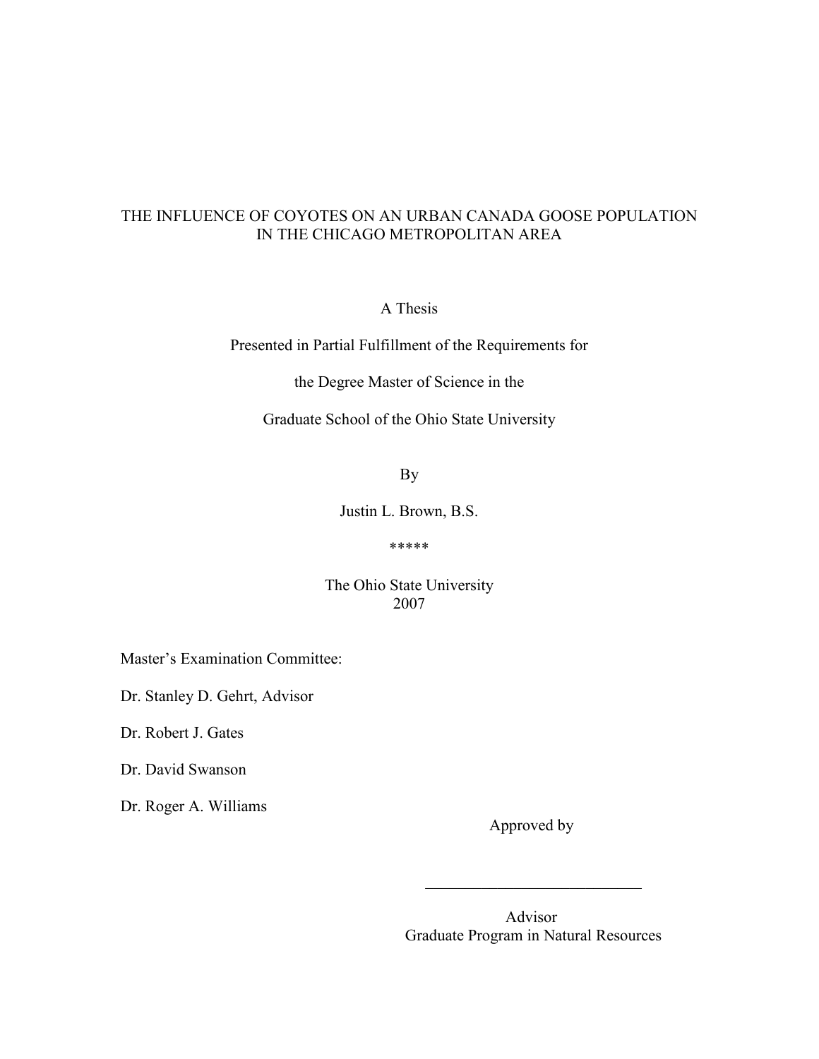# THE INFLUENCE OF COYOTES ON AN URBAN CANADA GOOSE POPULATION IN THE CHICAGO METROPOLITAN AREA

A Thesis

Presented in Partial Fulfillment of the Requirements for

the Degree Master of Science in the

Graduate School of the Ohio State University

By

Justin L. Brown, B.S.

*****

The Ohio State University
2007

Master's Examination Committee:

Dr. Stanley D. Gehrt, Advisor

Dr. Robert J. Gates

Dr. David Swanson

Dr. Roger A. Williams

Approved by

___________________________

Advisor
Graduate Program in Natural Resources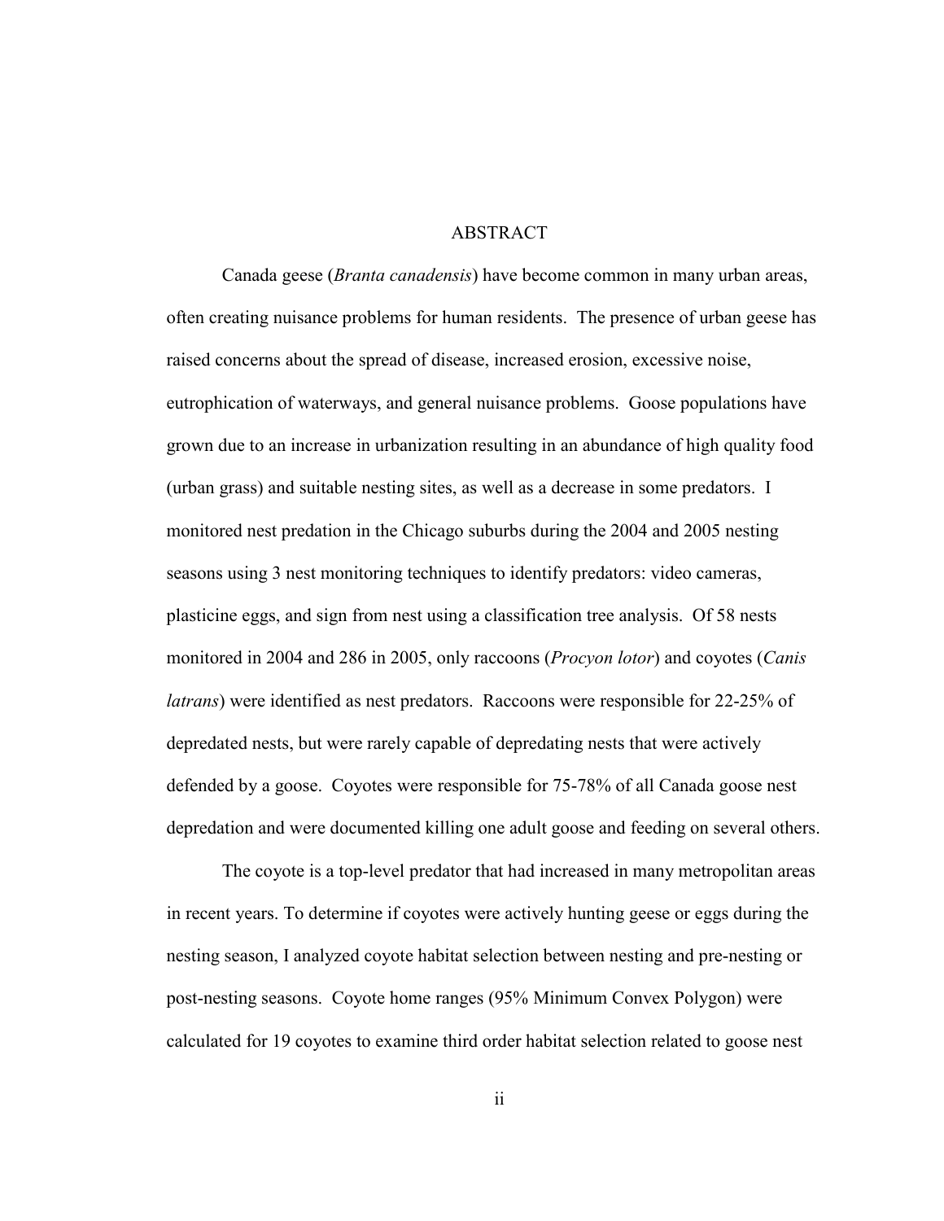# ABSTRACT

Canada geese (*Branta canadensis*) have become common in many urban areas, often creating nuisance problems for human residents. The presence of urban geese has raised concerns about the spread of disease, increased erosion, excessive noise, eutrophication of waterways, and general nuisance problems. Goose populations have grown due to an increase in urbanization resulting in an abundance of high quality food (urban grass) and suitable nesting sites, as well as a decrease in some predators. I monitored nest predation in the Chicago suburbs during the 2004 and 2005 nesting seasons using 3 nest monitoring techniques to identify predators: video cameras, plasticine eggs, and sign from nest using a classification tree analysis. Of 58 nests monitored in 2004 and 286 in 2005, only raccoons (*Procyon lotor*) and coyotes (*Canis latrans*) were identified as nest predators. Raccoons were responsible for 22-25% of depredated nests, but were rarely capable of depredating nests that were actively defended by a goose. Coyotes were responsible for 75-78% of all Canada goose nest depredation and were documented killing one adult goose and feeding on several others.

The coyote is a top-level predator that had increased in many metropolitan areas in recent years. To determine if coyotes were actively hunting geese or eggs during the nesting season, I analyzed coyote habitat selection between nesting and pre-nesting or post-nesting seasons. Coyote home ranges (95% Minimum Convex Polygon) were calculated for 19 coyotes to examine third order habitat selection related to goose nest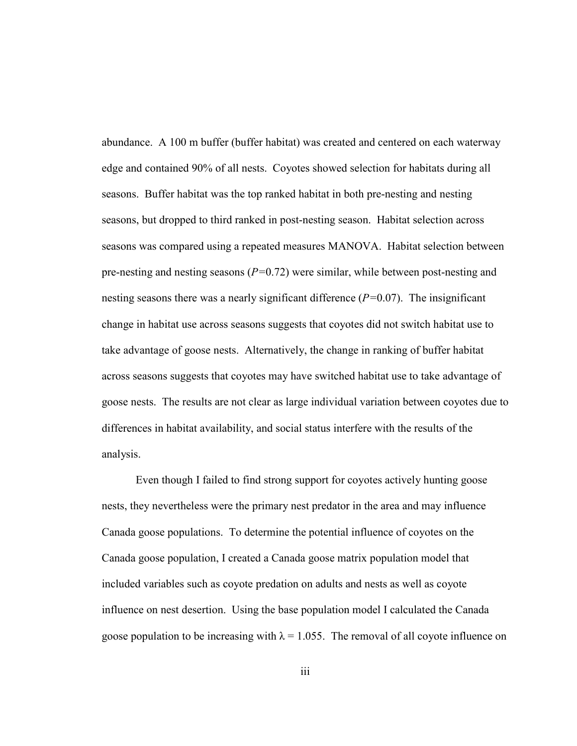abundance. A 100 m buffer (buffer habitat) was created and centered on each waterway edge and contained 90% of all nests. Coyotes showed selection for habitats during all seasons. Buffer habitat was the top ranked habitat in both pre-nesting and nesting seasons, but dropped to third ranked in post-nesting season. Habitat selection across seasons was compared using a repeated measures MANOVA. Habitat selection between pre-nesting and nesting seasons ($P$=0.72) were similar, while between post-nesting and nesting seasons there was a nearly significant difference ($P$=0.07). The insignificant change in habitat use across seasons suggests that coyotes did not switch habitat use to take advantage of goose nests. Alternatively, the change in ranking of buffer habitat across seasons suggests that coyotes may have switched habitat use to take advantage of goose nests. The results are not clear as large individual variation between coyotes due to differences in habitat availability, and social status interfere with the results of the analysis.

Even though I failed to find strong support for coyotes actively hunting goose nests, they nevertheless were the primary nest predator in the area and may influence Canada goose populations. To determine the potential influence of coyotes on the Canada goose population, I created a Canada goose matrix population model that included variables such as coyote predation on adults and nests as well as coyote influence on nest desertion. Using the base population model I calculated the Canada goose population to be increasing with $\lambda = 1.055$. The removal of all coyote influence on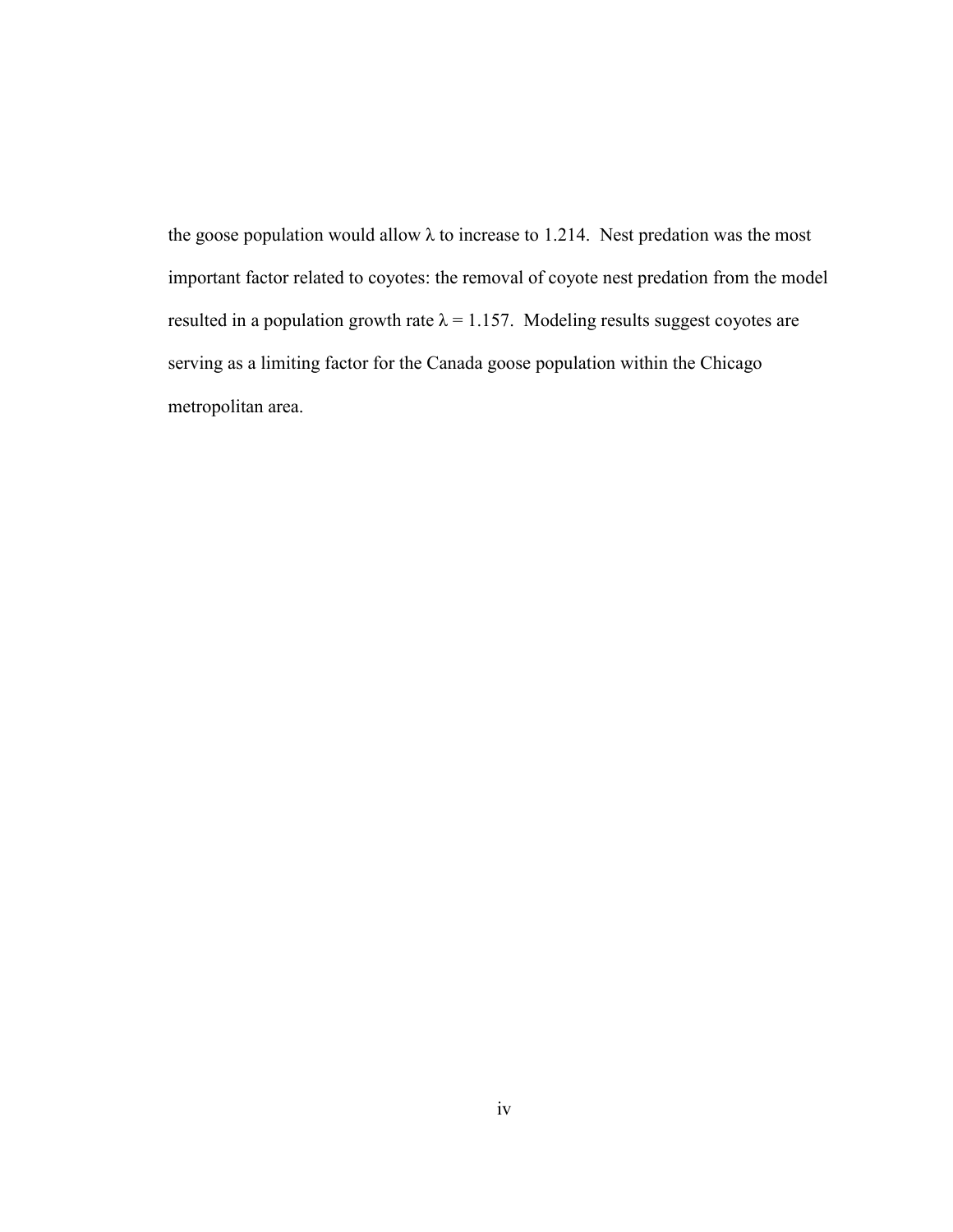the goose population would allow $\lambda$ to increase to 1.214. Nest predation was the most important factor related to coyotes: the removal of coyote nest predation from the model resulted in a population growth rate $\lambda = 1.157$. Modeling results suggest coyotes are serving as a limiting factor for the Canada goose population within the Chicago metropolitan area.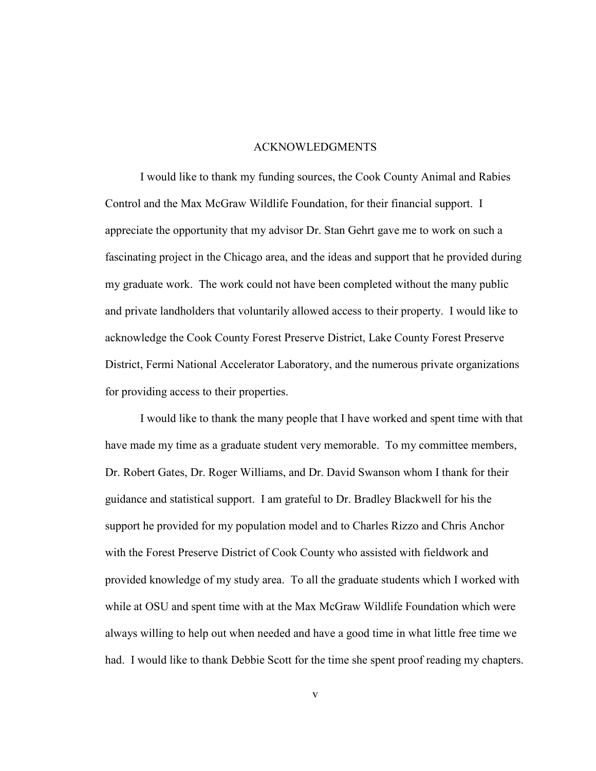# ACKNOWLEDGMENTS

I would like to thank my funding sources, the Cook County Animal and Rabies Control and the Max McGraw Wildlife Foundation, for their financial support. I appreciate the opportunity that my advisor Dr. Stan Gehrt gave me to work on such a fascinating project in the Chicago area, and the ideas and support that he provided during my graduate work. The work could not have been completed without the many public and private landholders that voluntarily allowed access to their property. I would like to acknowledge the Cook County Forest Preserve District, Lake County Forest Preserve District, Fermi National Accelerator Laboratory, and the numerous private organizations for providing access to their properties.

I would like to thank the many people that I have worked and spent time with that have made my time as a graduate student very memorable. To my committee members, Dr. Robert Gates, Dr. Roger Williams, and Dr. David Swanson whom I thank for their guidance and statistical support. I am grateful to Dr. Bradley Blackwell for his the support he provided for my population model and to Charles Rizzo and Chris Anchor with the Forest Preserve District of Cook County who assisted with fieldwork and provided knowledge of my study area. To all the graduate students which I worked with while at OSU and spent time with at the Max McGraw Wildlife Foundation which were always willing to help out when needed and have a good time in what little free time we had. I would like to thank Debbie Scott for the time she spent proof reading my chapters.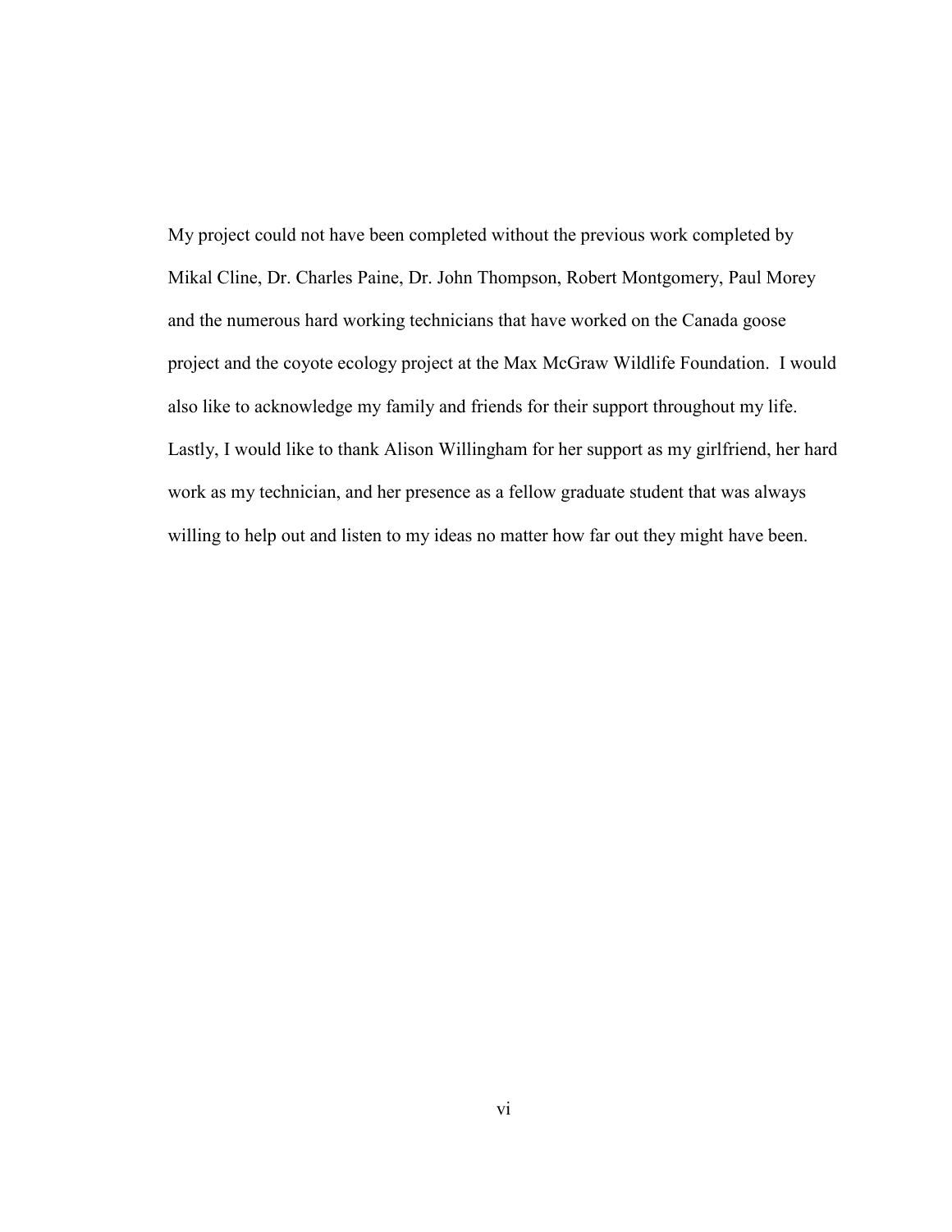My project could not have been completed without the previous work completed by Mikal Cline, Dr. Charles Paine, Dr. John Thompson, Robert Montgomery, Paul Morey and the numerous hard working technicians that have worked on the Canada goose project and the coyote ecology project at the Max McGraw Wildlife Foundation. I would also like to acknowledge my family and friends for their support throughout my life. Lastly, I would like to thank Alison Willingham for her support as my girlfriend, her hard work as my technician, and her presence as a fellow graduate student that was always willing to help out and listen to my ideas no matter how far out they might have been.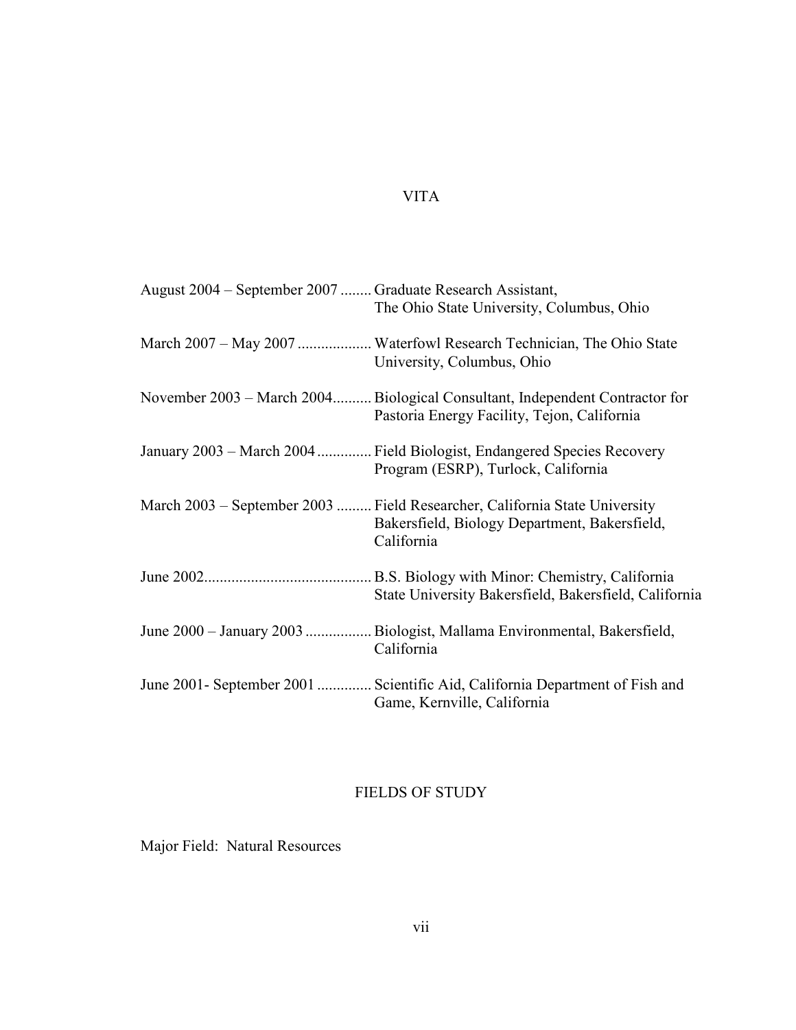# VITA

August 2004 – September 2007 ........ Graduate Research Assistant, The Ohio State University, Columbus, Ohio

March 2007 – May 2007 .................. Waterfowl Research Technician, The Ohio State University, Columbus, Ohio

November 2003 – March 2004.......... Biological Consultant, Independent Contractor for Pastoria Energy Facility, Tejon, California

January 2003 – March 2004 .............. Field Biologist, Endangered Species Recovery Program (ESRP), Turlock, California

March 2003 – September 2003 ......... Field Researcher, California State University Bakersfield, Biology Department, Bakersfield, California

June 2002........................................... B.S. Biology with Minor: Chemistry, California State University Bakersfield, Bakersfield, California

June 2000 – January 2003 ................. Biologist, Mallama Environmental, Bakersfield, California

June 2001- September 2001 .............. Scientific Aid, California Department of Fish and Game, Kernville, California

# FIELDS OF STUDY

Major Field: Natural Resources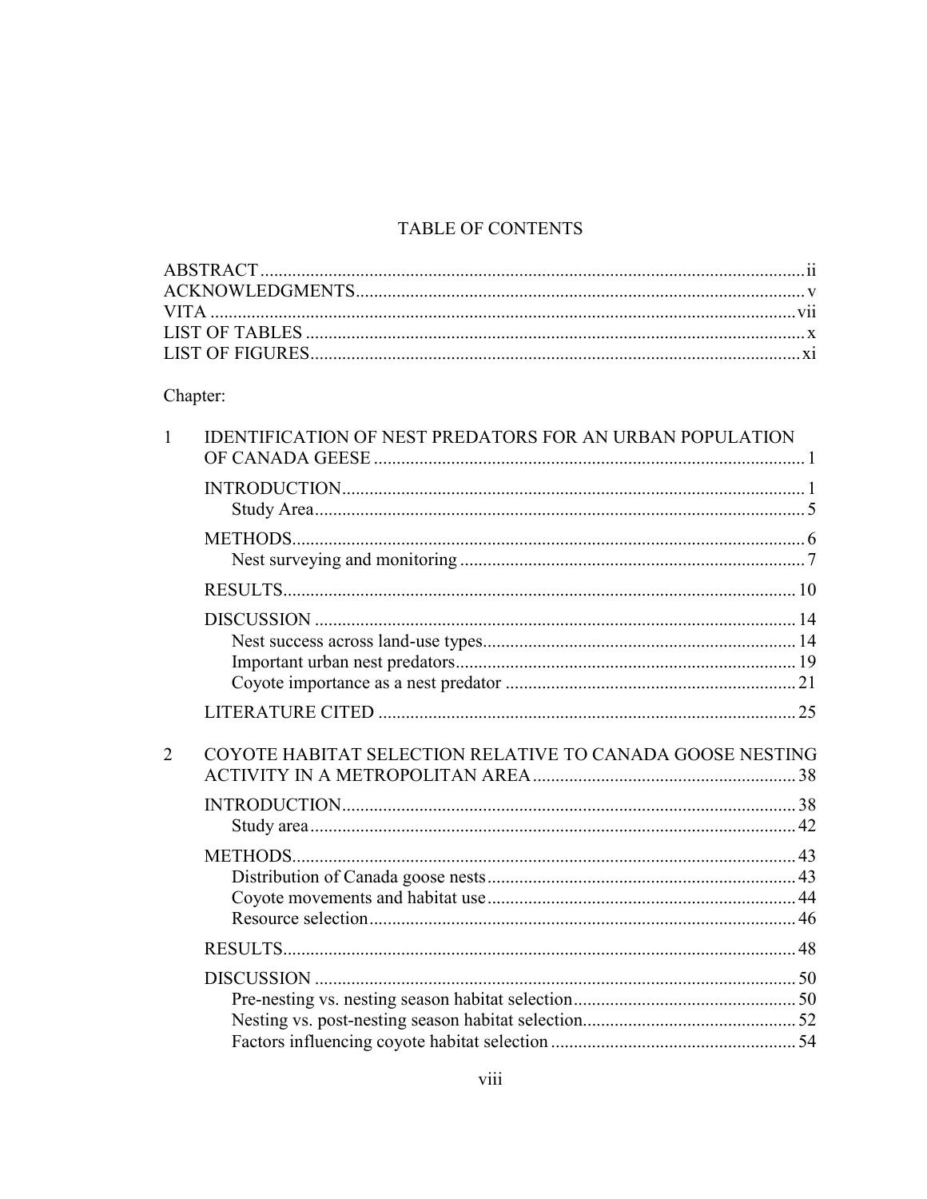# TABLE OF CONTENTS

ABSTRACT ..................................................................................................... ii
ACKNOWLEDGMENTS ..................................................................................... v
VITA ........................................................................................................... vii
LIST OF TABLES ............................................................................................ x
LIST OF FIGURES .......................................................................................... xi

Chapter:

1 IDENTIFICATION OF NEST PREDATORS FOR AN URBAN POPULATION OF CANADA GEESE .......................................................................... 1

- INTRODUCTION ..................................................................................... 1
  - Study Area ........................................................................................ 5
- METHODS ............................................................................................... 6
  - Nest surveying and monitoring ............................................................ 7
- RESULTS ............................................................................................... 10
- DISCUSSION ......................................................................................... 14
  - Nest success across land-use types .................................................... 14
  - Important urban nest predators .......................................................... 19
  - Coyote importance as a nest predator ................................................ 21
- LITERATURE CITED .............................................................................. 25

2 COYOTE HABITAT SELECTION RELATIVE TO CANADA GOOSE NESTING ACTIVITY IN A METROPOLITAN AREA ......................................................... 38

- INTRODUCTION ..................................................................................... 38
  - Study area ......................................................................................... 42
- METHODS ............................................................................................... 43
  - Distribution of Canada goose nests ..................................................... 43
  - Coyote movements and habitat use ..................................................... 44
  - Resource selection ............................................................................. 46
- RESULTS ............................................................................................... 48
- DISCUSSION ......................................................................................... 50
  - Pre-nesting vs. nesting season habitat selection .................................. 50
  - Nesting vs. post-nesting season habitat selection ................................ 52
  - Factors influencing coyote habitat selection ......................................... 54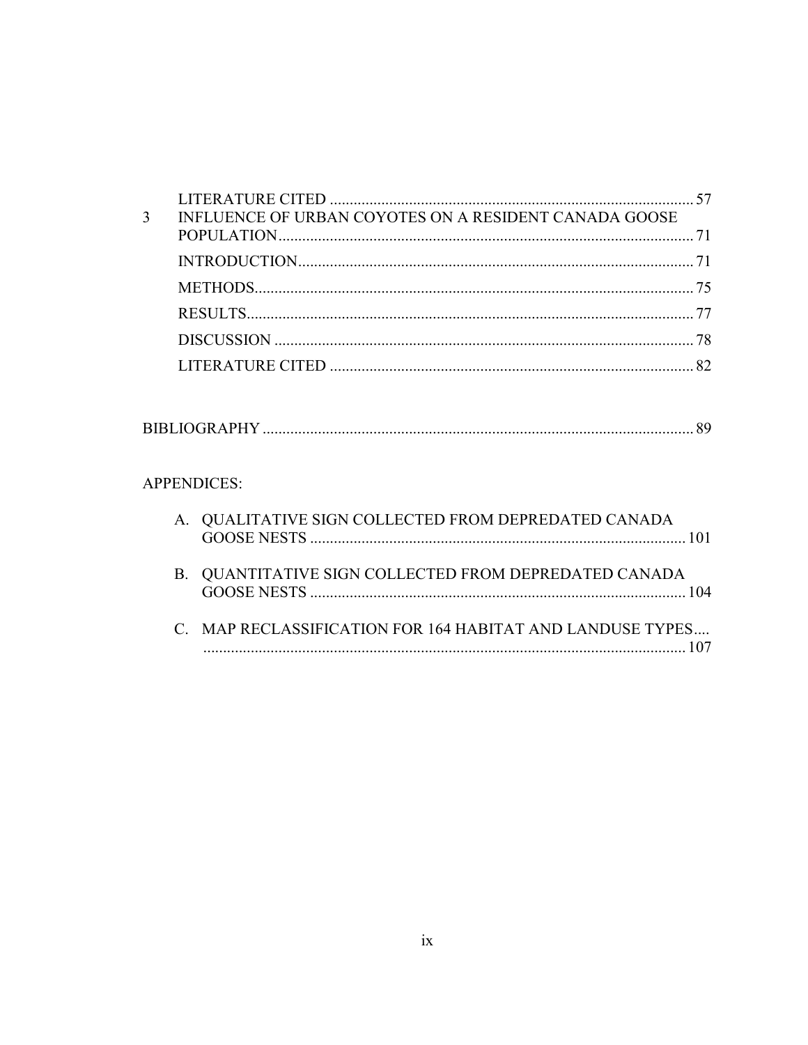LITERATURE CITED ............................................................................................ 57

3 INFLUENCE OF URBAN COYOTES ON A RESIDENT CANADA GOOSE POPULATION......................................................................................................... 71

INTRODUCTION.................................................................................................... 71

METHODS............................................................................................................... 75

RESULTS................................................................................................................. 77

DISCUSSION .......................................................................................................... 78

LITERATURE CITED ............................................................................................ 82

BIBLIOGRAPHY ............................................................................................................. 89

APPENDICES:

A. QUALITATIVE SIGN COLLECTED FROM DEPREDATED CANADA GOOSE NESTS ............................................................................................... 101

B. QUANTITATIVE SIGN COLLECTED FROM DEPREDATED CANADA GOOSE NESTS ............................................................................................... 104

C. MAP RECLASSIFICATION FOR 164 HABITAT AND LANDUSE TYPES.... ........................................................................................................................... 107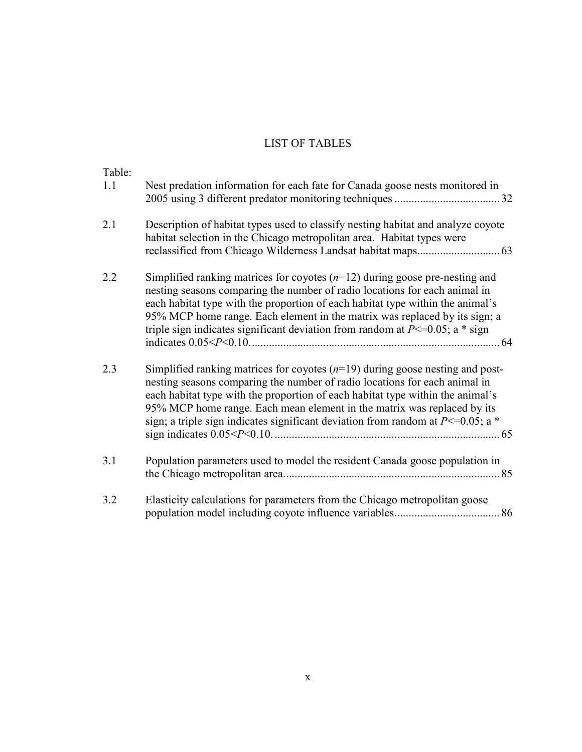# LIST OF TABLES

Table:

1.1 Nest predation information for each fate for Canada goose nests monitored in 2005 using 3 different predator monitoring techniques .................................... 32

2.1 Description of habitat types used to classify nesting habitat and analyze coyote habitat selection in the Chicago metropolitan area. Habitat types were reclassified from Chicago Wilderness Landsat habitat maps............................ 63

2.2 Simplified ranking matrices for coyotes ($n$=12) during goose pre-nesting and nesting seasons comparing the number of radio locations for each animal in each habitat type with the proportion of each habitat type within the animal's 95% MCP home range. Each element in the matrix was replaced by its sign; a triple sign indicates significant deviation from random at $P$<=0.05; a * sign indicates 0.05<$P$<0.10....................................................................................... 64

2.3 Simplified ranking matrices for coyotes ($n$=19) during goose nesting and post-nesting seasons comparing the number of radio locations for each animal in each habitat type with the proportion of each habitat type within the animal's 95% MCP home range. Each mean element in the matrix was replaced by its sign; a triple sign indicates significant deviation from random at $P$<=0.05; a * sign indicates 0.05<$P$<0.10. .............................................................................. 65

3.1 Population parameters used to model the resident Canada goose population in the Chicago metropolitan area........................................................................... 85

3.2 Elasticity calculations for parameters from the Chicago metropolitan goose population model including coyote influence variables.................................... 86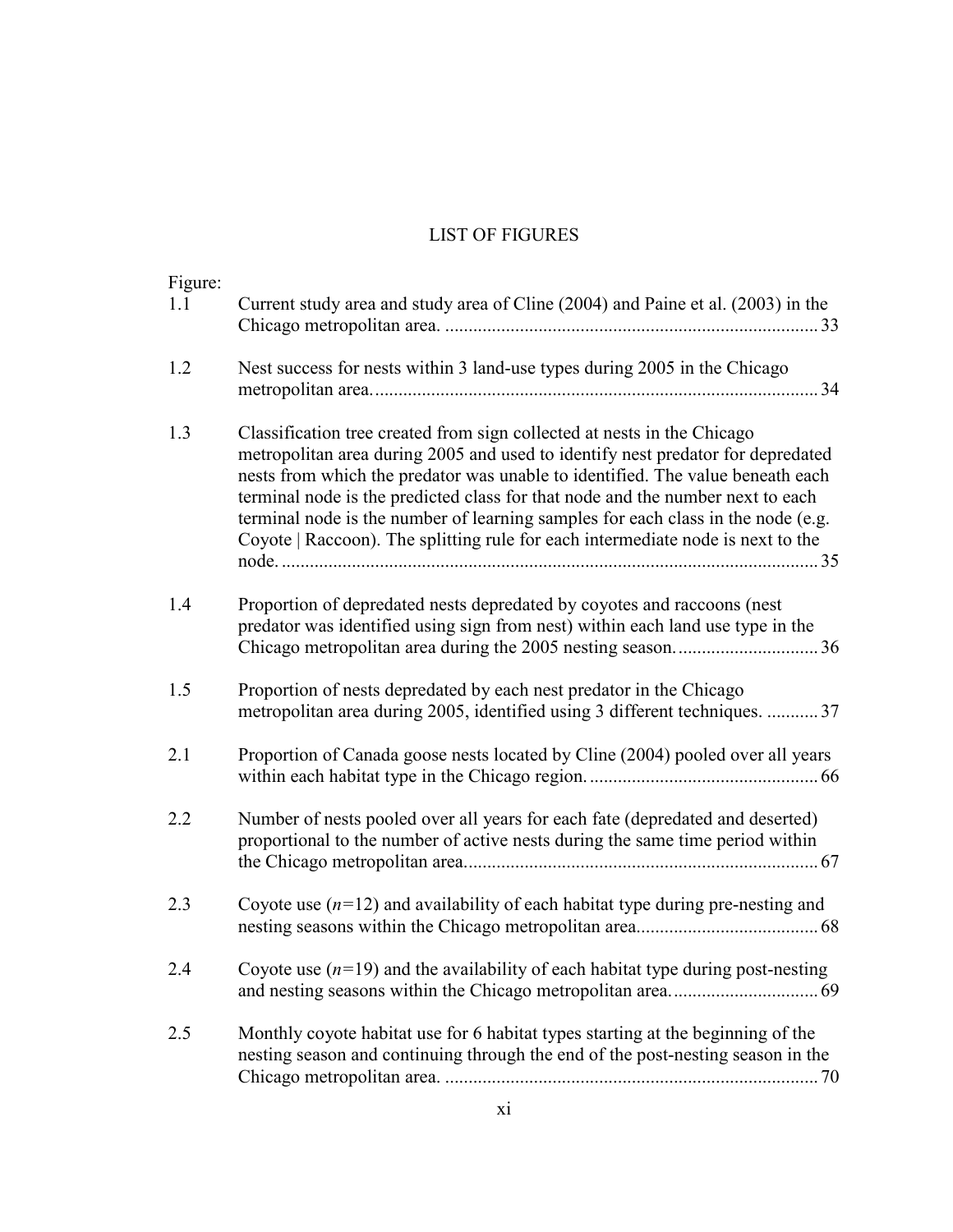# LIST OF FIGURES

Figure:

| | | |
|---|---|---|
| 1.1 | Current study area and study area of Cline (2004) and Paine et al. (2003) in the Chicago metropolitan area. | 33 |
| 1.2 | Nest success for nests within 3 land-use types during 2005 in the Chicago metropolitan area. | 34 |
| 1.3 | Classification tree created from sign collected at nests in the Chicago metropolitan area during 2005 and used to identify nest predator for depredated nests from which the predator was unable to identified. The value beneath each terminal node is the predicted class for that node and the number next to each terminal node is the number of learning samples for each class in the node (e.g. Coyote \| Raccoon). The splitting rule for each intermediate node is next to the node. | 35 |
| 1.4 | Proportion of depredated nests depredated by coyotes and raccoons (nest predator was identified using sign from nest) within each land use type in the Chicago metropolitan area during the 2005 nesting season. | 36 |
| 1.5 | Proportion of nests depredated by each nest predator in the Chicago metropolitan area during 2005, identified using 3 different techniques. | 37 |
| 2.1 | Proportion of Canada goose nests located by Cline (2004) pooled over all years within each habitat type in the Chicago region. | 66 |
| 2.2 | Number of nests pooled over all years for each fate (depredated and deserted) proportional to the number of active nests during the same time period within the Chicago metropolitan area. | 67 |
| 2.3 | Coyote use ($n$=12) and availability of each habitat type during pre-nesting and nesting seasons within the Chicago metropolitan area. | 68 |
| 2.4 | Coyote use ($n$=19) and the availability of each habitat type during post-nesting and nesting seasons within the Chicago metropolitan area. | 69 |
| 2.5 | Monthly coyote habitat use for 6 habitat types starting at the beginning of the nesting season and continuing through the end of the post-nesting season in the Chicago metropolitan area. | 70 |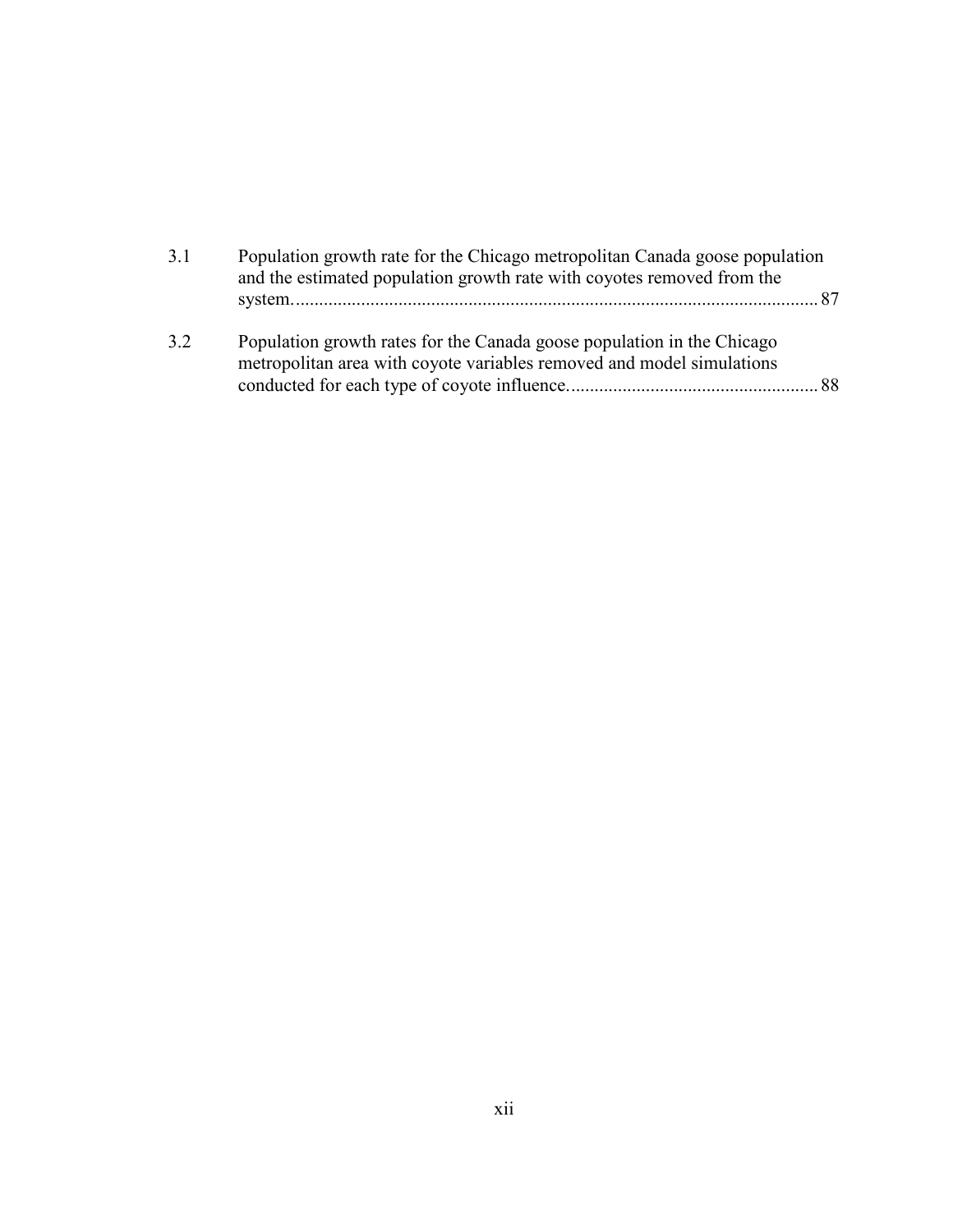3.1 Population growth rate for the Chicago metropolitan Canada goose population and the estimated population growth rate with coyotes removed from the system. ............................................................................................................. 87

3.2 Population growth rates for the Canada goose population in the Chicago metropolitan area with coyote variables removed and model simulations conducted for each type of coyote influence. .................................................... 88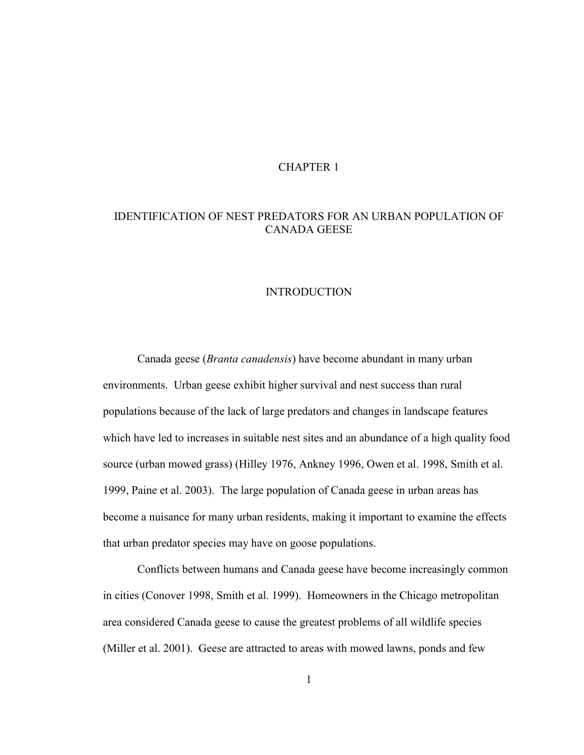# CHAPTER 1

## IDENTIFICATION OF NEST PREDATORS FOR AN URBAN POPULATION OF CANADA GEESE

### INTRODUCTION

Canada geese (*Branta canadensis*) have become abundant in many urban environments. Urban geese exhibit higher survival and nest success than rural populations because of the lack of large predators and changes in landscape features which have led to increases in suitable nest sites and an abundance of a high quality food source (urban mowed grass) (Hilley 1976, Ankney 1996, Owen et al. 1998, Smith et al. 1999, Paine et al. 2003). The large population of Canada geese in urban areas has become a nuisance for many urban residents, making it important to examine the effects that urban predator species may have on goose populations.

Conflicts between humans and Canada geese have become increasingly common in cities (Conover 1998, Smith et al. 1999). Homeowners in the Chicago metropolitan area considered Canada geese to cause the greatest problems of all wildlife species (Miller et al. 2001). Geese are attracted to areas with mowed lawns, ponds and few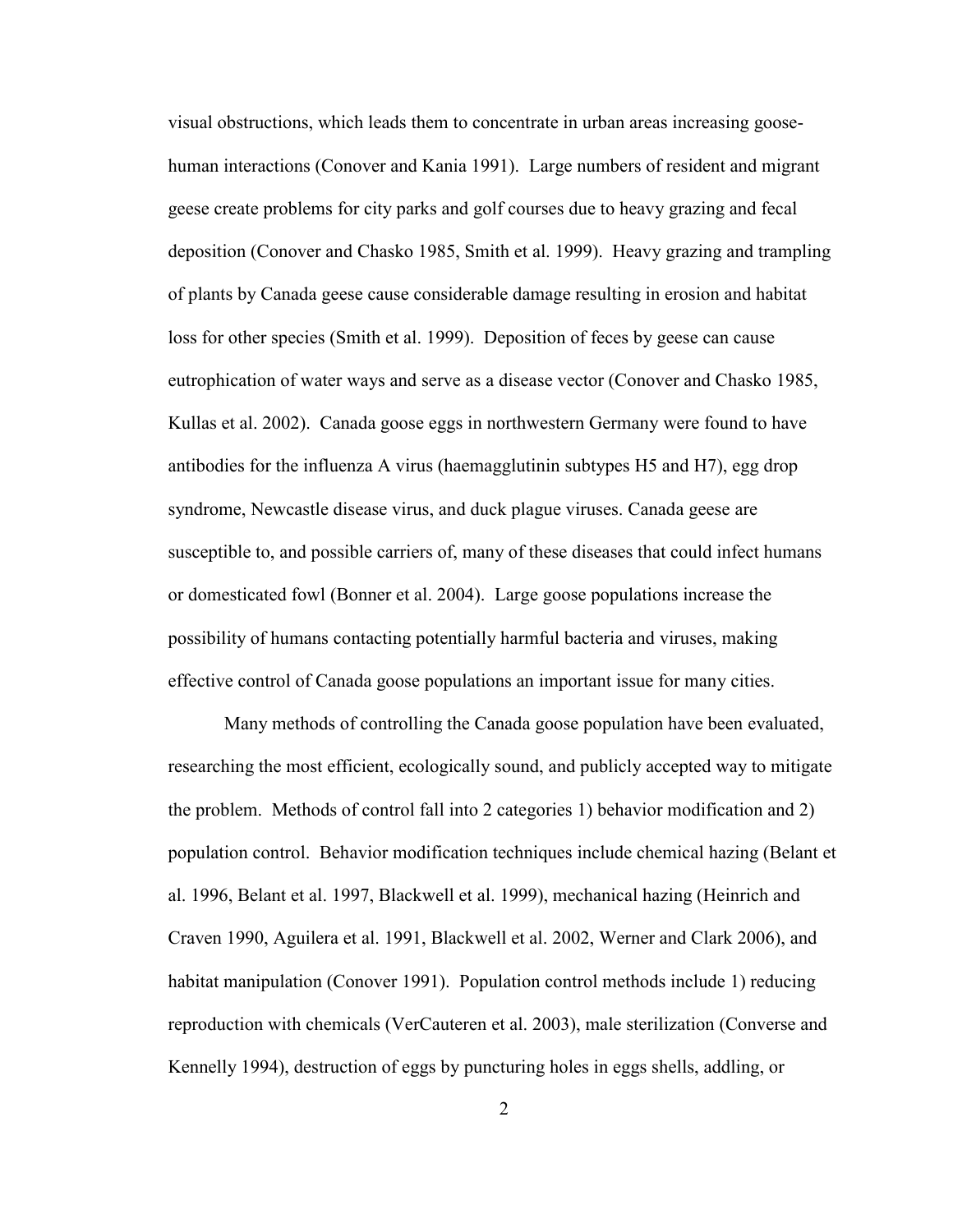visual obstructions, which leads them to concentrate in urban areas increasing goose-human interactions (Conover and Kania 1991). Large numbers of resident and migrant geese create problems for city parks and golf courses due to heavy grazing and fecal deposition (Conover and Chasko 1985, Smith et al. 1999). Heavy grazing and trampling of plants by Canada geese cause considerable damage resulting in erosion and habitat loss for other species (Smith et al. 1999). Deposition of feces by geese can cause eutrophication of water ways and serve as a disease vector (Conover and Chasko 1985, Kullas et al. 2002). Canada goose eggs in northwestern Germany were found to have antibodies for the influenza A virus (haemagglutinin subtypes H5 and H7), egg drop syndrome, Newcastle disease virus, and duck plague viruses. Canada geese are susceptible to, and possible carriers of, many of these diseases that could infect humans or domesticated fowl (Bonner et al. 2004). Large goose populations increase the possibility of humans contacting potentially harmful bacteria and viruses, making effective control of Canada goose populations an important issue for many cities.

Many methods of controlling the Canada goose population have been evaluated, researching the most efficient, ecologically sound, and publicly accepted way to mitigate the problem. Methods of control fall into 2 categories 1) behavior modification and 2) population control. Behavior modification techniques include chemical hazing (Belant et al. 1996, Belant et al. 1997, Blackwell et al. 1999), mechanical hazing (Heinrich and Craven 1990, Aguilera et al. 1991, Blackwell et al. 2002, Werner and Clark 2006), and habitat manipulation (Conover 1991). Population control methods include 1) reducing reproduction with chemicals (VerCauteren et al. 2003), male sterilization (Converse and Kennelly 1994), destruction of eggs by puncturing holes in eggs shells, addling, or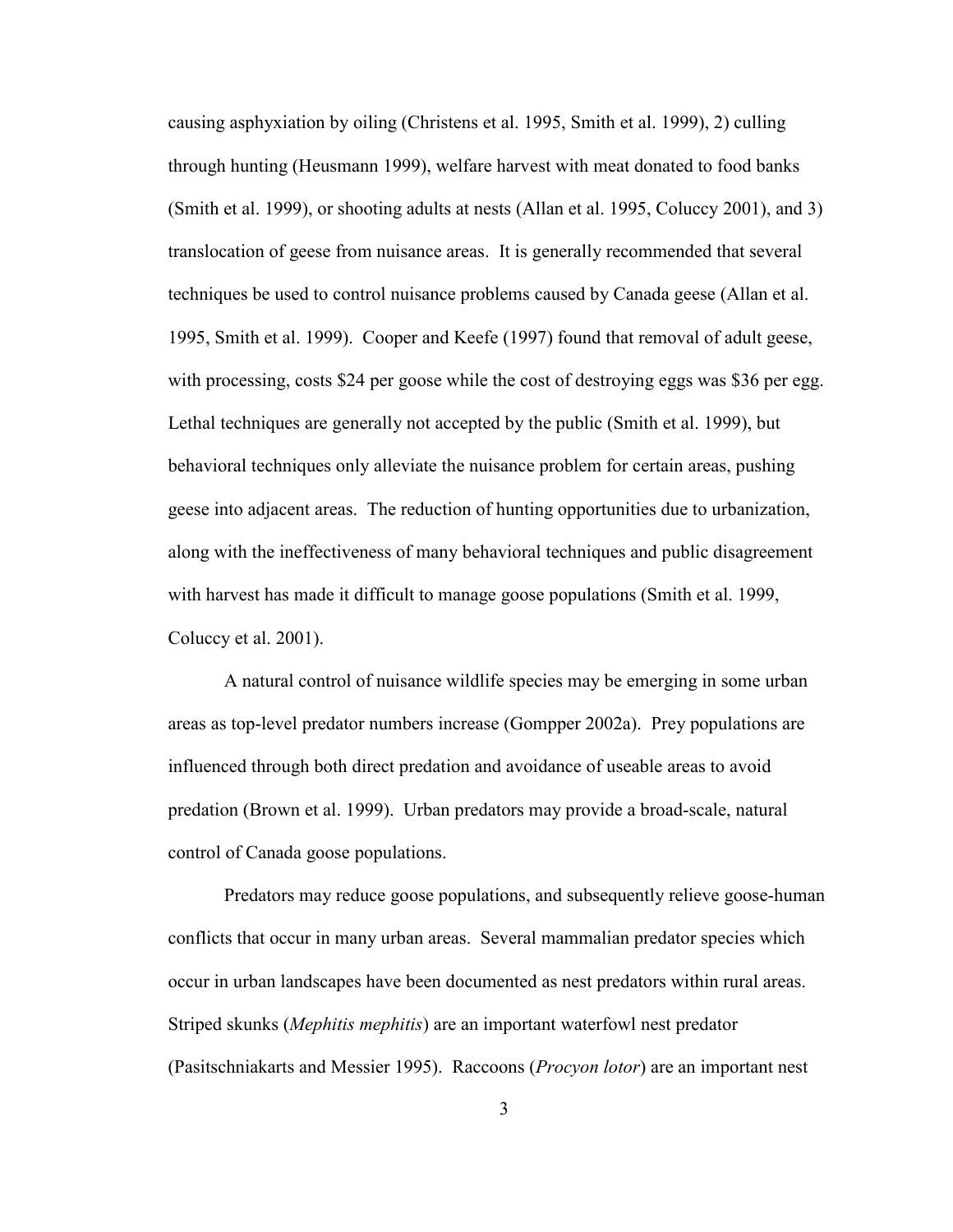causing asphyxiation by oiling (Christens et al. 1995, Smith et al. 1999), 2) culling through hunting (Heusmann 1999), welfare harvest with meat donated to food banks (Smith et al. 1999), or shooting adults at nests (Allan et al. 1995, Coluccy 2001), and 3) translocation of geese from nuisance areas. It is generally recommended that several techniques be used to control nuisance problems caused by Canada geese (Allan et al. 1995, Smith et al. 1999). Cooper and Keefe (1997) found that removal of adult geese, with processing, costs \$24 per goose while the cost of destroying eggs was \$36 per egg. Lethal techniques are generally not accepted by the public (Smith et al. 1999), but behavioral techniques only alleviate the nuisance problem for certain areas, pushing geese into adjacent areas. The reduction of hunting opportunities due to urbanization, along with the ineffectiveness of many behavioral techniques and public disagreement with harvest has made it difficult to manage goose populations (Smith et al. 1999, Coluccy et al. 2001).

A natural control of nuisance wildlife species may be emerging in some urban areas as top-level predator numbers increase (Gompper 2002a). Prey populations are influenced through both direct predation and avoidance of useable areas to avoid predation (Brown et al. 1999). Urban predators may provide a broad-scale, natural control of Canada goose populations.

Predators may reduce goose populations, and subsequently relieve goose-human conflicts that occur in many urban areas. Several mammalian predator species which occur in urban landscapes have been documented as nest predators within rural areas. Striped skunks (*Mephitis mephitis*) are an important waterfowl nest predator (Pasitschniakarts and Messier 1995). Raccoons (*Procyon lotor*) are an important nest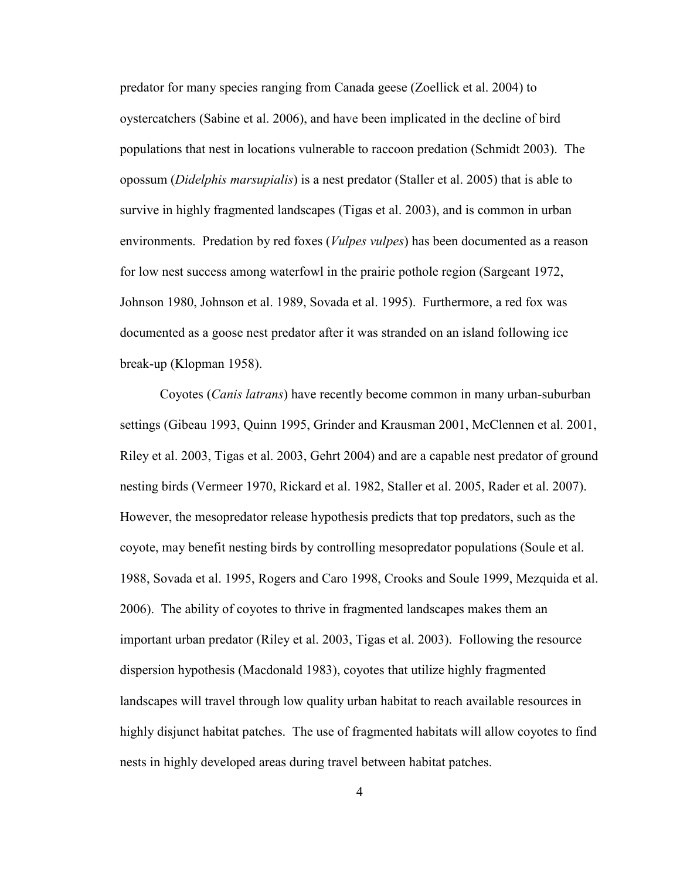predator for many species ranging from Canada geese (Zoellick et al. 2004) to oystercatchers (Sabine et al. 2006), and have been implicated in the decline of bird populations that nest in locations vulnerable to raccoon predation (Schmidt 2003). The opossum (*Didelphis marsupialis*) is a nest predator (Staller et al. 2005) that is able to survive in highly fragmented landscapes (Tigas et al. 2003), and is common in urban environments. Predation by red foxes (*Vulpes vulpes*) has been documented as a reason for low nest success among waterfowl in the prairie pothole region (Sargeant 1972, Johnson 1980, Johnson et al. 1989, Sovada et al. 1995). Furthermore, a red fox was documented as a goose nest predator after it was stranded on an island following ice break-up (Klopman 1958).

Coyotes (*Canis latrans*) have recently become common in many urban-suburban settings (Gibeau 1993, Quinn 1995, Grinder and Krausman 2001, McClennen et al. 2001, Riley et al. 2003, Tigas et al. 2003, Gehrt 2004) and are a capable nest predator of ground nesting birds (Vermeer 1970, Rickard et al. 1982, Staller et al. 2005, Rader et al. 2007). However, the mesopredator release hypothesis predicts that top predators, such as the coyote, may benefit nesting birds by controlling mesopredator populations (Soule et al. 1988, Sovada et al. 1995, Rogers and Caro 1998, Crooks and Soule 1999, Mezquida et al. 2006). The ability of coyotes to thrive in fragmented landscapes makes them an important urban predator (Riley et al. 2003, Tigas et al. 2003). Following the resource dispersion hypothesis (Macdonald 1983), coyotes that utilize highly fragmented landscapes will travel through low quality urban habitat to reach available resources in highly disjunct habitat patches. The use of fragmented habitats will allow coyotes to find nests in highly developed areas during travel between habitat patches.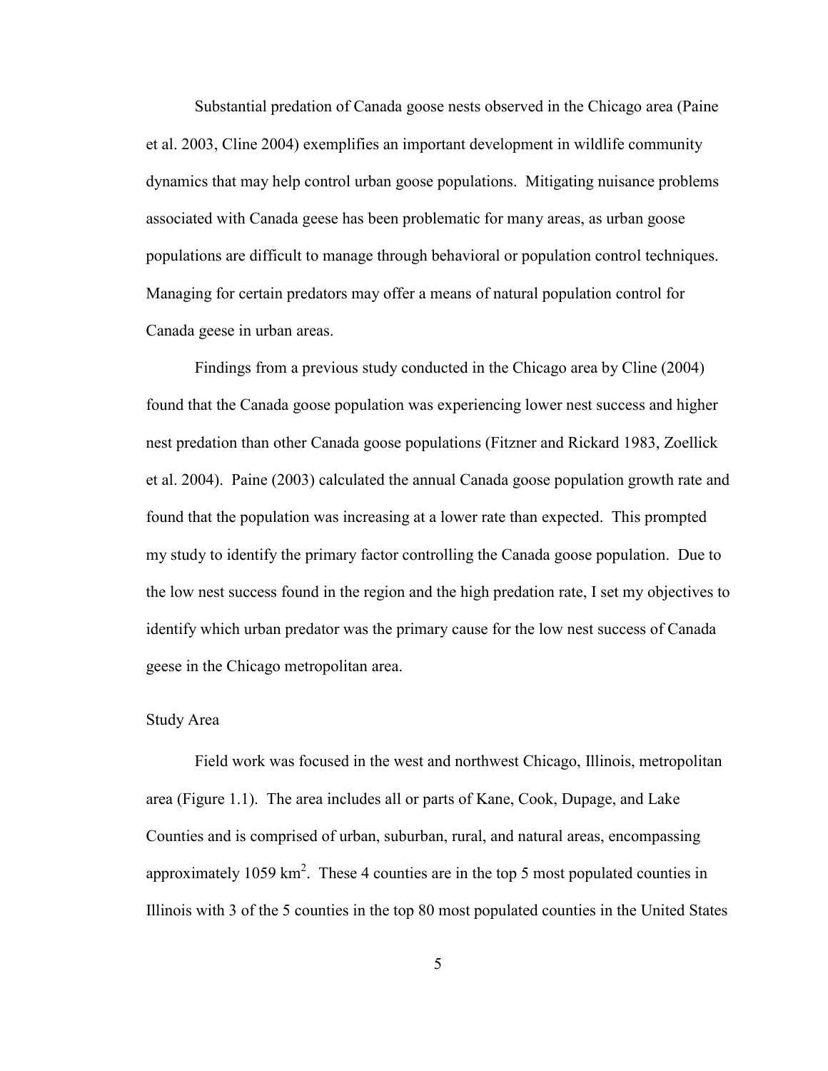Substantial predation of Canada goose nests observed in the Chicago area (Paine et al. 2003, Cline 2004) exemplifies an important development in wildlife community dynamics that may help control urban goose populations. Mitigating nuisance problems associated with Canada geese has been problematic for many areas, as urban goose populations are difficult to manage through behavioral or population control techniques. Managing for certain predators may offer a means of natural population control for Canada geese in urban areas.

Findings from a previous study conducted in the Chicago area by Cline (2004) found that the Canada goose population was experiencing lower nest success and higher nest predation than other Canada goose populations (Fitzner and Rickard 1983, Zoellick et al. 2004). Paine (2003) calculated the annual Canada goose population growth rate and found that the population was increasing at a lower rate than expected. This prompted my study to identify the primary factor controlling the Canada goose population. Due to the low nest success found in the region and the high predation rate, I set my objectives to identify which urban predator was the primary cause for the low nest success of Canada geese in the Chicago metropolitan area.

## Study Area

Field work was focused in the west and northwest Chicago, Illinois, metropolitan area (Figure 1.1). The area includes all or parts of Kane, Cook, Dupage, and Lake Counties and is comprised of urban, suburban, rural, and natural areas, encompassing approximately 1059 $km^2$. These 4 counties are in the top 5 most populated counties in Illinois with 3 of the 5 counties in the top 80 most populated counties in the United States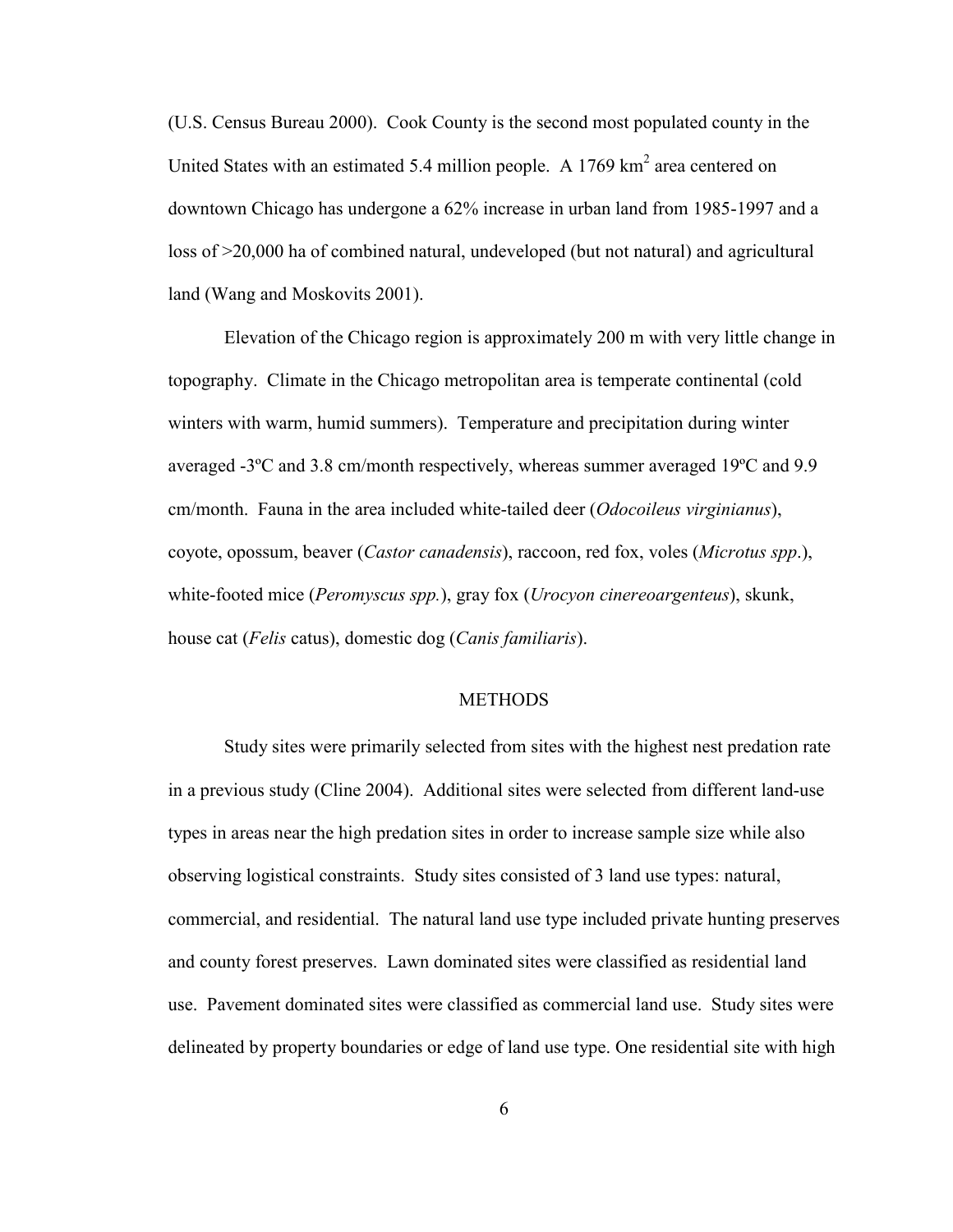(U.S. Census Bureau 2000). Cook County is the second most populated county in the United States with an estimated 5.4 million people. A 1769 $km^2$ area centered on downtown Chicago has undergone a 62% increase in urban land from 1985-1997 and a loss of >20,000 ha of combined natural, undeveloped (but not natural) and agricultural land (Wang and Moskovits 2001).

Elevation of the Chicago region is approximately 200 m with very little change in topography. Climate in the Chicago metropolitan area is temperate continental (cold winters with warm, humid summers). Temperature and precipitation during winter averaged -3ºC and 3.8 cm/month respectively, whereas summer averaged 19ºC and 9.9 cm/month. Fauna in the area included white-tailed deer (*Odocoileus virginianus*), coyote, opossum, beaver (*Castor canadensis*), raccoon, red fox, voles (*Microtus spp*.), white-footed mice (*Peromyscus spp.*), gray fox (*Urocyon cinereoargenteus*), skunk, house cat (*Felis* catus), domestic dog (*Canis familiaris*).

## METHODS

Study sites were primarily selected from sites with the highest nest predation rate in a previous study (Cline 2004). Additional sites were selected from different land-use types in areas near the high predation sites in order to increase sample size while also observing logistical constraints. Study sites consisted of 3 land use types: natural, commercial, and residential. The natural land use type included private hunting preserves and county forest preserves. Lawn dominated sites were classified as residential land use. Pavement dominated sites were classified as commercial land use. Study sites were delineated by property boundaries or edge of land use type. One residential site with high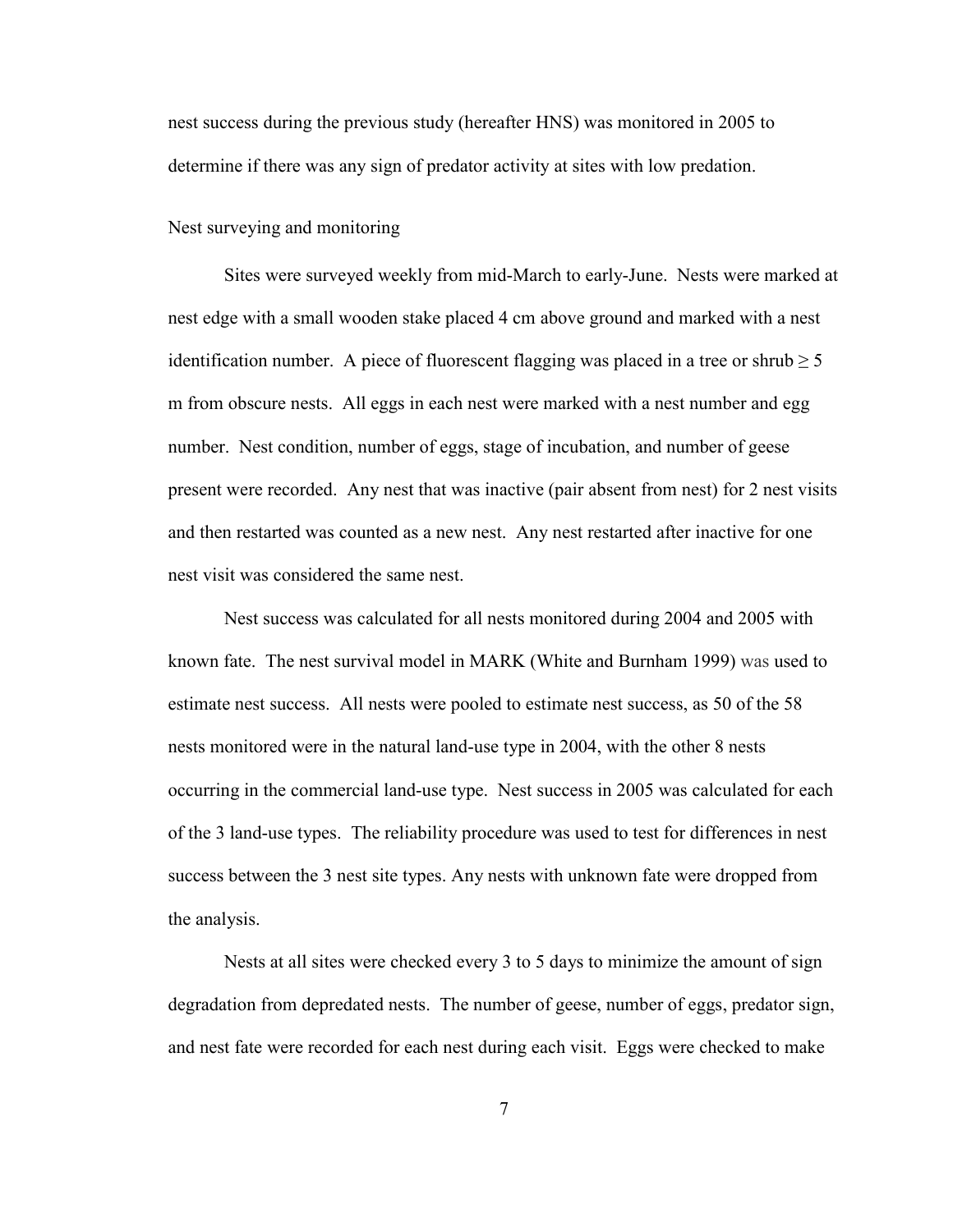nest success during the previous study (hereafter HNS) was monitored in 2005 to determine if there was any sign of predator activity at sites with low predation.

### Nest surveying and monitoring

Sites were surveyed weekly from mid-March to early-June. Nests were marked at nest edge with a small wooden stake placed 4 cm above ground and marked with a nest identification number. A piece of fluorescent flagging was placed in a tree or shrub ≥ 5 m from obscure nests. All eggs in each nest were marked with a nest number and egg number. Nest condition, number of eggs, stage of incubation, and number of geese present were recorded. Any nest that was inactive (pair absent from nest) for 2 nest visits and then restarted was counted as a new nest. Any nest restarted after inactive for one nest visit was considered the same nest.

Nest success was calculated for all nests monitored during 2004 and 2005 with known fate. The nest survival model in MARK (White and Burnham 1999) was used to estimate nest success. All nests were pooled to estimate nest success, as 50 of the 58 nests monitored were in the natural land-use type in 2004, with the other 8 nests occurring in the commercial land-use type. Nest success in 2005 was calculated for each of the 3 land-use types. The reliability procedure was used to test for differences in nest success between the 3 nest site types. Any nests with unknown fate were dropped from the analysis.

Nests at all sites were checked every 3 to 5 days to minimize the amount of sign degradation from depredated nests. The number of geese, number of eggs, predator sign, and nest fate were recorded for each nest during each visit. Eggs were checked to make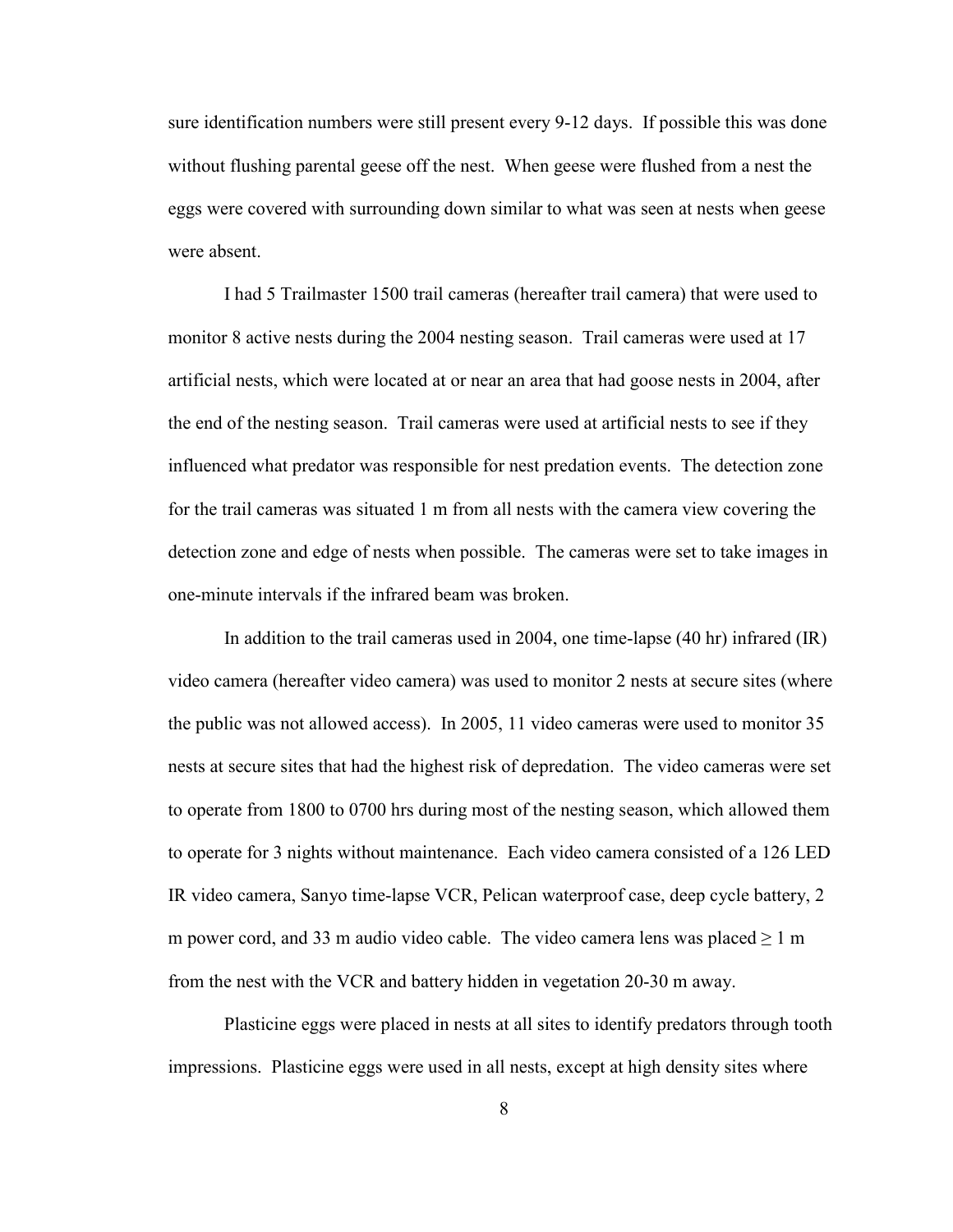sure identification numbers were still present every 9-12 days. If possible this was done without flushing parental geese off the nest. When geese were flushed from a nest the eggs were covered with surrounding down similar to what was seen at nests when geese were absent.

I had 5 Trailmaster 1500 trail cameras (hereafter trail camera) that were used to monitor 8 active nests during the 2004 nesting season. Trail cameras were used at 17 artificial nests, which were located at or near an area that had goose nests in 2004, after the end of the nesting season. Trail cameras were used at artificial nests to see if they influenced what predator was responsible for nest predation events. The detection zone for the trail cameras was situated 1 m from all nests with the camera view covering the detection zone and edge of nests when possible. The cameras were set to take images in one-minute intervals if the infrared beam was broken.

In addition to the trail cameras used in 2004, one time-lapse (40 hr) infrared (IR) video camera (hereafter video camera) was used to monitor 2 nests at secure sites (where the public was not allowed access). In 2005, 11 video cameras were used to monitor 35 nests at secure sites that had the highest risk of depredation. The video cameras were set to operate from 1800 to 0700 hrs during most of the nesting season, which allowed them to operate for 3 nights without maintenance. Each video camera consisted of a 126 LED IR video camera, Sanyo time-lapse VCR, Pelican waterproof case, deep cycle battery, 2 m power cord, and 33 m audio video cable. The video camera lens was placed ≥ 1 m from the nest with the VCR and battery hidden in vegetation 20-30 m away.

Plasticine eggs were placed in nests at all sites to identify predators through tooth impressions. Plasticine eggs were used in all nests, except at high density sites where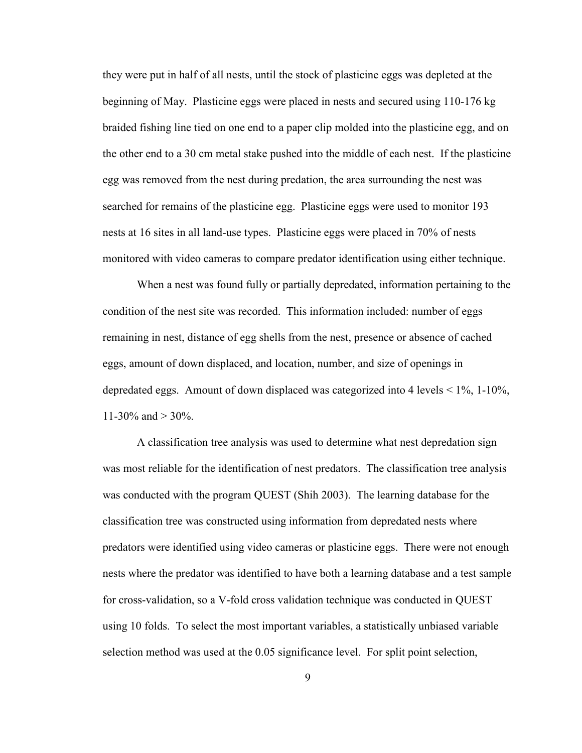they were put in half of all nests, until the stock of plasticine eggs was depleted at the beginning of May. Plasticine eggs were placed in nests and secured using 110-176 kg braided fishing line tied on one end to a paper clip molded into the plasticine egg, and on the other end to a 30 cm metal stake pushed into the middle of each nest. If the plasticine egg was removed from the nest during predation, the area surrounding the nest was searched for remains of the plasticine egg. Plasticine eggs were used to monitor 193 nests at 16 sites in all land-use types. Plasticine eggs were placed in 70% of nests monitored with video cameras to compare predator identification using either technique.

When a nest was found fully or partially depredated, information pertaining to the condition of the nest site was recorded. This information included: number of eggs remaining in nest, distance of egg shells from the nest, presence or absence of cached eggs, amount of down displaced, and location, number, and size of openings in depredated eggs. Amount of down displaced was categorized into 4 levels < 1%, 1-10%, 11-30% and > 30%.

A classification tree analysis was used to determine what nest depredation sign was most reliable for the identification of nest predators. The classification tree analysis was conducted with the program QUEST (Shih 2003). The learning database for the classification tree was constructed using information from depredated nests where predators were identified using video cameras or plasticine eggs. There were not enough nests where the predator was identified to have both a learning database and a test sample for cross-validation, so a V-fold cross validation technique was conducted in QUEST using 10 folds. To select the most important variables, a statistically unbiased variable selection method was used at the 0.05 significance level. For split point selection,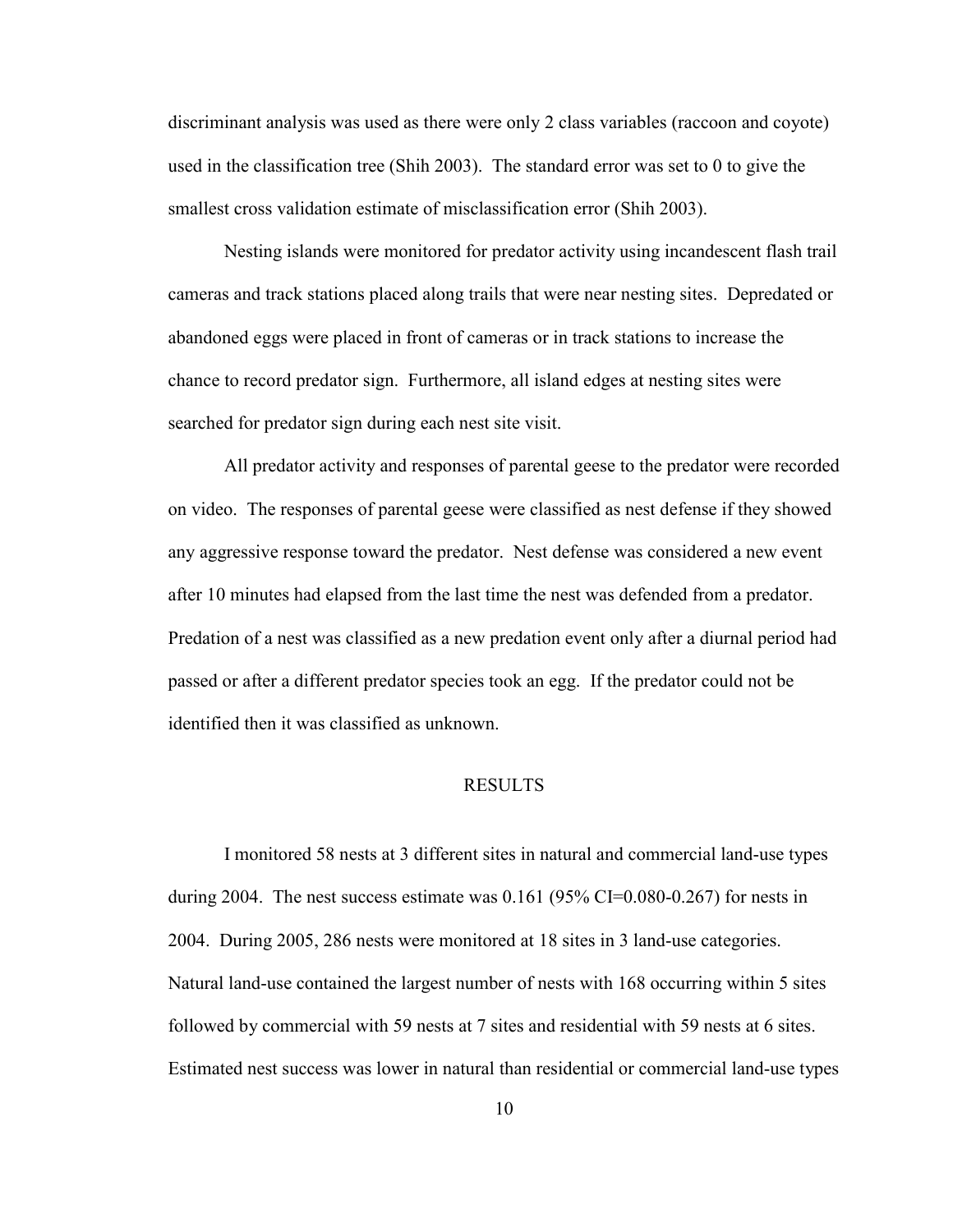discriminant analysis was used as there were only 2 class variables (raccoon and coyote) used in the classification tree (Shih 2003). The standard error was set to 0 to give the smallest cross validation estimate of misclassification error (Shih 2003).

Nesting islands were monitored for predator activity using incandescent flash trail cameras and track stations placed along trails that were near nesting sites. Depredated or abandoned eggs were placed in front of cameras or in track stations to increase the chance to record predator sign. Furthermore, all island edges at nesting sites were searched for predator sign during each nest site visit.

All predator activity and responses of parental geese to the predator were recorded on video. The responses of parental geese were classified as nest defense if they showed any aggressive response toward the predator. Nest defense was considered a new event after 10 minutes had elapsed from the last time the nest was defended from a predator. Predation of a nest was classified as a new predation event only after a diurnal period had passed or after a different predator species took an egg. If the predator could not be identified then it was classified as unknown.

## RESULTS

I monitored 58 nests at 3 different sites in natural and commercial land-use types during 2004. The nest success estimate was 0.161 (95% CI=0.080-0.267) for nests in 2004. During 2005, 286 nests were monitored at 18 sites in 3 land-use categories. Natural land-use contained the largest number of nests with 168 occurring within 5 sites followed by commercial with 59 nests at 7 sites and residential with 59 nests at 6 sites. Estimated nest success was lower in natural than residential or commercial land-use types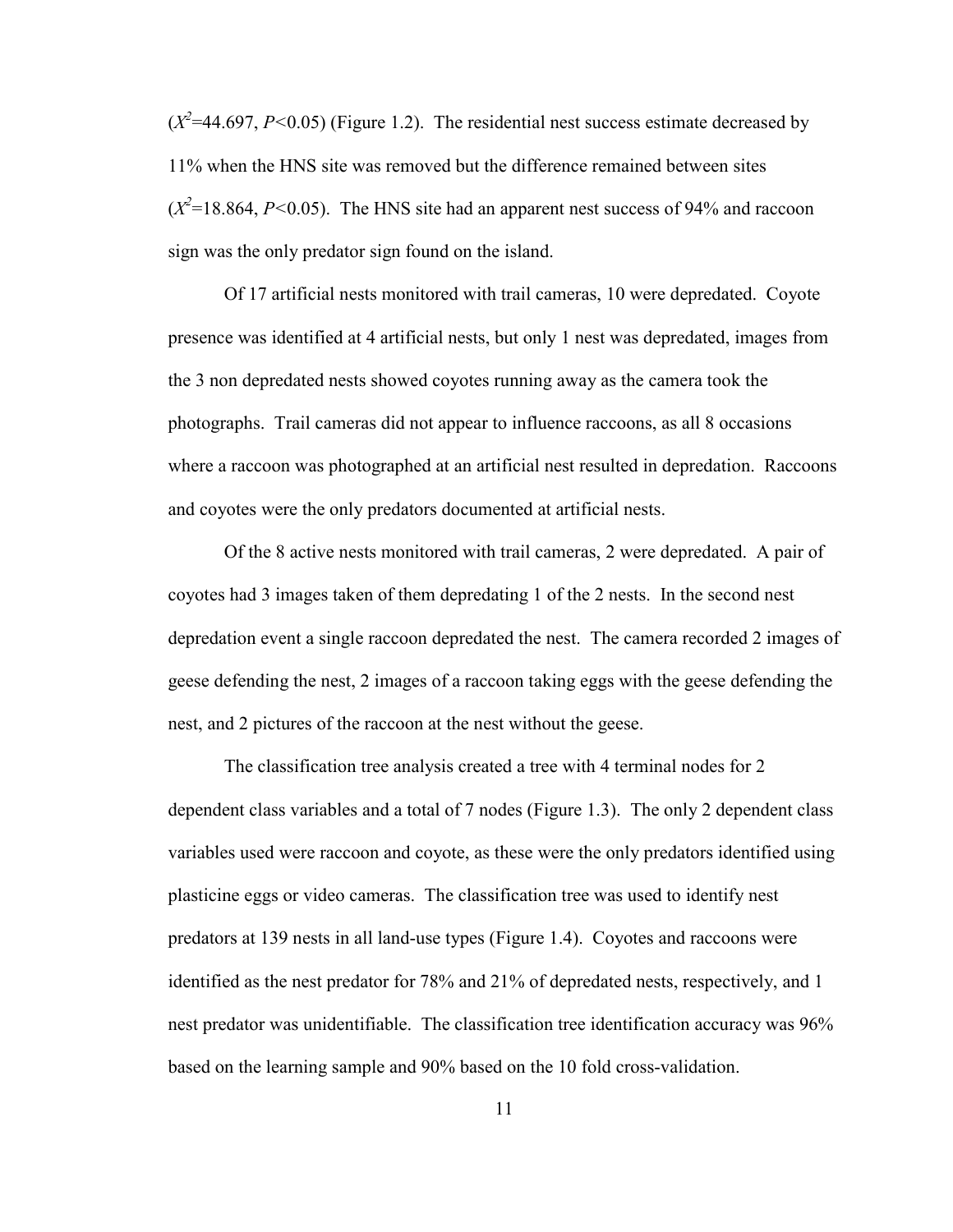($X^2$=44.697, $P$<0.05) (Figure 1.2). The residential nest success estimate decreased by 11% when the HNS site was removed but the difference remained between sites ($X^2$=18.864, $P$<0.05). The HNS site had an apparent nest success of 94% and raccoon sign was the only predator sign found on the island.

Of 17 artificial nests monitored with trail cameras, 10 were depredated. Coyote presence was identified at 4 artificial nests, but only 1 nest was depredated, images from the 3 non depredated nests showed coyotes running away as the camera took the photographs. Trail cameras did not appear to influence raccoons, as all 8 occasions where a raccoon was photographed at an artificial nest resulted in depredation. Raccoons and coyotes were the only predators documented at artificial nests.

Of the 8 active nests monitored with trail cameras, 2 were depredated. A pair of coyotes had 3 images taken of them depredating 1 of the 2 nests. In the second nest depredation event a single raccoon depredated the nest. The camera recorded 2 images of geese defending the nest, 2 images of a raccoon taking eggs with the geese defending the nest, and 2 pictures of the raccoon at the nest without the geese.

The classification tree analysis created a tree with 4 terminal nodes for 2 dependent class variables and a total of 7 nodes (Figure 1.3). The only 2 dependent class variables used were raccoon and coyote, as these were the only predators identified using plasticine eggs or video cameras. The classification tree was used to identify nest predators at 139 nests in all land-use types (Figure 1.4). Coyotes and raccoons were identified as the nest predator for 78% and 21% of depredated nests, respectively, and 1 nest predator was unidentifiable. The classification tree identification accuracy was 96% based on the learning sample and 90% based on the 10 fold cross-validation.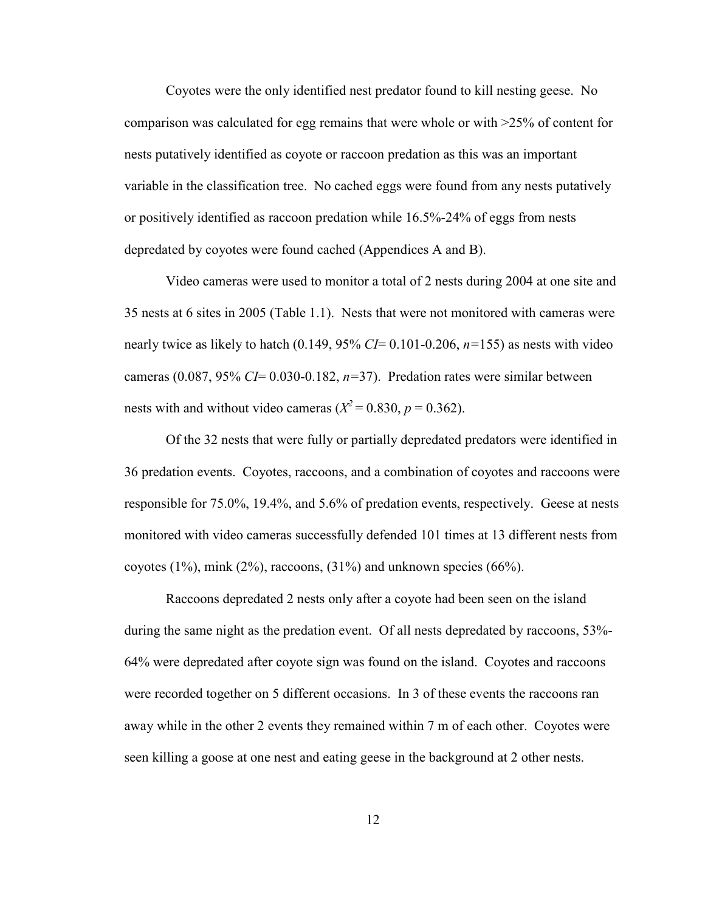Coyotes were the only identified nest predator found to kill nesting geese. No comparison was calculated for egg remains that were whole or with >25% of content for nests putatively identified as coyote or raccoon predation as this was an important variable in the classification tree. No cached eggs were found from any nests putatively or positively identified as raccoon predation while 16.5%-24% of eggs from nests depredated by coyotes were found cached (Appendices A and B).

Video cameras were used to monitor a total of 2 nests during 2004 at one site and 35 nests at 6 sites in 2005 (Table 1.1). Nests that were not monitored with cameras were nearly twice as likely to hatch (0.149, 95% *CI*= 0.101-0.206, $n$=155) as nests with video cameras (0.087, 95% *CI*= 0.030-0.182, $n$=37). Predation rates were similar between nests with and without video cameras ($X^2 = 0.830$, $p = 0.362$).

Of the 32 nests that were fully or partially depredated predators were identified in 36 predation events. Coyotes, raccoons, and a combination of coyotes and raccoons were responsible for 75.0%, 19.4%, and 5.6% of predation events, respectively. Geese at nests monitored with video cameras successfully defended 101 times at 13 different nests from coyotes (1%), mink (2%), raccoons, (31%) and unknown species (66%).

Raccoons depredated 2 nests only after a coyote had been seen on the island during the same night as the predation event. Of all nests depredated by raccoons, 53%-64% were depredated after coyote sign was found on the island. Coyotes and raccoons were recorded together on 5 different occasions. In 3 of these events the raccoons ran away while in the other 2 events they remained within 7 m of each other. Coyotes were seen killing a goose at one nest and eating geese in the background at 2 other nests.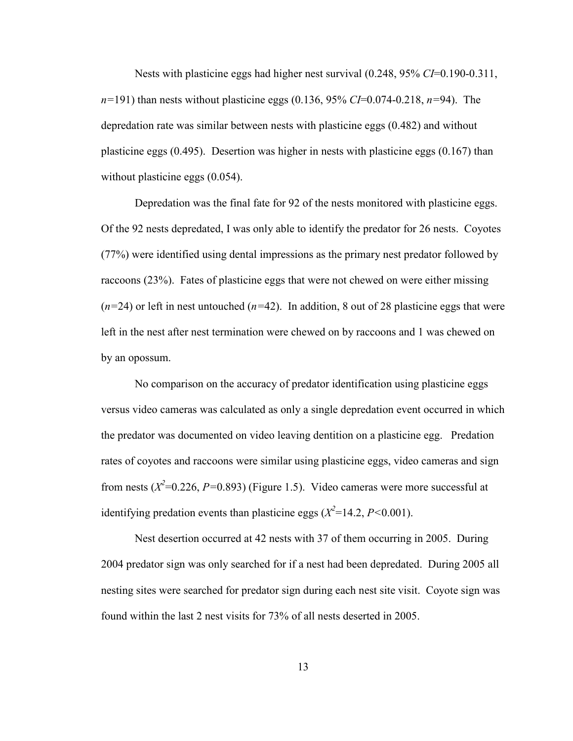Nests with plasticine eggs had higher nest survival (0.248, 95% *CI*=0.190-0.311, $n$=191) than nests without plasticine eggs (0.136, 95% *CI*=0.074-0.218, $n$=94). The depredation rate was similar between nests with plasticine eggs (0.482) and without plasticine eggs (0.495). Desertion was higher in nests with plasticine eggs (0.167) than without plasticine eggs (0.054).

Depredation was the final fate for 92 of the nests monitored with plasticine eggs. Of the 92 nests depredated, I was only able to identify the predator for 26 nests. Coyotes (77%) were identified using dental impressions as the primary nest predator followed by raccoons (23%). Fates of plasticine eggs that were not chewed on were either missing ($n$=24) or left in nest untouched ($n$=42). In addition, 8 out of 28 plasticine eggs that were left in the nest after nest termination were chewed on by raccoons and 1 was chewed on by an opossum.

No comparison on the accuracy of predator identification using plasticine eggs versus video cameras was calculated as only a single depredation event occurred in which the predator was documented on video leaving dentition on a plasticine egg. Predation rates of coyotes and raccoons were similar using plasticine eggs, video cameras and sign from nests ($X^2$=0.226, $P$=0.893) (Figure 1.5). Video cameras were more successful at identifying predation events than plasticine eggs ($X^2$=14.2, $P$<0.001).

Nest desertion occurred at 42 nests with 37 of them occurring in 2005. During 2004 predator sign was only searched for if a nest had been depredated. During 2005 all nesting sites were searched for predator sign during each nest site visit. Coyote sign was found within the last 2 nest visits for 73% of all nests deserted in 2005.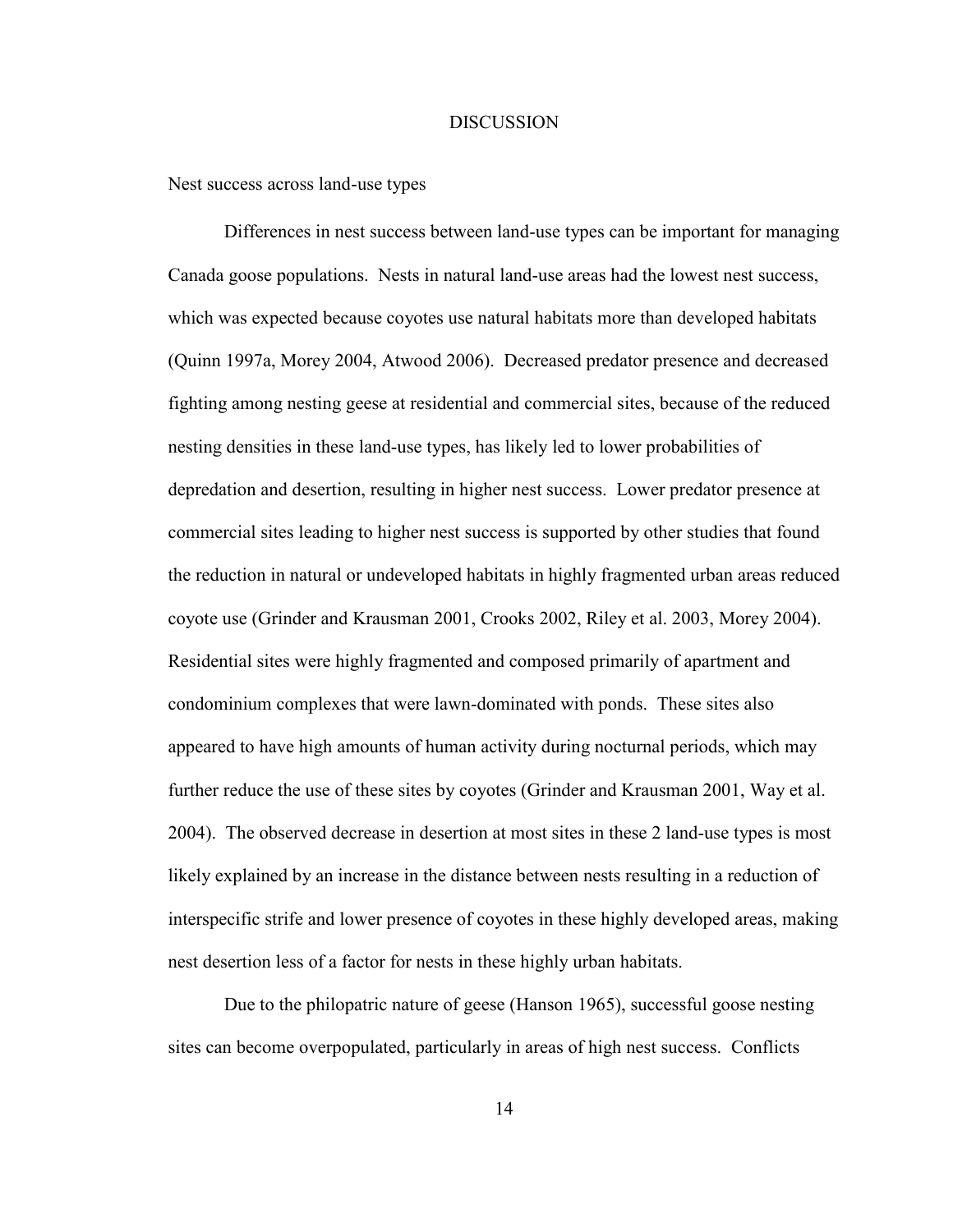# DISCUSSION

## Nest success across land-use types

Differences in nest success between land-use types can be important for managing Canada goose populations. Nests in natural land-use areas had the lowest nest success, which was expected because coyotes use natural habitats more than developed habitats (Quinn 1997a, Morey 2004, Atwood 2006). Decreased predator presence and decreased fighting among nesting geese at residential and commercial sites, because of the reduced nesting densities in these land-use types, has likely led to lower probabilities of depredation and desertion, resulting in higher nest success. Lower predator presence at commercial sites leading to higher nest success is supported by other studies that found the reduction in natural or undeveloped habitats in highly fragmented urban areas reduced coyote use (Grinder and Krausman 2001, Crooks 2002, Riley et al. 2003, Morey 2004). Residential sites were highly fragmented and composed primarily of apartment and condominium complexes that were lawn-dominated with ponds. These sites also appeared to have high amounts of human activity during nocturnal periods, which may further reduce the use of these sites by coyotes (Grinder and Krausman 2001, Way et al. 2004). The observed decrease in desertion at most sites in these 2 land-use types is most likely explained by an increase in the distance between nests resulting in a reduction of interspecific strife and lower presence of coyotes in these highly developed areas, making nest desertion less of a factor for nests in these highly urban habitats.

Due to the philopatric nature of geese (Hanson 1965), successful goose nesting sites can become overpopulated, particularly in areas of high nest success. Conflicts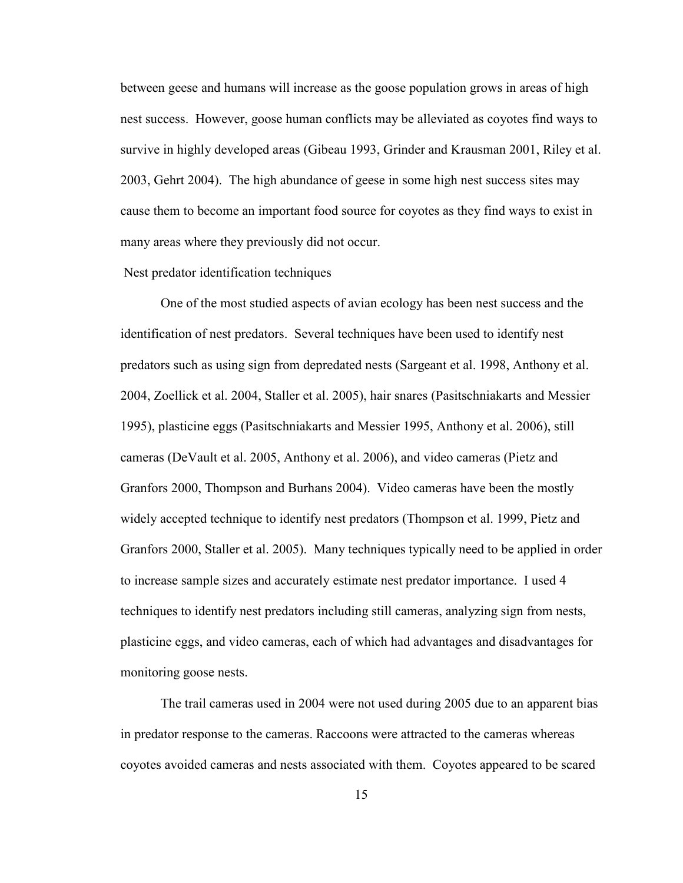between geese and humans will increase as the goose population grows in areas of high nest success. However, goose human conflicts may be alleviated as coyotes find ways to survive in highly developed areas (Gibeau 1993, Grinder and Krausman 2001, Riley et al. 2003, Gehrt 2004). The high abundance of geese in some high nest success sites may cause them to become an important food source for coyotes as they find ways to exist in many areas where they previously did not occur.

## Nest predator identification techniques

One of the most studied aspects of avian ecology has been nest success and the identification of nest predators. Several techniques have been used to identify nest predators such as using sign from depredated nests (Sargeant et al. 1998, Anthony et al. 2004, Zoellick et al. 2004, Staller et al. 2005), hair snares (Pasitschniakarts and Messier 1995), plasticine eggs (Pasitschniakarts and Messier 1995, Anthony et al. 2006), still cameras (DeVault et al. 2005, Anthony et al. 2006), and video cameras (Pietz and Granfors 2000, Thompson and Burhans 2004). Video cameras have been the mostly widely accepted technique to identify nest predators (Thompson et al. 1999, Pietz and Granfors 2000, Staller et al. 2005). Many techniques typically need to be applied in order to increase sample sizes and accurately estimate nest predator importance. I used 4 techniques to identify nest predators including still cameras, analyzing sign from nests, plasticine eggs, and video cameras, each of which had advantages and disadvantages for monitoring goose nests.

The trail cameras used in 2004 were not used during 2005 due to an apparent bias in predator response to the cameras. Raccoons were attracted to the cameras whereas coyotes avoided cameras and nests associated with them. Coyotes appeared to be scared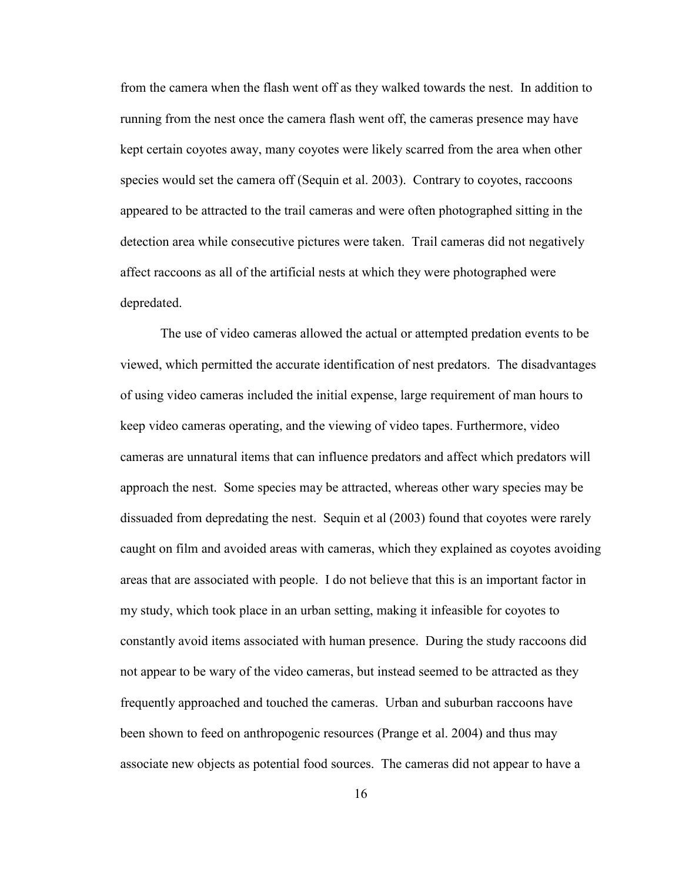from the camera when the flash went off as they walked towards the nest. In addition to running from the nest once the camera flash went off, the cameras presence may have kept certain coyotes away, many coyotes were likely scarred from the area when other species would set the camera off (Sequin et al. 2003). Contrary to coyotes, raccoons appeared to be attracted to the trail cameras and were often photographed sitting in the detection area while consecutive pictures were taken. Trail cameras did not negatively affect raccoons as all of the artificial nests at which they were photographed were depredated.

The use of video cameras allowed the actual or attempted predation events to be viewed, which permitted the accurate identification of nest predators. The disadvantages of using video cameras included the initial expense, large requirement of man hours to keep video cameras operating, and the viewing of video tapes. Furthermore, video cameras are unnatural items that can influence predators and affect which predators will approach the nest. Some species may be attracted, whereas other wary species may be dissuaded from depredating the nest. Sequin et al (2003) found that coyotes were rarely caught on film and avoided areas with cameras, which they explained as coyotes avoiding areas that are associated with people. I do not believe that this is an important factor in my study, which took place in an urban setting, making it infeasible for coyotes to constantly avoid items associated with human presence. During the study raccoons did not appear to be wary of the video cameras, but instead seemed to be attracted as they frequently approached and touched the cameras. Urban and suburban raccoons have been shown to feed on anthropogenic resources (Prange et al. 2004) and thus may associate new objects as potential food sources. The cameras did not appear to have a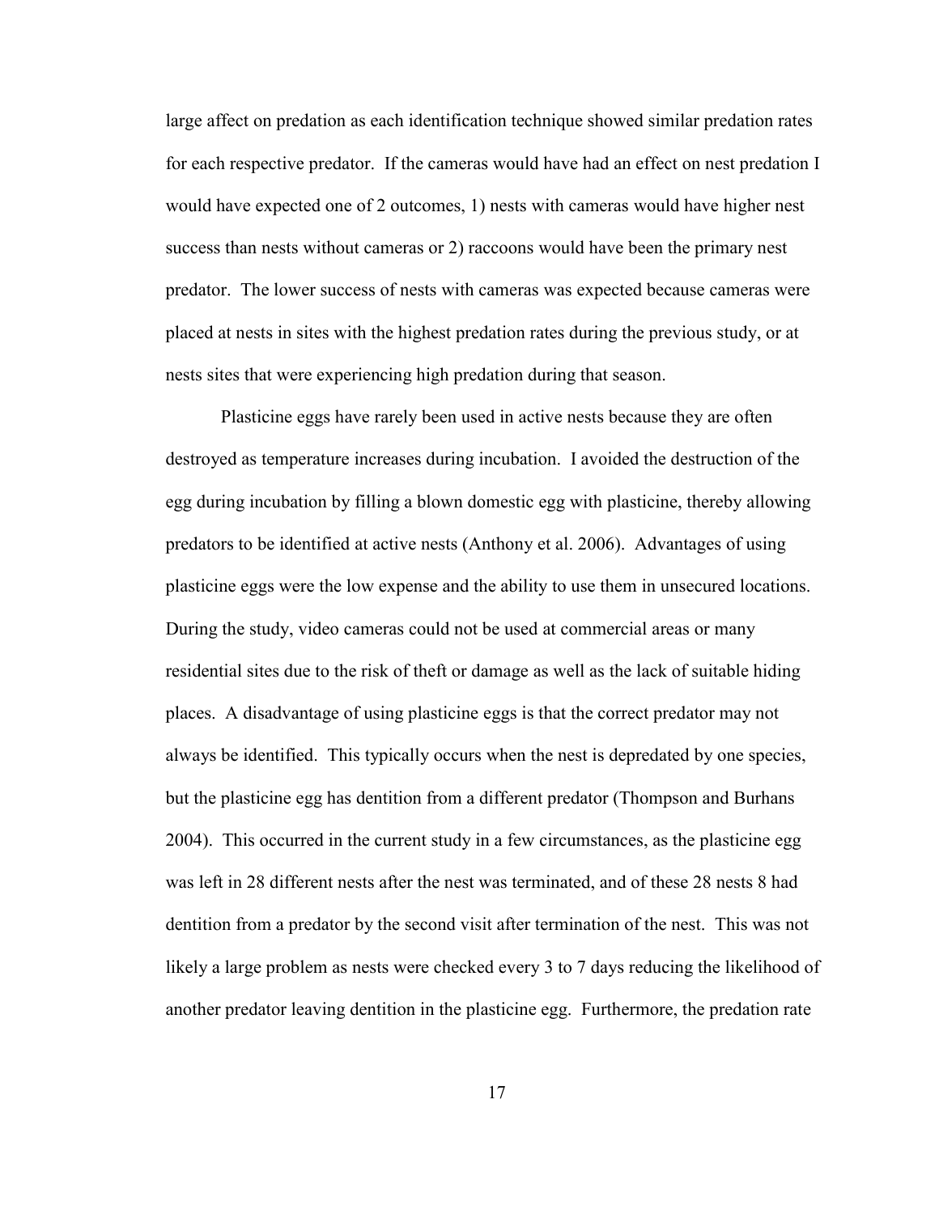large affect on predation as each identification technique showed similar predation rates for each respective predator. If the cameras would have had an effect on nest predation I would have expected one of 2 outcomes, 1) nests with cameras would have higher nest success than nests without cameras or 2) raccoons would have been the primary nest predator. The lower success of nests with cameras was expected because cameras were placed at nests in sites with the highest predation rates during the previous study, or at nests sites that were experiencing high predation during that season.

Plasticine eggs have rarely been used in active nests because they are often destroyed as temperature increases during incubation. I avoided the destruction of the egg during incubation by filling a blown domestic egg with plasticine, thereby allowing predators to be identified at active nests (Anthony et al. 2006). Advantages of using plasticine eggs were the low expense and the ability to use them in unsecured locations. During the study, video cameras could not be used at commercial areas or many residential sites due to the risk of theft or damage as well as the lack of suitable hiding places. A disadvantage of using plasticine eggs is that the correct predator may not always be identified. This typically occurs when the nest is depredated by one species, but the plasticine egg has dentition from a different predator (Thompson and Burhans 2004). This occurred in the current study in a few circumstances, as the plasticine egg was left in 28 different nests after the nest was terminated, and of these 28 nests 8 had dentition from a predator by the second visit after termination of the nest. This was not likely a large problem as nests were checked every 3 to 7 days reducing the likelihood of another predator leaving dentition in the plasticine egg. Furthermore, the predation rate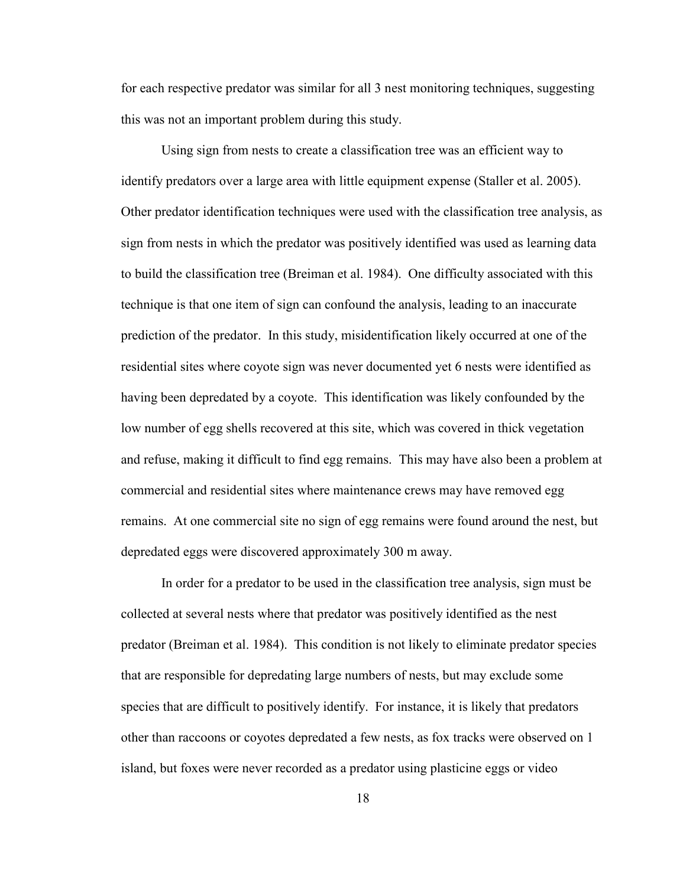for each respective predator was similar for all 3 nest monitoring techniques, suggesting this was not an important problem during this study.

Using sign from nests to create a classification tree was an efficient way to identify predators over a large area with little equipment expense (Staller et al. 2005). Other predator identification techniques were used with the classification tree analysis, as sign from nests in which the predator was positively identified was used as learning data to build the classification tree (Breiman et al. 1984). One difficulty associated with this technique is that one item of sign can confound the analysis, leading to an inaccurate prediction of the predator. In this study, misidentification likely occurred at one of the residential sites where coyote sign was never documented yet 6 nests were identified as having been depredated by a coyote. This identification was likely confounded by the low number of egg shells recovered at this site, which was covered in thick vegetation and refuse, making it difficult to find egg remains. This may have also been a problem at commercial and residential sites where maintenance crews may have removed egg remains. At one commercial site no sign of egg remains were found around the nest, but depredated eggs were discovered approximately 300 m away.

In order for a predator to be used in the classification tree analysis, sign must be collected at several nests where that predator was positively identified as the nest predator (Breiman et al. 1984). This condition is not likely to eliminate predator species that are responsible for depredating large numbers of nests, but may exclude some species that are difficult to positively identify. For instance, it is likely that predators other than raccoons or coyotes depredated a few nests, as fox tracks were observed on 1 island, but foxes were never recorded as a predator using plasticine eggs or video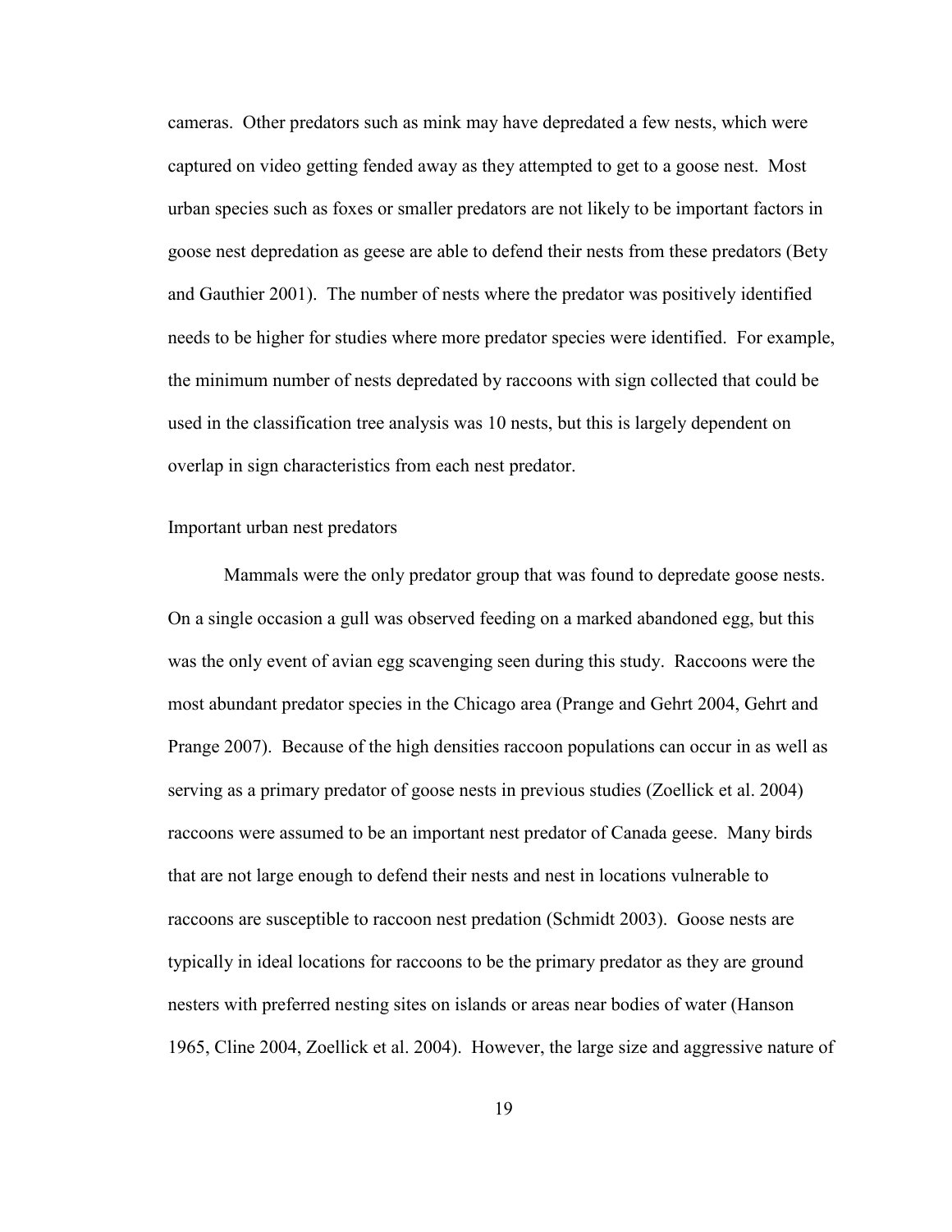cameras. Other predators such as mink may have depredated a few nests, which were captured on video getting fended away as they attempted to get to a goose nest. Most urban species such as foxes or smaller predators are not likely to be important factors in goose nest depredation as geese are able to defend their nests from these predators (Bety and Gauthier 2001). The number of nests where the predator was positively identified needs to be higher for studies where more predator species were identified. For example, the minimum number of nests depredated by raccoons with sign collected that could be used in the classification tree analysis was 10 nests, but this is largely dependent on overlap in sign characteristics from each nest predator.

### Important urban nest predators

Mammals were the only predator group that was found to depredate goose nests. On a single occasion a gull was observed feeding on a marked abandoned egg, but this was the only event of avian egg scavenging seen during this study. Raccoons were the most abundant predator species in the Chicago area (Prange and Gehrt 2004, Gehrt and Prange 2007). Because of the high densities raccoon populations can occur in as well as serving as a primary predator of goose nests in previous studies (Zoellick et al. 2004) raccoons were assumed to be an important nest predator of Canada geese. Many birds that are not large enough to defend their nests and nest in locations vulnerable to raccoons are susceptible to raccoon nest predation (Schmidt 2003). Goose nests are typically in ideal locations for raccoons to be the primary predator as they are ground nesters with preferred nesting sites on islands or areas near bodies of water (Hanson 1965, Cline 2004, Zoellick et al. 2004). However, the large size and aggressive nature of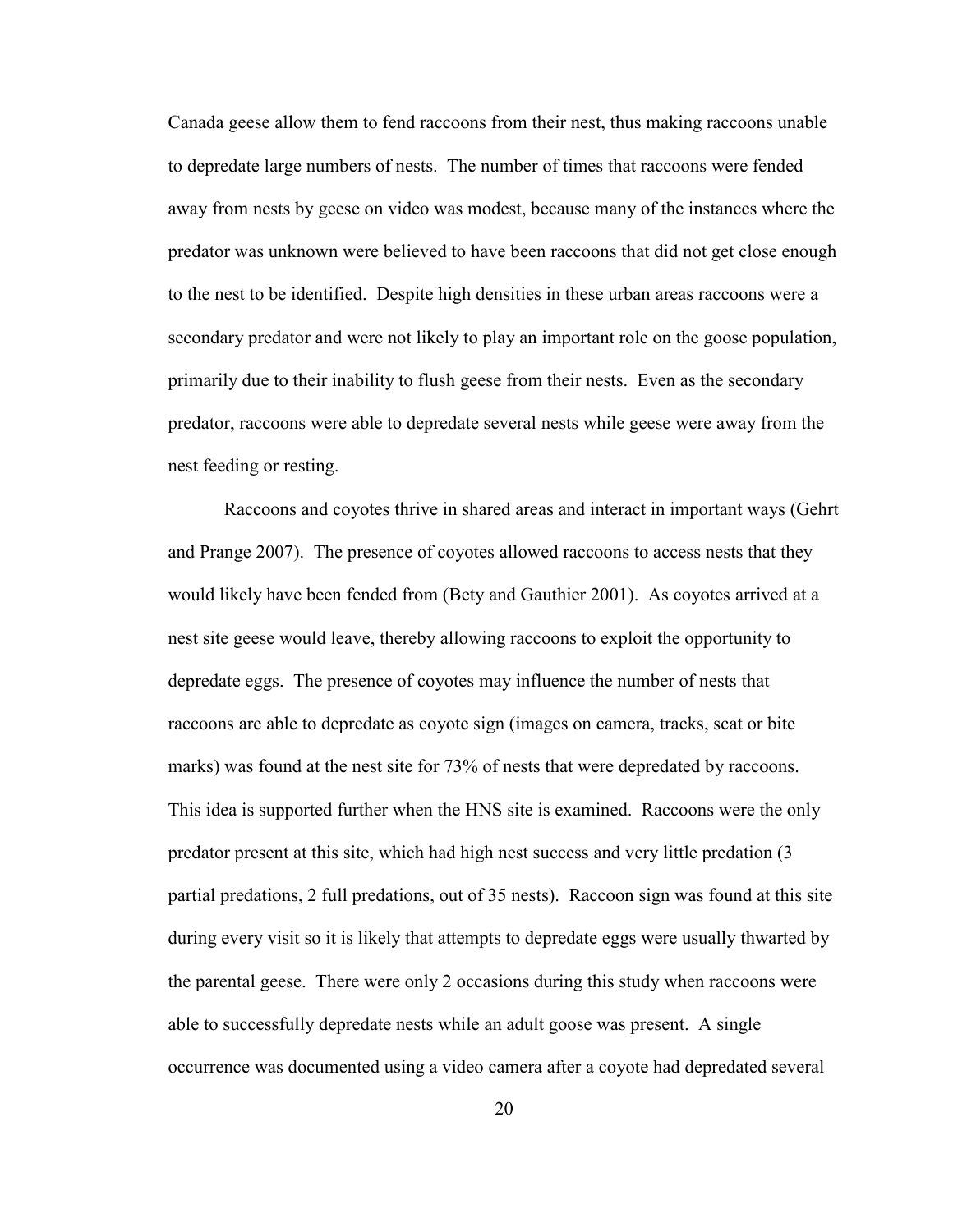Canada geese allow them to fend raccoons from their nest, thus making raccoons unable to depredate large numbers of nests. The number of times that raccoons were fended away from nests by geese on video was modest, because many of the instances where the predator was unknown were believed to have been raccoons that did not get close enough to the nest to be identified. Despite high densities in these urban areas raccoons were a secondary predator and were not likely to play an important role on the goose population, primarily due to their inability to flush geese from their nests. Even as the secondary predator, raccoons were able to depredate several nests while geese were away from the nest feeding or resting.

Raccoons and coyotes thrive in shared areas and interact in important ways (Gehrt and Prange 2007). The presence of coyotes allowed raccoons to access nests that they would likely have been fended from (Bety and Gauthier 2001). As coyotes arrived at a nest site geese would leave, thereby allowing raccoons to exploit the opportunity to depredate eggs. The presence of coyotes may influence the number of nests that raccoons are able to depredate as coyote sign (images on camera, tracks, scat or bite marks) was found at the nest site for 73% of nests that were depredated by raccoons. This idea is supported further when the HNS site is examined. Raccoons were the only predator present at this site, which had high nest success and very little predation (3 partial predations, 2 full predations, out of 35 nests). Raccoon sign was found at this site during every visit so it is likely that attempts to depredate eggs were usually thwarted by the parental geese. There were only 2 occasions during this study when raccoons were able to successfully depredate nests while an adult goose was present. A single occurrence was documented using a video camera after a coyote had depredated several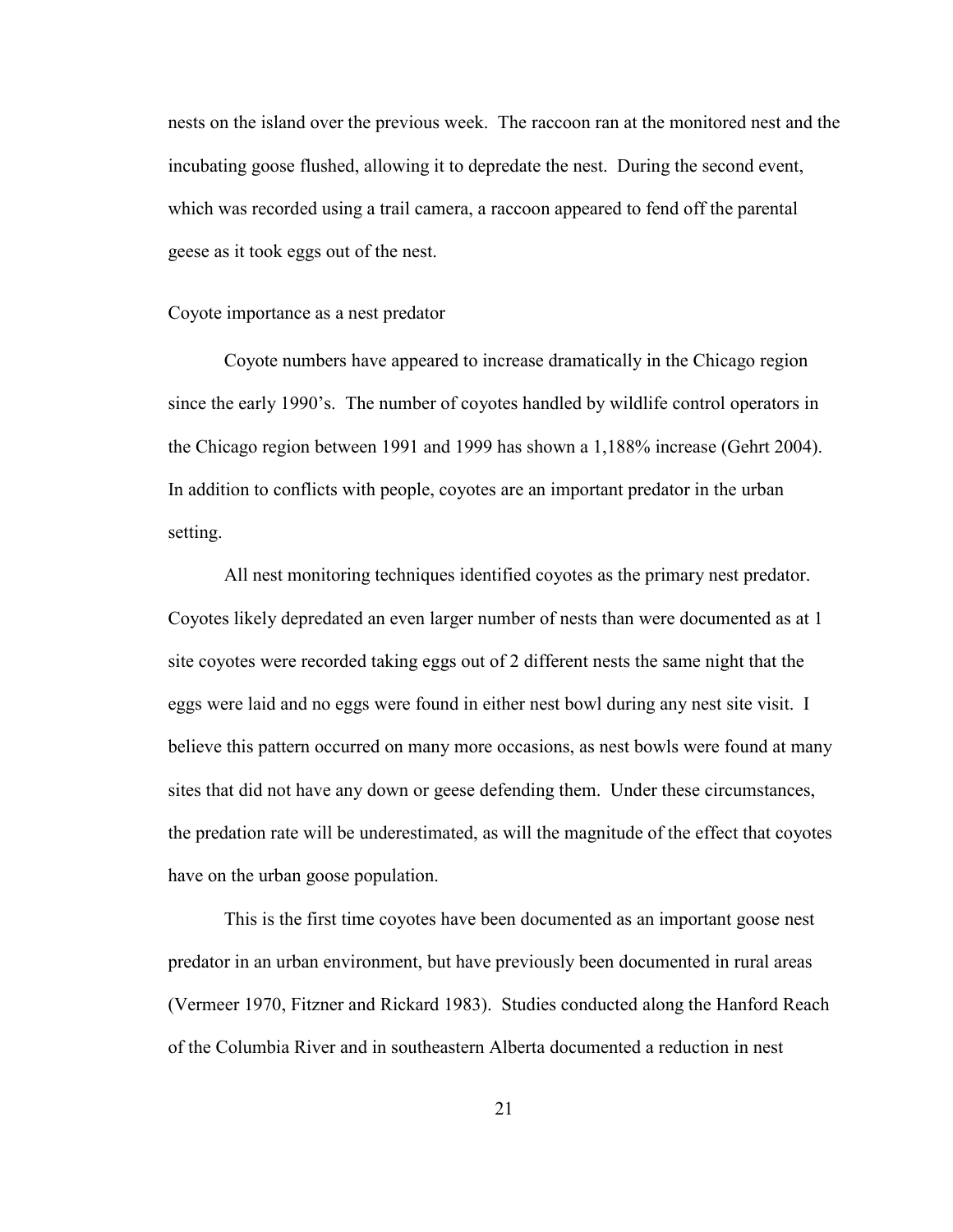nests on the island over the previous week. The raccoon ran at the monitored nest and the incubating goose flushed, allowing it to depredate the nest. During the second event, which was recorded using a trail camera, a raccoon appeared to fend off the parental geese as it took eggs out of the nest.

### Coyote importance as a nest predator

Coyote numbers have appeared to increase dramatically in the Chicago region since the early 1990's. The number of coyotes handled by wildlife control operators in the Chicago region between 1991 and 1999 has shown a 1,188% increase (Gehrt 2004). In addition to conflicts with people, coyotes are an important predator in the urban setting.

All nest monitoring techniques identified coyotes as the primary nest predator. Coyotes likely depredated an even larger number of nests than were documented as at 1 site coyotes were recorded taking eggs out of 2 different nests the same night that the eggs were laid and no eggs were found in either nest bowl during any nest site visit. I believe this pattern occurred on many more occasions, as nest bowls were found at many sites that did not have any down or geese defending them. Under these circumstances, the predation rate will be underestimated, as will the magnitude of the effect that coyotes have on the urban goose population.

This is the first time coyotes have been documented as an important goose nest predator in an urban environment, but have previously been documented in rural areas (Vermeer 1970, Fitzner and Rickard 1983). Studies conducted along the Hanford Reach of the Columbia River and in southeastern Alberta documented a reduction in nest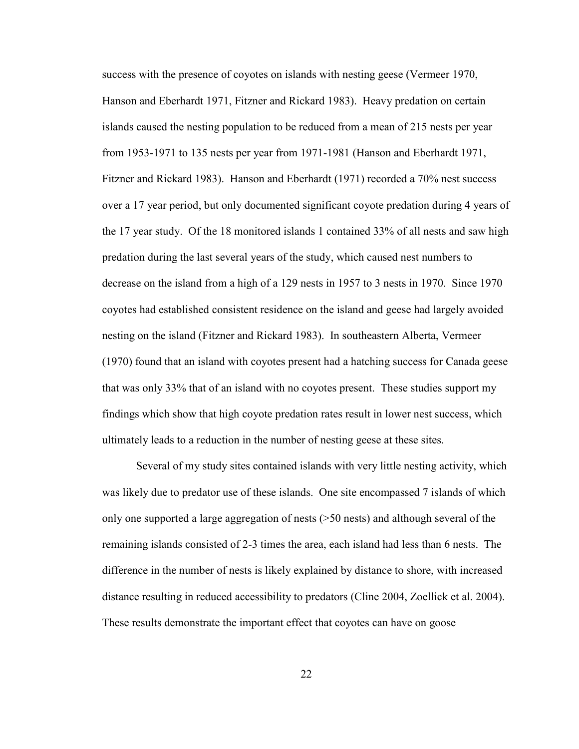success with the presence of coyotes on islands with nesting geese (Vermeer 1970, Hanson and Eberhardt 1971, Fitzner and Rickard 1983). Heavy predation on certain islands caused the nesting population to be reduced from a mean of 215 nests per year from 1953-1971 to 135 nests per year from 1971-1981 (Hanson and Eberhardt 1971, Fitzner and Rickard 1983). Hanson and Eberhardt (1971) recorded a 70% nest success over a 17 year period, but only documented significant coyote predation during 4 years of the 17 year study. Of the 18 monitored islands 1 contained 33% of all nests and saw high predation during the last several years of the study, which caused nest numbers to decrease on the island from a high of a 129 nests in 1957 to 3 nests in 1970. Since 1970 coyotes had established consistent residence on the island and geese had largely avoided nesting on the island (Fitzner and Rickard 1983). In southeastern Alberta, Vermeer (1970) found that an island with coyotes present had a hatching success for Canada geese that was only 33% that of an island with no coyotes present. These studies support my findings which show that high coyote predation rates result in lower nest success, which ultimately leads to a reduction in the number of nesting geese at these sites.

Several of my study sites contained islands with very little nesting activity, which was likely due to predator use of these islands. One site encompassed 7 islands of which only one supported a large aggregation of nests (>50 nests) and although several of the remaining islands consisted of 2-3 times the area, each island had less than 6 nests. The difference in the number of nests is likely explained by distance to shore, with increased distance resulting in reduced accessibility to predators (Cline 2004, Zoellick et al. 2004). These results demonstrate the important effect that coyotes can have on goose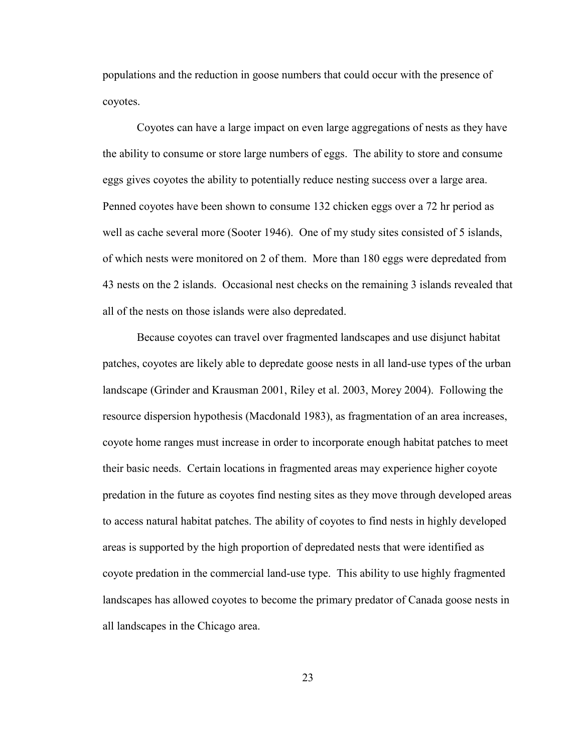populations and the reduction in goose numbers that could occur with the presence of coyotes.

Coyotes can have a large impact on even large aggregations of nests as they have the ability to consume or store large numbers of eggs. The ability to store and consume eggs gives coyotes the ability to potentially reduce nesting success over a large area. Penned coyotes have been shown to consume 132 chicken eggs over a 72 hr period as well as cache several more (Sooter 1946). One of my study sites consisted of 5 islands, of which nests were monitored on 2 of them. More than 180 eggs were depredated from 43 nests on the 2 islands. Occasional nest checks on the remaining 3 islands revealed that all of the nests on those islands were also depredated.

Because coyotes can travel over fragmented landscapes and use disjunct habitat patches, coyotes are likely able to depredate goose nests in all land-use types of the urban landscape (Grinder and Krausman 2001, Riley et al. 2003, Morey 2004). Following the resource dispersion hypothesis (Macdonald 1983), as fragmentation of an area increases, coyote home ranges must increase in order to incorporate enough habitat patches to meet their basic needs. Certain locations in fragmented areas may experience higher coyote predation in the future as coyotes find nesting sites as they move through developed areas to access natural habitat patches. The ability of coyotes to find nests in highly developed areas is supported by the high proportion of depredated nests that were identified as coyote predation in the commercial land-use type. This ability to use highly fragmented landscapes has allowed coyotes to become the primary predator of Canada goose nests in all landscapes in the Chicago area.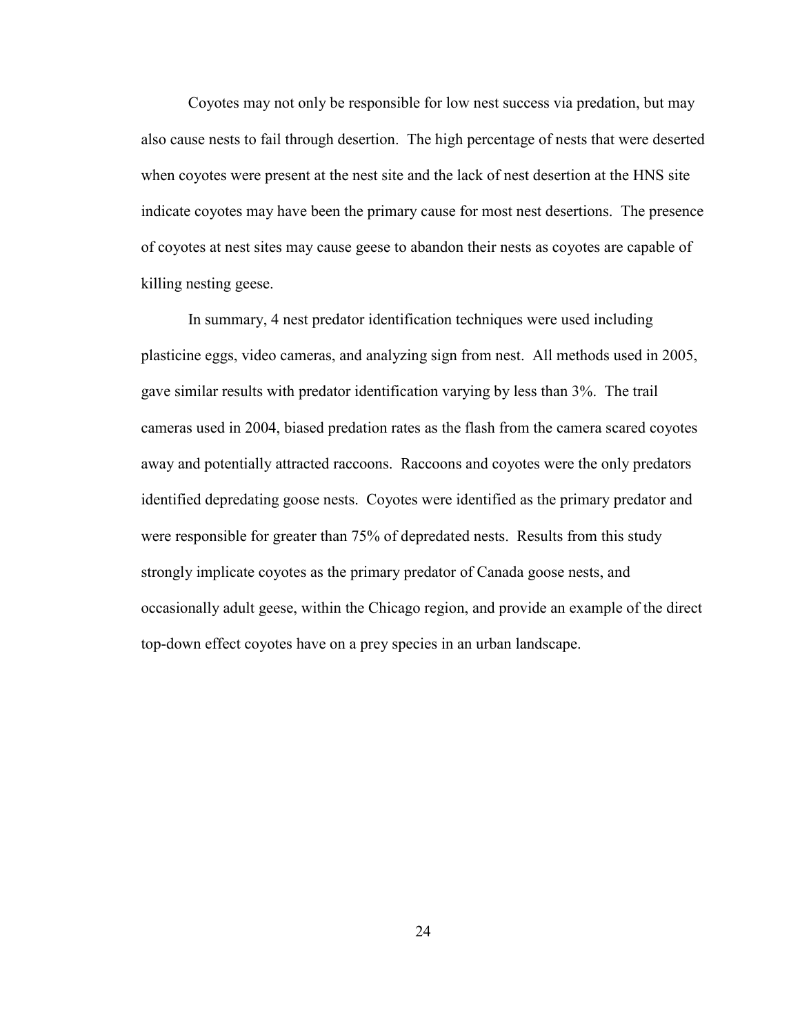Coyotes may not only be responsible for low nest success via predation, but may also cause nests to fail through desertion. The high percentage of nests that were deserted when coyotes were present at the nest site and the lack of nest desertion at the HNS site indicate coyotes may have been the primary cause for most nest desertions. The presence of coyotes at nest sites may cause geese to abandon their nests as coyotes are capable of killing nesting geese.

In summary, 4 nest predator identification techniques were used including plasticine eggs, video cameras, and analyzing sign from nest. All methods used in 2005, gave similar results with predator identification varying by less than 3%. The trail cameras used in 2004, biased predation rates as the flash from the camera scared coyotes away and potentially attracted raccoons. Raccoons and coyotes were the only predators identified depredating goose nests. Coyotes were identified as the primary predator and were responsible for greater than 75% of depredated nests. Results from this study strongly implicate coyotes as the primary predator of Canada goose nests, and occasionally adult geese, within the Chicago region, and provide an example of the direct top-down effect coyotes have on a prey species in an urban landscape.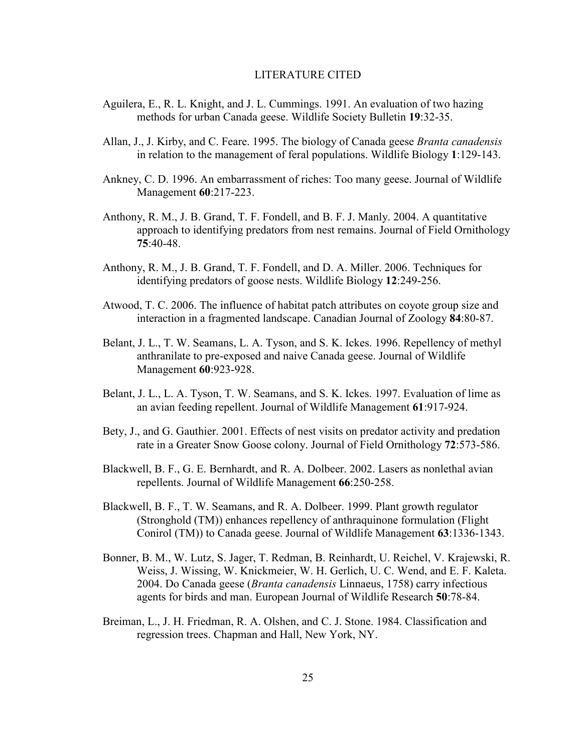## LITERATURE CITED

Aguilera, E., R. L. Knight, and J. L. Cummings. 1991. An evaluation of two hazing methods for urban Canada geese. Wildlife Society Bulletin **19**:32-35.

Allan, J., J. Kirby, and C. Feare. 1995. The biology of Canada geese *Branta canadensis* in relation to the management of feral populations. Wildlife Biology **1**:129-143.

Ankney, C. D. 1996. An embarrassment of riches: Too many geese. Journal of Wildlife Management **60**:217-223.

Anthony, R. M., J. B. Grand, T. F. Fondell, and B. F. J. Manly. 2004. A quantitative approach to identifying predators from nest remains. Journal of Field Ornithology **75**:40-48.

Anthony, R. M., J. B. Grand, T. F. Fondell, and D. A. Miller. 2006. Techniques for identifying predators of goose nests. Wildlife Biology **12**:249-256.

Atwood, T. C. 2006. The influence of habitat patch attributes on coyote group size and interaction in a fragmented landscape. Canadian Journal of Zoology **84**:80-87.

Belant, J. L., T. W. Seamans, L. A. Tyson, and S. K. Ickes. 1996. Repellency of methyl anthranilate to pre-exposed and naive Canada geese. Journal of Wildlife Management **60**:923-928.

Belant, J. L., L. A. Tyson, T. W. Seamans, and S. K. Ickes. 1997. Evaluation of lime as an avian feeding repellent. Journal of Wildlife Management **61**:917-924.

Bety, J., and G. Gauthier. 2001. Effects of nest visits on predator activity and predation rate in a Greater Snow Goose colony. Journal of Field Ornithology **72**:573-586.

Blackwell, B. F., G. E. Bernhardt, and R. A. Dolbeer. 2002. Lasers as nonlethal avian repellents. Journal of Wildlife Management **66**:250-258.

Blackwell, B. F., T. W. Seamans, and R. A. Dolbeer. 1999. Plant growth regulator (Stronghold (TM)) enhances repellency of anthraquinone formulation (Flight Conirol (TM)) to Canada geese. Journal of Wildlife Management **63**:1336-1343.

Bonner, B. M., W. Lutz, S. Jager, T. Redman, B. Reinhardt, U. Reichel, V. Krajewski, R. Weiss, J. Wissing, W. Knickmeier, W. H. Gerlich, U. C. Wend, and E. F. Kaleta. 2004. Do Canada geese (*Branta canadensis* Linnaeus, 1758) carry infectious agents for birds and man. European Journal of Wildlife Research **50**:78-84.

Breiman, L., J. H. Friedman, R. A. Olshen, and C. J. Stone. 1984. Classification and regression trees. Chapman and Hall, New York, NY.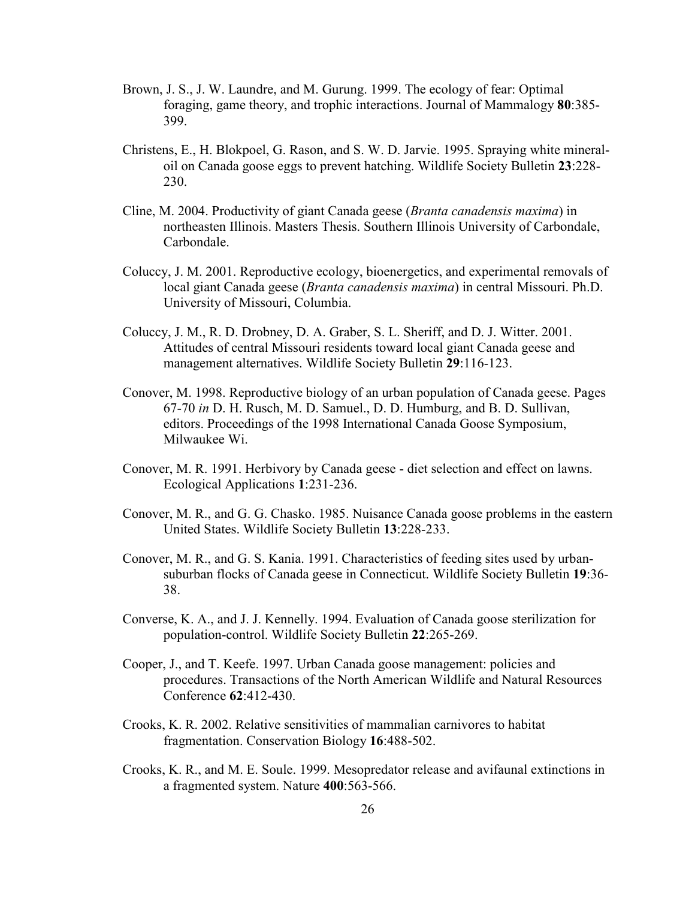Brown, J. S., J. W. Laundre, and M. Gurung. 1999. The ecology of fear: Optimal foraging, game theory, and trophic interactions. Journal of Mammalogy **80**:385-399.

Christens, E., H. Blokpoel, G. Rason, and S. W. D. Jarvie. 1995. Spraying white mineral-oil on Canada goose eggs to prevent hatching. Wildlife Society Bulletin **23**:228-230.

Cline, M. 2004. Productivity of giant Canada geese (*Branta canadensis maxima*) in northeasten Illinois. Masters Thesis. Southern Illinois University of Carbondale, Carbondale.

Coluccy, J. M. 2001. Reproductive ecology, bioenergetics, and experimental removals of local giant Canada geese (*Branta canadensis maxima*) in central Missouri. Ph.D. University of Missouri, Columbia.

Coluccy, J. M., R. D. Drobney, D. A. Graber, S. L. Sheriff, and D. J. Witter. 2001. Attitudes of central Missouri residents toward local giant Canada geese and management alternatives. Wildlife Society Bulletin **29**:116-123.

Conover, M. 1998. Reproductive biology of an urban population of Canada geese. Pages 67-70 *in* D. H. Rusch, M. D. Samuel., D. D. Humburg, and B. D. Sullivan, editors. Proceedings of the 1998 International Canada Goose Symposium, Milwaukee Wi.

Conover, M. R. 1991. Herbivory by Canada geese - diet selection and effect on lawns. Ecological Applications **1**:231-236.

Conover, M. R., and G. G. Chasko. 1985. Nuisance Canada goose problems in the eastern United States. Wildlife Society Bulletin **13**:228-233.

Conover, M. R., and G. S. Kania. 1991. Characteristics of feeding sites used by urban-suburban flocks of Canada geese in Connecticut. Wildlife Society Bulletin **19**:36-38.

Converse, K. A., and J. J. Kennelly. 1994. Evaluation of Canada goose sterilization for population-control. Wildlife Society Bulletin **22**:265-269.

Cooper, J., and T. Keefe. 1997. Urban Canada goose management: policies and procedures. Transactions of the North American Wildlife and Natural Resources Conference **62**:412-430.

Crooks, K. R. 2002. Relative sensitivities of mammalian carnivores to habitat fragmentation. Conservation Biology **16**:488-502.

Crooks, K. R., and M. E. Soule. 1999. Mesopredator release and avifaunal extinctions in a fragmented system. Nature **400**:563-566.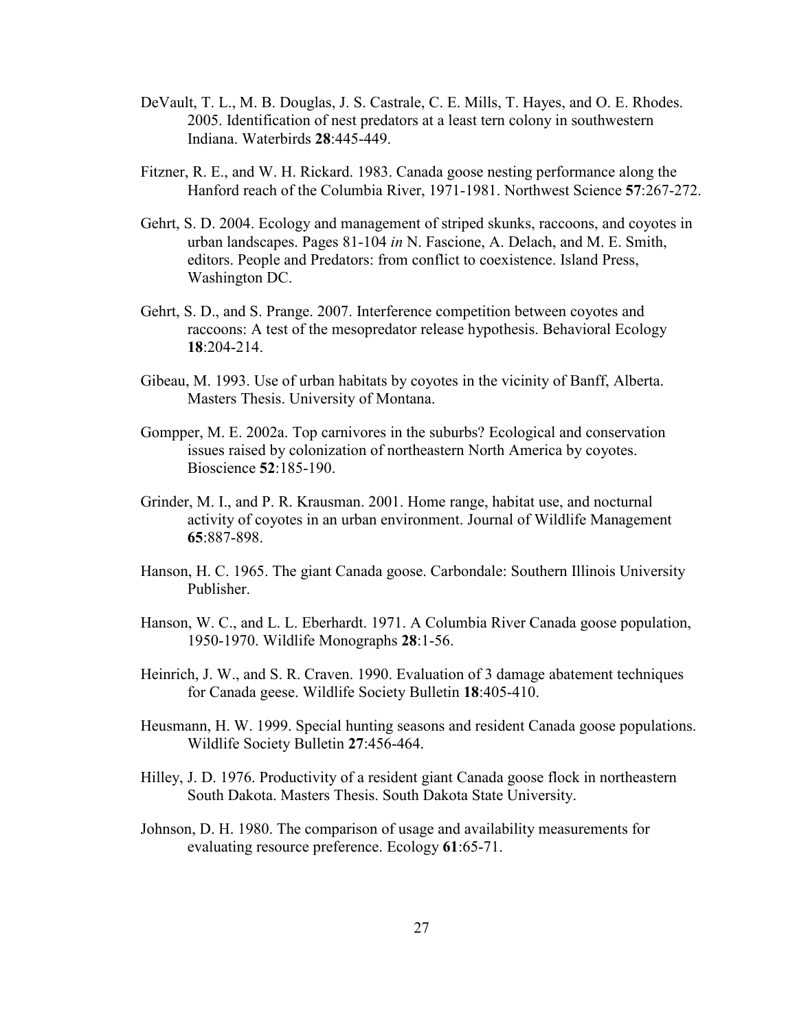DeVault, T. L., M. B. Douglas, J. S. Castrale, C. E. Mills, T. Hayes, and O. E. Rhodes. 2005. Identification of nest predators at a least tern colony in southwestern Indiana. Waterbirds **28**:445-449.

Fitzner, R. E., and W. H. Rickard. 1983. Canada goose nesting performance along the Hanford reach of the Columbia River, 1971-1981. Northwest Science **57**:267-272.

Gehrt, S. D. 2004. Ecology and management of striped skunks, raccoons, and coyotes in urban landscapes. Pages 81-104 *in* N. Fascione, A. Delach, and M. E. Smith, editors. People and Predators: from conflict to coexistence. Island Press, Washington DC.

Gehrt, S. D., and S. Prange. 2007. Interference competition between coyotes and raccoons: A test of the mesopredator release hypothesis. Behavioral Ecology **18**:204-214.

Gibeau, M. 1993. Use of urban habitats by coyotes in the vicinity of Banff, Alberta. Masters Thesis. University of Montana.

Gompper, M. E. 2002a. Top carnivores in the suburbs? Ecological and conservation issues raised by colonization of northeastern North America by coyotes. Bioscience **52**:185-190.

Grinder, M. I., and P. R. Krausman. 2001. Home range, habitat use, and nocturnal activity of coyotes in an urban environment. Journal of Wildlife Management **65**:887-898.

Hanson, H. C. 1965. The giant Canada goose. Carbondale: Southern Illinois University Publisher.

Hanson, W. C., and L. L. Eberhardt. 1971. A Columbia River Canada goose population, 1950-1970. Wildlife Monographs **28**:1-56.

Heinrich, J. W., and S. R. Craven. 1990. Evaluation of 3 damage abatement techniques for Canada geese. Wildlife Society Bulletin **18**:405-410.

Heusmann, H. W. 1999. Special hunting seasons and resident Canada goose populations. Wildlife Society Bulletin **27**:456-464.

Hilley, J. D. 1976. Productivity of a resident giant Canada goose flock in northeastern South Dakota. Masters Thesis. South Dakota State University.

Johnson, D. H. 1980. The comparison of usage and availability measurements for evaluating resource preference. Ecology **61**:65-71.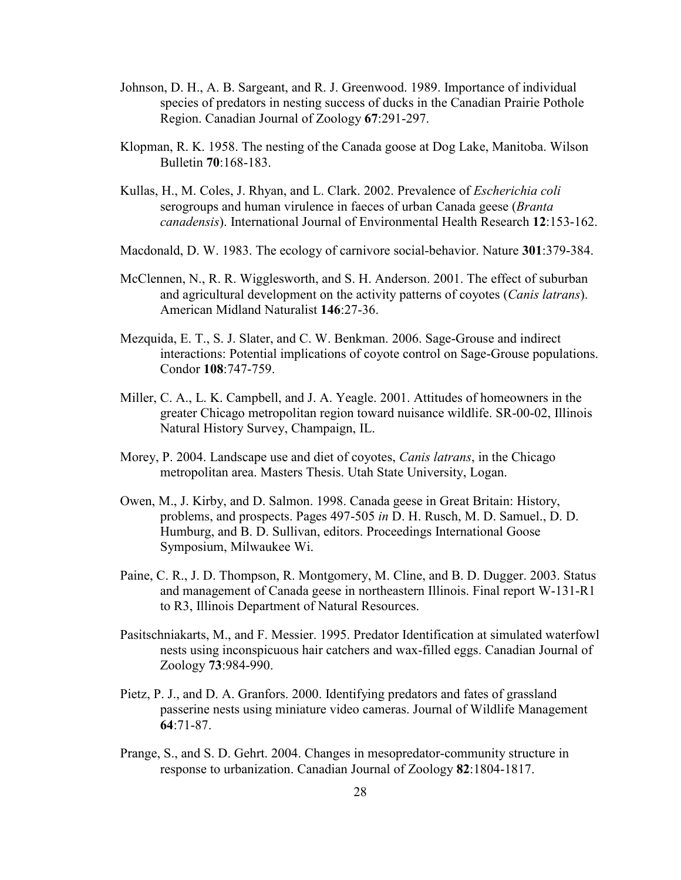Johnson, D. H., A. B. Sargeant, and R. J. Greenwood. 1989. Importance of individual species of predators in nesting success of ducks in the Canadian Prairie Pothole Region. Canadian Journal of Zoology **67**:291-297.

Klopman, R. K. 1958. The nesting of the Canada goose at Dog Lake, Manitoba. Wilson Bulletin **70**:168-183.

Kullas, H., M. Coles, J. Rhyan, and L. Clark. 2002. Prevalence of *Escherichia coli* serogroups and human virulence in faeces of urban Canada geese (*Branta canadensis*). International Journal of Environmental Health Research **12**:153-162.

Macdonald, D. W. 1983. The ecology of carnivore social-behavior. Nature **301**:379-384.

McClennen, N., R. R. Wigglesworth, and S. H. Anderson. 2001. The effect of suburban and agricultural development on the activity patterns of coyotes (*Canis latrans*). American Midland Naturalist **146**:27-36.

Mezquida, E. T., S. J. Slater, and C. W. Benkman. 2006. Sage-Grouse and indirect interactions: Potential implications of coyote control on Sage-Grouse populations. Condor **108**:747-759.

Miller, C. A., L. K. Campbell, and J. A. Yeagle. 2001. Attitudes of homeowners in the greater Chicago metropolitan region toward nuisance wildlife. SR-00-02, Illinois Natural History Survey, Champaign, IL.

Morey, P. 2004. Landscape use and diet of coyotes, *Canis latrans*, in the Chicago metropolitan area. Masters Thesis. Utah State University, Logan.

Owen, M., J. Kirby, and D. Salmon. 1998. Canada geese in Great Britain: History, problems, and prospects. Pages 497-505 *in* D. H. Rusch, M. D. Samuel., D. D. Humburg, and B. D. Sullivan, editors. Proceedings International Goose Symposium, Milwaukee Wi.

Paine, C. R., J. D. Thompson, R. Montgomery, M. Cline, and B. D. Dugger. 2003. Status and management of Canada geese in northeastern Illinois. Final report W-131-R1 to R3, Illinois Department of Natural Resources.

Pasitschniakarts, M., and F. Messier. 1995. Predator Identification at simulated waterfowl nests using inconspicuous hair catchers and wax-filled eggs. Canadian Journal of Zoology **73**:984-990.

Pietz, P. J., and D. A. Granfors. 2000. Identifying predators and fates of grassland passerine nests using miniature video cameras. Journal of Wildlife Management **64**:71-87.

Prange, S., and S. D. Gehrt. 2004. Changes in mesopredator-community structure in response to urbanization. Canadian Journal of Zoology **82**:1804-1817.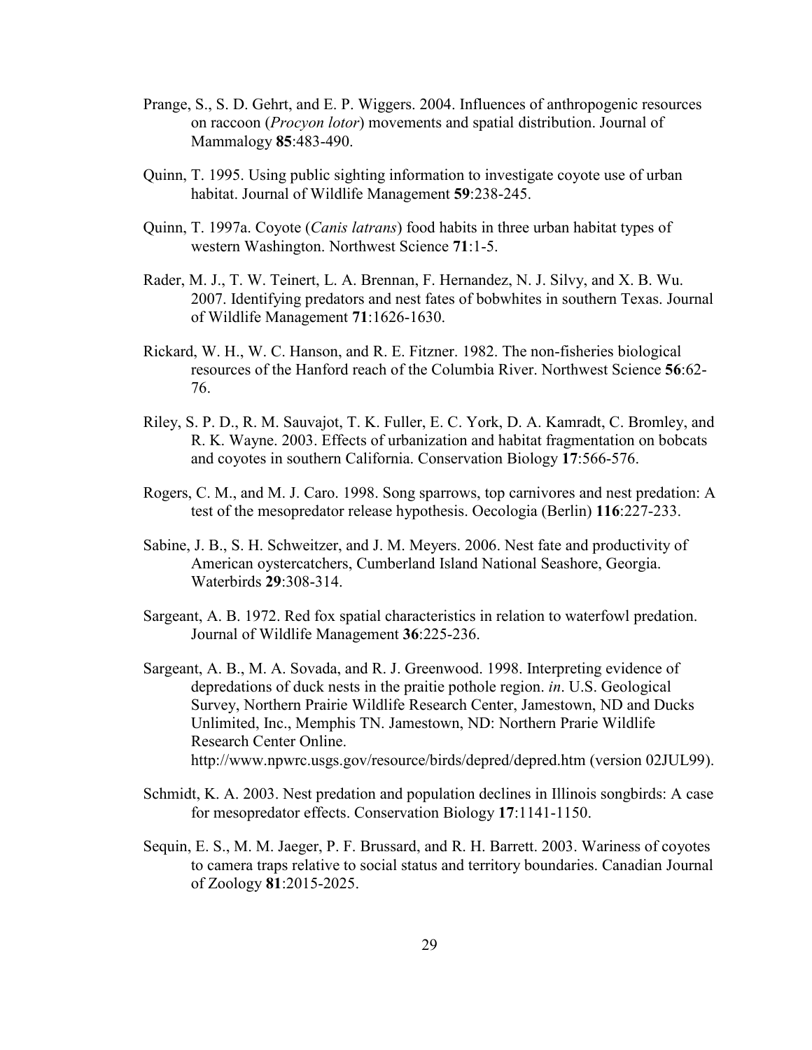Prange, S., S. D. Gehrt, and E. P. Wiggers. 2004. Influences of anthropogenic resources on raccoon (*Procyon lotor*) movements and spatial distribution. Journal of Mammalogy **85**:483-490.

Quinn, T. 1995. Using public sighting information to investigate coyote use of urban habitat. Journal of Wildlife Management **59**:238-245.

Quinn, T. 1997a. Coyote (*Canis latrans*) food habits in three urban habitat types of western Washington. Northwest Science **71**:1-5.

Rader, M. J., T. W. Teinert, L. A. Brennan, F. Hernandez, N. J. Silvy, and X. B. Wu. 2007. Identifying predators and nest fates of bobwhites in southern Texas. Journal of Wildlife Management **71**:1626-1630.

Rickard, W. H., W. C. Hanson, and R. E. Fitzner. 1982. The non-fisheries biological resources of the Hanford reach of the Columbia River. Northwest Science **56**:62-76.

Riley, S. P. D., R. M. Sauvajot, T. K. Fuller, E. C. York, D. A. Kamradt, C. Bromley, and R. K. Wayne. 2003. Effects of urbanization and habitat fragmentation on bobcats and coyotes in southern California. Conservation Biology **17**:566-576.

Rogers, C. M., and M. J. Caro. 1998. Song sparrows, top carnivores and nest predation: A test of the mesopredator release hypothesis. Oecologia (Berlin) **116**:227-233.

Sabine, J. B., S. H. Schweitzer, and J. M. Meyers. 2006. Nest fate and productivity of American oystercatchers, Cumberland Island National Seashore, Georgia. Waterbirds **29**:308-314.

Sargeant, A. B. 1972. Red fox spatial characteristics in relation to waterfowl predation. Journal of Wildlife Management **36**:225-236.

Sargeant, A. B., M. A. Sovada, and R. J. Greenwood. 1998. Interpreting evidence of depredations of duck nests in the praitie pothole region. *in*. U.S. Geological Survey, Northern Prairie Wildlife Research Center, Jamestown, ND and Ducks Unlimited, Inc., Memphis TN. Jamestown, ND: Northern Prarie Wildlife Research Center Online. http://www.npwrc.usgs.gov/resource/birds/depred/depred.htm (version 02JUL99).

Schmidt, K. A. 2003. Nest predation and population declines in Illinois songbirds: A case for mesopredator effects. Conservation Biology **17**:1141-1150.

Sequin, E. S., M. M. Jaeger, P. F. Brussard, and R. H. Barrett. 2003. Wariness of coyotes to camera traps relative to social status and territory boundaries. Canadian Journal of Zoology **81**:2015-2025.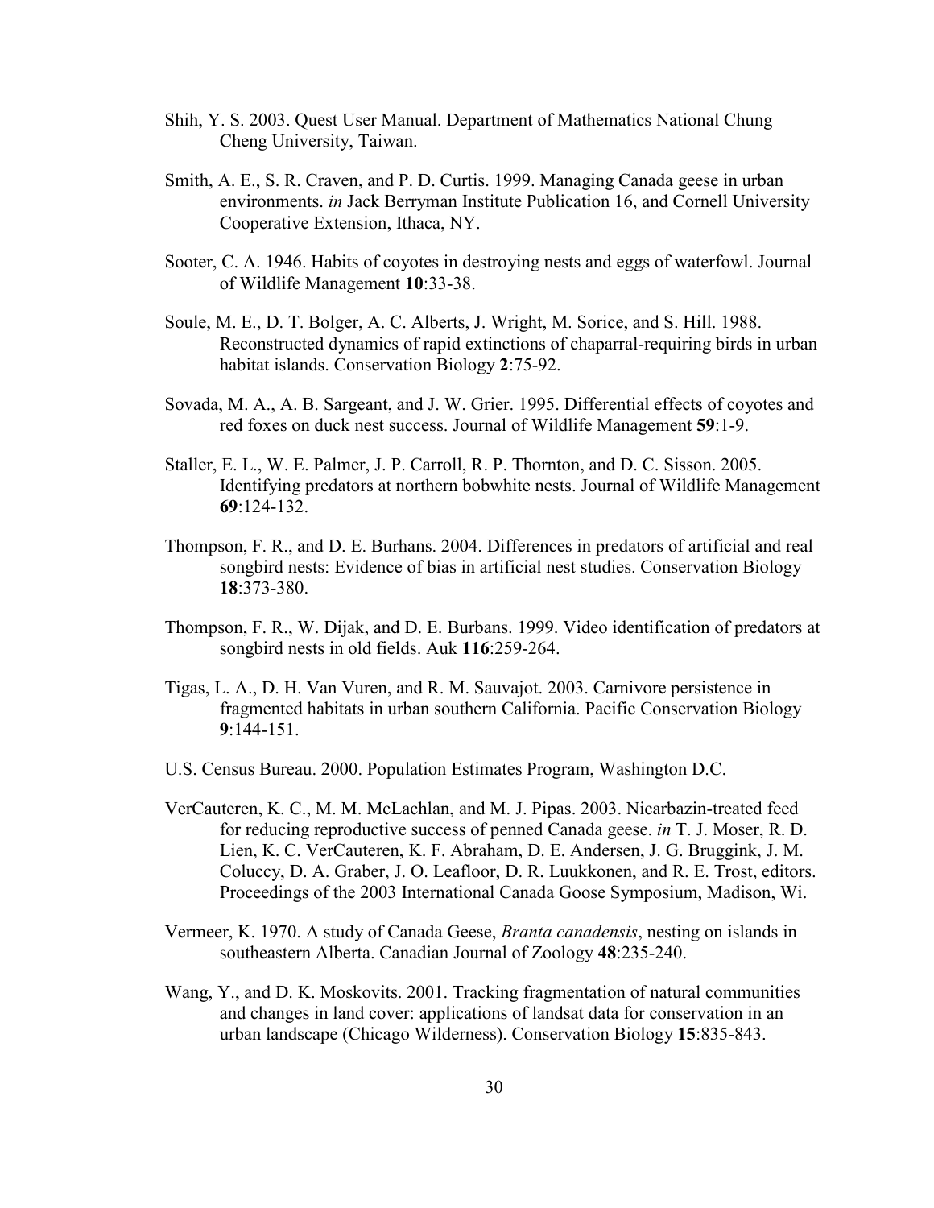Shih, Y. S. 2003. Quest User Manual. Department of Mathematics National Chung Cheng University, Taiwan.

Smith, A. E., S. R. Craven, and P. D. Curtis. 1999. Managing Canada geese in urban environments. *in* Jack Berryman Institute Publication 16, and Cornell University Cooperative Extension, Ithaca, NY.

Sooter, C. A. 1946. Habits of coyotes in destroying nests and eggs of waterfowl. Journal of Wildlife Management **10**:33-38.

Soule, M. E., D. T. Bolger, A. C. Alberts, J. Wright, M. Sorice, and S. Hill. 1988. Reconstructed dynamics of rapid extinctions of chaparral-requiring birds in urban habitat islands. Conservation Biology **2**:75-92.

Sovada, M. A., A. B. Sargeant, and J. W. Grier. 1995. Differential effects of coyotes and red foxes on duck nest success. Journal of Wildlife Management **59**:1-9.

Staller, E. L., W. E. Palmer, J. P. Carroll, R. P. Thornton, and D. C. Sisson. 2005. Identifying predators at northern bobwhite nests. Journal of Wildlife Management **69**:124-132.

Thompson, F. R., and D. E. Burhans. 2004. Differences in predators of artificial and real songbird nests: Evidence of bias in artificial nest studies. Conservation Biology **18**:373-380.

Thompson, F. R., W. Dijak, and D. E. Burbans. 1999. Video identification of predators at songbird nests in old fields. Auk **116**:259-264.

Tigas, L. A., D. H. Van Vuren, and R. M. Sauvajot. 2003. Carnivore persistence in fragmented habitats in urban southern California. Pacific Conservation Biology **9**:144-151.

U.S. Census Bureau. 2000. Population Estimates Program, Washington D.C.

VerCauteren, K. C., M. M. McLachlan, and M. J. Pipas. 2003. Nicarbazin-treated feed for reducing reproductive success of penned Canada geese. *in* T. J. Moser, R. D. Lien, K. C. VerCauteren, K. F. Abraham, D. E. Andersen, J. G. Bruggink, J. M. Coluccy, D. A. Graber, J. O. Leafloor, D. R. Luukkonen, and R. E. Trost, editors. Proceedings of the 2003 International Canada Goose Symposium, Madison, Wi.

Vermeer, K. 1970. A study of Canada Geese, *Branta canadensis*, nesting on islands in southeastern Alberta. Canadian Journal of Zoology **48**:235-240.

Wang, Y., and D. K. Moskovits. 2001. Tracking fragmentation of natural communities and changes in land cover: applications of landsat data for conservation in an urban landscape (Chicago Wilderness). Conservation Biology **15**:835-843.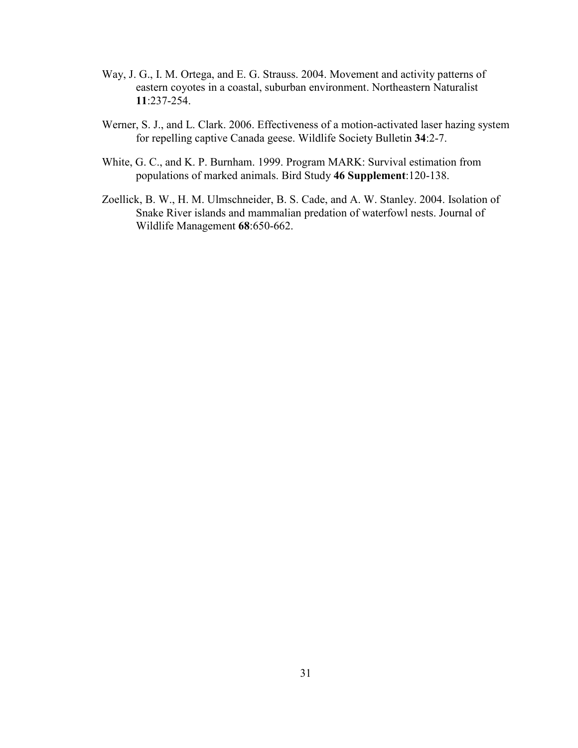Way, J. G., I. M. Ortega, and E. G. Strauss. 2004. Movement and activity patterns of eastern coyotes in a coastal, suburban environment. Northeastern Naturalist **11**:237-254.

Werner, S. J., and L. Clark. 2006. Effectiveness of a motion-activated laser hazing system for repelling captive Canada geese. Wildlife Society Bulletin **34**:2-7.

White, G. C., and K. P. Burnham. 1999. Program MARK: Survival estimation from populations of marked animals. Bird Study **46 Supplement**:120-138.

Zoellick, B. W., H. M. Ulmschneider, B. S. Cade, and A. W. Stanley. 2004. Isolation of Snake River islands and mammalian predation of waterfowl nests. Journal of Wildlife Management **68**:650-662.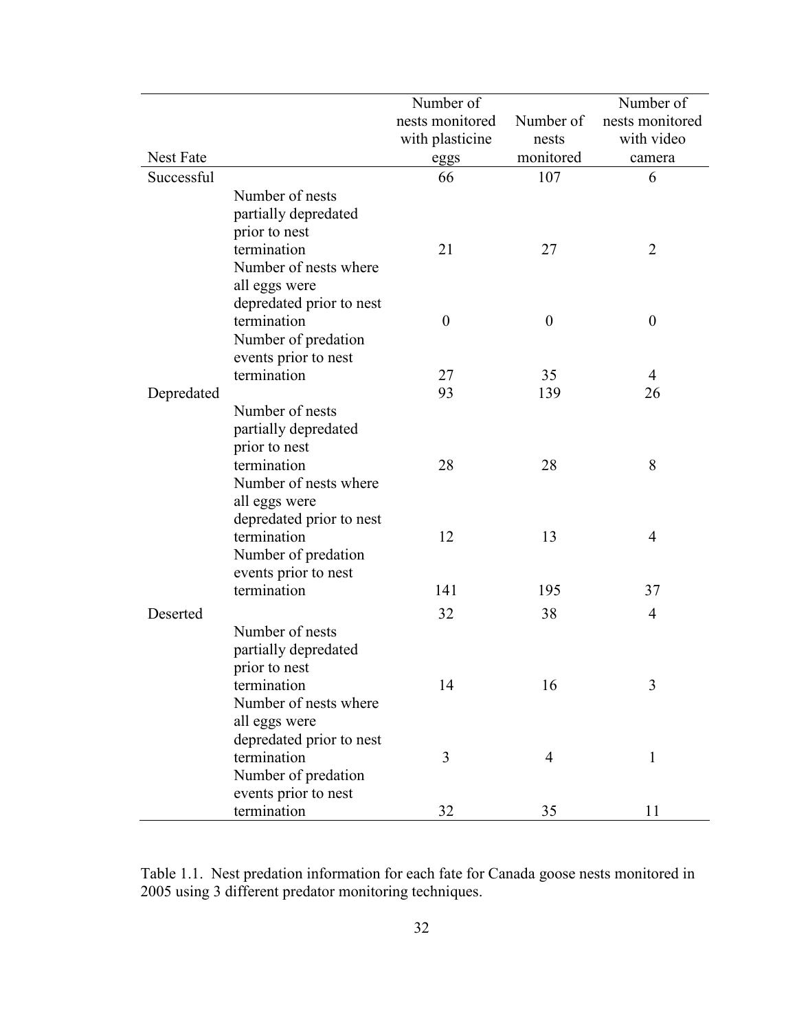| Nest Fate | | Number of nests monitored with plasticine eggs | Number of nests monitored | Number of nests monitored with video camera |
|---|---|---|---|---|
| Successful | | 66 | 107 | 6 |
| | Number of nests partially depredated prior to nest termination | 21 | 27 | 2 |
| | Number of nests where all eggs were depredated prior to nest termination | 0 | 0 | 0 |
| | Number of predation events prior to nest termination | 27 | 35 | 4 |
| Depredated | | 93 | 139 | 26 |
| | Number of nests partially depredated prior to nest termination | 28 | 28 | 8 |
| | Number of nests where all eggs were depredated prior to nest termination | 12 | 13 | 4 |
| | Number of predation events prior to nest termination | 141 | 195 | 37 |
| Deserted | | 32 | 38 | 4 |
| | Number of nests partially depredated prior to nest termination | 14 | 16 | 3 |
| | Number of nests where all eggs were depredated prior to nest termination | 3 | 4 | 1 |
| | Number of predation events prior to nest termination | 32 | 35 | 11 |

Table 1.1. Nest predation information for each fate for Canada goose nests monitored in 2005 using 3 different predator monitoring techniques.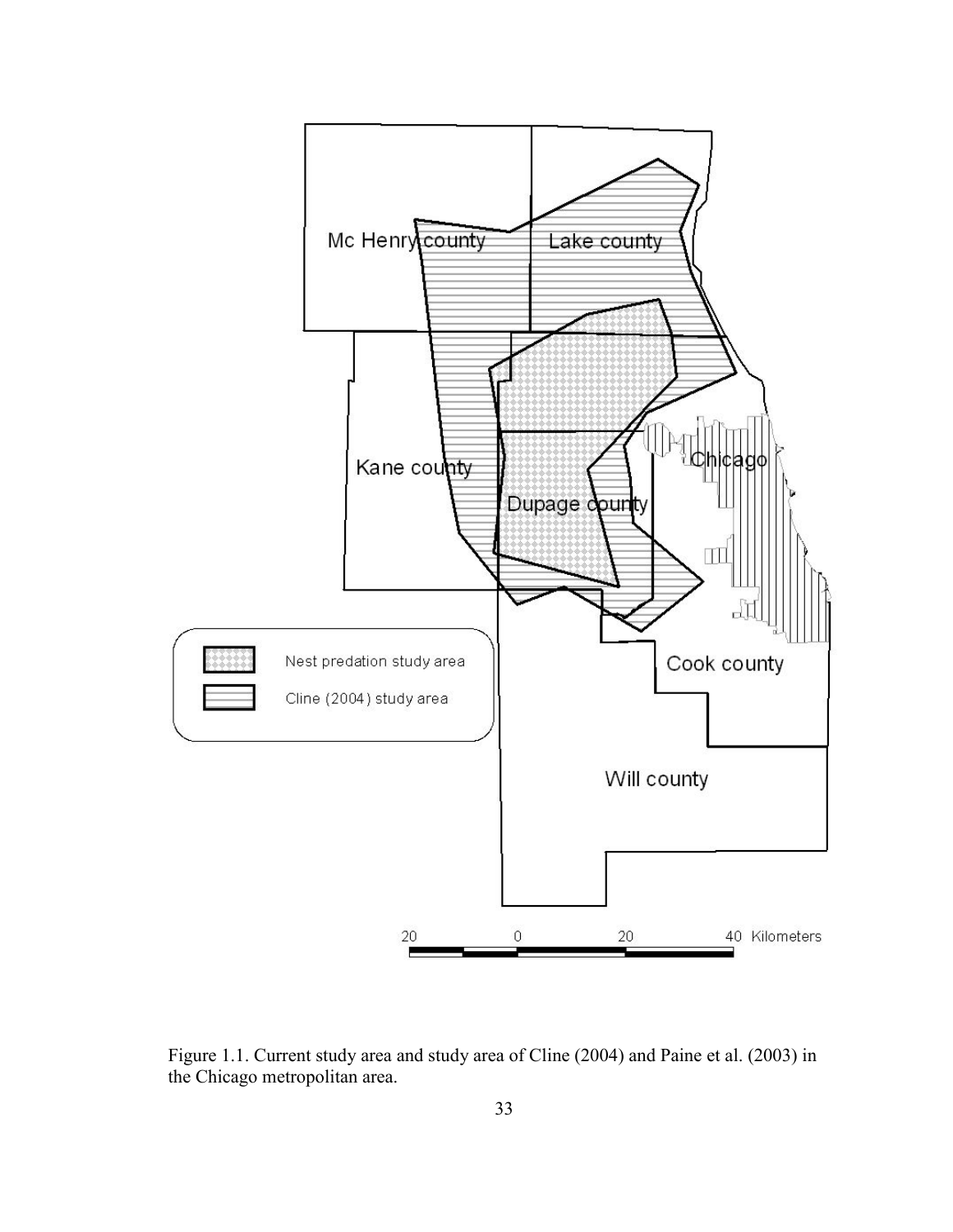Figure 1.1. Current study area and study area of Cline (2004) and Paine et al. (2003) in the Chicago metropolitan area.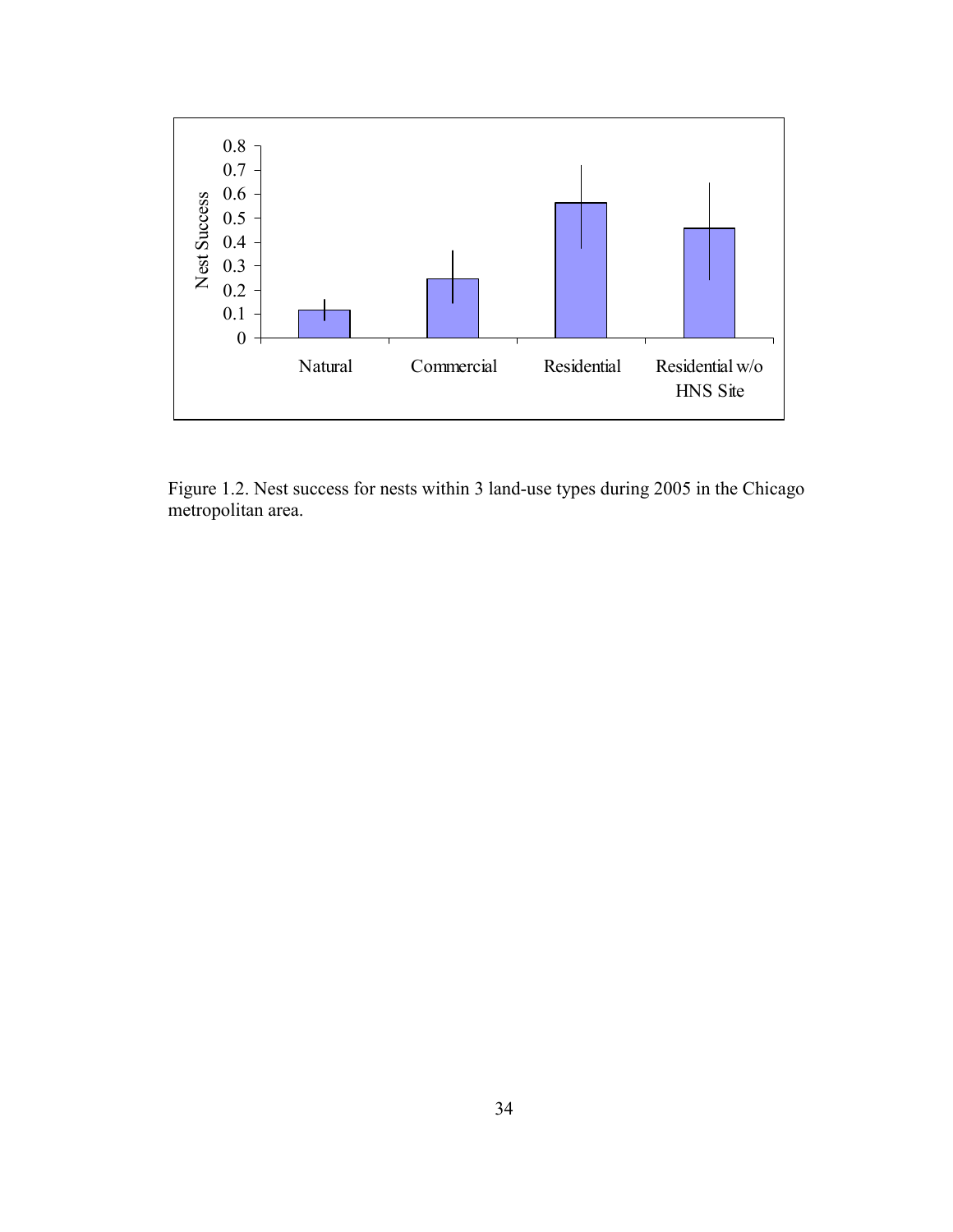Figure 1.2. Nest success for nests within 3 land-use types during 2005 in the Chicago metropolitan area.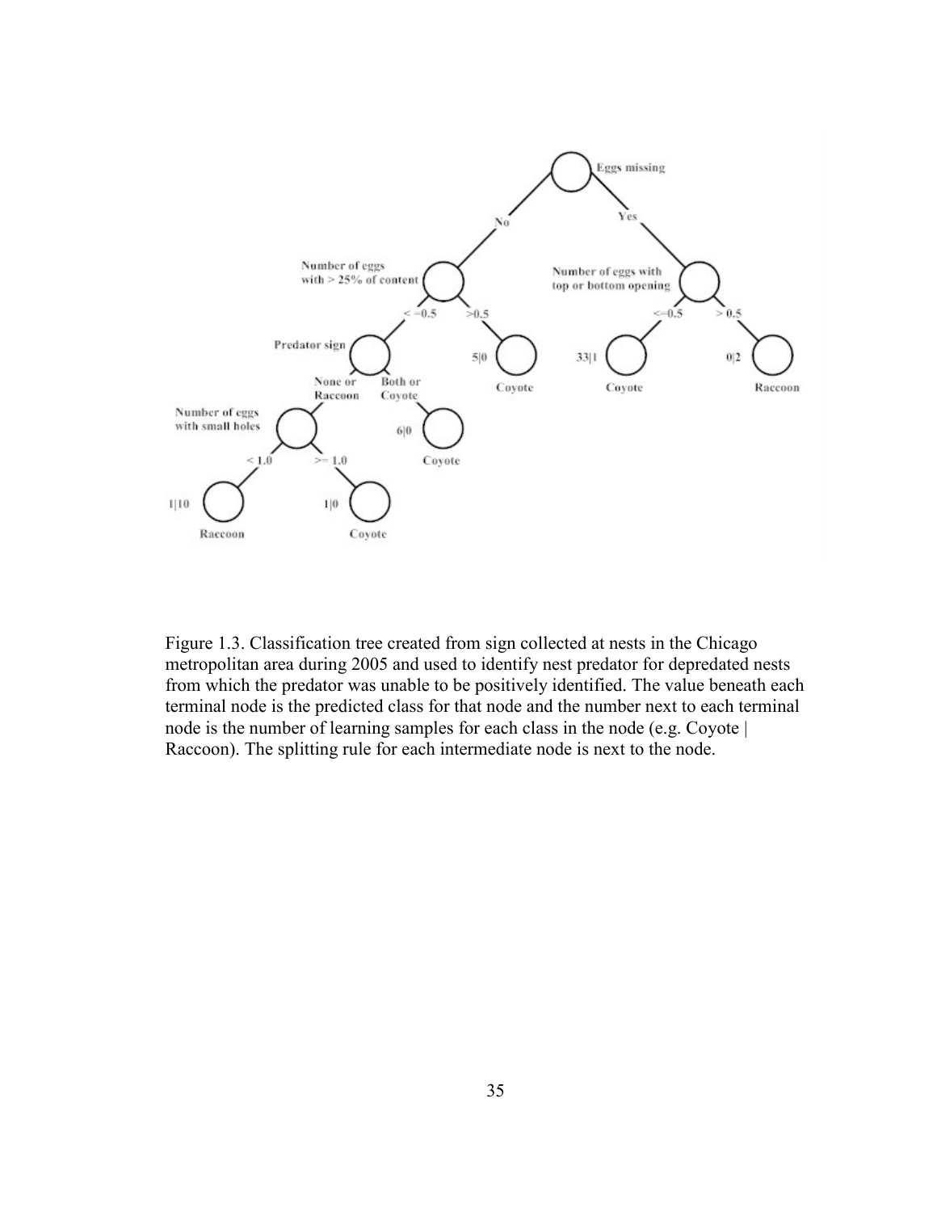Figure 1.3. Classification tree created from sign collected at nests in the Chicago metropolitan area during 2005 and used to identify nest predator for depredated nests from which the predator was unable to be positively identified. The value beneath each terminal node is the predicted class for that node and the number next to each terminal node is the number of learning samples for each class in the node (e.g. Coyote | Raccoon). The splitting rule for each intermediate node is next to the node.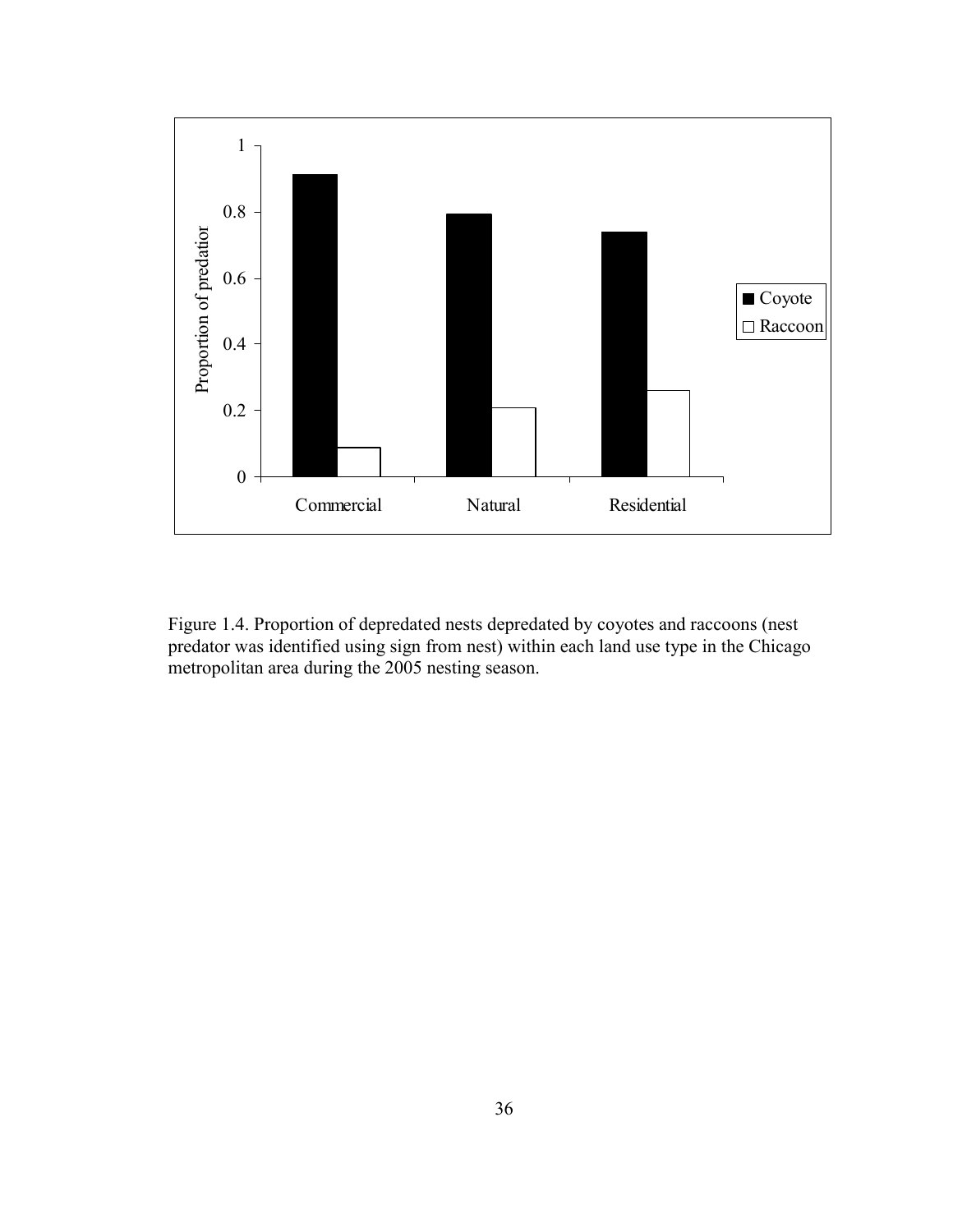Figure 1.4. Proportion of depredated nests depredated by coyotes and raccoons (nest predator was identified using sign from nest) within each land use type in the Chicago metropolitan area during the 2005 nesting season.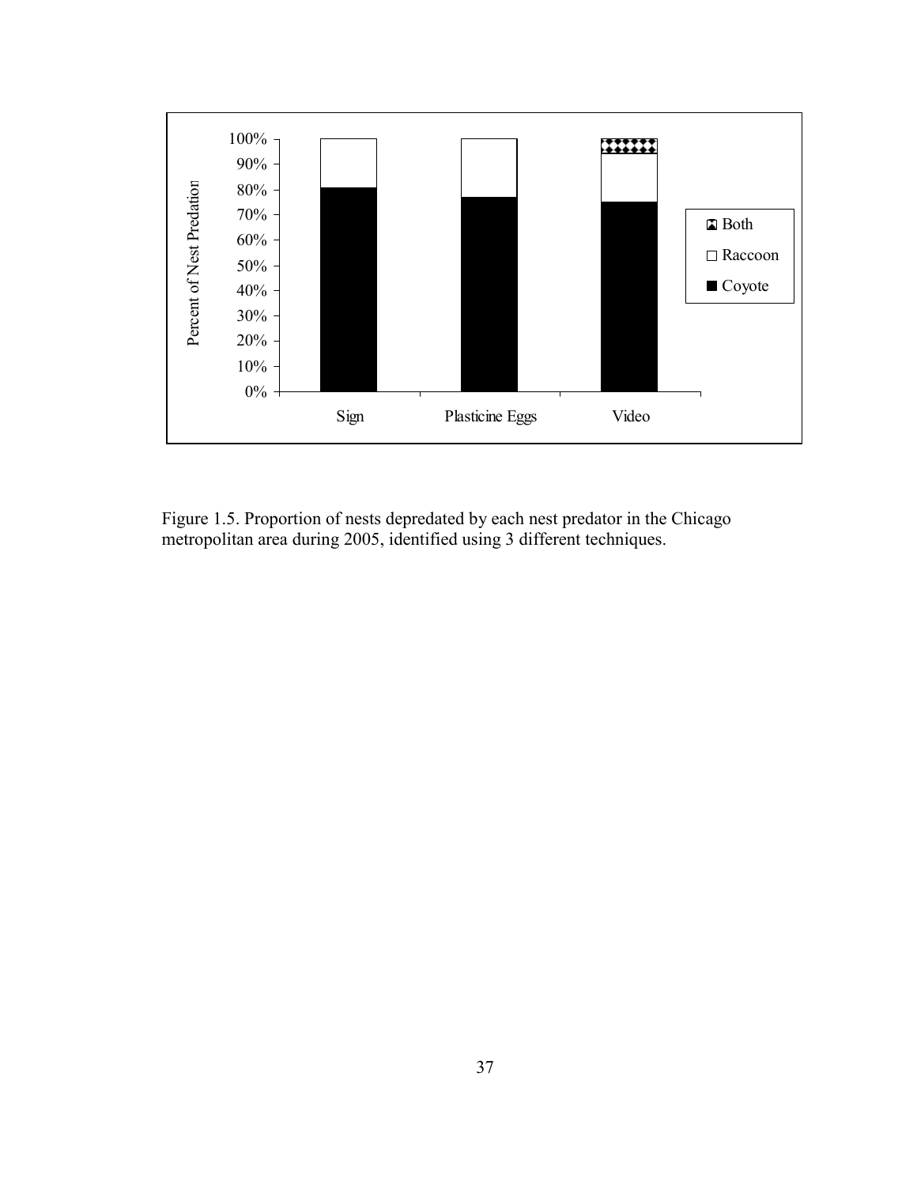Figure 1.5. Proportion of nests depredated by each nest predator in the Chicago metropolitan area during 2005, identified using 3 different techniques.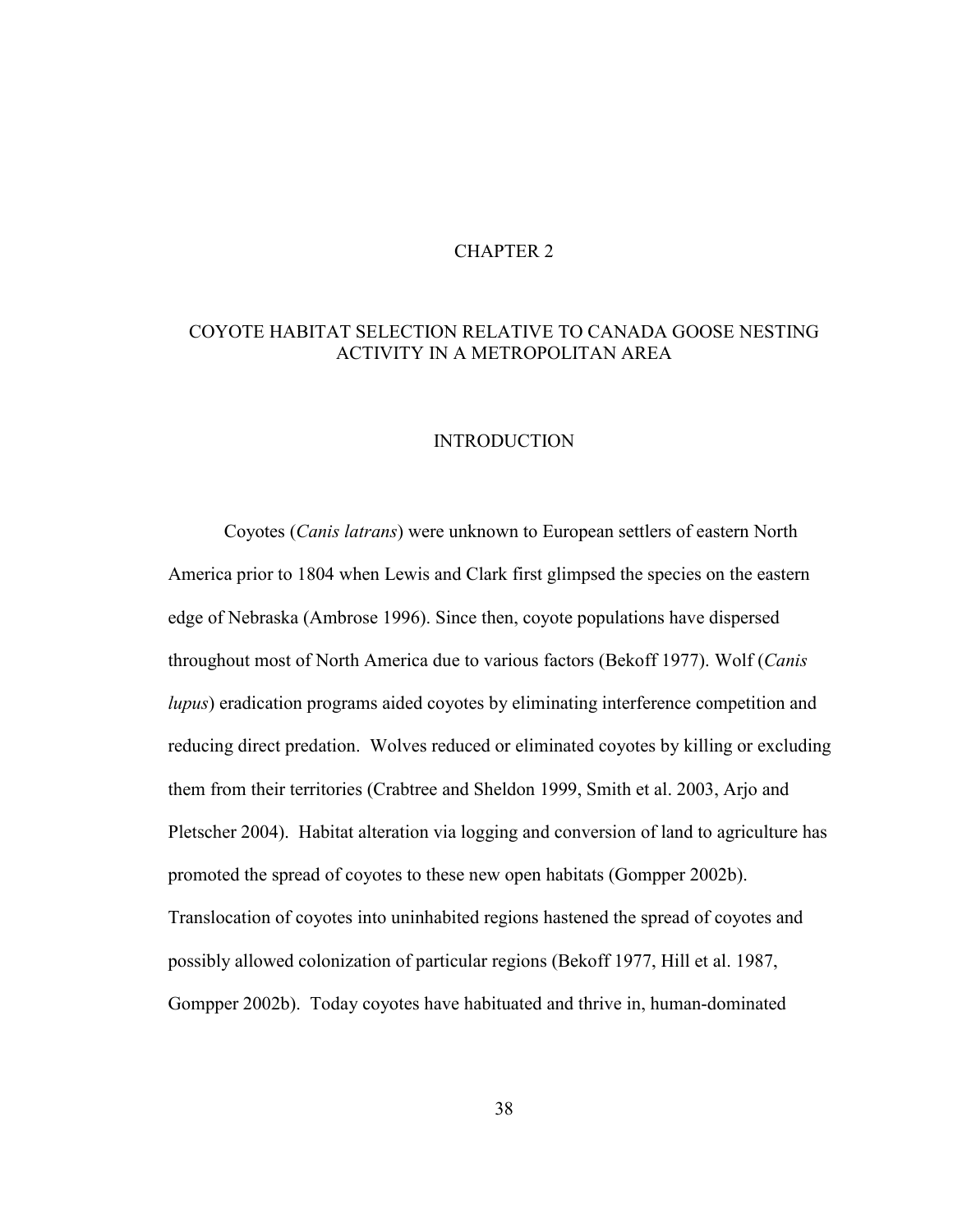# CHAPTER 2

## COYOTE HABITAT SELECTION RELATIVE TO CANADA GOOSE NESTING ACTIVITY IN A METROPOLITAN AREA

### INTRODUCTION

Coyotes (*Canis latrans*) were unknown to European settlers of eastern North America prior to 1804 when Lewis and Clark first glimpsed the species on the eastern edge of Nebraska (Ambrose 1996). Since then, coyote populations have dispersed throughout most of North America due to various factors (Bekoff 1977). Wolf (*Canis lupus*) eradication programs aided coyotes by eliminating interference competition and reducing direct predation. Wolves reduced or eliminated coyotes by killing or excluding them from their territories (Crabtree and Sheldon 1999, Smith et al. 2003, Arjo and Pletscher 2004). Habitat alteration via logging and conversion of land to agriculture has promoted the spread of coyotes to these new open habitats (Gompper 2002b). Translocation of coyotes into uninhabited regions hastened the spread of coyotes and possibly allowed colonization of particular regions (Bekoff 1977, Hill et al. 1987, Gompper 2002b). Today coyotes have habituated and thrive in, human-dominated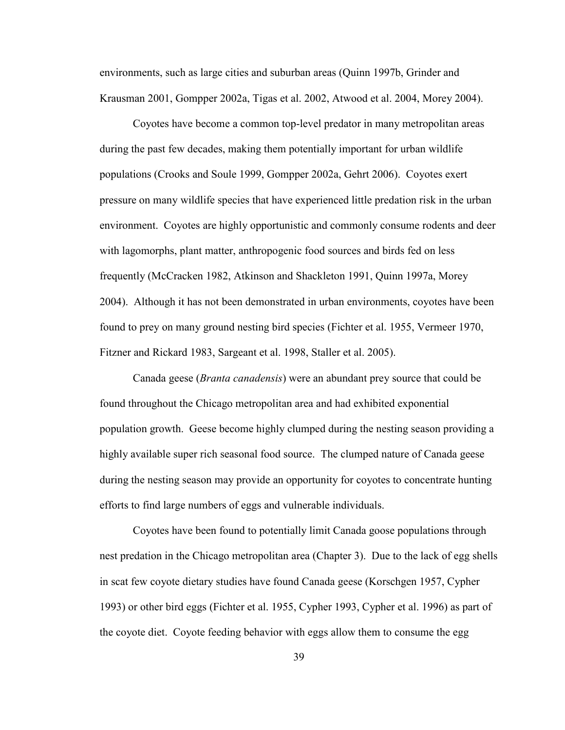environments, such as large cities and suburban areas (Quinn 1997b, Grinder and Krausman 2001, Gompper 2002a, Tigas et al. 2002, Atwood et al. 2004, Morey 2004).

Coyotes have become a common top-level predator in many metropolitan areas during the past few decades, making them potentially important for urban wildlife populations (Crooks and Soule 1999, Gompper 2002a, Gehrt 2006). Coyotes exert pressure on many wildlife species that have experienced little predation risk in the urban environment. Coyotes are highly opportunistic and commonly consume rodents and deer with lagomorphs, plant matter, anthropogenic food sources and birds fed on less frequently (McCracken 1982, Atkinson and Shackleton 1991, Quinn 1997a, Morey 2004). Although it has not been demonstrated in urban environments, coyotes have been found to prey on many ground nesting bird species (Fichter et al. 1955, Vermeer 1970, Fitzner and Rickard 1983, Sargeant et al. 1998, Staller et al. 2005).

Canada geese (*Branta canadensis*) were an abundant prey source that could be found throughout the Chicago metropolitan area and had exhibited exponential population growth. Geese become highly clumped during the nesting season providing a highly available super rich seasonal food source. The clumped nature of Canada geese during the nesting season may provide an opportunity for coyotes to concentrate hunting efforts to find large numbers of eggs and vulnerable individuals.

Coyotes have been found to potentially limit Canada goose populations through nest predation in the Chicago metropolitan area (Chapter 3). Due to the lack of egg shells in scat few coyote dietary studies have found Canada geese (Korschgen 1957, Cypher 1993) or other bird eggs (Fichter et al. 1955, Cypher 1993, Cypher et al. 1996) as part of the coyote diet. Coyote feeding behavior with eggs allow them to consume the egg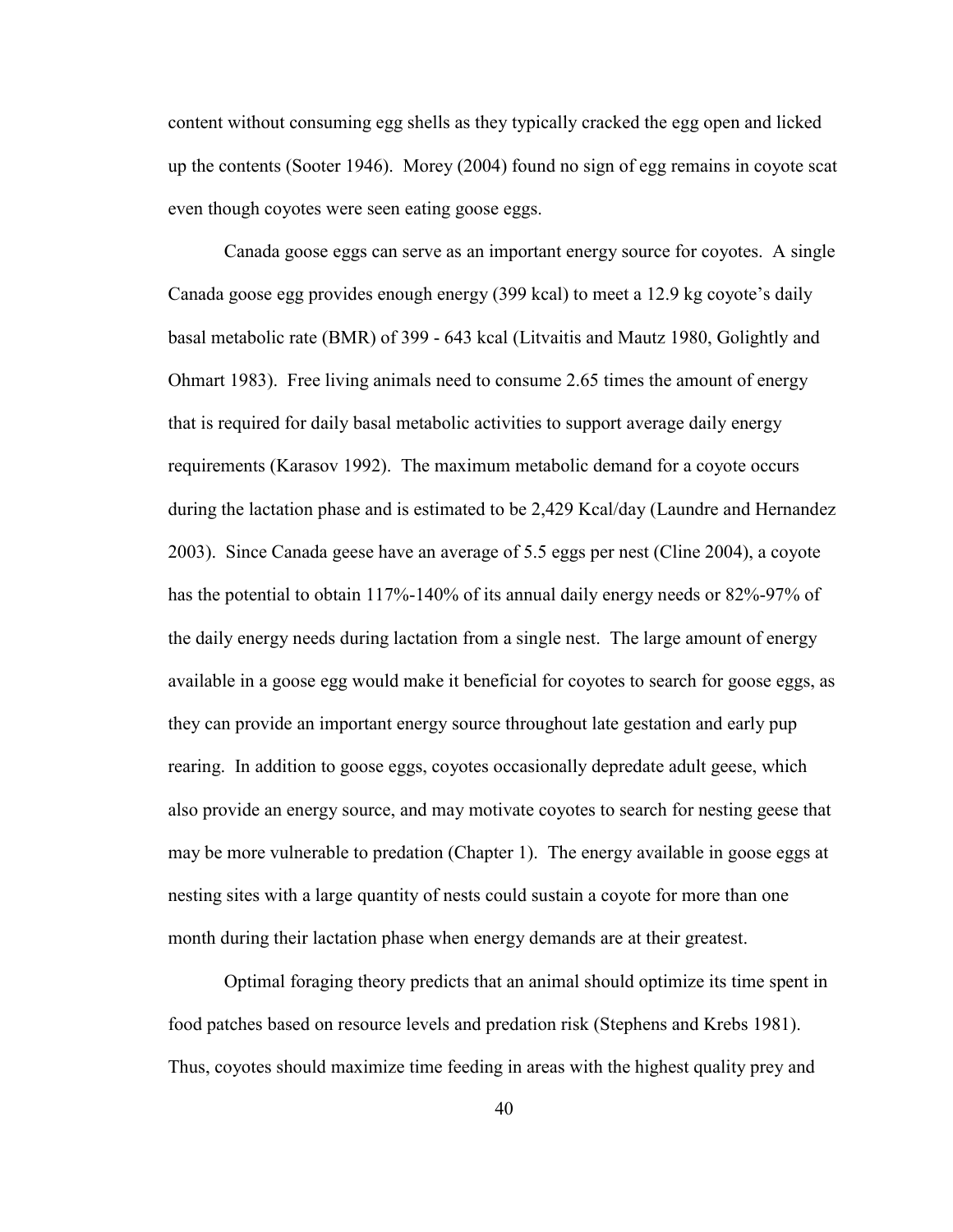content without consuming egg shells as they typically cracked the egg open and licked up the contents (Sooter 1946). Morey (2004) found no sign of egg remains in coyote scat even though coyotes were seen eating goose eggs.

Canada goose eggs can serve as an important energy source for coyotes. A single Canada goose egg provides enough energy (399 kcal) to meet a 12.9 kg coyote's daily basal metabolic rate (BMR) of 399 - 643 kcal (Litvaitis and Mautz 1980, Golightly and Ohmart 1983). Free living animals need to consume 2.65 times the amount of energy that is required for daily basal metabolic activities to support average daily energy requirements (Karasov 1992). The maximum metabolic demand for a coyote occurs during the lactation phase and is estimated to be 2,429 Kcal/day (Laundre and Hernandez 2003). Since Canada geese have an average of 5.5 eggs per nest (Cline 2004), a coyote has the potential to obtain 117%-140% of its annual daily energy needs or 82%-97% of the daily energy needs during lactation from a single nest. The large amount of energy available in a goose egg would make it beneficial for coyotes to search for goose eggs, as they can provide an important energy source throughout late gestation and early pup rearing. In addition to goose eggs, coyotes occasionally depredate adult geese, which also provide an energy source, and may motivate coyotes to search for nesting geese that may be more vulnerable to predation (Chapter 1). The energy available in goose eggs at nesting sites with a large quantity of nests could sustain a coyote for more than one month during their lactation phase when energy demands are at their greatest.

Optimal foraging theory predicts that an animal should optimize its time spent in food patches based on resource levels and predation risk (Stephens and Krebs 1981). Thus, coyotes should maximize time feeding in areas with the highest quality prey and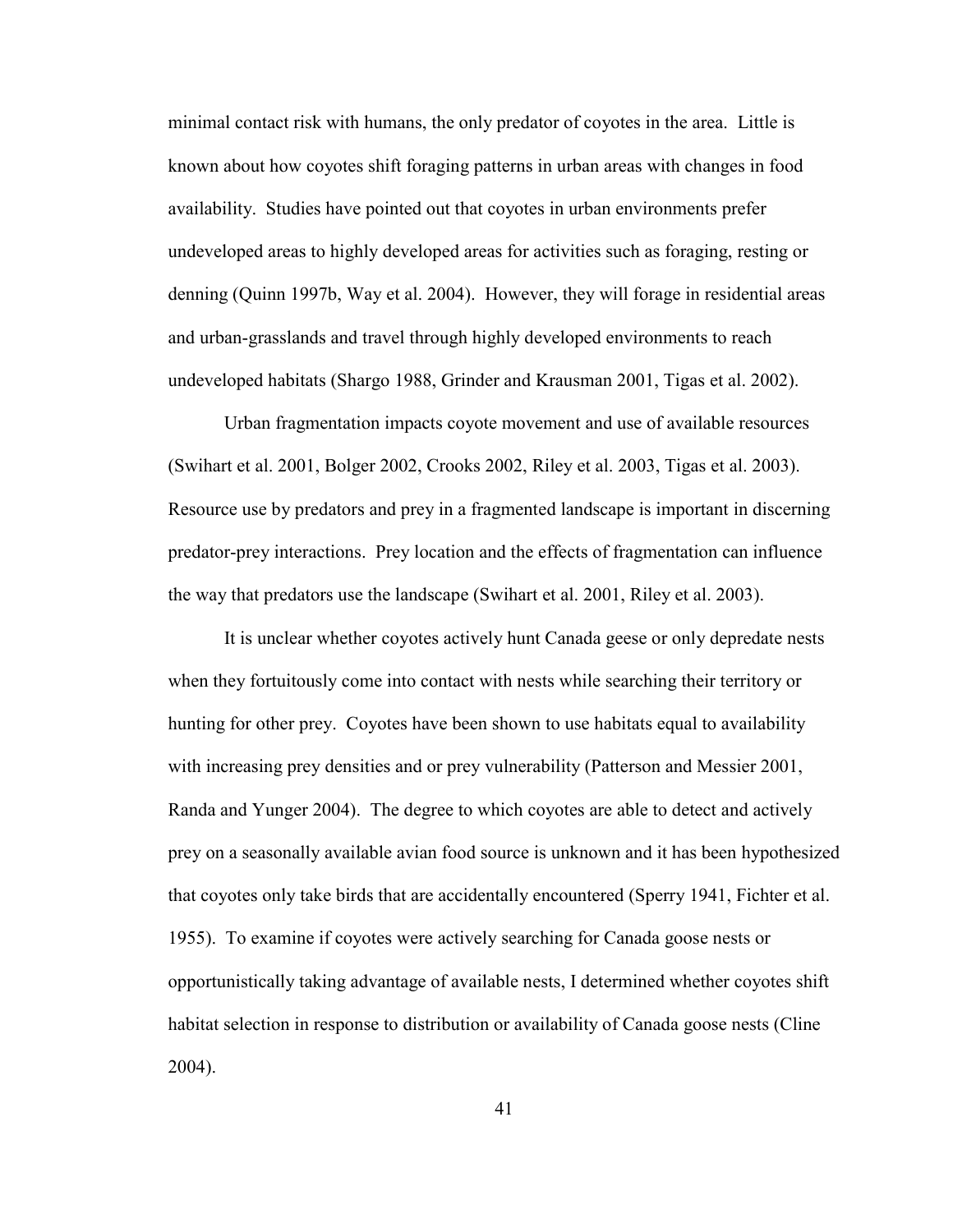minimal contact risk with humans, the only predator of coyotes in the area. Little is known about how coyotes shift foraging patterns in urban areas with changes in food availability. Studies have pointed out that coyotes in urban environments prefer undeveloped areas to highly developed areas for activities such as foraging, resting or denning (Quinn 1997b, Way et al. 2004). However, they will forage in residential areas and urban-grasslands and travel through highly developed environments to reach undeveloped habitats (Shargo 1988, Grinder and Krausman 2001, Tigas et al. 2002).

Urban fragmentation impacts coyote movement and use of available resources (Swihart et al. 2001, Bolger 2002, Crooks 2002, Riley et al. 2003, Tigas et al. 2003). Resource use by predators and prey in a fragmented landscape is important in discerning predator-prey interactions. Prey location and the effects of fragmentation can influence the way that predators use the landscape (Swihart et al. 2001, Riley et al. 2003).

It is unclear whether coyotes actively hunt Canada geese or only depredate nests when they fortuitously come into contact with nests while searching their territory or hunting for other prey. Coyotes have been shown to use habitats equal to availability with increasing prey densities and or prey vulnerability (Patterson and Messier 2001, Randa and Yunger 2004). The degree to which coyotes are able to detect and actively prey on a seasonally available avian food source is unknown and it has been hypothesized that coyotes only take birds that are accidentally encountered (Sperry 1941, Fichter et al. 1955). To examine if coyotes were actively searching for Canada goose nests or opportunistically taking advantage of available nests, I determined whether coyotes shift habitat selection in response to distribution or availability of Canada goose nests (Cline 2004).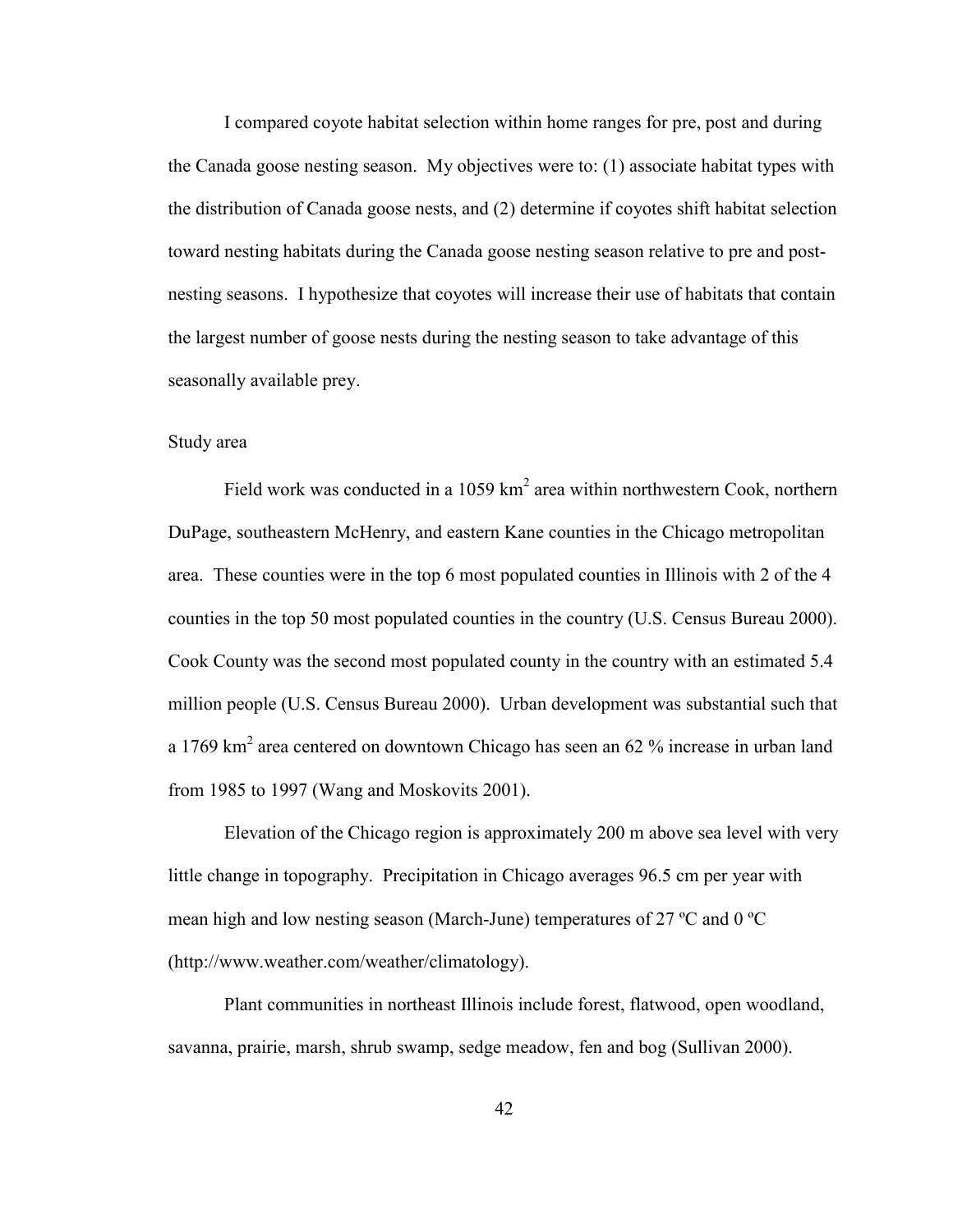I compared coyote habitat selection within home ranges for pre, post and during the Canada goose nesting season. My objectives were to: (1) associate habitat types with the distribution of Canada goose nests, and (2) determine if coyotes shift habitat selection toward nesting habitats during the Canada goose nesting season relative to pre and post-nesting seasons. I hypothesize that coyotes will increase their use of habitats that contain the largest number of goose nests during the nesting season to take advantage of this seasonally available prey.

## Study area

Field work was conducted in a 1059 $km^2$ area within northwestern Cook, northern DuPage, southeastern McHenry, and eastern Kane counties in the Chicago metropolitan area. These counties were in the top 6 most populated counties in Illinois with 2 of the 4 counties in the top 50 most populated counties in the country (U.S. Census Bureau 2000). Cook County was the second most populated county in the country with an estimated 5.4 million people (U.S. Census Bureau 2000). Urban development was substantial such that a 1769 $km^2$ area centered on downtown Chicago has seen an 62 % increase in urban land from 1985 to 1997 (Wang and Moskovits 2001).

Elevation of the Chicago region is approximately 200 m above sea level with very little change in topography. Precipitation in Chicago averages 96.5 cm per year with mean high and low nesting season (March-June) temperatures of 27 ºC and 0 ºC (http://www.weather.com/weather/climatology).

Plant communities in northeast Illinois include forest, flatwood, open woodland, savanna, prairie, marsh, shrub swamp, sedge meadow, fen and bog (Sullivan 2000).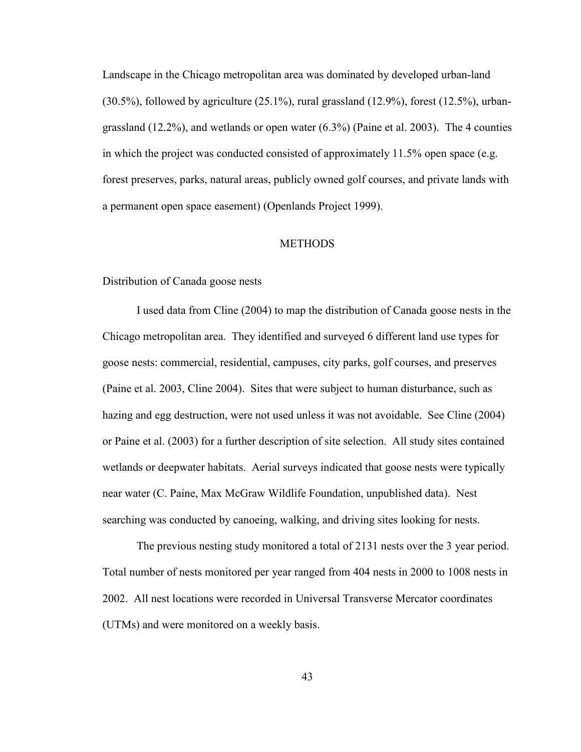Landscape in the Chicago metropolitan area was dominated by developed urban-land (30.5%), followed by agriculture (25.1%), rural grassland (12.9%), forest (12.5%), urban-grassland (12.2%), and wetlands or open water (6.3%) (Paine et al. 2003). The 4 counties in which the project was conducted consisted of approximately 11.5% open space (e.g. forest preserves, parks, natural areas, publicly owned golf courses, and private lands with a permanent open space easement) (Openlands Project 1999).

## METHODS

### Distribution of Canada goose nests

I used data from Cline (2004) to map the distribution of Canada goose nests in the Chicago metropolitan area. They identified and surveyed 6 different land use types for goose nests: commercial, residential, campuses, city parks, golf courses, and preserves (Paine et al. 2003, Cline 2004). Sites that were subject to human disturbance, such as hazing and egg destruction, were not used unless it was not avoidable. See Cline (2004) or Paine et al. (2003) for a further description of site selection. All study sites contained wetlands or deepwater habitats. Aerial surveys indicated that goose nests were typically near water (C. Paine, Max McGraw Wildlife Foundation, unpublished data). Nest searching was conducted by canoeing, walking, and driving sites looking for nests.

The previous nesting study monitored a total of 2131 nests over the 3 year period. Total number of nests monitored per year ranged from 404 nests in 2000 to 1008 nests in 2002. All nest locations were recorded in Universal Transverse Mercator coordinates (UTMs) and were monitored on a weekly basis.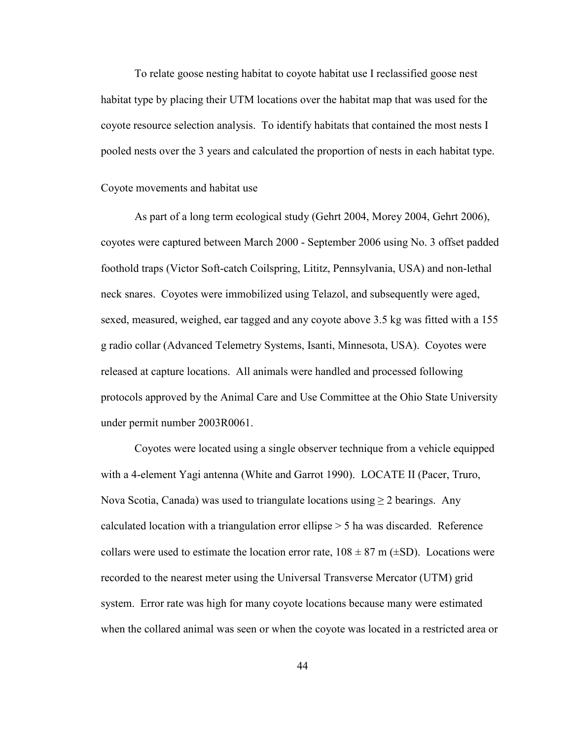To relate goose nesting habitat to coyote habitat use I reclassified goose nest habitat type by placing their UTM locations over the habitat map that was used for the coyote resource selection analysis. To identify habitats that contained the most nests I pooled nests over the 3 years and calculated the proportion of nests in each habitat type.

## Coyote movements and habitat use

As part of a long term ecological study (Gehrt 2004, Morey 2004, Gehrt 2006), coyotes were captured between March 2000 - September 2006 using No. 3 offset padded foothold traps (Victor Soft-catch Coilspring, Lititz, Pennsylvania, USA) and non-lethal neck snares. Coyotes were immobilized using Telazol, and subsequently were aged, sexed, measured, weighed, ear tagged and any coyote above 3.5 kg was fitted with a 155 g radio collar (Advanced Telemetry Systems, Isanti, Minnesota, USA). Coyotes were released at capture locations. All animals were handled and processed following protocols approved by the Animal Care and Use Committee at the Ohio State University under permit number 2003R0061.

Coyotes were located using a single observer technique from a vehicle equipped with a 4-element Yagi antenna (White and Garrot 1990). LOCATE II (Pacer, Truro, Nova Scotia, Canada) was used to triangulate locations using $\geq 2$ bearings. Any calculated location with a triangulation error ellipse > 5 ha was discarded. Reference collars were used to estimate the location error rate, $108 \pm 87$ m (±SD). Locations were recorded to the nearest meter using the Universal Transverse Mercator (UTM) grid system. Error rate was high for many coyote locations because many were estimated when the collared animal was seen or when the coyote was located in a restricted area or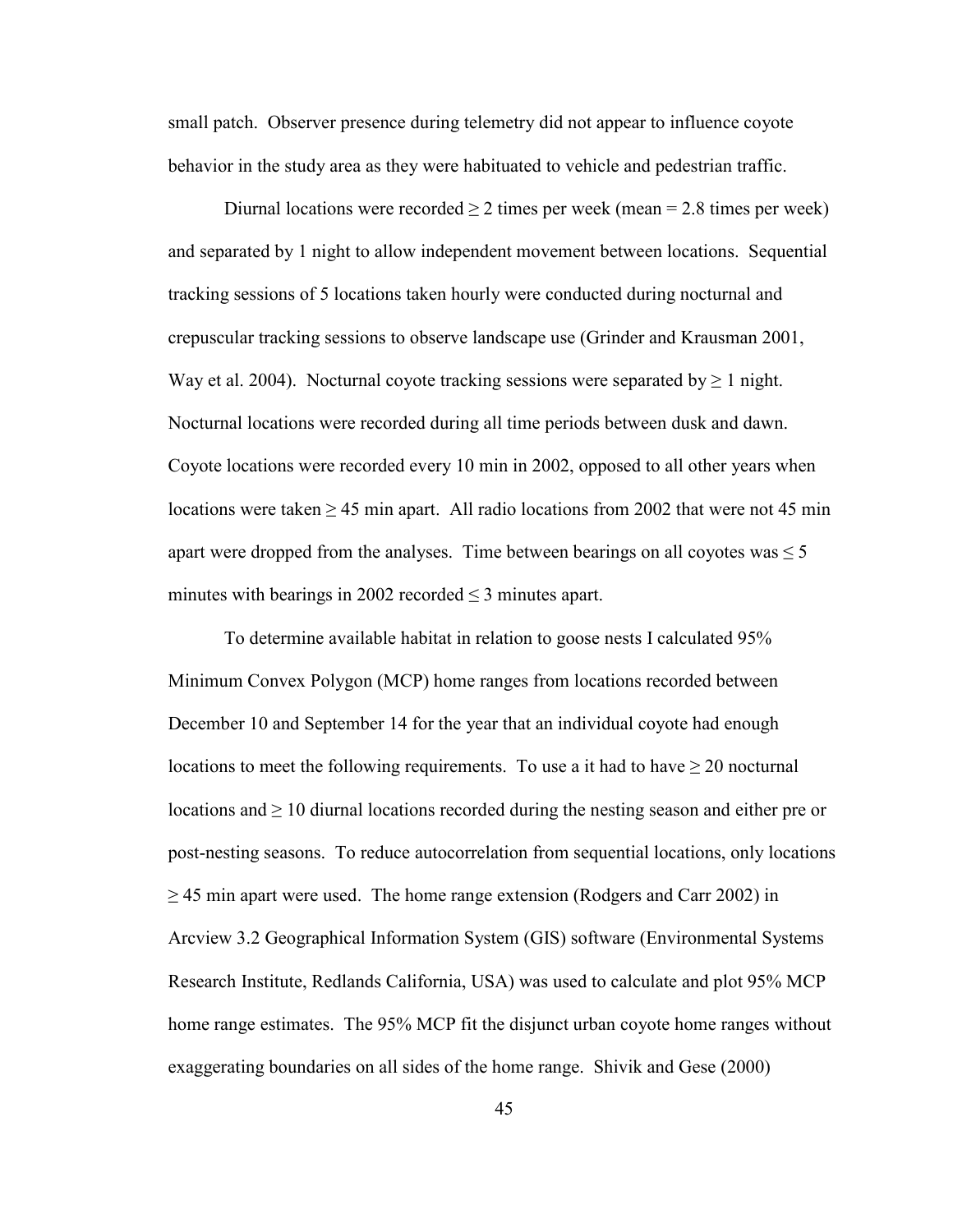small patch. Observer presence during telemetry did not appear to influence coyote behavior in the study area as they were habituated to vehicle and pedestrian traffic.

Diurnal locations were recorded $\geq 2$ times per week (mean = 2.8 times per week) and separated by 1 night to allow independent movement between locations. Sequential tracking sessions of 5 locations taken hourly were conducted during nocturnal and crepuscular tracking sessions to observe landscape use (Grinder and Krausman 2001, Way et al. 2004). Nocturnal coyote tracking sessions were separated by $\geq 1$ night. Nocturnal locations were recorded during all time periods between dusk and dawn. Coyote locations were recorded every 10 min in 2002, opposed to all other years when locations were taken $\geq 45$ min apart. All radio locations from 2002 that were not 45 min apart were dropped from the analyses. Time between bearings on all coyotes was $\leq 5$ minutes with bearings in 2002 recorded $\leq 3$ minutes apart.

To determine available habitat in relation to goose nests I calculated 95% Minimum Convex Polygon (MCP) home ranges from locations recorded between December 10 and September 14 for the year that an individual coyote had enough locations to meet the following requirements. To use a it had to have $\geq 20$ nocturnal locations and $\geq 10$ diurnal locations recorded during the nesting season and either pre or post-nesting seasons. To reduce autocorrelation from sequential locations, only locations $\geq 45$ min apart were used. The home range extension (Rodgers and Carr 2002) in Arcview 3.2 Geographical Information System (GIS) software (Environmental Systems Research Institute, Redlands California, USA) was used to calculate and plot 95% MCP home range estimates. The 95% MCP fit the disjunct urban coyote home ranges without exaggerating boundaries on all sides of the home range. Shivik and Gese (2000)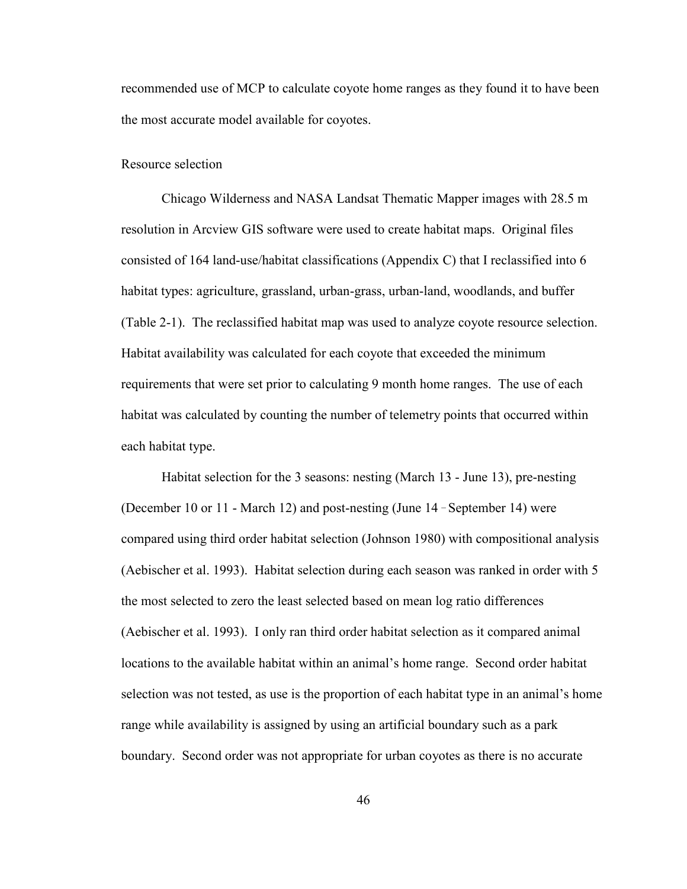recommended use of MCP to calculate coyote home ranges as they found it to have been the most accurate model available for coyotes.

### Resource selection

Chicago Wilderness and NASA Landsat Thematic Mapper images with 28.5 m resolution in Arcview GIS software were used to create habitat maps. Original files consisted of 164 land-use/habitat classifications (Appendix C) that I reclassified into 6 habitat types: agriculture, grassland, urban-grass, urban-land, woodlands, and buffer (Table 2-1). The reclassified habitat map was used to analyze coyote resource selection. Habitat availability was calculated for each coyote that exceeded the minimum requirements that were set prior to calculating 9 month home ranges. The use of each habitat was calculated by counting the number of telemetry points that occurred within each habitat type.

Habitat selection for the 3 seasons: nesting (March 13 - June 13), pre-nesting (December 10 or 11 - March 12) and post-nesting (June 14 - September 14) were compared using third order habitat selection (Johnson 1980) with compositional analysis (Aebischer et al. 1993). Habitat selection during each season was ranked in order with 5 the most selected to zero the least selected based on mean log ratio differences (Aebischer et al. 1993). I only ran third order habitat selection as it compared animal locations to the available habitat within an animal's home range. Second order habitat selection was not tested, as use is the proportion of each habitat type in an animal's home range while availability is assigned by using an artificial boundary such as a park boundary. Second order was not appropriate for urban coyotes as there is no accurate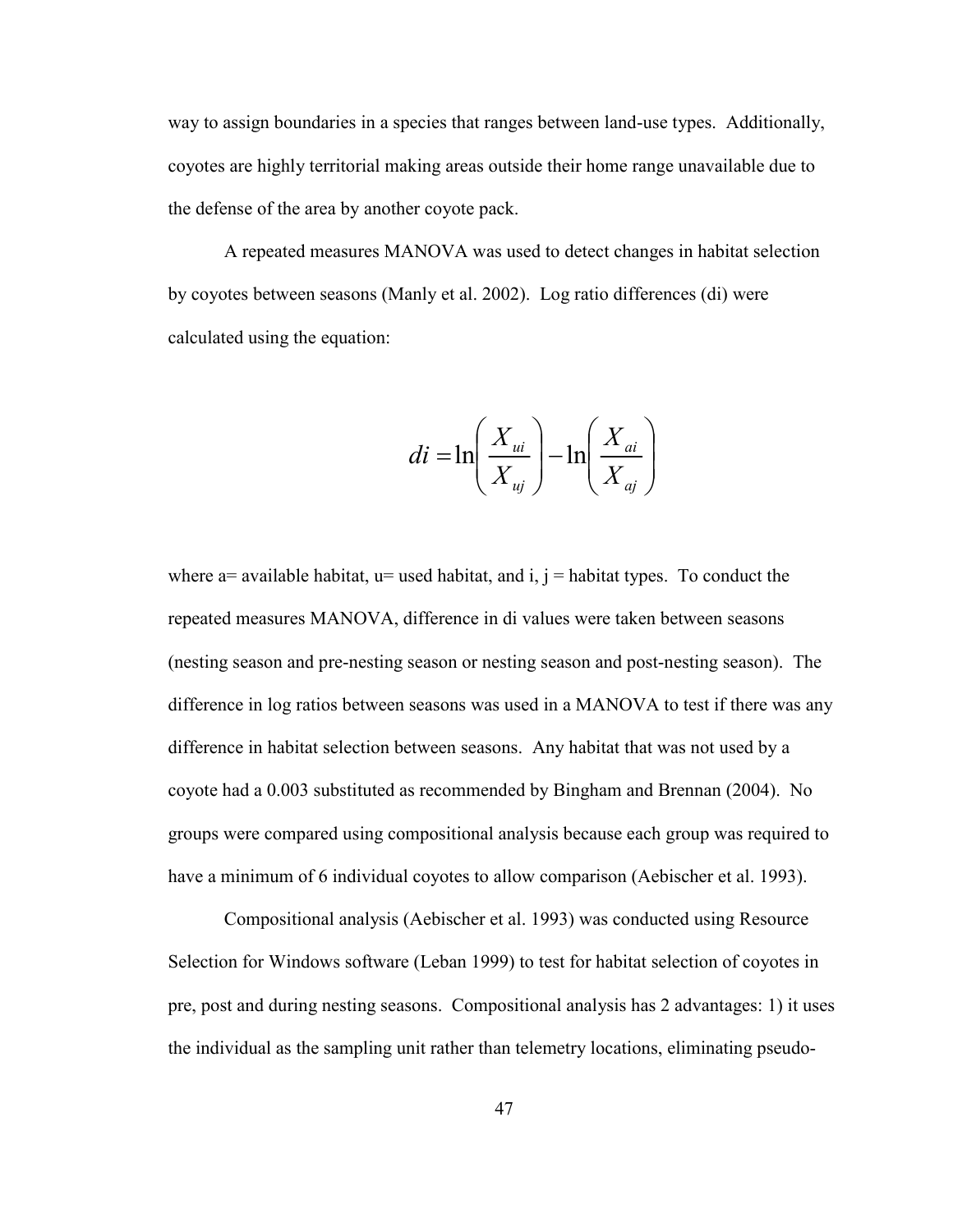way to assign boundaries in a species that ranges between land-use types. Additionally, coyotes are highly territorial making areas outside their home range unavailable due to the defense of the area by another coyote pack.

A repeated measures MANOVA was used to detect changes in habitat selection by coyotes between seasons (Manly et al. 2002). Log ratio differences (di) were calculated using the equation:

$$di = \ln\left(\frac{X_{ui}}{X_{uj}}\right) - \ln\left(\frac{X_{ai}}{X_{aj}}\right)$$

where a= available habitat, u= used habitat, and i, j = habitat types. To conduct the repeated measures MANOVA, difference in di values were taken between seasons (nesting season and pre-nesting season or nesting season and post-nesting season). The difference in log ratios between seasons was used in a MANOVA to test if there was any difference in habitat selection between seasons. Any habitat that was not used by a coyote had a 0.003 substituted as recommended by Bingham and Brennan (2004). No groups were compared using compositional analysis because each group was required to have a minimum of 6 individual coyotes to allow comparison (Aebischer et al. 1993).

Compositional analysis (Aebischer et al. 1993) was conducted using Resource Selection for Windows software (Leban 1999) to test for habitat selection of coyotes in pre, post and during nesting seasons. Compositional analysis has 2 advantages: 1) it uses the individual as the sampling unit rather than telemetry locations, eliminating pseudo-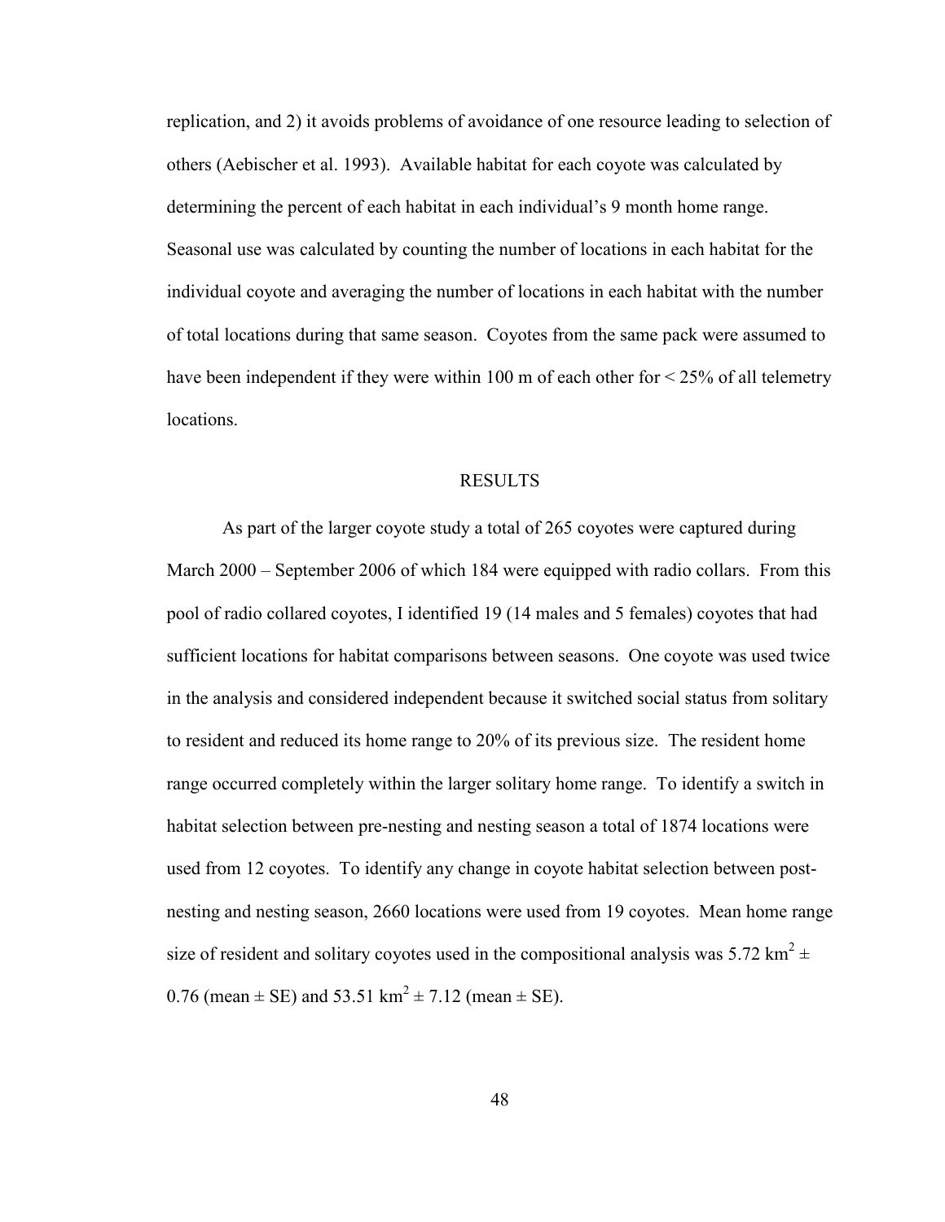replication, and 2) it avoids problems of avoidance of one resource leading to selection of others (Aebischer et al. 1993). Available habitat for each coyote was calculated by determining the percent of each habitat in each individual's 9 month home range. Seasonal use was calculated by counting the number of locations in each habitat for the individual coyote and averaging the number of locations in each habitat with the number of total locations during that same season. Coyotes from the same pack were assumed to have been independent if they were within 100 m of each other for < 25% of all telemetry locations.

## RESULTS

As part of the larger coyote study a total of 265 coyotes were captured during March 2000 – September 2006 of which 184 were equipped with radio collars. From this pool of radio collared coyotes, I identified 19 (14 males and 5 females) coyotes that had sufficient locations for habitat comparisons between seasons. One coyote was used twice in the analysis and considered independent because it switched social status from solitary to resident and reduced its home range to 20% of its previous size. The resident home range occurred completely within the larger solitary home range. To identify a switch in habitat selection between pre-nesting and nesting season a total of 1874 locations were used from 12 coyotes. To identify any change in coyote habitat selection between post-nesting and nesting season, 2660 locations were used from 19 coyotes. Mean home range size of resident and solitary coyotes used in the compositional analysis was 5.72 $km^2$ ± 0.76 (mean ± SE) and 53.51 $km^2$ ± 7.12 (mean ± SE).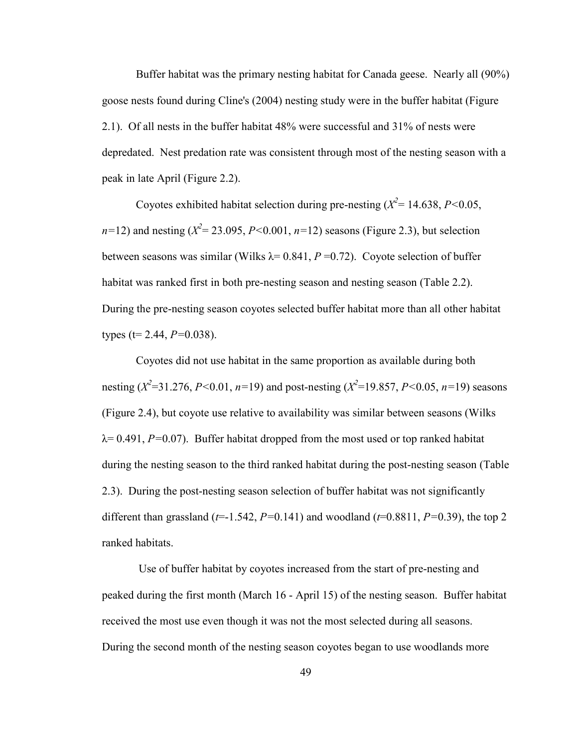Buffer habitat was the primary nesting habitat for Canada geese. Nearly all (90%) goose nests found during Cline's (2004) nesting study were in the buffer habitat (Figure 2.1). Of all nests in the buffer habitat 48% were successful and 31% of nests were depredated. Nest predation rate was consistent through most of the nesting season with a peak in late April (Figure 2.2).

Coyotes exhibited habitat selection during pre-nesting ($X^2$= 14.638, $P$<0.05, $n$=12) and nesting ($X^2$= 23.095, $P$<0.001, $n$=12) seasons (Figure 2.3), but selection between seasons was similar (Wilks $\lambda$= 0.841, $P$ =0.72). Coyote selection of buffer habitat was ranked first in both pre-nesting season and nesting season (Table 2.2). During the pre-nesting season coyotes selected buffer habitat more than all other habitat types (t= 2.44, $P$=0.038).

Coyotes did not use habitat in the same proportion as available during both nesting ($X^2$=31.276, $P$<0.01, $n$=19) and post-nesting ($X^2$=19.857, $P$<0.05, $n$=19) seasons (Figure 2.4), but coyote use relative to availability was similar between seasons (Wilks $\lambda$= 0.491, $P$=0.07). Buffer habitat dropped from the most used or top ranked habitat during the nesting season to the third ranked habitat during the post-nesting season (Table 2.3). During the post-nesting season selection of buffer habitat was not significantly different than grassland ($t$=-1.542, $P$=0.141) and woodland ($t$=0.8811, $P$=0.39), the top 2 ranked habitats.

Use of buffer habitat by coyotes increased from the start of pre-nesting and peaked during the first month (March 16 - April 15) of the nesting season. Buffer habitat received the most use even though it was not the most selected during all seasons. During the second month of the nesting season coyotes began to use woodlands more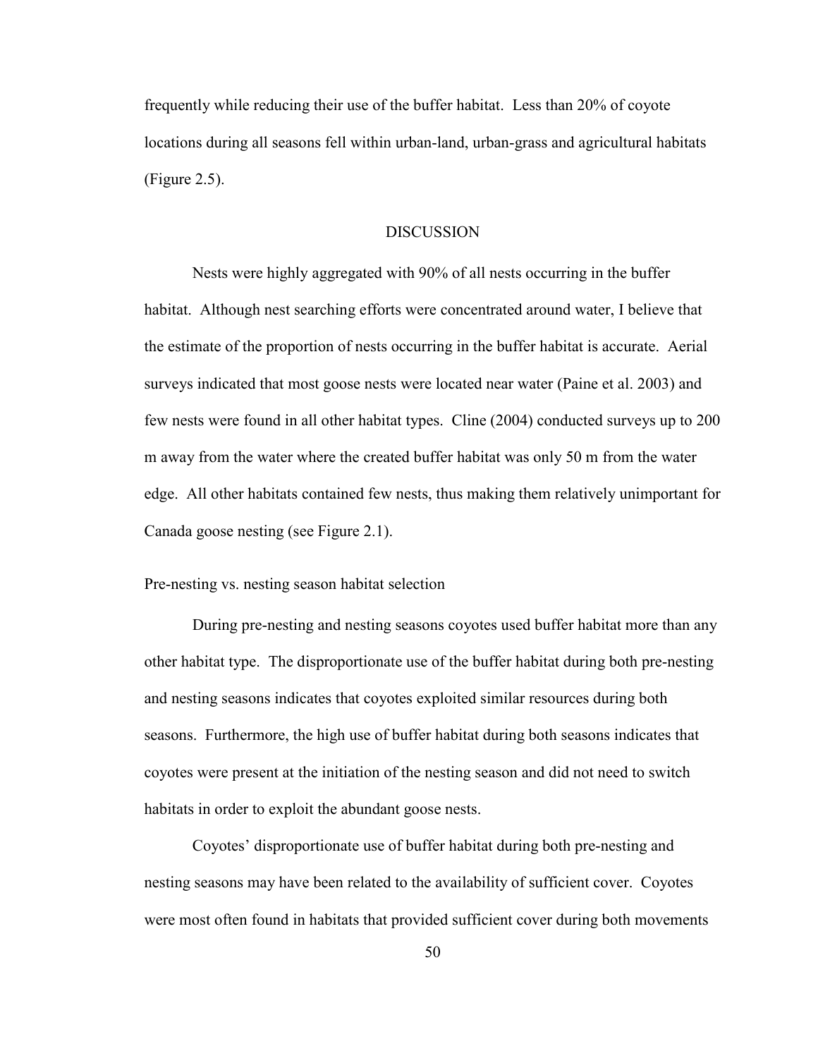frequently while reducing their use of the buffer habitat. Less than 20% of coyote locations during all seasons fell within urban-land, urban-grass and agricultural habitats (Figure 2.5).

## DISCUSSION

Nests were highly aggregated with 90% of all nests occurring in the buffer habitat. Although nest searching efforts were concentrated around water, I believe that the estimate of the proportion of nests occurring in the buffer habitat is accurate. Aerial surveys indicated that most goose nests were located near water (Paine et al. 2003) and few nests were found in all other habitat types. Cline (2004) conducted surveys up to 200 m away from the water where the created buffer habitat was only 50 m from the water edge. All other habitats contained few nests, thus making them relatively unimportant for Canada goose nesting (see Figure 2.1).

### Pre-nesting vs. nesting season habitat selection

During pre-nesting and nesting seasons coyotes used buffer habitat more than any other habitat type. The disproportionate use of the buffer habitat during both pre-nesting and nesting seasons indicates that coyotes exploited similar resources during both seasons. Furthermore, the high use of buffer habitat during both seasons indicates that coyotes were present at the initiation of the nesting season and did not need to switch habitats in order to exploit the abundant goose nests.

Coyotes' disproportionate use of buffer habitat during both pre-nesting and nesting seasons may have been related to the availability of sufficient cover. Coyotes were most often found in habitats that provided sufficient cover during both movements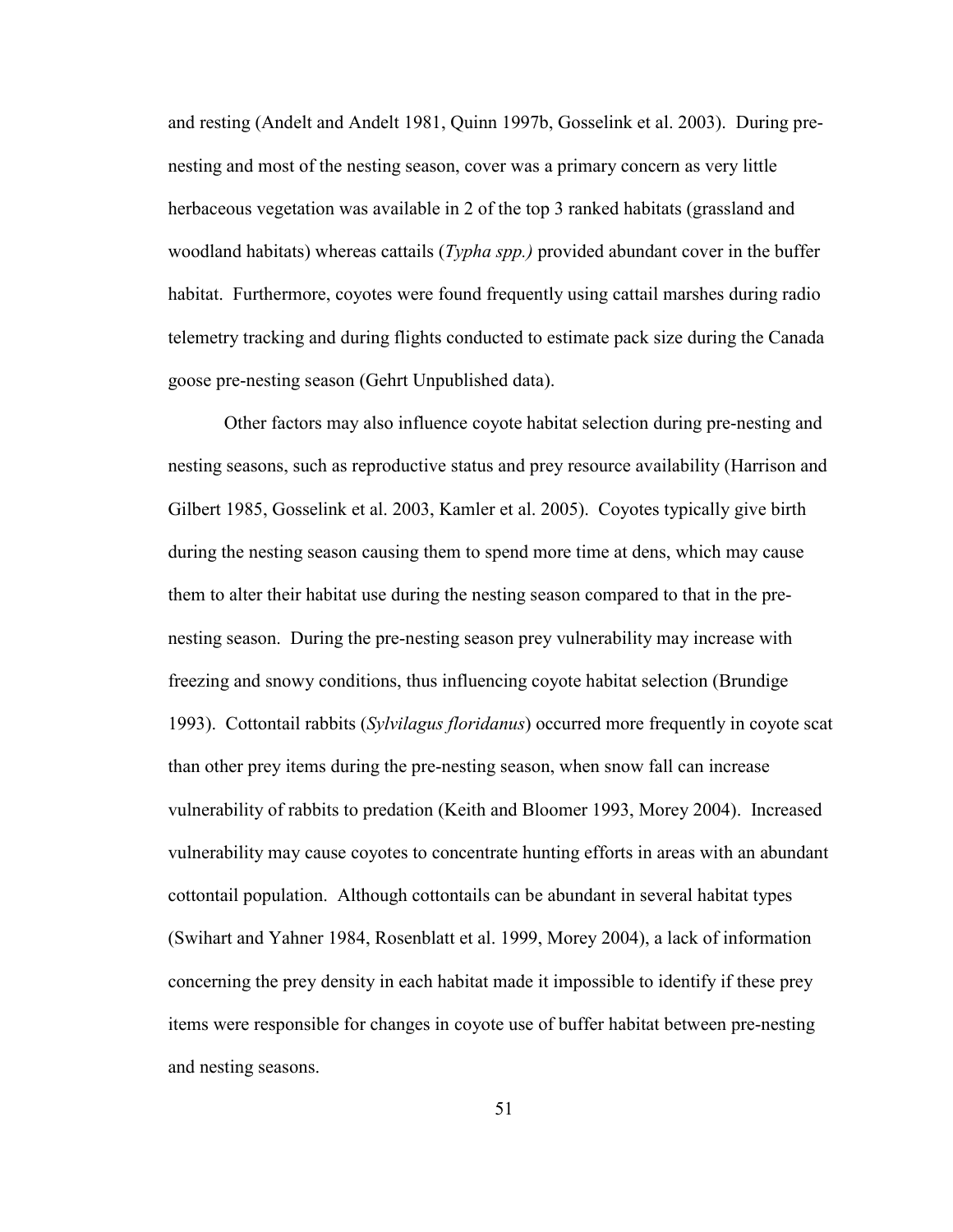and resting (Andelt and Andelt 1981, Quinn 1997b, Gosselink et al. 2003). During pre-nesting and most of the nesting season, cover was a primary concern as very little herbaceous vegetation was available in 2 of the top 3 ranked habitats (grassland and woodland habitats) whereas cattails (*Typha spp.)* provided abundant cover in the buffer habitat. Furthermore, coyotes were found frequently using cattail marshes during radio telemetry tracking and during flights conducted to estimate pack size during the Canada goose pre-nesting season (Gehrt Unpublished data).

Other factors may also influence coyote habitat selection during pre-nesting and nesting seasons, such as reproductive status and prey resource availability (Harrison and Gilbert 1985, Gosselink et al. 2003, Kamler et al. 2005). Coyotes typically give birth during the nesting season causing them to spend more time at dens, which may cause them to alter their habitat use during the nesting season compared to that in the pre-nesting season. During the pre-nesting season prey vulnerability may increase with freezing and snowy conditions, thus influencing coyote habitat selection (Brundige 1993). Cottontail rabbits (*Sylvilagus floridanus*) occurred more frequently in coyote scat than other prey items during the pre-nesting season, when snow fall can increase vulnerability of rabbits to predation (Keith and Bloomer 1993, Morey 2004). Increased vulnerability may cause coyotes to concentrate hunting efforts in areas with an abundant cottontail population. Although cottontails can be abundant in several habitat types (Swihart and Yahner 1984, Rosenblatt et al. 1999, Morey 2004), a lack of information concerning the prey density in each habitat made it impossible to identify if these prey items were responsible for changes in coyote use of buffer habitat between pre-nesting and nesting seasons.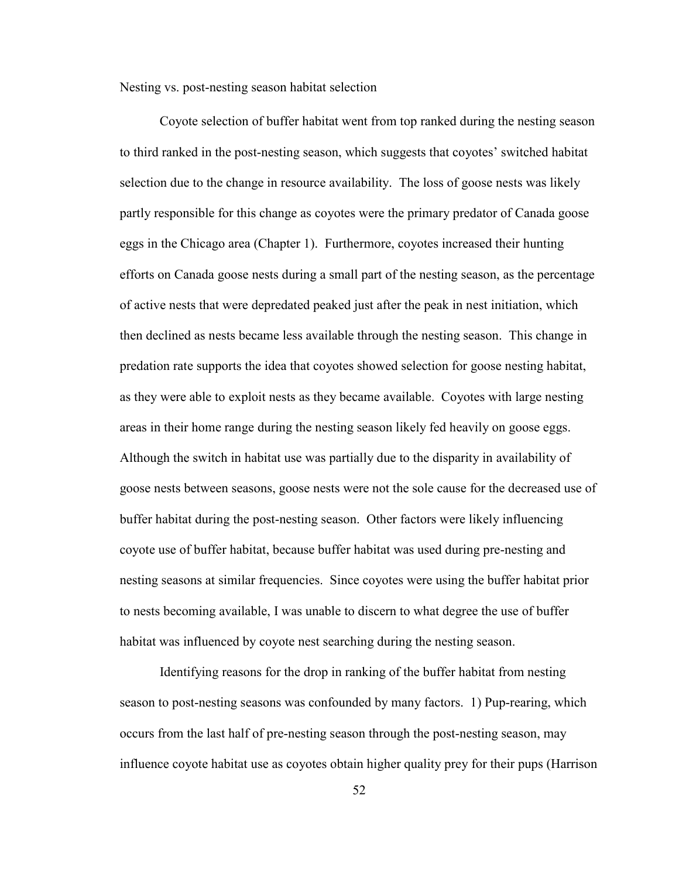Nesting vs. post-nesting season habitat selection

Coyote selection of buffer habitat went from top ranked during the nesting season to third ranked in the post-nesting season, which suggests that coyotes' switched habitat selection due to the change in resource availability. The loss of goose nests was likely partly responsible for this change as coyotes were the primary predator of Canada goose eggs in the Chicago area (Chapter 1). Furthermore, coyotes increased their hunting efforts on Canada goose nests during a small part of the nesting season, as the percentage of active nests that were depredated peaked just after the peak in nest initiation, which then declined as nests became less available through the nesting season. This change in predation rate supports the idea that coyotes showed selection for goose nesting habitat, as they were able to exploit nests as they became available. Coyotes with large nesting areas in their home range during the nesting season likely fed heavily on goose eggs. Although the switch in habitat use was partially due to the disparity in availability of goose nests between seasons, goose nests were not the sole cause for the decreased use of buffer habitat during the post-nesting season. Other factors were likely influencing coyote use of buffer habitat, because buffer habitat was used during pre-nesting and nesting seasons at similar frequencies. Since coyotes were using the buffer habitat prior to nests becoming available, I was unable to discern to what degree the use of buffer habitat was influenced by coyote nest searching during the nesting season.

Identifying reasons for the drop in ranking of the buffer habitat from nesting season to post-nesting seasons was confounded by many factors. 1) Pup-rearing, which occurs from the last half of pre-nesting season through the post-nesting season, may influence coyote habitat use as coyotes obtain higher quality prey for their pups (Harrison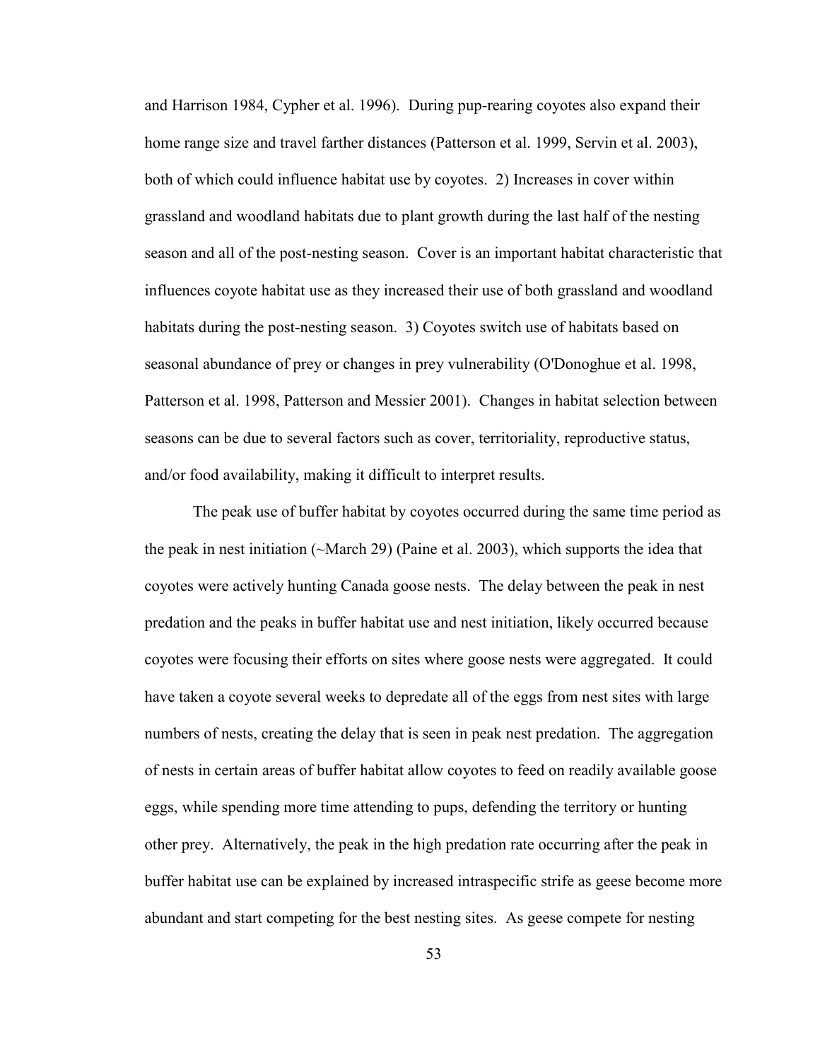and Harrison 1984, Cypher et al. 1996). During pup-rearing coyotes also expand their home range size and travel farther distances (Patterson et al. 1999, Servin et al. 2003), both of which could influence habitat use by coyotes. 2) Increases in cover within grassland and woodland habitats due to plant growth during the last half of the nesting season and all of the post-nesting season. Cover is an important habitat characteristic that influences coyote habitat use as they increased their use of both grassland and woodland habitats during the post-nesting season. 3) Coyotes switch use of habitats based on seasonal abundance of prey or changes in prey vulnerability (O'Donoghue et al. 1998, Patterson et al. 1998, Patterson and Messier 2001). Changes in habitat selection between seasons can be due to several factors such as cover, territoriality, reproductive status, and/or food availability, making it difficult to interpret results.

The peak use of buffer habitat by coyotes occurred during the same time period as the peak in nest initiation (~March 29) (Paine et al. 2003), which supports the idea that coyotes were actively hunting Canada goose nests. The delay between the peak in nest predation and the peaks in buffer habitat use and nest initiation, likely occurred because coyotes were focusing their efforts on sites where goose nests were aggregated. It could have taken a coyote several weeks to depredate all of the eggs from nest sites with large numbers of nests, creating the delay that is seen in peak nest predation. The aggregation of nests in certain areas of buffer habitat allow coyotes to feed on readily available goose eggs, while spending more time attending to pups, defending the territory or hunting other prey. Alternatively, the peak in the high predation rate occurring after the peak in buffer habitat use can be explained by increased intraspecific strife as geese become more abundant and start competing for the best nesting sites. As geese compete for nesting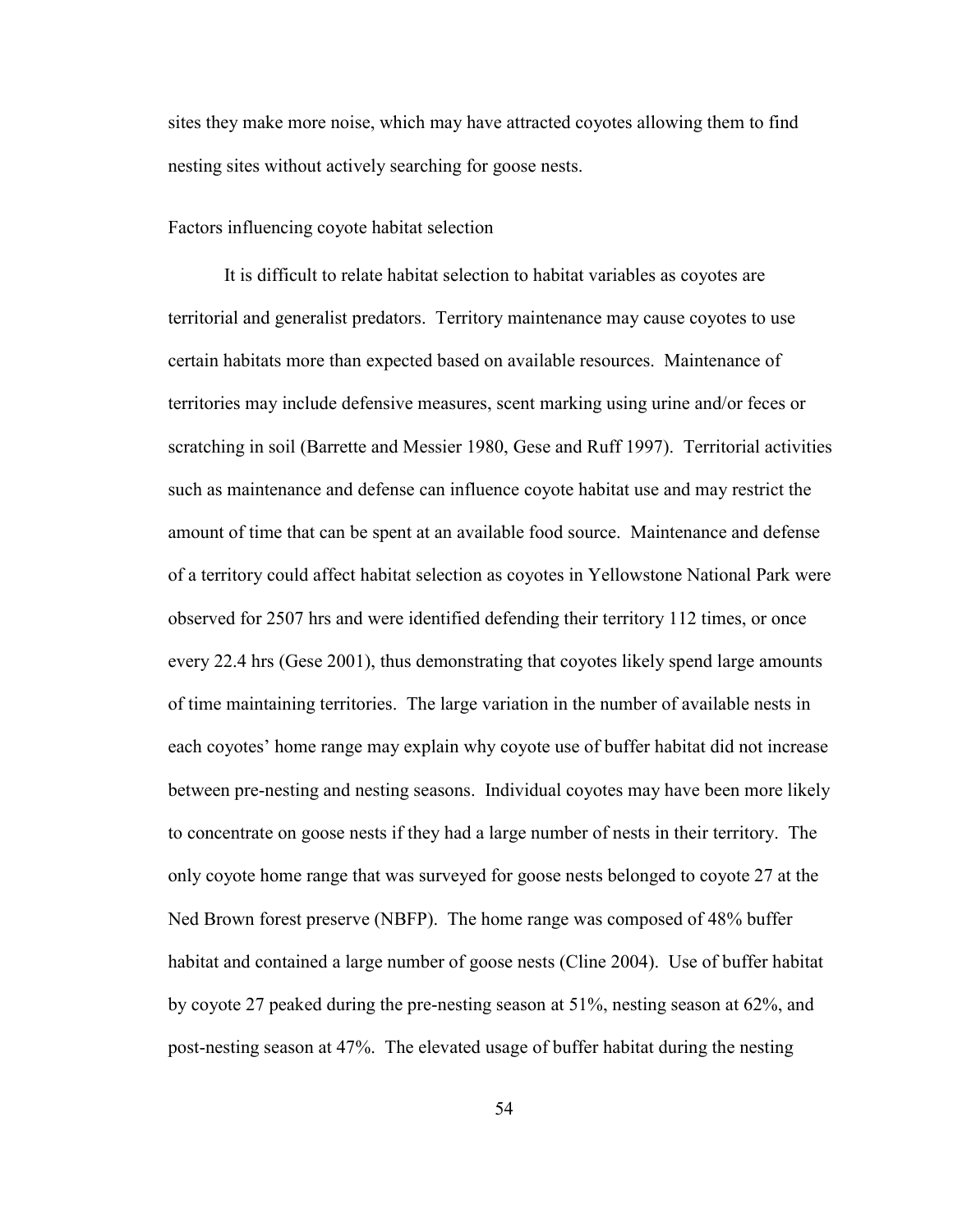sites they make more noise, which may have attracted coyotes allowing them to find nesting sites without actively searching for goose nests.

## Factors influencing coyote habitat selection

It is difficult to relate habitat selection to habitat variables as coyotes are territorial and generalist predators. Territory maintenance may cause coyotes to use certain habitats more than expected based on available resources. Maintenance of territories may include defensive measures, scent marking using urine and/or feces or scratching in soil (Barrette and Messier 1980, Gese and Ruff 1997). Territorial activities such as maintenance and defense can influence coyote habitat use and may restrict the amount of time that can be spent at an available food source. Maintenance and defense of a territory could affect habitat selection as coyotes in Yellowstone National Park were observed for 2507 hrs and were identified defending their territory 112 times, or once every 22.4 hrs (Gese 2001), thus demonstrating that coyotes likely spend large amounts of time maintaining territories. The large variation in the number of available nests in each coyotes' home range may explain why coyote use of buffer habitat did not increase between pre-nesting and nesting seasons. Individual coyotes may have been more likely to concentrate on goose nests if they had a large number of nests in their territory. The only coyote home range that was surveyed for goose nests belonged to coyote 27 at the Ned Brown forest preserve (NBFP). The home range was composed of 48% buffer habitat and contained a large number of goose nests (Cline 2004). Use of buffer habitat by coyote 27 peaked during the pre-nesting season at 51%, nesting season at 62%, and post-nesting season at 47%. The elevated usage of buffer habitat during the nesting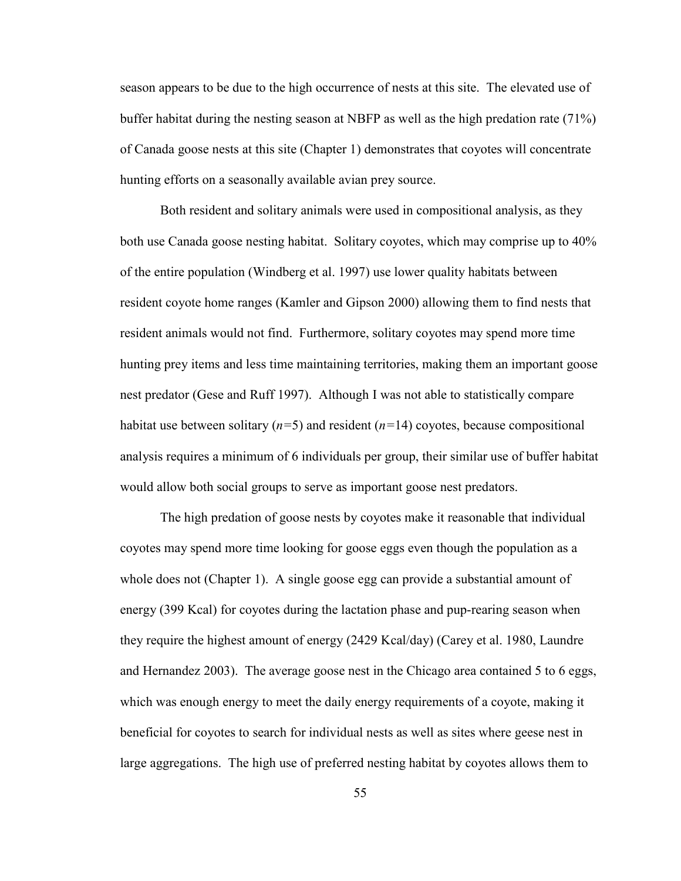season appears to be due to the high occurrence of nests at this site. The elevated use of buffer habitat during the nesting season at NBFP as well as the high predation rate (71%) of Canada goose nests at this site (Chapter 1) demonstrates that coyotes will concentrate hunting efforts on a seasonally available avian prey source.

Both resident and solitary animals were used in compositional analysis, as they both use Canada goose nesting habitat. Solitary coyotes, which may comprise up to 40% of the entire population (Windberg et al. 1997) use lower quality habitats between resident coyote home ranges (Kamler and Gipson 2000) allowing them to find nests that resident animals would not find. Furthermore, solitary coyotes may spend more time hunting prey items and less time maintaining territories, making them an important goose nest predator (Gese and Ruff 1997). Although I was not able to statistically compare habitat use between solitary ($n$=5) and resident ($n$=14) coyotes, because compositional analysis requires a minimum of 6 individuals per group, their similar use of buffer habitat would allow both social groups to serve as important goose nest predators.

The high predation of goose nests by coyotes make it reasonable that individual coyotes may spend more time looking for goose eggs even though the population as a whole does not (Chapter 1). A single goose egg can provide a substantial amount of energy (399 Kcal) for coyotes during the lactation phase and pup-rearing season when they require the highest amount of energy (2429 Kcal/day) (Carey et al. 1980, Laundre and Hernandez 2003). The average goose nest in the Chicago area contained 5 to 6 eggs, which was enough energy to meet the daily energy requirements of a coyote, making it beneficial for coyotes to search for individual nests as well as sites where geese nest in large aggregations. The high use of preferred nesting habitat by coyotes allows them to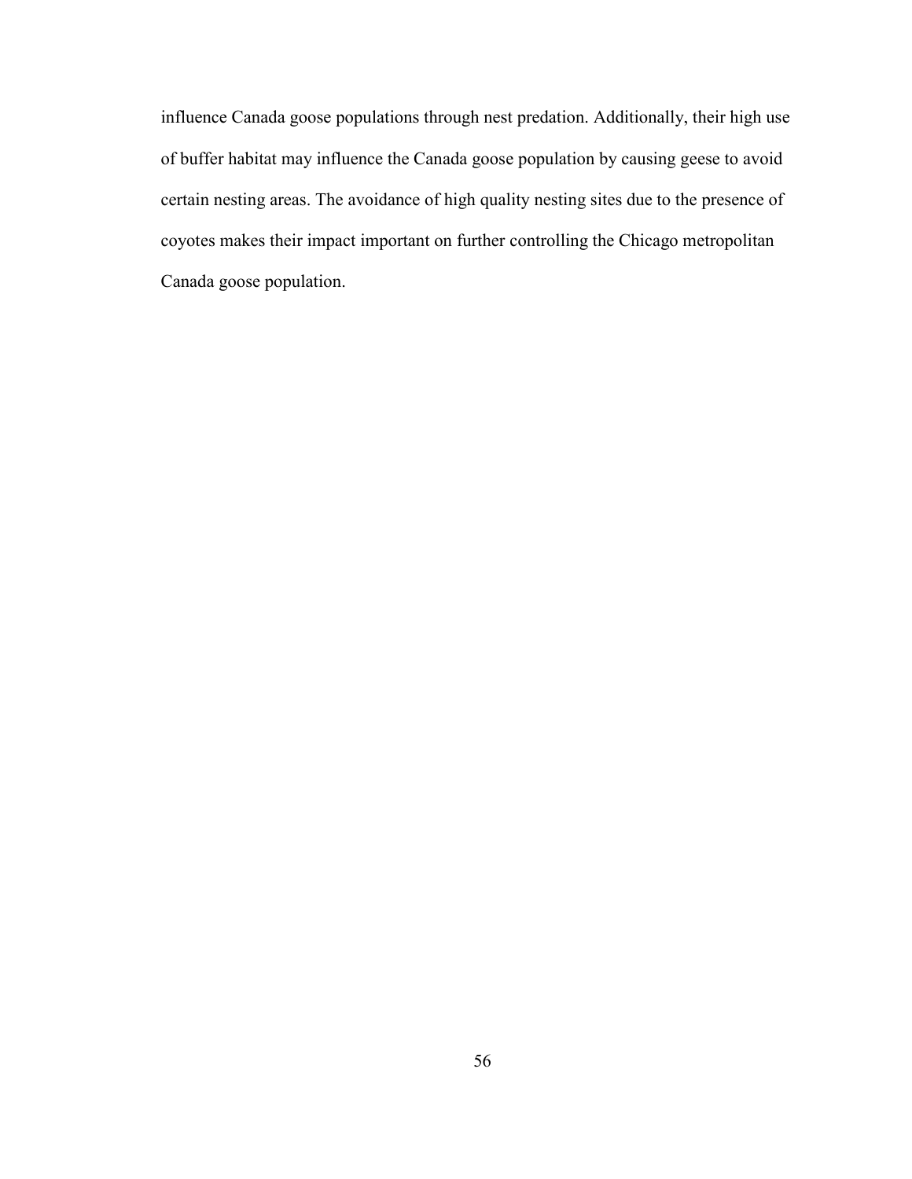influence Canada goose populations through nest predation. Additionally, their high use of buffer habitat may influence the Canada goose population by causing geese to avoid certain nesting areas. The avoidance of high quality nesting sites due to the presence of coyotes makes their impact important on further controlling the Chicago metropolitan Canada goose population.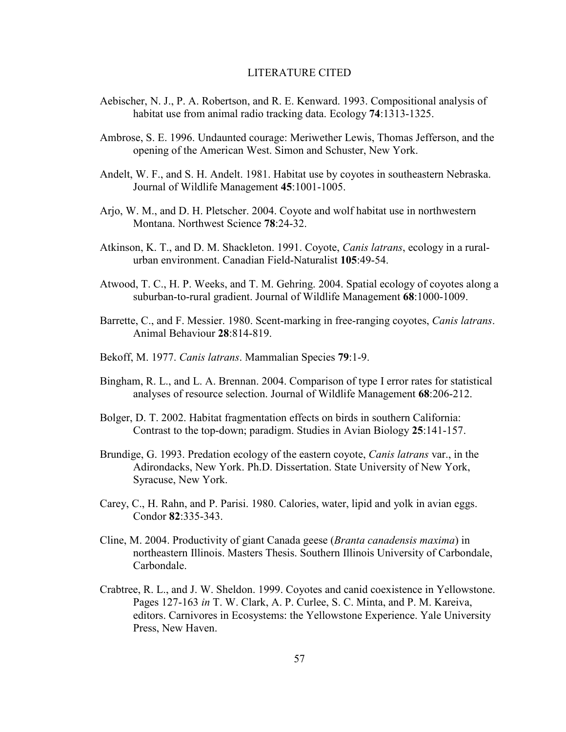# LITERATURE CITED

Aebischer, N. J., P. A. Robertson, and R. E. Kenward. 1993. Compositional analysis of habitat use from animal radio tracking data. Ecology **74**:1313-1325.

Ambrose, S. E. 1996. Undaunted courage: Meriwether Lewis, Thomas Jefferson, and the opening of the American West. Simon and Schuster, New York.

Andelt, W. F., and S. H. Andelt. 1981. Habitat use by coyotes in southeastern Nebraska. Journal of Wildlife Management **45**:1001-1005.

Arjo, W. M., and D. H. Pletscher. 2004. Coyote and wolf habitat use in northwestern Montana. Northwest Science **78**:24-32.

Atkinson, K. T., and D. M. Shackleton. 1991. Coyote, *Canis latrans*, ecology in a rural-urban environment. Canadian Field-Naturalist **105**:49-54.

Atwood, T. C., H. P. Weeks, and T. M. Gehring. 2004. Spatial ecology of coyotes along a suburban-to-rural gradient. Journal of Wildlife Management **68**:1000-1009.

Barrette, C., and F. Messier. 1980. Scent-marking in free-ranging coyotes, *Canis latrans*. Animal Behaviour **28**:814-819.

Bekoff, M. 1977. *Canis latrans*. Mammalian Species **79**:1-9.

Bingham, R. L., and L. A. Brennan. 2004. Comparison of type I error rates for statistical analyses of resource selection. Journal of Wildlife Management **68**:206-212.

Bolger, D. T. 2002. Habitat fragmentation effects on birds in southern California: Contrast to the top-down; paradigm. Studies in Avian Biology **25**:141-157.

Brundige, G. 1993. Predation ecology of the eastern coyote, *Canis latrans* var., in the Adirondacks, New York. Ph.D. Dissertation. State University of New York, Syracuse, New York.

Carey, C., H. Rahn, and P. Parisi. 1980. Calories, water, lipid and yolk in avian eggs. Condor **82**:335-343.

Cline, M. 2004. Productivity of giant Canada geese (*Branta canadensis maxima*) in northeastern Illinois. Masters Thesis. Southern Illinois University of Carbondale, Carbondale.

Crabtree, R. L., and J. W. Sheldon. 1999. Coyotes and canid coexistence in Yellowstone. Pages 127-163 *in* T. W. Clark, A. P. Curlee, S. C. Minta, and P. M. Kareiva, editors. Carnivores in Ecosystems: the Yellowstone Experience. Yale University Press, New Haven.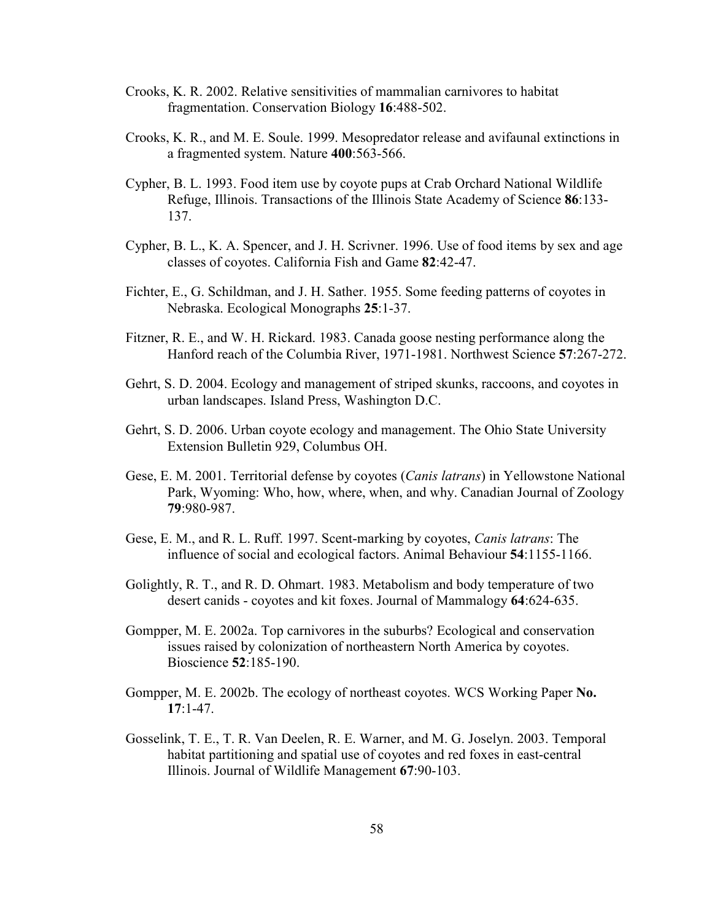Crooks, K. R. 2002. Relative sensitivities of mammalian carnivores to habitat fragmentation. Conservation Biology **16**:488-502.

Crooks, K. R., and M. E. Soule. 1999. Mesopredator release and avifaunal extinctions in a fragmented system. Nature **400**:563-566.

Cypher, B. L. 1993. Food item use by coyote pups at Crab Orchard National Wildlife Refuge, Illinois. Transactions of the Illinois State Academy of Science **86**:133-137.

Cypher, B. L., K. A. Spencer, and J. H. Scrivner. 1996. Use of food items by sex and age classes of coyotes. California Fish and Game **82**:42-47.

Fichter, E., G. Schildman, and J. H. Sather. 1955. Some feeding patterns of coyotes in Nebraska. Ecological Monographs **25**:1-37.

Fitzner, R. E., and W. H. Rickard. 1983. Canada goose nesting performance along the Hanford reach of the Columbia River, 1971-1981. Northwest Science **57**:267-272.

Gehrt, S. D. 2004. Ecology and management of striped skunks, raccoons, and coyotes in urban landscapes. Island Press, Washington D.C.

Gehrt, S. D. 2006. Urban coyote ecology and management. The Ohio State University Extension Bulletin 929, Columbus OH.

Gese, E. M. 2001. Territorial defense by coyotes (*Canis latrans*) in Yellowstone National Park, Wyoming: Who, how, where, when, and why. Canadian Journal of Zoology **79**:980-987.

Gese, E. M., and R. L. Ruff. 1997. Scent-marking by coyotes, *Canis latrans*: The influence of social and ecological factors. Animal Behaviour **54**:1155-1166.

Golightly, R. T., and R. D. Ohmart. 1983. Metabolism and body temperature of two desert canids - coyotes and kit foxes. Journal of Mammalogy **64**:624-635.

Gompper, M. E. 2002a. Top carnivores in the suburbs? Ecological and conservation issues raised by colonization of northeastern North America by coyotes. Bioscience **52**:185-190.

Gompper, M. E. 2002b. The ecology of northeast coyotes. WCS Working Paper **No. 17**:1-47.

Gosselink, T. E., T. R. Van Deelen, R. E. Warner, and M. G. Joselyn. 2003. Temporal habitat partitioning and spatial use of coyotes and red foxes in east-central Illinois. Journal of Wildlife Management **67**:90-103.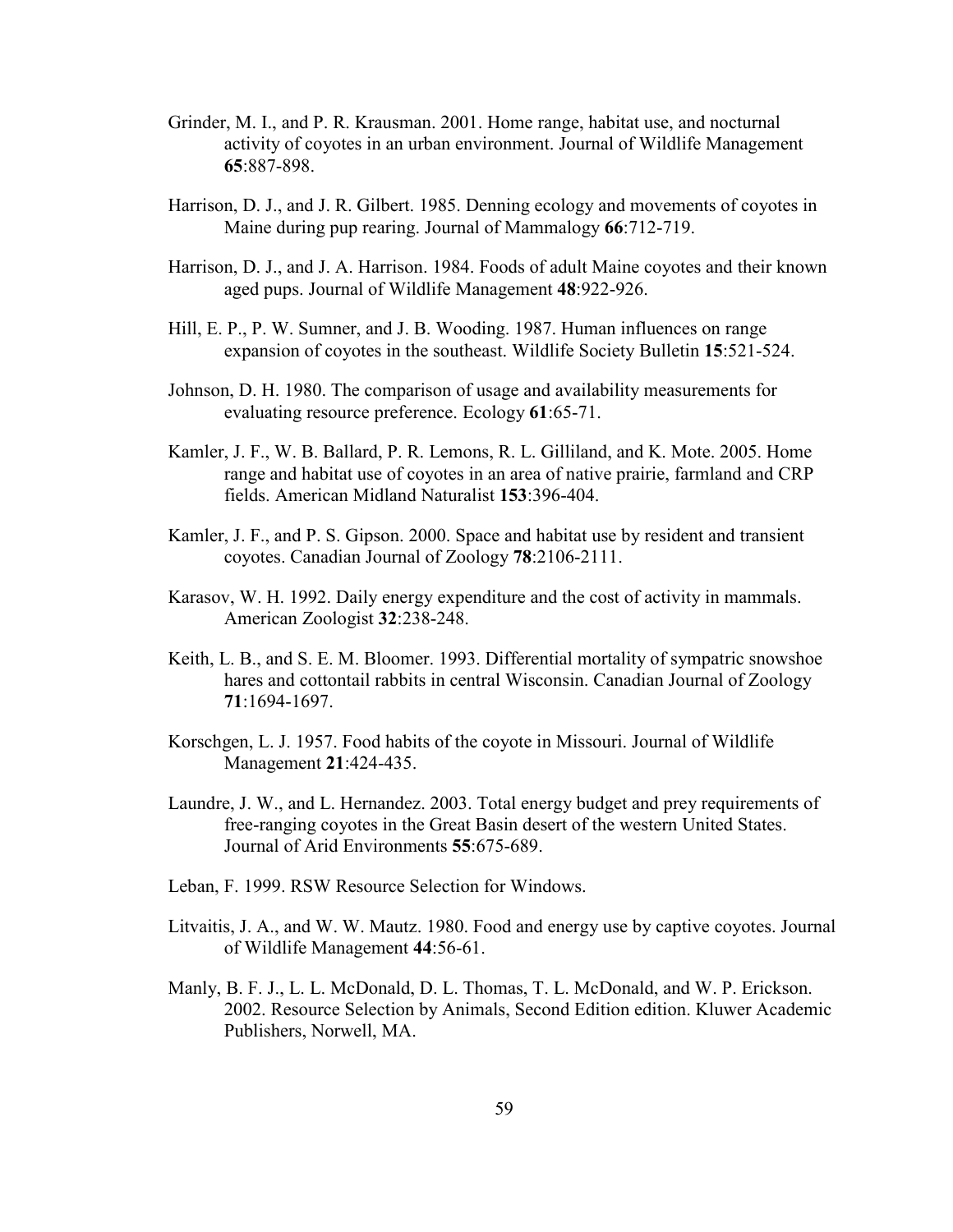Grinder, M. I., and P. R. Krausman. 2001. Home range, habitat use, and nocturnal activity of coyotes in an urban environment. Journal of Wildlife Management **65**:887-898.

Harrison, D. J., and J. R. Gilbert. 1985. Denning ecology and movements of coyotes in Maine during pup rearing. Journal of Mammalogy **66**:712-719.

Harrison, D. J., and J. A. Harrison. 1984. Foods of adult Maine coyotes and their known aged pups. Journal of Wildlife Management **48**:922-926.

Hill, E. P., P. W. Sumner, and J. B. Wooding. 1987. Human influences on range expansion of coyotes in the southeast. Wildlife Society Bulletin **15**:521-524.

Johnson, D. H. 1980. The comparison of usage and availability measurements for evaluating resource preference. Ecology **61**:65-71.

Kamler, J. F., W. B. Ballard, P. R. Lemons, R. L. Gilliland, and K. Mote. 2005. Home range and habitat use of coyotes in an area of native prairie, farmland and CRP fields. American Midland Naturalist **153**:396-404.

Kamler, J. F., and P. S. Gipson. 2000. Space and habitat use by resident and transient coyotes. Canadian Journal of Zoology **78**:2106-2111.

Karasov, W. H. 1992. Daily energy expenditure and the cost of activity in mammals. American Zoologist **32**:238-248.

Keith, L. B., and S. E. M. Bloomer. 1993. Differential mortality of sympatric snowshoe hares and cottontail rabbits in central Wisconsin. Canadian Journal of Zoology **71**:1694-1697.

Korschgen, L. J. 1957. Food habits of the coyote in Missouri. Journal of Wildlife Management **21**:424-435.

Laundre, J. W., and L. Hernandez. 2003. Total energy budget and prey requirements of free-ranging coyotes in the Great Basin desert of the western United States. Journal of Arid Environments **55**:675-689.

Leban, F. 1999. RSW Resource Selection for Windows.

Litvaitis, J. A., and W. W. Mautz. 1980. Food and energy use by captive coyotes. Journal of Wildlife Management **44**:56-61.

Manly, B. F. J., L. L. McDonald, D. L. Thomas, T. L. McDonald, and W. P. Erickson. 2002. Resource Selection by Animals, Second Edition edition. Kluwer Academic Publishers, Norwell, MA.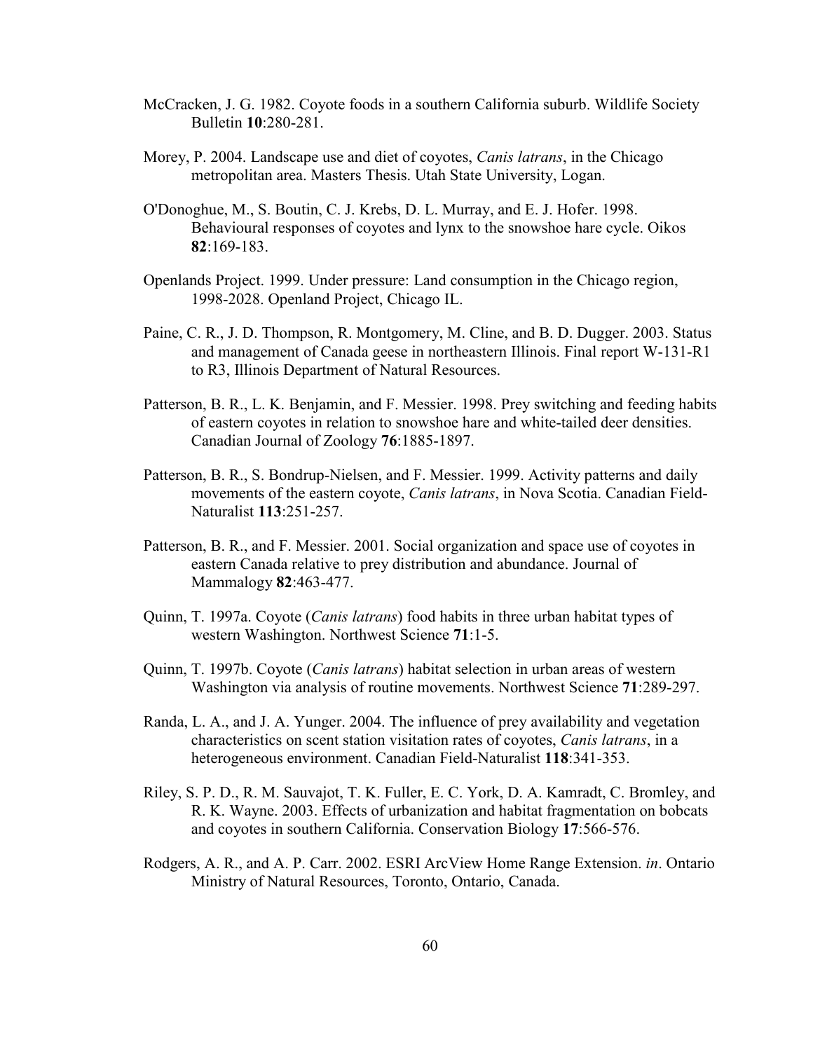McCracken, J. G. 1982. Coyote foods in a southern California suburb. Wildlife Society Bulletin **10**:280-281.

Morey, P. 2004. Landscape use and diet of coyotes, *Canis latrans*, in the Chicago metropolitan area. Masters Thesis. Utah State University, Logan.

O'Donoghue, M., S. Boutin, C. J. Krebs, D. L. Murray, and E. J. Hofer. 1998. Behavioural responses of coyotes and lynx to the snowshoe hare cycle. Oikos **82**:169-183.

Openlands Project. 1999. Under pressure: Land consumption in the Chicago region, 1998-2028. Openland Project, Chicago IL.

Paine, C. R., J. D. Thompson, R. Montgomery, M. Cline, and B. D. Dugger. 2003. Status and management of Canada geese in northeastern Illinois. Final report W-131-R1 to R3, Illinois Department of Natural Resources.

Patterson, B. R., L. K. Benjamin, and F. Messier. 1998. Prey switching and feeding habits of eastern coyotes in relation to snowshoe hare and white-tailed deer densities. Canadian Journal of Zoology **76**:1885-1897.

Patterson, B. R., S. Bondrup-Nielsen, and F. Messier. 1999. Activity patterns and daily movements of the eastern coyote, *Canis latrans*, in Nova Scotia. Canadian Field-Naturalist **113**:251-257.

Patterson, B. R., and F. Messier. 2001. Social organization and space use of coyotes in eastern Canada relative to prey distribution and abundance. Journal of Mammalogy **82**:463-477.

Quinn, T. 1997a. Coyote (*Canis latrans*) food habits in three urban habitat types of western Washington. Northwest Science **71**:1-5.

Quinn, T. 1997b. Coyote (*Canis latrans*) habitat selection in urban areas of western Washington via analysis of routine movements. Northwest Science **71**:289-297.

Randa, L. A., and J. A. Yunger. 2004. The influence of prey availability and vegetation characteristics on scent station visitation rates of coyotes, *Canis latrans*, in a heterogeneous environment. Canadian Field-Naturalist **118**:341-353.

Riley, S. P. D., R. M. Sauvajot, T. K. Fuller, E. C. York, D. A. Kamradt, C. Bromley, and R. K. Wayne. 2003. Effects of urbanization and habitat fragmentation on bobcats and coyotes in southern California. Conservation Biology **17**:566-576.

Rodgers, A. R., and A. P. Carr. 2002. ESRI ArcView Home Range Extension. *in*. Ontario Ministry of Natural Resources, Toronto, Ontario, Canada.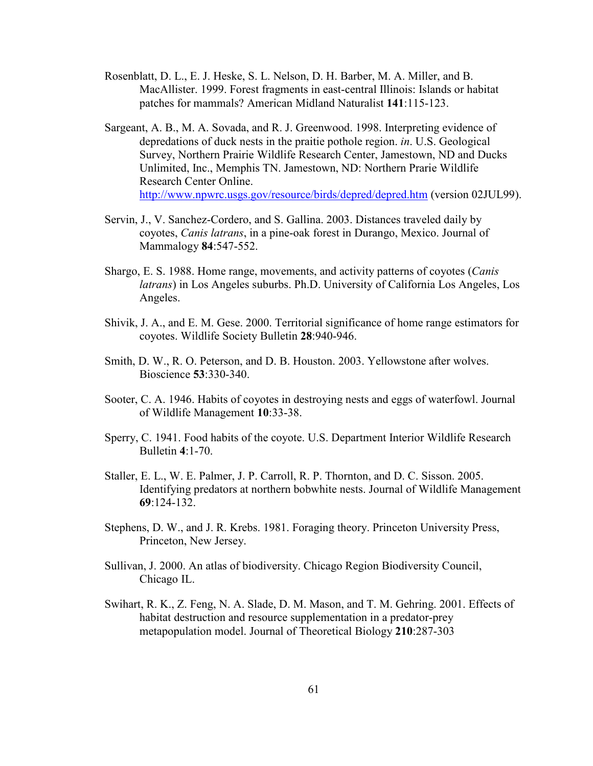Rosenblatt, D. L., E. J. Heske, S. L. Nelson, D. H. Barber, M. A. Miller, and B. MacAllister. 1999. Forest fragments in east-central Illinois: Islands or habitat patches for mammals? American Midland Naturalist **141**:115-123.

Sargeant, A. B., M. A. Sovada, and R. J. Greenwood. 1998. Interpreting evidence of depredations of duck nests in the praitie pothole region. *in*. U.S. Geological Survey, Northern Prairie Wildlife Research Center, Jamestown, ND and Ducks Unlimited, Inc., Memphis TN. Jamestown, ND: Northern Prarie Wildlife Research Center Online. http://www.npwrc.usgs.gov/resource/birds/depred/depred.htm (version 02JUL99).

Servin, J., V. Sanchez-Cordero, and S. Gallina. 2003. Distances traveled daily by coyotes, *Canis latrans*, in a pine-oak forest in Durango, Mexico. Journal of Mammalogy **84**:547-552.

Shargo, E. S. 1988. Home range, movements, and activity patterns of coyotes (*Canis latrans*) in Los Angeles suburbs. Ph.D. University of California Los Angeles, Los Angeles.

Shivik, J. A., and E. M. Gese. 2000. Territorial significance of home range estimators for coyotes. Wildlife Society Bulletin **28**:940-946.

Smith, D. W., R. O. Peterson, and D. B. Houston. 2003. Yellowstone after wolves. Bioscience **53**:330-340.

Sooter, C. A. 1946. Habits of coyotes in destroying nests and eggs of waterfowl. Journal of Wildlife Management **10**:33-38.

Sperry, C. 1941. Food habits of the coyote. U.S. Department Interior Wildlife Research Bulletin **4**:1-70.

Staller, E. L., W. E. Palmer, J. P. Carroll, R. P. Thornton, and D. C. Sisson. 2005. Identifying predators at northern bobwhite nests. Journal of Wildlife Management **69**:124-132.

Stephens, D. W., and J. R. Krebs. 1981. Foraging theory. Princeton University Press, Princeton, New Jersey.

Sullivan, J. 2000. An atlas of biodiversity. Chicago Region Biodiversity Council, Chicago IL.

Swihart, R. K., Z. Feng, N. A. Slade, D. M. Mason, and T. M. Gehring. 2001. Effects of habitat destruction and resource supplementation in a predator-prey metapopulation model. Journal of Theoretical Biology **210**:287-303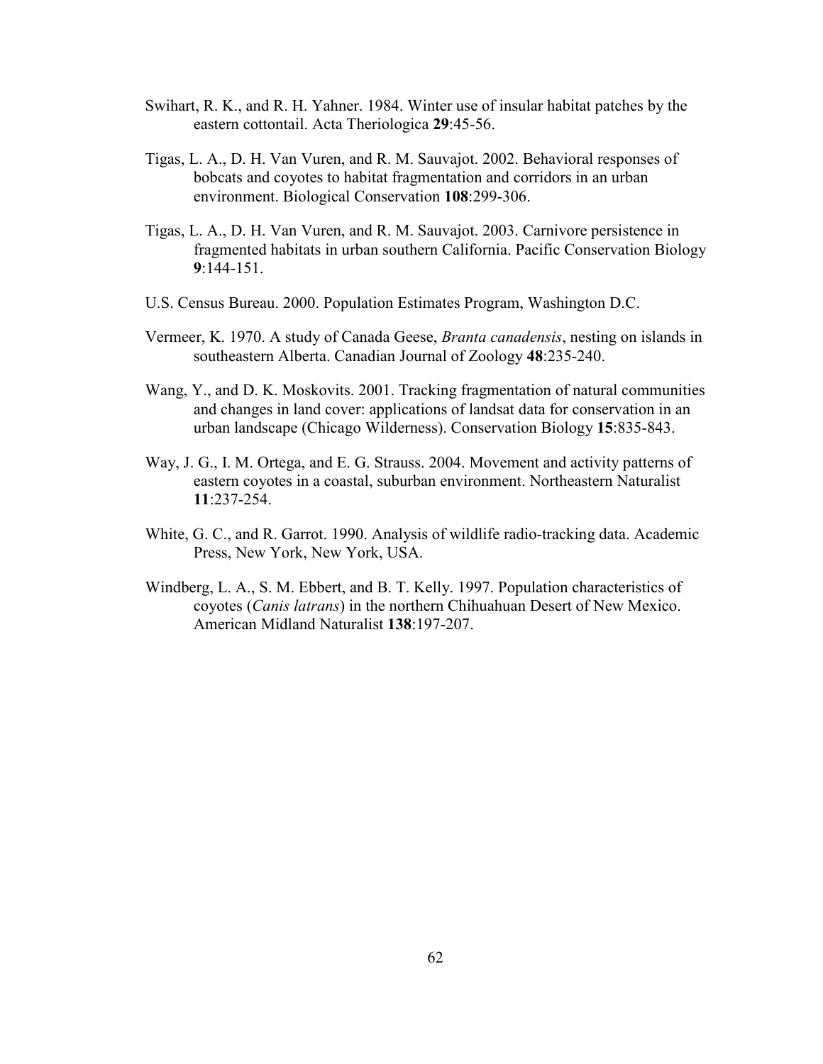Swihart, R. K., and R. H. Yahner. 1984. Winter use of insular habitat patches by the eastern cottontail. Acta Theriologica **29**:45-56.

Tigas, L. A., D. H. Van Vuren, and R. M. Sauvajot. 2002. Behavioral responses of bobcats and coyotes to habitat fragmentation and corridors in an urban environment. Biological Conservation **108**:299-306.

Tigas, L. A., D. H. Van Vuren, and R. M. Sauvajot. 2003. Carnivore persistence in fragmented habitats in urban southern California. Pacific Conservation Biology **9**:144-151.

U.S. Census Bureau. 2000. Population Estimates Program, Washington D.C.

Vermeer, K. 1970. A study of Canada Geese, *Branta canadensis*, nesting on islands in southeastern Alberta. Canadian Journal of Zoology **48**:235-240.

Wang, Y., and D. K. Moskovits. 2001. Tracking fragmentation of natural communities and changes in land cover: applications of landsat data for conservation in an urban landscape (Chicago Wilderness). Conservation Biology **15**:835-843.

Way, J. G., I. M. Ortega, and E. G. Strauss. 2004. Movement and activity patterns of eastern coyotes in a coastal, suburban environment. Northeastern Naturalist **11**:237-254.

White, G. C., and R. Garrot. 1990. Analysis of wildlife radio-tracking data. Academic Press, New York, New York, USA.

Windberg, L. A., S. M. Ebbert, and B. T. Kelly. 1997. Population characteristics of coyotes (*Canis latrans*) in the northern Chihuahuan Desert of New Mexico. American Midland Naturalist **138**:197-207.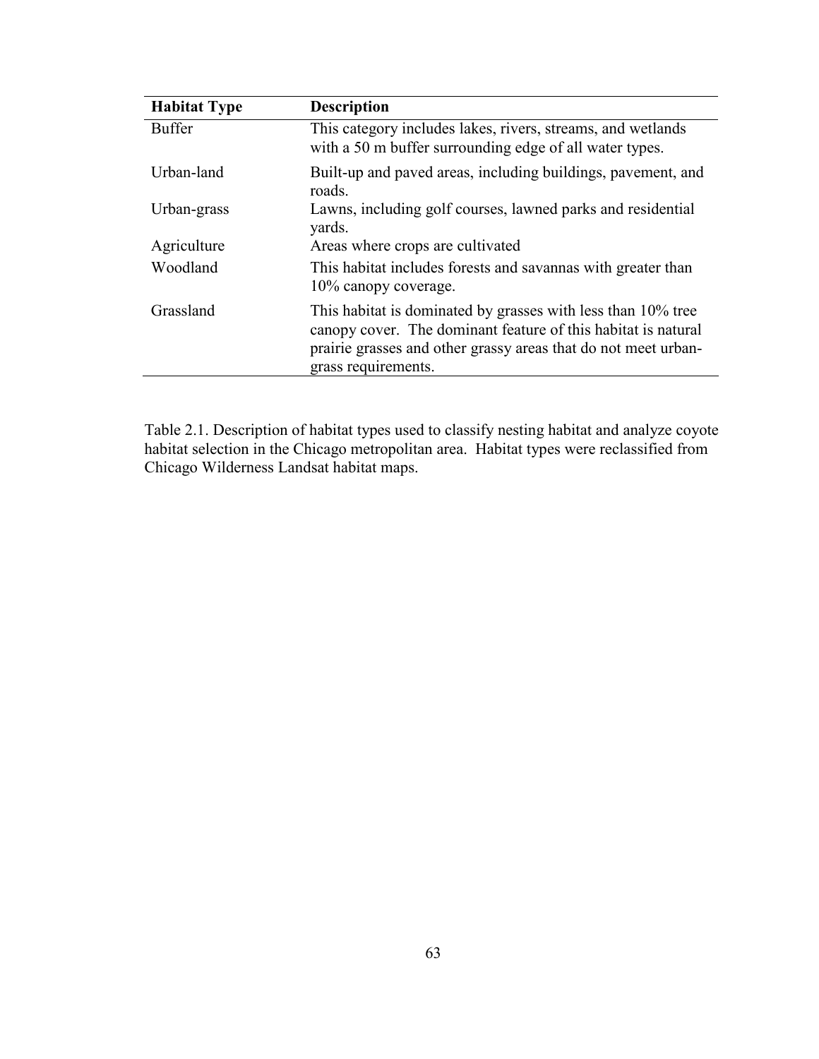| Habitat Type | Description |
|---|---|
| Buffer | This category includes lakes, rivers, streams, and wetlands with a 50 m buffer surrounding edge of all water types. |
| Urban-land | Built-up and paved areas, including buildings, pavement, and roads. |
| Urban-grass | Lawns, including golf courses, lawned parks and residential yards. |
| Agriculture | Areas where crops are cultivated |
| Woodland | This habitat includes forests and savannas with greater than 10% canopy coverage. |
| Grassland | This habitat is dominated by grasses with less than 10% tree canopy cover. The dominant feature of this habitat is natural prairie grasses and other grassy areas that do not meet urban-grass requirements. |

Table 2.1. Description of habitat types used to classify nesting habitat and analyze coyote habitat selection in the Chicago metropolitan area. Habitat types were reclassified from Chicago Wilderness Landsat habitat maps.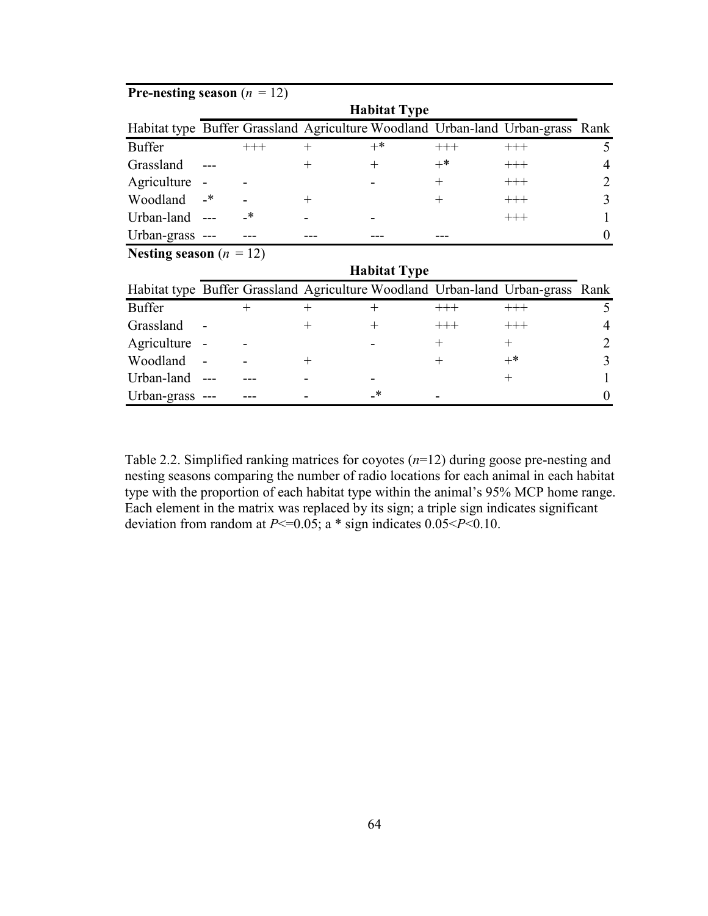**Pre-nesting season** ($n$ = 12)

| Habitat type | Habitat Type: Buffer | Grassland | Agriculture | Woodland | Urban-land | Urban-grass | Rank |
|---|---|---|---|---|---|---|---|
| Buffer | | +++ | + | +* | +++ | +++ | 5 |
| Grassland | --- | | + | + | +* | +++ | 4 |
| Agriculture | - | - | | - | + | +++ | 2 |
| Woodland | -* | - | + | | + | +++ | 3 |
| Urban-land | --- | -* | - | - | | +++ | 1 |
| Urban-grass | --- | --- | --- | --- | --- | | 0 |

**Nesting season** ($n$ = 12)

| Habitat type | Habitat Type: Buffer | Grassland | Agriculture | Woodland | Urban-land | Urban-grass | Rank |
|---|---|---|---|---|---|---|---|
| Buffer | | + | + | + | +++ | +++ | 5 |
| Grassland | - | | + | + | +++ | +++ | 4 |
| Agriculture | - | - | | - | + | + | 2 |
| Woodland | - | - | + | | + | +* | 3 |
| Urban-land | --- | --- | - | - | | + | 1 |
| Urban-grass | --- | --- | - | -* | - | | 0 |

Table 2.2. Simplified ranking matrices for coyotes ($n$=12) during goose pre-nesting and nesting seasons comparing the number of radio locations for each animal in each habitat type with the proportion of each habitat type within the animal's 95% MCP home range. Each element in the matrix was replaced by its sign; a triple sign indicates significant deviation from random at $P$<=0.05; a * sign indicates 0.05<$P$<0.10.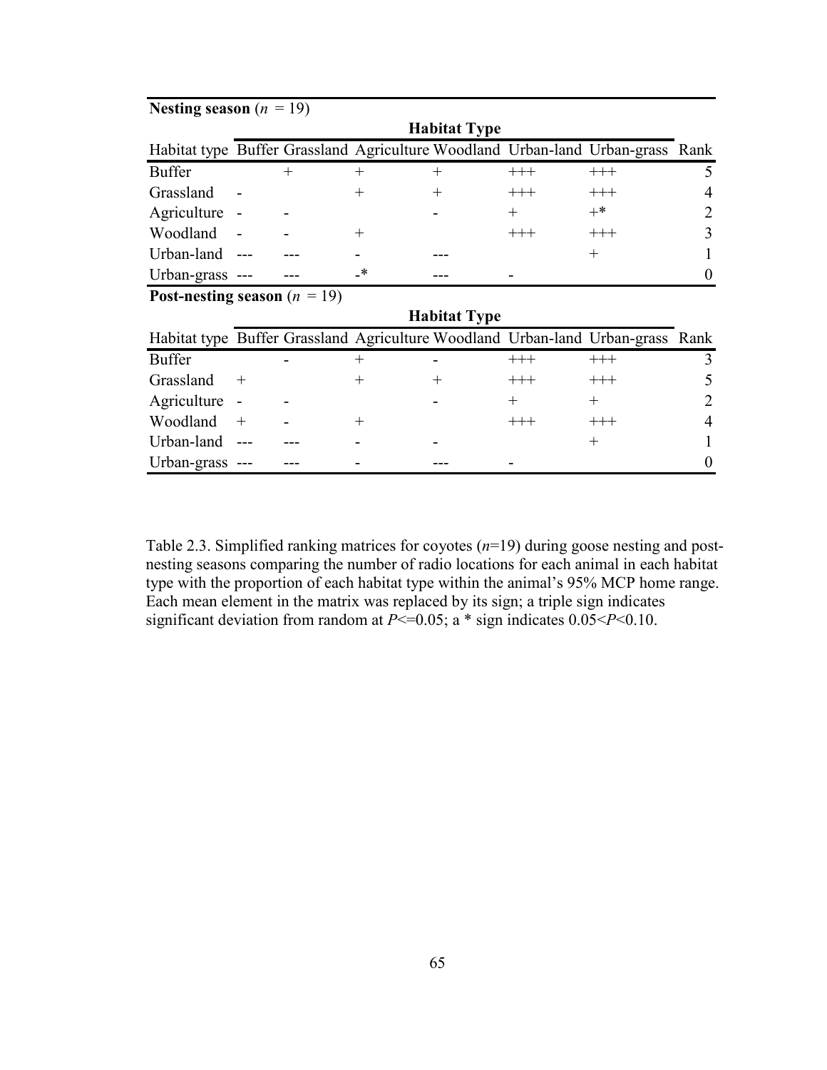**Nesting season** ($n$ = 19)

| Habitat type | Buffer | Grassland | Agriculture | Woodland | Urban-land | Urban-grass | Rank |
|---|---|---|---|---|---|---|---|
| | **Habitat Type** | | | | | | |
| Buffer | | + | + | + | +++ | +++ | 5 |
| Grassland | - | | + | + | +++ | +++ | 4 |
| Agriculture | - | - | | - | + | +* | 2 |
| Woodland | - | - | + | | +++ | +++ | 3 |
| Urban-land | --- | --- | - | --- | | + | 1 |
| Urban-grass | --- | --- | -* | --- | - | | 0 |

**Post-nesting season** ($n$ = 19)

| Habitat type | Buffer | Grassland | Agriculture | Woodland | Urban-land | Urban-grass | Rank |
|---|---|---|---|---|---|---|---|
| | **Habitat Type** | | | | | | |
| Buffer | | - | + | - | +++ | +++ | 3 |
| Grassland | + | | + | + | +++ | +++ | 5 |
| Agriculture | - | - | | - | + | + | 2 |
| Woodland | + | - | + | | +++ | +++ | 4 |
| Urban-land | --- | --- | - | - | | + | 1 |
| Urban-grass | --- | --- | - | --- | - | | 0 |

Table 2.3. Simplified ranking matrices for coyotes ($n$=19) during goose nesting and post-nesting seasons comparing the number of radio locations for each animal in each habitat type with the proportion of each habitat type within the animal's 95% MCP home range. Each mean element in the matrix was replaced by its sign; a triple sign indicates significant deviation from random at $P$<=0.05; a * sign indicates 0.05<$P$<0.10.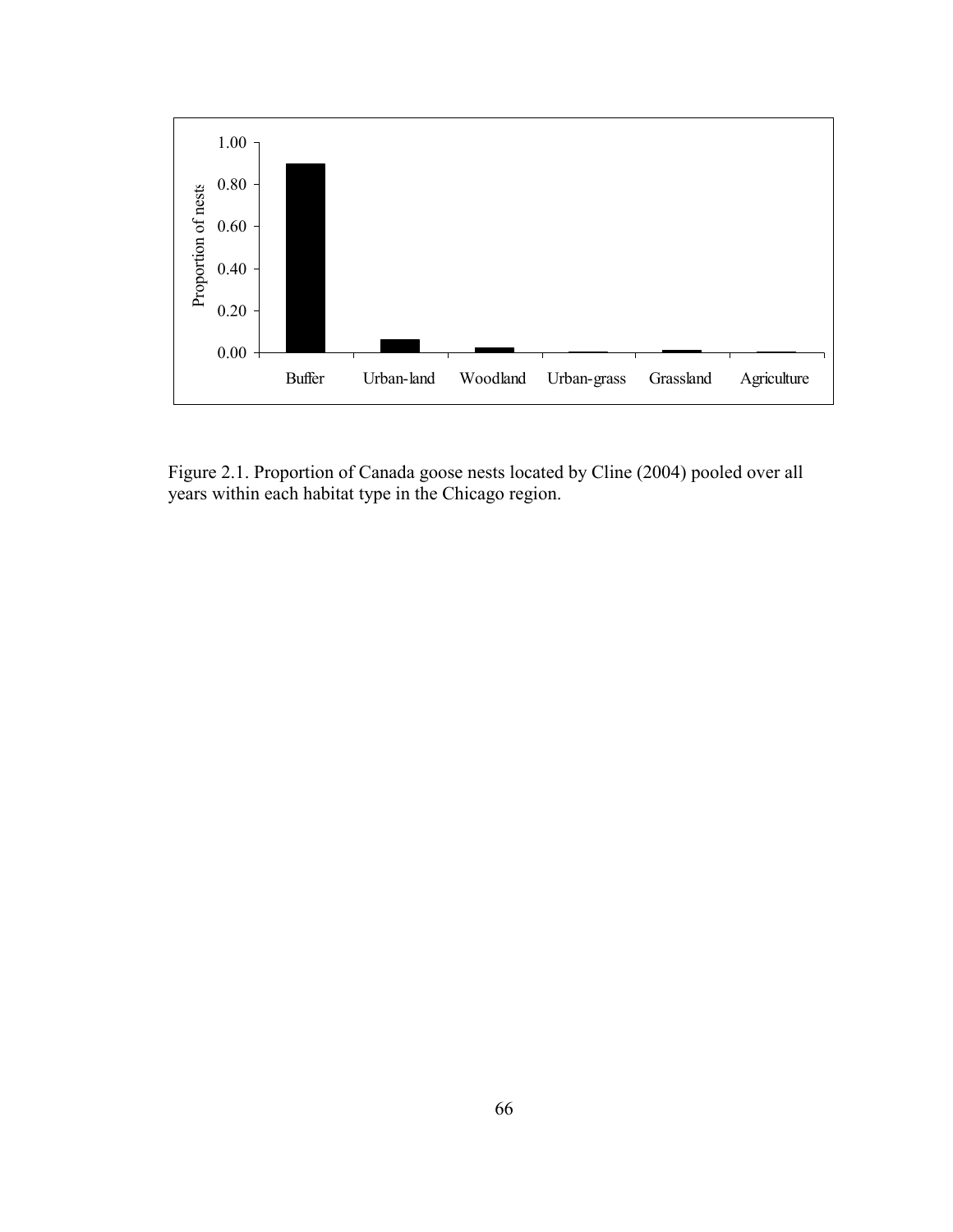Figure 2.1. Proportion of Canada goose nests located by Cline (2004) pooled over all years within each habitat type in the Chicago region.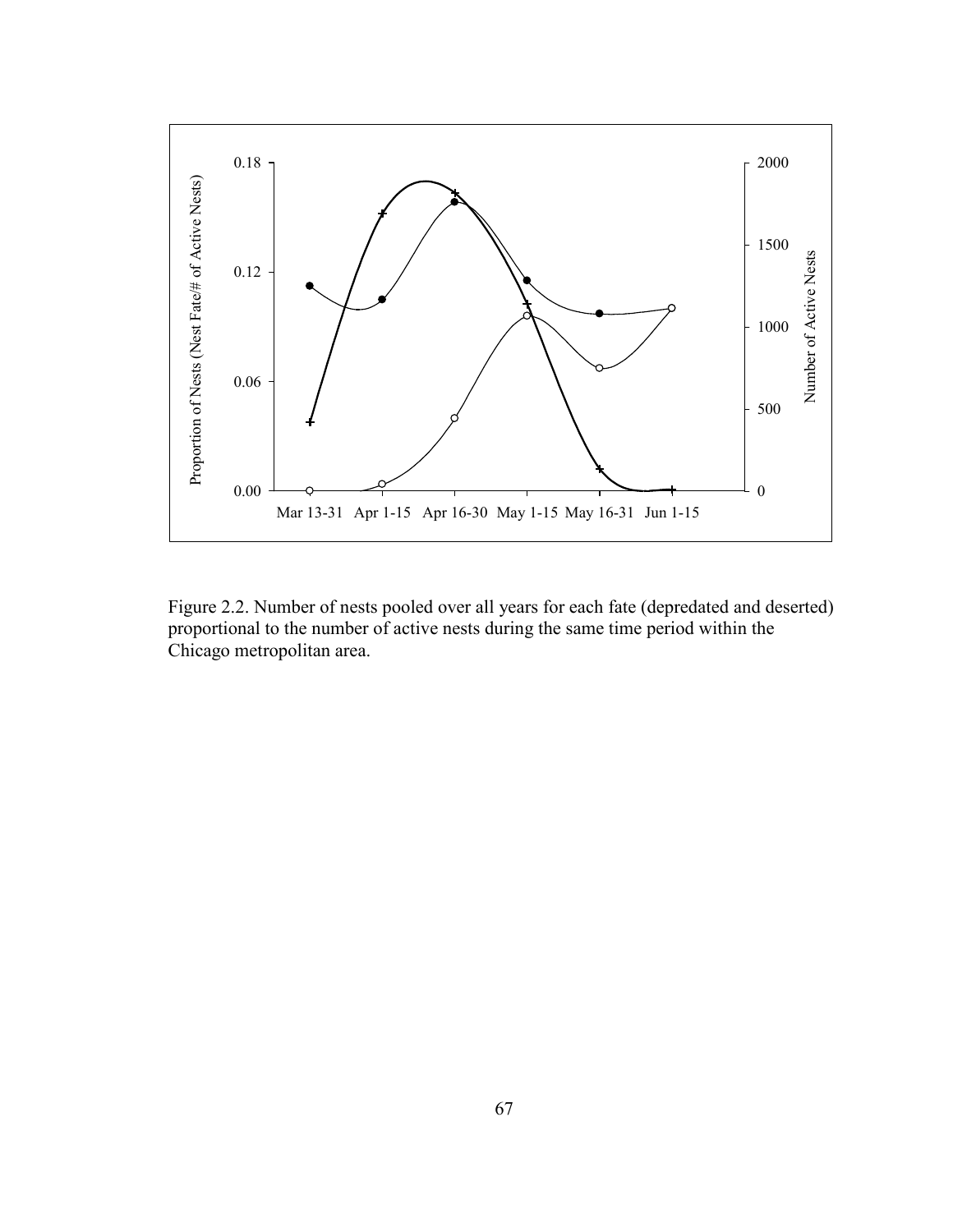Figure 2.2. Number of nests pooled over all years for each fate (depredated and deserted) proportional to the number of active nests during the same time period within the Chicago metropolitan area.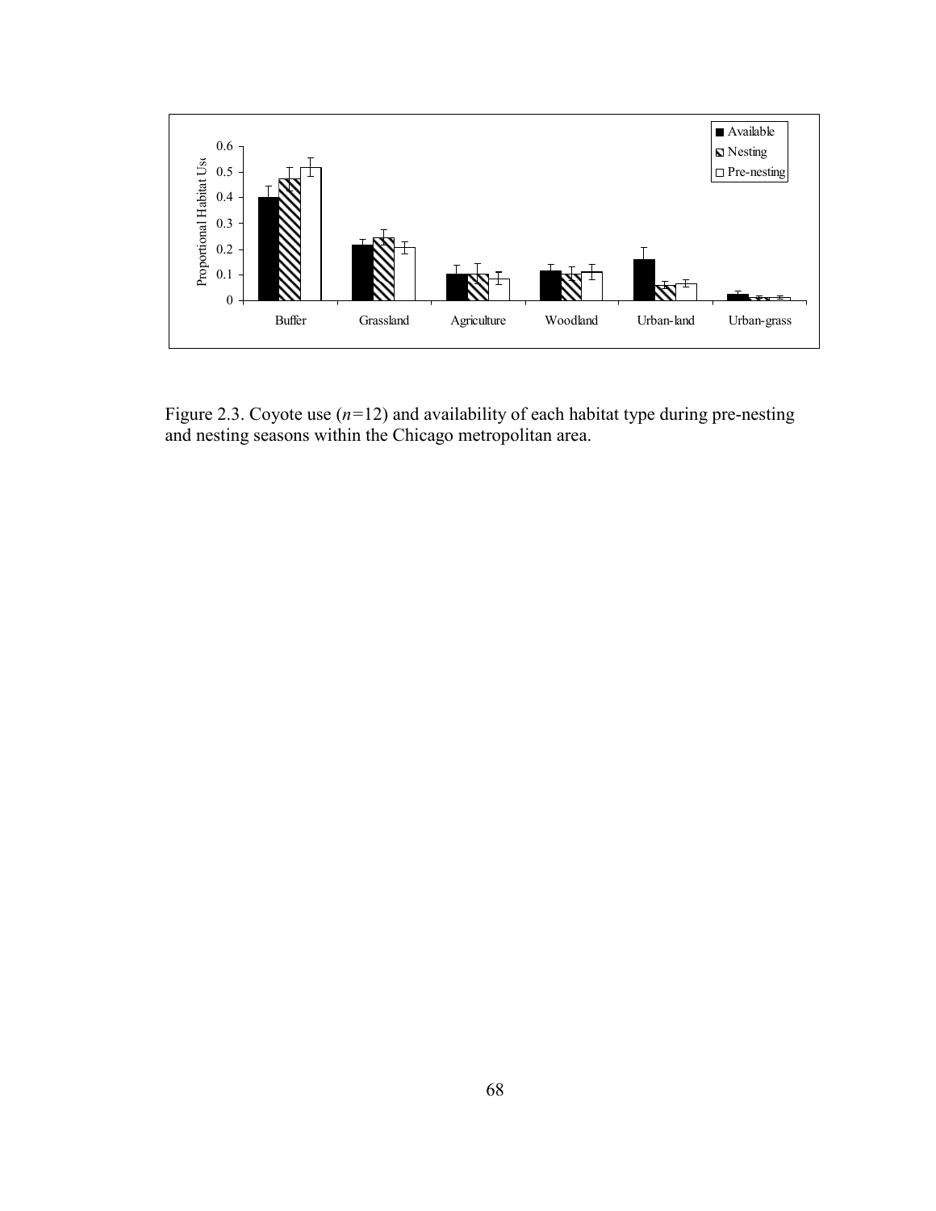Figure 2.3. Coyote use ($n$=12) and availability of each habitat type during pre-nesting and nesting seasons within the Chicago metropolitan area.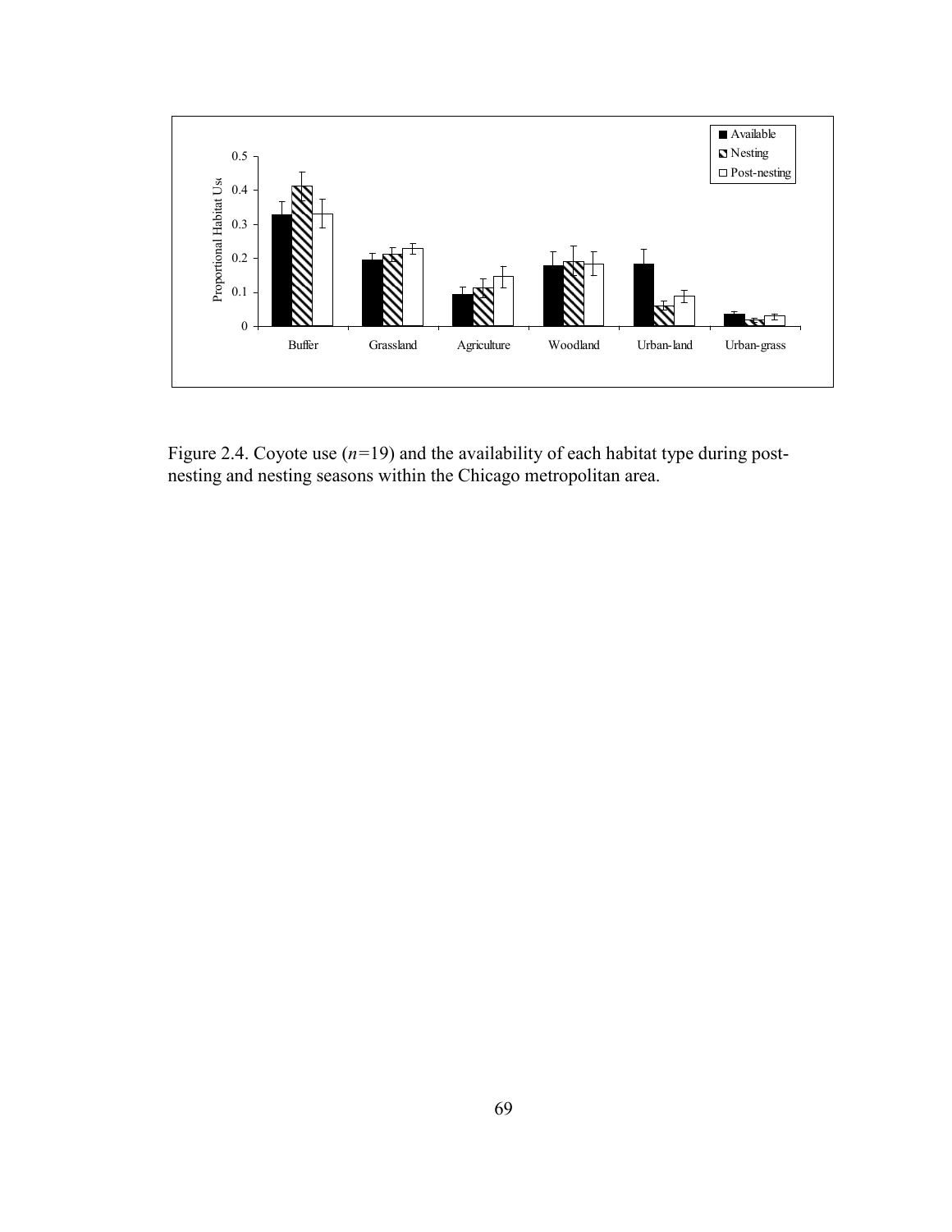Figure 2.4. Coyote use ($n$=19) and the availability of each habitat type during post-nesting and nesting seasons within the Chicago metropolitan area.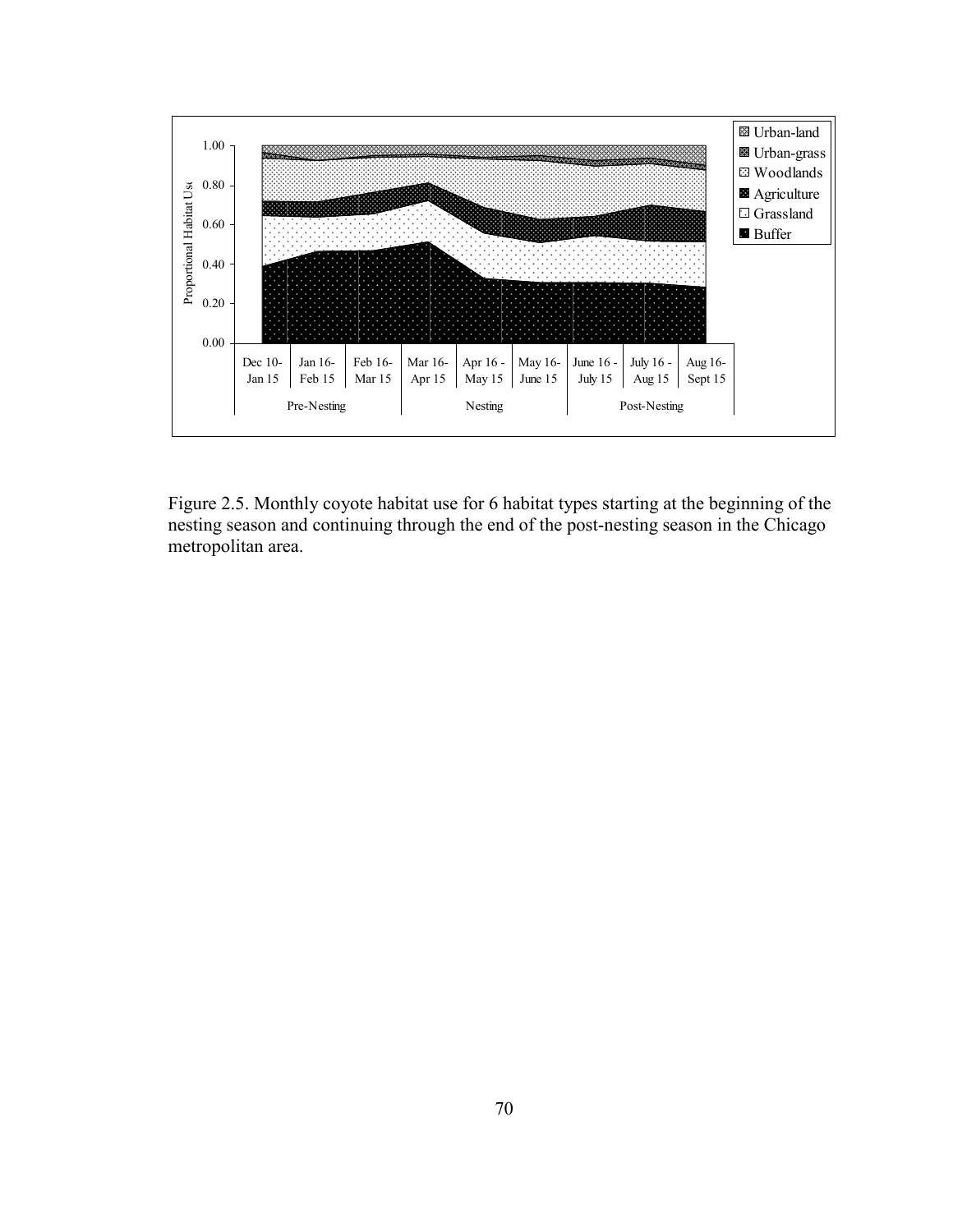Figure 2.5. Monthly coyote habitat use for 6 habitat types starting at the beginning of the nesting season and continuing through the end of the post-nesting season in the Chicago metropolitan area.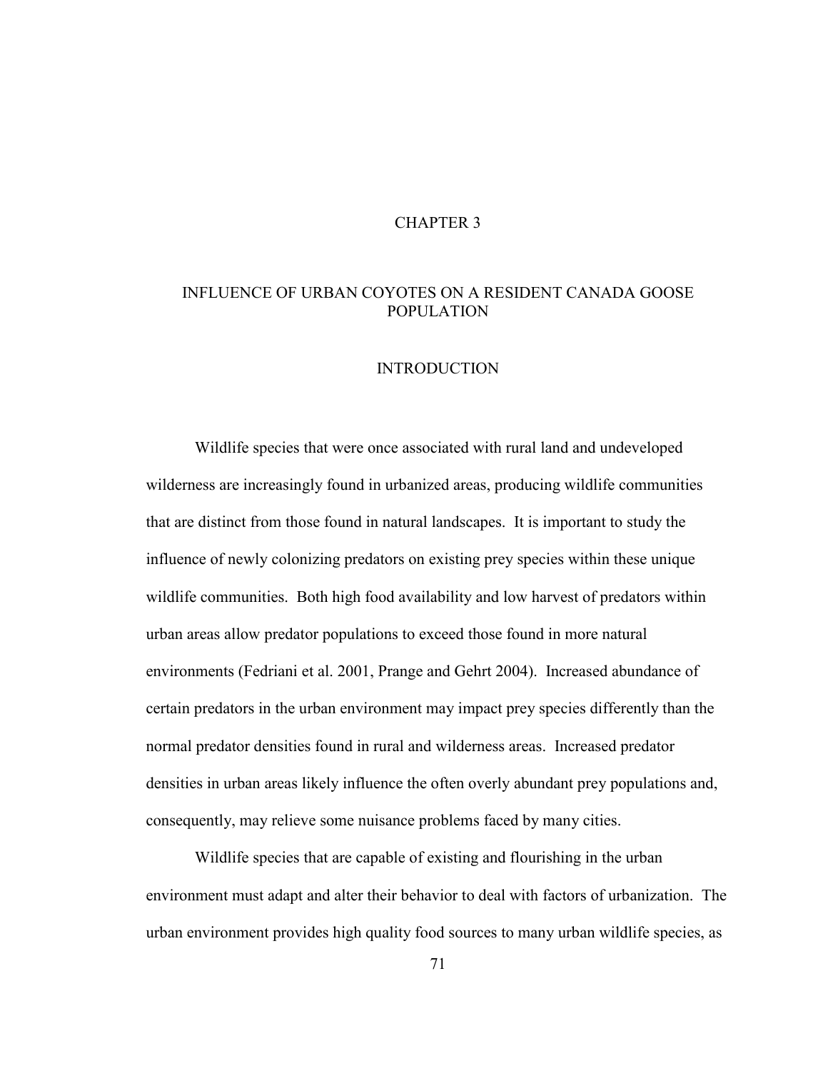# CHAPTER 3

## INFLUENCE OF URBAN COYOTES ON A RESIDENT CANADA GOOSE POPULATION

### INTRODUCTION

Wildlife species that were once associated with rural land and undeveloped wilderness are increasingly found in urbanized areas, producing wildlife communities that are distinct from those found in natural landscapes. It is important to study the influence of newly colonizing predators on existing prey species within these unique wildlife communities. Both high food availability and low harvest of predators within urban areas allow predator populations to exceed those found in more natural environments (Fedriani et al. 2001, Prange and Gehrt 2004). Increased abundance of certain predators in the urban environment may impact prey species differently than the normal predator densities found in rural and wilderness areas. Increased predator densities in urban areas likely influence the often overly abundant prey populations and, consequently, may relieve some nuisance problems faced by many cities.

Wildlife species that are capable of existing and flourishing in the urban environment must adapt and alter their behavior to deal with factors of urbanization. The urban environment provides high quality food sources to many urban wildlife species, as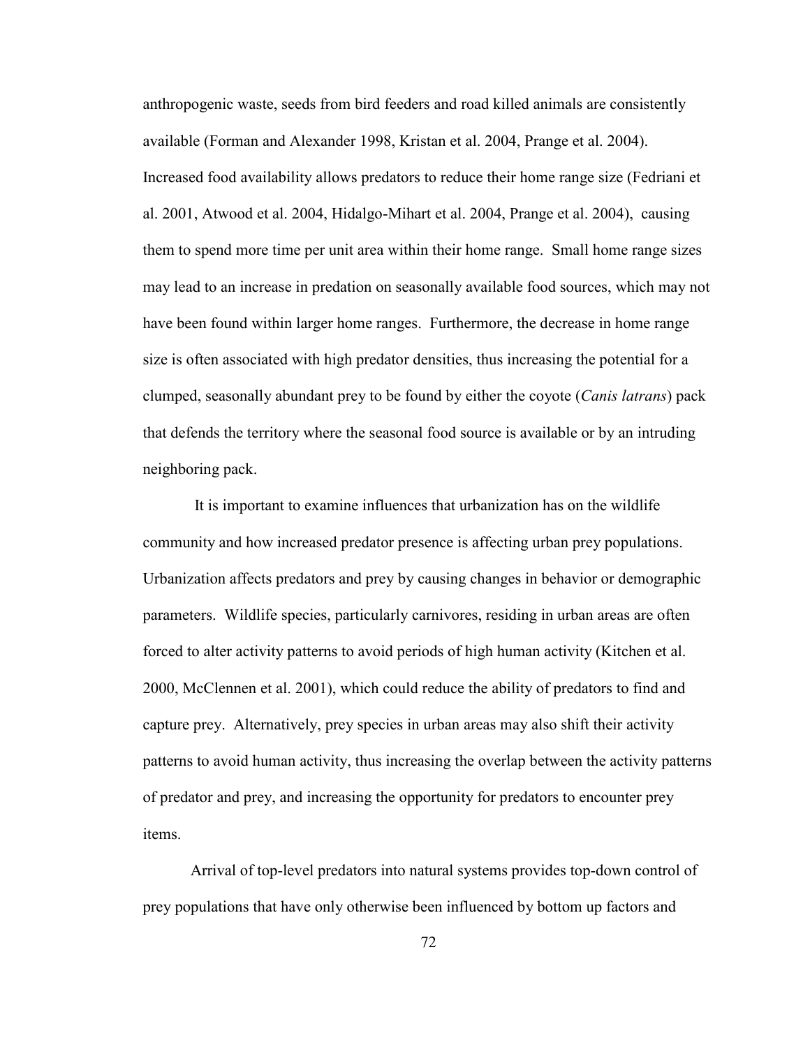anthropogenic waste, seeds from bird feeders and road killed animals are consistently available (Forman and Alexander 1998, Kristan et al. 2004, Prange et al. 2004). Increased food availability allows predators to reduce their home range size (Fedriani et al. 2001, Atwood et al. 2004, Hidalgo-Mihart et al. 2004, Prange et al. 2004), causing them to spend more time per unit area within their home range. Small home range sizes may lead to an increase in predation on seasonally available food sources, which may not have been found within larger home ranges. Furthermore, the decrease in home range size is often associated with high predator densities, thus increasing the potential for a clumped, seasonally abundant prey to be found by either the coyote (*Canis latrans*) pack that defends the territory where the seasonal food source is available or by an intruding neighboring pack.

It is important to examine influences that urbanization has on the wildlife community and how increased predator presence is affecting urban prey populations. Urbanization affects predators and prey by causing changes in behavior or demographic parameters. Wildlife species, particularly carnivores, residing in urban areas are often forced to alter activity patterns to avoid periods of high human activity (Kitchen et al. 2000, McClennen et al. 2001), which could reduce the ability of predators to find and capture prey. Alternatively, prey species in urban areas may also shift their activity patterns to avoid human activity, thus increasing the overlap between the activity patterns of predator and prey, and increasing the opportunity for predators to encounter prey items.

Arrival of top-level predators into natural systems provides top-down control of prey populations that have only otherwise been influenced by bottom up factors and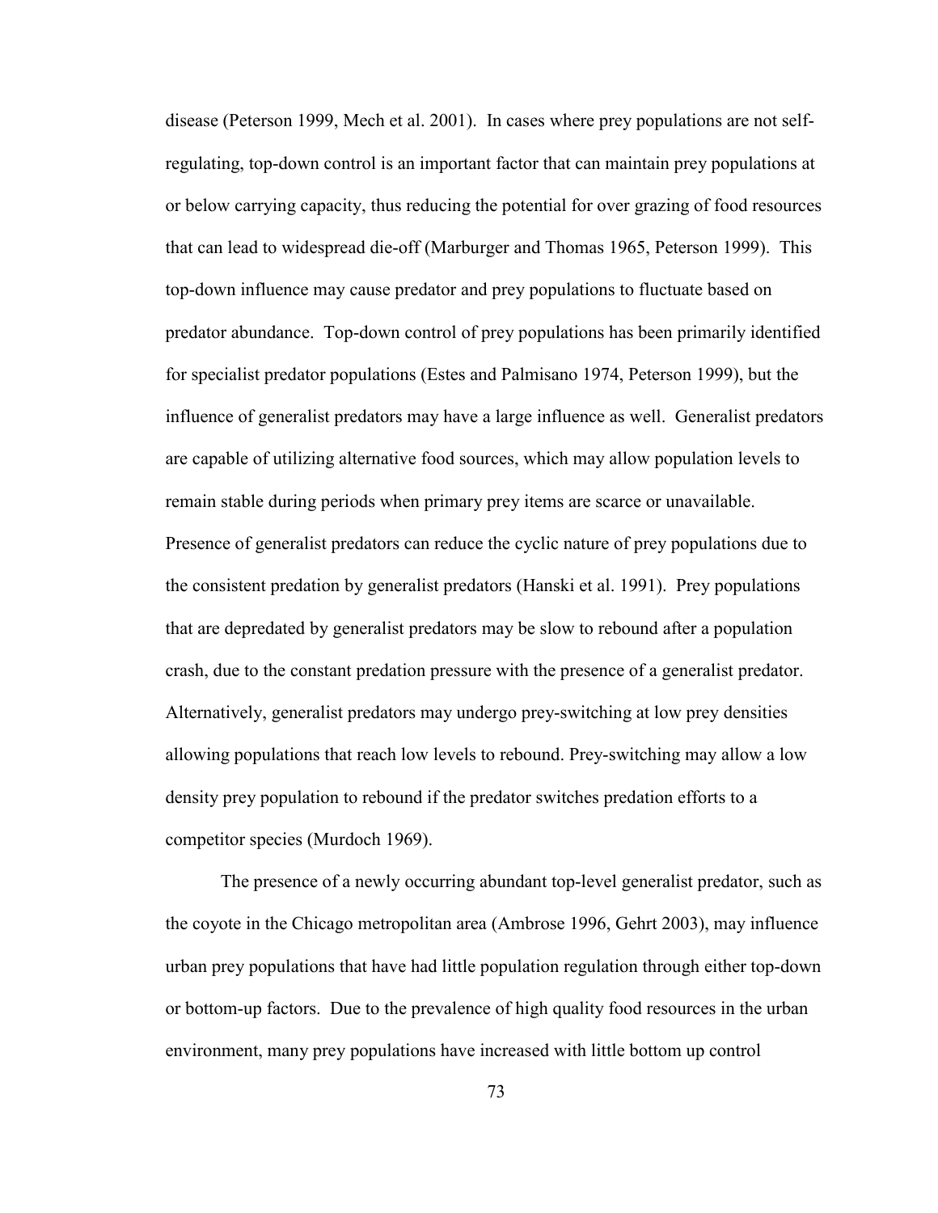disease (Peterson 1999, Mech et al. 2001). In cases where prey populations are not self-regulating, top-down control is an important factor that can maintain prey populations at or below carrying capacity, thus reducing the potential for over grazing of food resources that can lead to widespread die-off (Marburger and Thomas 1965, Peterson 1999). This top-down influence may cause predator and prey populations to fluctuate based on predator abundance. Top-down control of prey populations has been primarily identified for specialist predator populations (Estes and Palmisano 1974, Peterson 1999), but the influence of generalist predators may have a large influence as well. Generalist predators are capable of utilizing alternative food sources, which may allow population levels to remain stable during periods when primary prey items are scarce or unavailable. Presence of generalist predators can reduce the cyclic nature of prey populations due to the consistent predation by generalist predators (Hanski et al. 1991). Prey populations that are depredated by generalist predators may be slow to rebound after a population crash, due to the constant predation pressure with the presence of a generalist predator. Alternatively, generalist predators may undergo prey-switching at low prey densities allowing populations that reach low levels to rebound. Prey-switching may allow a low density prey population to rebound if the predator switches predation efforts to a competitor species (Murdoch 1969).

The presence of a newly occurring abundant top-level generalist predator, such as the coyote in the Chicago metropolitan area (Ambrose 1996, Gehrt 2003), may influence urban prey populations that have had little population regulation through either top-down or bottom-up factors. Due to the prevalence of high quality food resources in the urban environment, many prey populations have increased with little bottom up control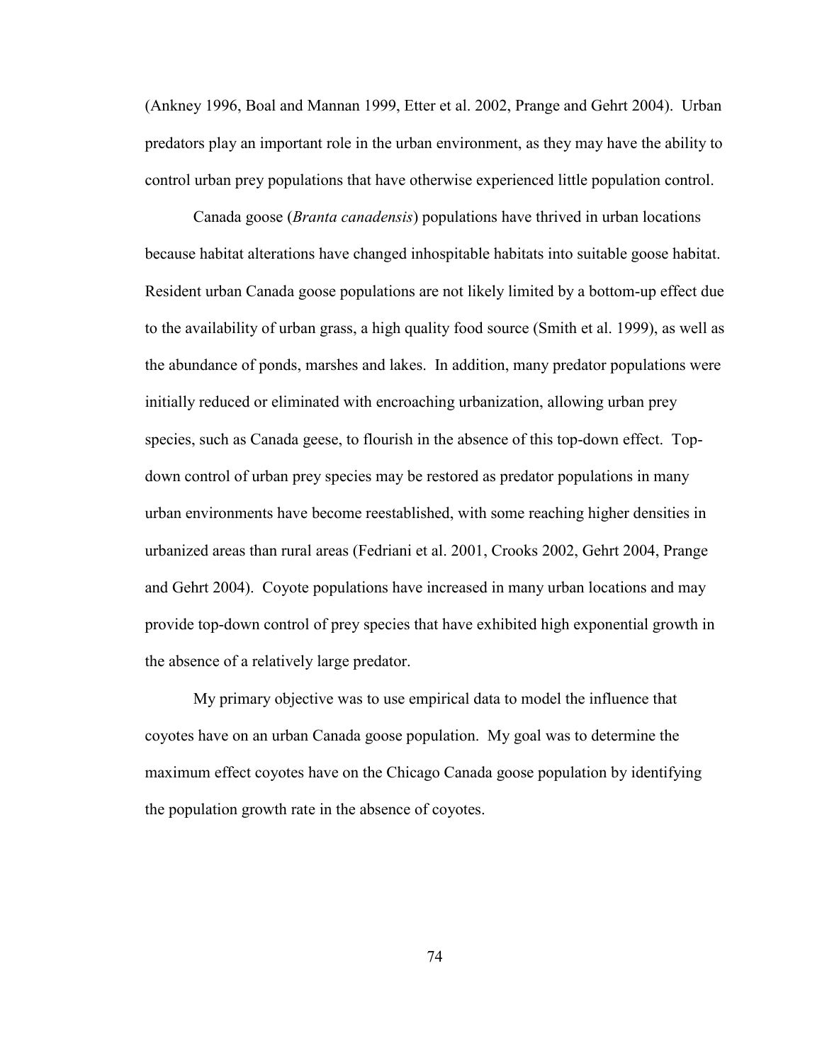(Ankney 1996, Boal and Mannan 1999, Etter et al. 2002, Prange and Gehrt 2004). Urban predators play an important role in the urban environment, as they may have the ability to control urban prey populations that have otherwise experienced little population control.

Canada goose (*Branta canadensis*) populations have thrived in urban locations because habitat alterations have changed inhospitable habitats into suitable goose habitat. Resident urban Canada goose populations are not likely limited by a bottom-up effect due to the availability of urban grass, a high quality food source (Smith et al. 1999), as well as the abundance of ponds, marshes and lakes. In addition, many predator populations were initially reduced or eliminated with encroaching urbanization, allowing urban prey species, such as Canada geese, to flourish in the absence of this top-down effect. Top-down control of urban prey species may be restored as predator populations in many urban environments have become reestablished, with some reaching higher densities in urbanized areas than rural areas (Fedriani et al. 2001, Crooks 2002, Gehrt 2004, Prange and Gehrt 2004). Coyote populations have increased in many urban locations and may provide top-down control of prey species that have exhibited high exponential growth in the absence of a relatively large predator.

My primary objective was to use empirical data to model the influence that coyotes have on an urban Canada goose population. My goal was to determine the maximum effect coyotes have on the Chicago Canada goose population by identifying the population growth rate in the absence of coyotes.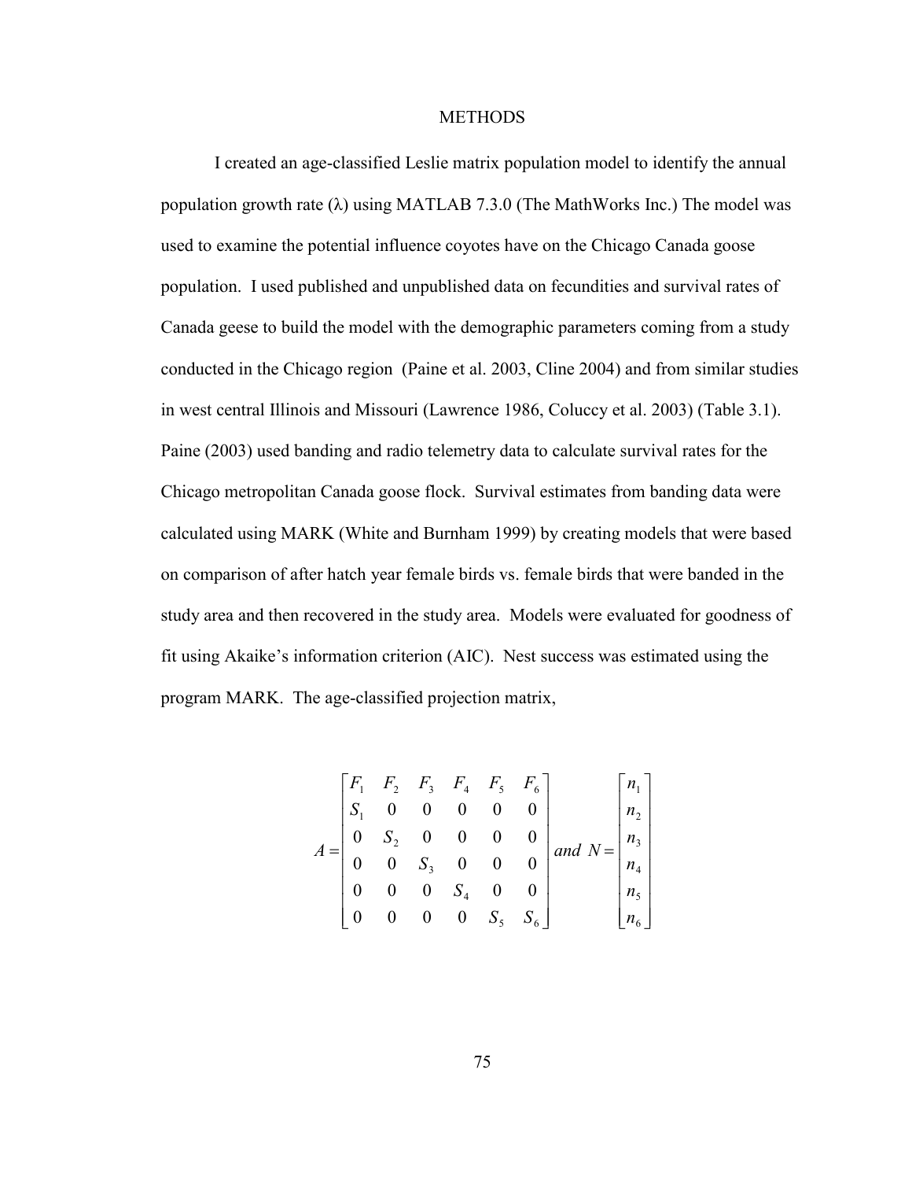## METHODS

I created an age-classified Leslie matrix population model to identify the annual population growth rate (λ) using MATLAB 7.3.0 (The MathWorks Inc.) The model was used to examine the potential influence coyotes have on the Chicago Canada goose population. I used published and unpublished data on fecundities and survival rates of Canada geese to build the model with the demographic parameters coming from a study conducted in the Chicago region (Paine et al. 2003, Cline 2004) and from similar studies in west central Illinois and Missouri (Lawrence 1986, Coluccy et al. 2003) (Table 3.1). Paine (2003) used banding and radio telemetry data to calculate survival rates for the Chicago metropolitan Canada goose flock. Survival estimates from banding data were calculated using MARK (White and Burnham 1999) by creating models that were based on comparison of after hatch year female birds vs. female birds that were banded in the study area and then recovered in the study area. Models were evaluated for goodness of fit using Akaike's information criterion (AIC). Nest success was estimated using the program MARK. The age-classified projection matrix,

$$A = \begin{bmatrix} F_1 & F_2 & F_3 & F_4 & F_5 & F_6 \\ S_1 & 0 & 0 & 0 & 0 & 0 \\ 0 & S_2 & 0 & 0 & 0 & 0 \\ 0 & 0 & S_3 & 0 & 0 & 0 \\ 0 & 0 & 0 & S_4 & 0 & 0 \\ 0 & 0 & 0 & 0 & S_5 & S_6 \end{bmatrix} \; and \; N = \begin{bmatrix} n_1 \\ n_2 \\ n_3 \\ n_4 \\ n_5 \\ n_6 \end{bmatrix}$$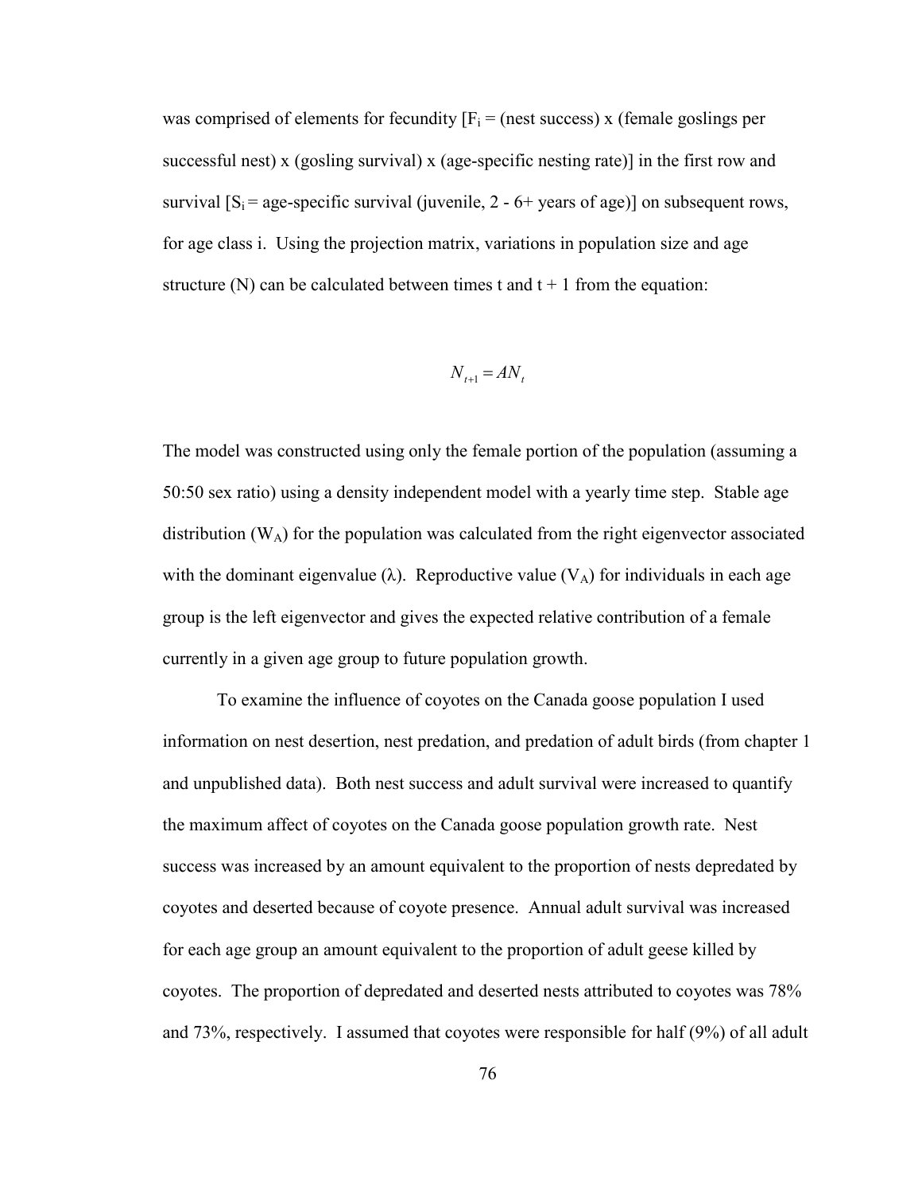was comprised of elements for fecundity [$F_i$ = (nest success) x (female goslings per successful nest) x (gosling survival) x (age-specific nesting rate)] in the first row and survival [$S_i$ = age-specific survival (juvenile, 2 - 6+ years of age)] on subsequent rows, for age class i. Using the projection matrix, variations in population size and age structure (N) can be calculated between times t and t + 1 from the equation:

$$N_{t+1} = AN_t$$

The model was constructed using only the female portion of the population (assuming a 50:50 sex ratio) using a density independent model with a yearly time step. Stable age distribution ($W_A$) for the population was calculated from the right eigenvector associated with the dominant eigenvalue ($\lambda$). Reproductive value ($V_A$) for individuals in each age group is the left eigenvector and gives the expected relative contribution of a female currently in a given age group to future population growth.

To examine the influence of coyotes on the Canada goose population I used information on nest desertion, nest predation, and predation of adult birds (from chapter 1 and unpublished data). Both nest success and adult survival were increased to quantify the maximum affect of coyotes on the Canada goose population growth rate. Nest success was increased by an amount equivalent to the proportion of nests depredated by coyotes and deserted because of coyote presence. Annual adult survival was increased for each age group an amount equivalent to the proportion of adult geese killed by coyotes. The proportion of depredated and deserted nests attributed to coyotes was 78% and 73%, respectively. I assumed that coyotes were responsible for half (9%) of all adult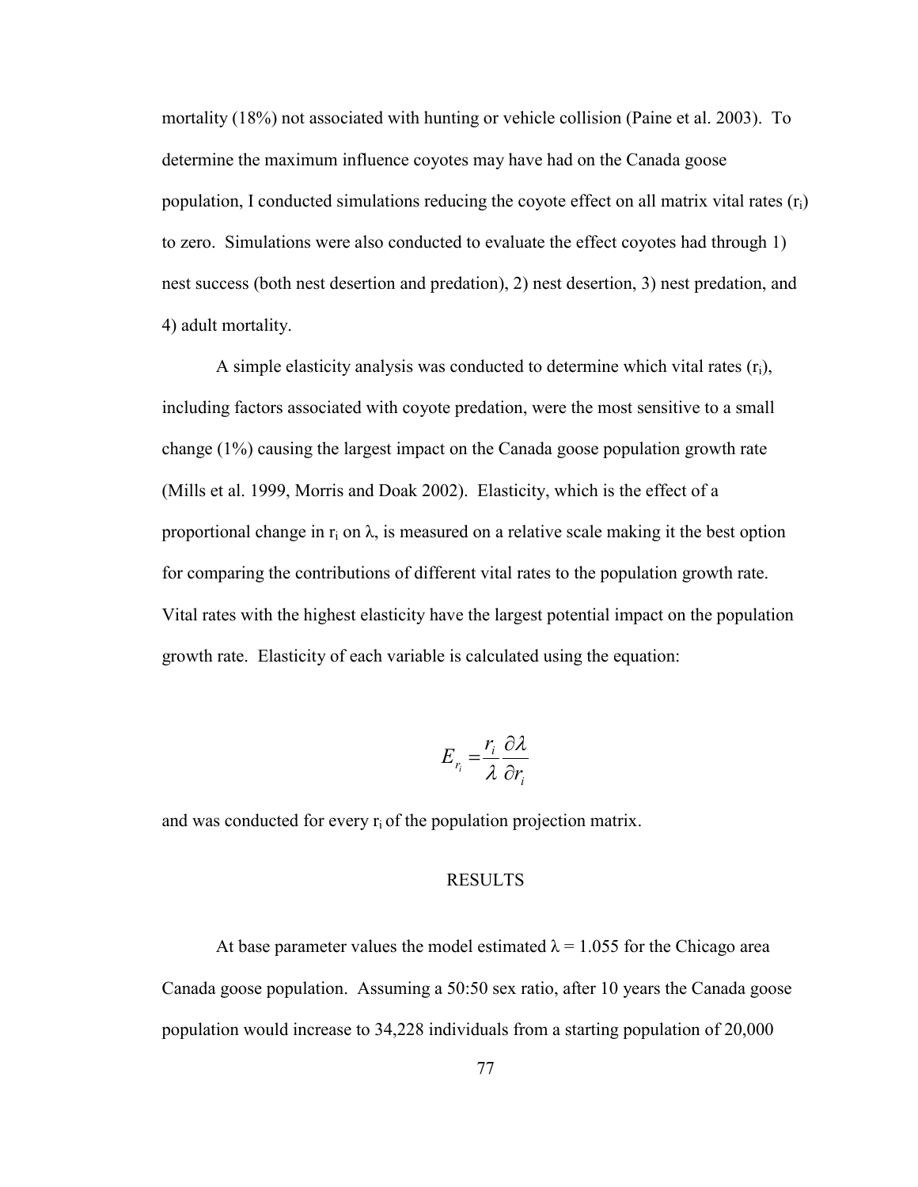mortality (18%) not associated with hunting or vehicle collision (Paine et al. 2003). To determine the maximum influence coyotes may have had on the Canada goose population, I conducted simulations reducing the coyote effect on all matrix vital rates ($r_i$) to zero. Simulations were also conducted to evaluate the effect coyotes had through 1) nest success (both nest desertion and predation), 2) nest desertion, 3) nest predation, and 4) adult mortality.

A simple elasticity analysis was conducted to determine which vital rates ($r_i$), including factors associated with coyote predation, were the most sensitive to a small change (1%) causing the largest impact on the Canada goose population growth rate (Mills et al. 1999, Morris and Doak 2002). Elasticity, which is the effect of a proportional change in $r_i$ on $\lambda$, is measured on a relative scale making it the best option for comparing the contributions of different vital rates to the population growth rate. Vital rates with the highest elasticity have the largest potential impact on the population growth rate. Elasticity of each variable is calculated using the equation:

$$E_{r_i} = \frac{r_i}{\lambda} \frac{\partial \lambda}{\partial r_i}$$

and was conducted for every $r_i$ of the population projection matrix.

## RESULTS

At base parameter values the model estimated $\lambda = 1.055$ for the Chicago area Canada goose population. Assuming a 50:50 sex ratio, after 10 years the Canada goose population would increase to 34,228 individuals from a starting population of 20,000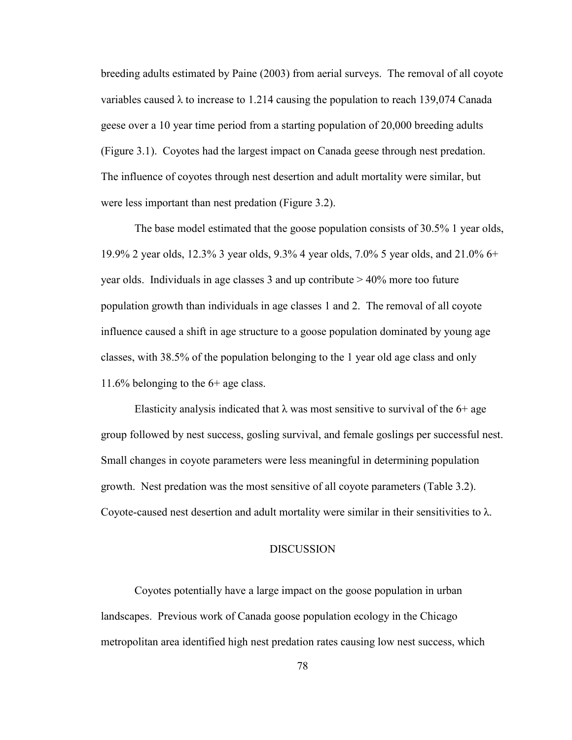breeding adults estimated by Paine (2003) from aerial surveys. The removal of all coyote variables caused λ to increase to 1.214 causing the population to reach 139,074 Canada geese over a 10 year time period from a starting population of 20,000 breeding adults (Figure 3.1). Coyotes had the largest impact on Canada geese through nest predation. The influence of coyotes through nest desertion and adult mortality were similar, but were less important than nest predation (Figure 3.2).

The base model estimated that the goose population consists of 30.5% 1 year olds, 19.9% 2 year olds, 12.3% 3 year olds, 9.3% 4 year olds, 7.0% 5 year olds, and 21.0% 6+ year olds. Individuals in age classes 3 and up contribute > 40% more too future population growth than individuals in age classes 1 and 2. The removal of all coyote influence caused a shift in age structure to a goose population dominated by young age classes, with 38.5% of the population belonging to the 1 year old age class and only 11.6% belonging to the 6+ age class.

Elasticity analysis indicated that λ was most sensitive to survival of the 6+ age group followed by nest success, gosling survival, and female goslings per successful nest. Small changes in coyote parameters were less meaningful in determining population growth. Nest predation was the most sensitive of all coyote parameters (Table 3.2). Coyote-caused nest desertion and adult mortality were similar in their sensitivities to λ.

## DISCUSSION

Coyotes potentially have a large impact on the goose population in urban landscapes. Previous work of Canada goose population ecology in the Chicago metropolitan area identified high nest predation rates causing low nest success, which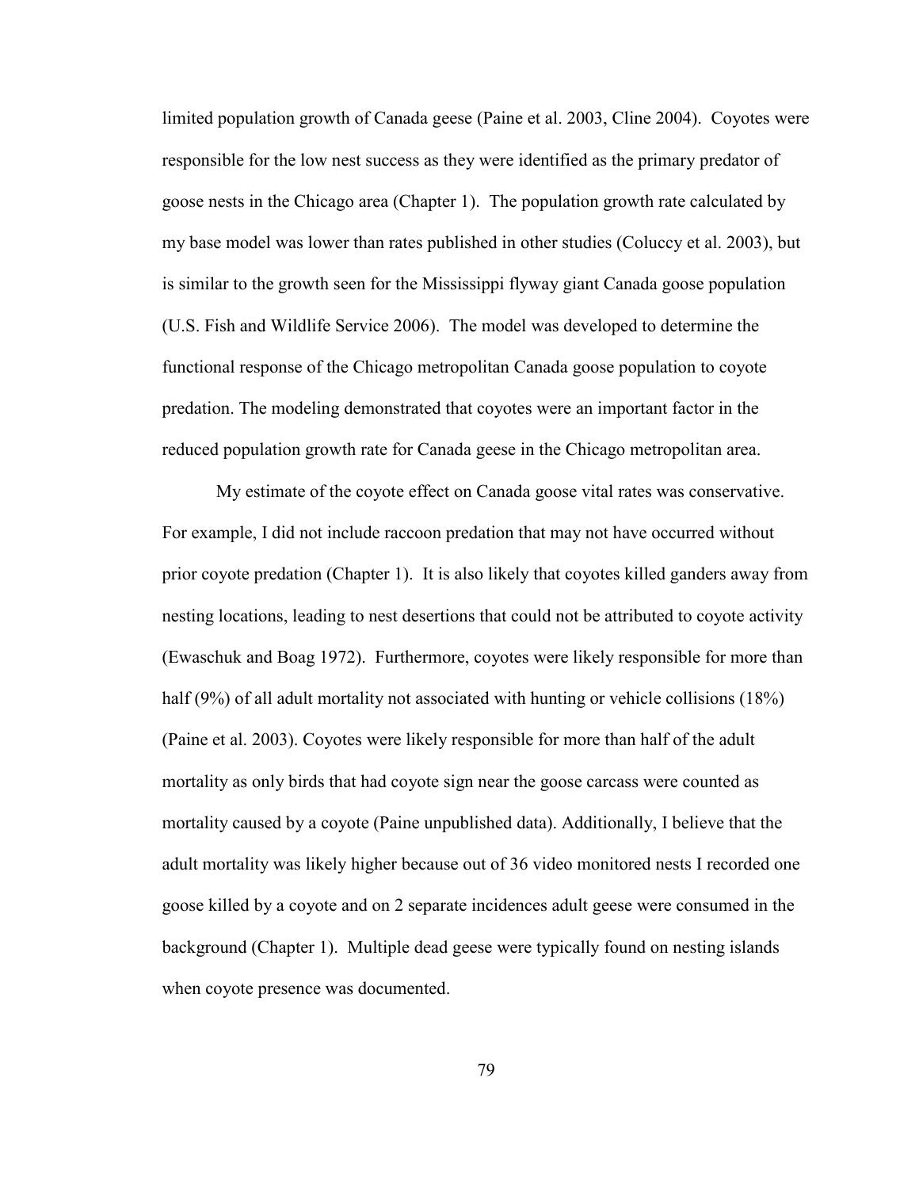limited population growth of Canada geese (Paine et al. 2003, Cline 2004). Coyotes were responsible for the low nest success as they were identified as the primary predator of goose nests in the Chicago area (Chapter 1). The population growth rate calculated by my base model was lower than rates published in other studies (Coluccy et al. 2003), but is similar to the growth seen for the Mississippi flyway giant Canada goose population (U.S. Fish and Wildlife Service 2006). The model was developed to determine the functional response of the Chicago metropolitan Canada goose population to coyote predation. The modeling demonstrated that coyotes were an important factor in the reduced population growth rate for Canada geese in the Chicago metropolitan area.

My estimate of the coyote effect on Canada goose vital rates was conservative. For example, I did not include raccoon predation that may not have occurred without prior coyote predation (Chapter 1). It is also likely that coyotes killed ganders away from nesting locations, leading to nest desertions that could not be attributed to coyote activity (Ewaschuk and Boag 1972). Furthermore, coyotes were likely responsible for more than half (9%) of all adult mortality not associated with hunting or vehicle collisions (18%) (Paine et al. 2003). Coyotes were likely responsible for more than half of the adult mortality as only birds that had coyote sign near the goose carcass were counted as mortality caused by a coyote (Paine unpublished data). Additionally, I believe that the adult mortality was likely higher because out of 36 video monitored nests I recorded one goose killed by a coyote and on 2 separate incidences adult geese were consumed in the background (Chapter 1). Multiple dead geese were typically found on nesting islands when coyote presence was documented.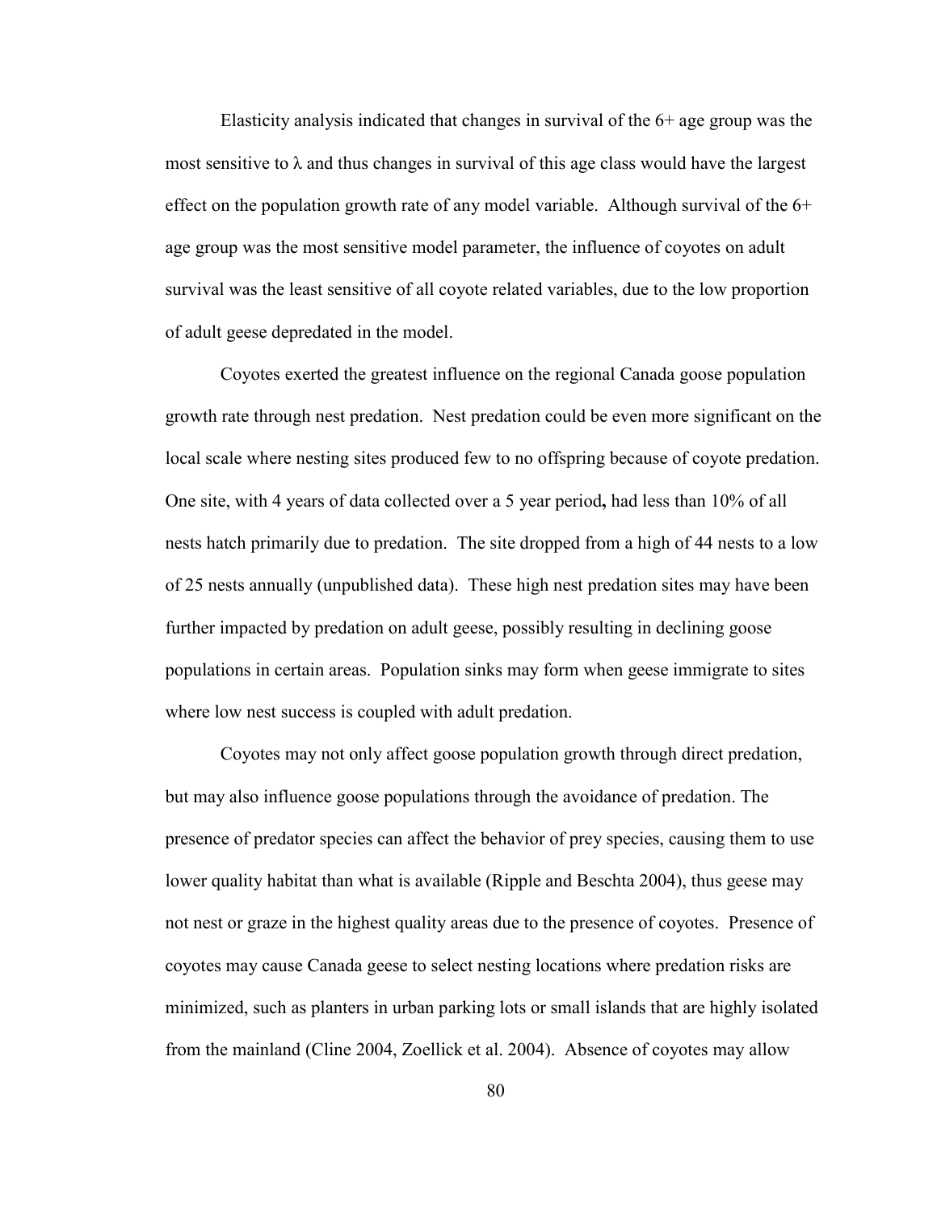Elasticity analysis indicated that changes in survival of the 6+ age group was the most sensitive to $\lambda$ and thus changes in survival of this age class would have the largest effect on the population growth rate of any model variable. Although survival of the 6+ age group was the most sensitive model parameter, the influence of coyotes on adult survival was the least sensitive of all coyote related variables, due to the low proportion of adult geese depredated in the model.

Coyotes exerted the greatest influence on the regional Canada goose population growth rate through nest predation. Nest predation could be even more significant on the local scale where nesting sites produced few to no offspring because of coyote predation. One site, with 4 years of data collected over a 5 year period**,** had less than 10% of all nests hatch primarily due to predation. The site dropped from a high of 44 nests to a low of 25 nests annually (unpublished data). These high nest predation sites may have been further impacted by predation on adult geese, possibly resulting in declining goose populations in certain areas. Population sinks may form when geese immigrate to sites where low nest success is coupled with adult predation.

Coyotes may not only affect goose population growth through direct predation, but may also influence goose populations through the avoidance of predation. The presence of predator species can affect the behavior of prey species, causing them to use lower quality habitat than what is available (Ripple and Beschta 2004), thus geese may not nest or graze in the highest quality areas due to the presence of coyotes. Presence of coyotes may cause Canada geese to select nesting locations where predation risks are minimized, such as planters in urban parking lots or small islands that are highly isolated from the mainland (Cline 2004, Zoellick et al. 2004). Absence of coyotes may allow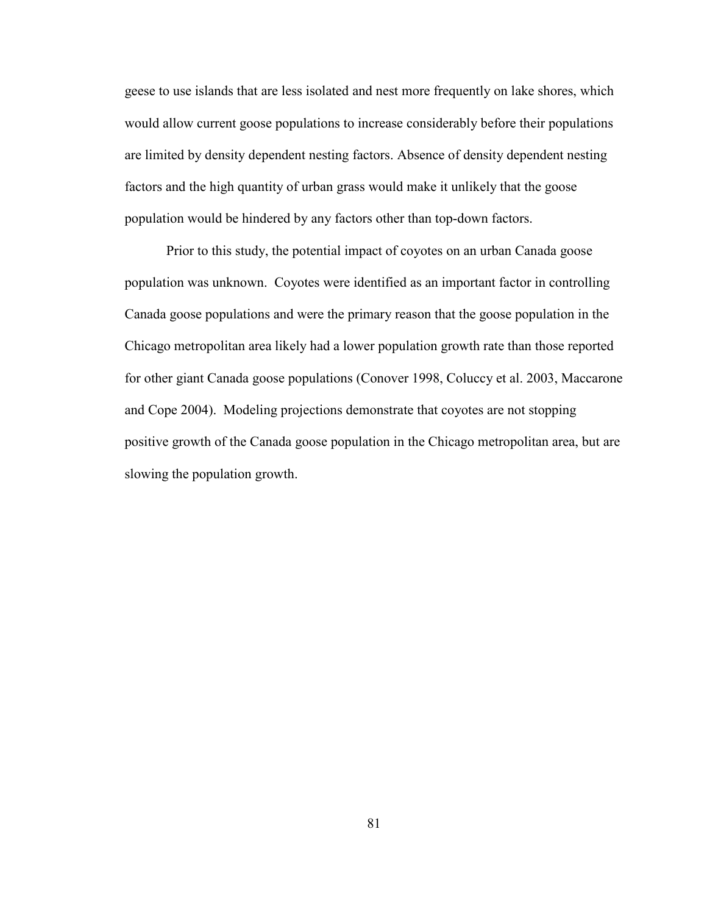geese to use islands that are less isolated and nest more frequently on lake shores, which would allow current goose populations to increase considerably before their populations are limited by density dependent nesting factors. Absence of density dependent nesting factors and the high quantity of urban grass would make it unlikely that the goose population would be hindered by any factors other than top-down factors.

Prior to this study, the potential impact of coyotes on an urban Canada goose population was unknown. Coyotes were identified as an important factor in controlling Canada goose populations and were the primary reason that the goose population in the Chicago metropolitan area likely had a lower population growth rate than those reported for other giant Canada goose populations (Conover 1998, Coluccy et al. 2003, Maccarone and Cope 2004). Modeling projections demonstrate that coyotes are not stopping positive growth of the Canada goose population in the Chicago metropolitan area, but are slowing the population growth.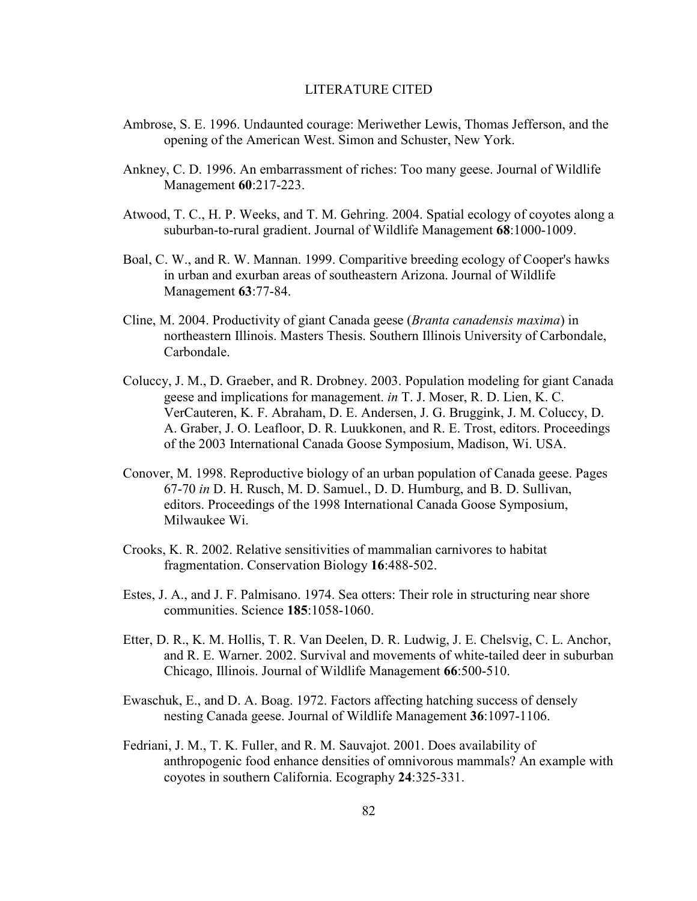# LITERATURE CITED

Ambrose, S. E. 1996. Undaunted courage: Meriwether Lewis, Thomas Jefferson, and the opening of the American West. Simon and Schuster, New York.

Ankney, C. D. 1996. An embarrassment of riches: Too many geese. Journal of Wildlife Management **60**:217-223.

Atwood, T. C., H. P. Weeks, and T. M. Gehring. 2004. Spatial ecology of coyotes along a suburban-to-rural gradient. Journal of Wildlife Management **68**:1000-1009.

Boal, C. W., and R. W. Mannan. 1999. Comparitive breeding ecology of Cooper's hawks in urban and exurban areas of southeastern Arizona. Journal of Wildlife Management **63**:77-84.

Cline, M. 2004. Productivity of giant Canada geese (*Branta canadensis maxima*) in northeastern Illinois. Masters Thesis. Southern Illinois University of Carbondale, Carbondale.

Coluccy, J. M., D. Graeber, and R. Drobney. 2003. Population modeling for giant Canada geese and implications for management. *in* T. J. Moser, R. D. Lien, K. C. VerCauteren, K. F. Abraham, D. E. Andersen, J. G. Bruggink, J. M. Coluccy, D. A. Graber, J. O. Leafloor, D. R. Luukkonen, and R. E. Trost, editors. Proceedings of the 2003 International Canada Goose Symposium, Madison, Wi. USA.

Conover, M. 1998. Reproductive biology of an urban population of Canada geese. Pages 67-70 *in* D. H. Rusch, M. D. Samuel., D. D. Humburg, and B. D. Sullivan, editors. Proceedings of the 1998 International Canada Goose Symposium, Milwaukee Wi.

Crooks, K. R. 2002. Relative sensitivities of mammalian carnivores to habitat fragmentation. Conservation Biology **16**:488-502.

Estes, J. A., and J. F. Palmisano. 1974. Sea otters: Their role in structuring near shore communities. Science **185**:1058-1060.

Etter, D. R., K. M. Hollis, T. R. Van Deelen, D. R. Ludwig, J. E. Chelsvig, C. L. Anchor, and R. E. Warner. 2002. Survival and movements of white-tailed deer in suburban Chicago, Illinois. Journal of Wildlife Management **66**:500-510.

Ewaschuk, E., and D. A. Boag. 1972. Factors affecting hatching success of densely nesting Canada geese. Journal of Wildlife Management **36**:1097-1106.

Fedriani, J. M., T. K. Fuller, and R. M. Sauvajot. 2001. Does availability of anthropogenic food enhance densities of omnivorous mammals? An example with coyotes in southern California. Ecography **24**:325-331.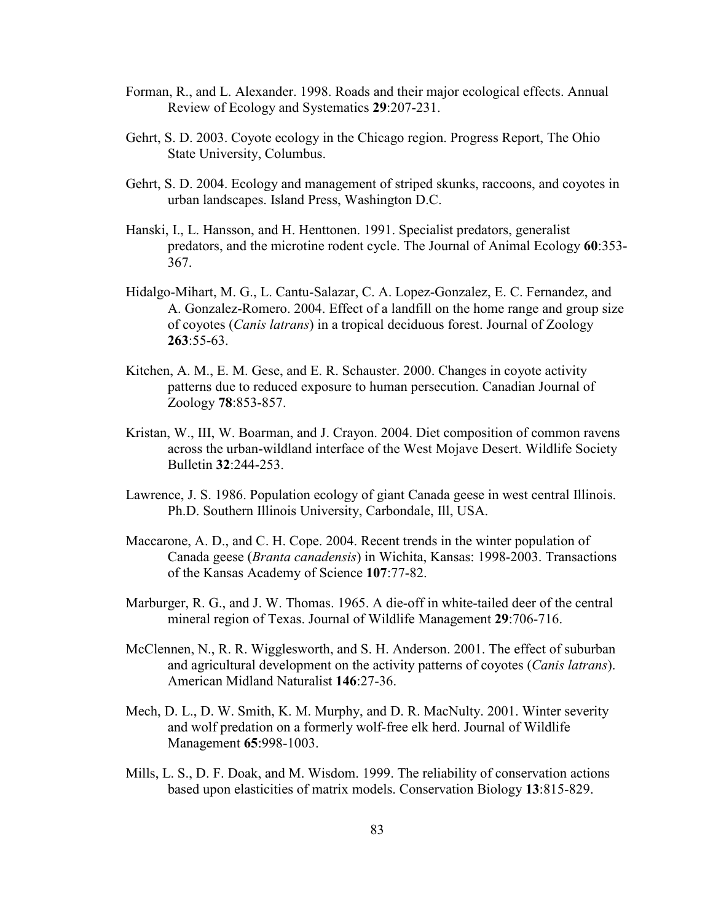Forman, R., and L. Alexander. 1998. Roads and their major ecological effects. Annual Review of Ecology and Systematics **29**:207-231.

Gehrt, S. D. 2003. Coyote ecology in the Chicago region. Progress Report, The Ohio State University, Columbus.

Gehrt, S. D. 2004. Ecology and management of striped skunks, raccoons, and coyotes in urban landscapes. Island Press, Washington D.C.

Hanski, I., L. Hansson, and H. Henttonen. 1991. Specialist predators, generalist predators, and the microtine rodent cycle. The Journal of Animal Ecology **60**:353-367.

Hidalgo-Mihart, M. G., L. Cantu-Salazar, C. A. Lopez-Gonzalez, E. C. Fernandez, and A. Gonzalez-Romero. 2004. Effect of a landfill on the home range and group size of coyotes (*Canis latrans*) in a tropical deciduous forest. Journal of Zoology **263**:55-63.

Kitchen, A. M., E. M. Gese, and E. R. Schauster. 2000. Changes in coyote activity patterns due to reduced exposure to human persecution. Canadian Journal of Zoology **78**:853-857.

Kristan, W., III, W. Boarman, and J. Crayon. 2004. Diet composition of common ravens across the urban-wildland interface of the West Mojave Desert. Wildlife Society Bulletin **32**:244-253.

Lawrence, J. S. 1986. Population ecology of giant Canada geese in west central Illinois. Ph.D. Southern Illinois University, Carbondale, Ill, USA.

Maccarone, A. D., and C. H. Cope. 2004. Recent trends in the winter population of Canada geese (*Branta canadensis*) in Wichita, Kansas: 1998-2003. Transactions of the Kansas Academy of Science **107**:77-82.

Marburger, R. G., and J. W. Thomas. 1965. A die-off in white-tailed deer of the central mineral region of Texas. Journal of Wildlife Management **29**:706-716.

McClennen, N., R. R. Wigglesworth, and S. H. Anderson. 2001. The effect of suburban and agricultural development on the activity patterns of coyotes (*Canis latrans*). American Midland Naturalist **146**:27-36.

Mech, D. L., D. W. Smith, K. M. Murphy, and D. R. MacNulty. 2001. Winter severity and wolf predation on a formerly wolf-free elk herd. Journal of Wildlife Management **65**:998-1003.

Mills, L. S., D. F. Doak, and M. Wisdom. 1999. The reliability of conservation actions based upon elasticities of matrix models. Conservation Biology **13**:815-829.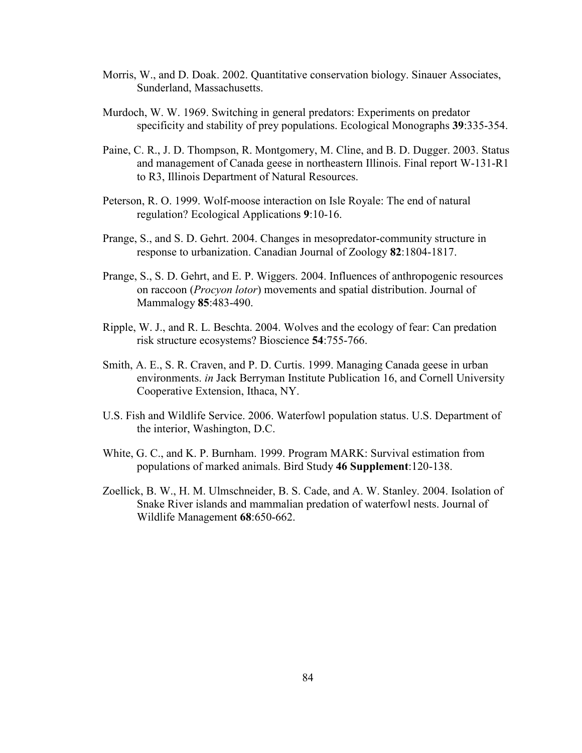Morris, W., and D. Doak. 2002. Quantitative conservation biology. Sinauer Associates, Sunderland, Massachusetts.

Murdoch, W. W. 1969. Switching in general predators: Experiments on predator specificity and stability of prey populations. Ecological Monographs **39**:335-354.

Paine, C. R., J. D. Thompson, R. Montgomery, M. Cline, and B. D. Dugger. 2003. Status and management of Canada geese in northeastern Illinois. Final report W-131-R1 to R3, Illinois Department of Natural Resources.

Peterson, R. O. 1999. Wolf-moose interaction on Isle Royale: The end of natural regulation? Ecological Applications **9**:10-16.

Prange, S., and S. D. Gehrt. 2004. Changes in mesopredator-community structure in response to urbanization. Canadian Journal of Zoology **82**:1804-1817.

Prange, S., S. D. Gehrt, and E. P. Wiggers. 2004. Influences of anthropogenic resources on raccoon (*Procyon lotor*) movements and spatial distribution. Journal of Mammalogy **85**:483-490.

Ripple, W. J., and R. L. Beschta. 2004. Wolves and the ecology of fear: Can predation risk structure ecosystems? Bioscience **54**:755-766.

Smith, A. E., S. R. Craven, and P. D. Curtis. 1999. Managing Canada geese in urban environments. *in* Jack Berryman Institute Publication 16, and Cornell University Cooperative Extension, Ithaca, NY.

U.S. Fish and Wildlife Service. 2006. Waterfowl population status. U.S. Department of the interior, Washington, D.C.

White, G. C., and K. P. Burnham. 1999. Program MARK: Survival estimation from populations of marked animals. Bird Study **46 Supplement**:120-138.

Zoellick, B. W., H. M. Ulmschneider, B. S. Cade, and A. W. Stanley. 2004. Isolation of Snake River islands and mammalian predation of waterfowl nests. Journal of Wildlife Management **68**:650-662.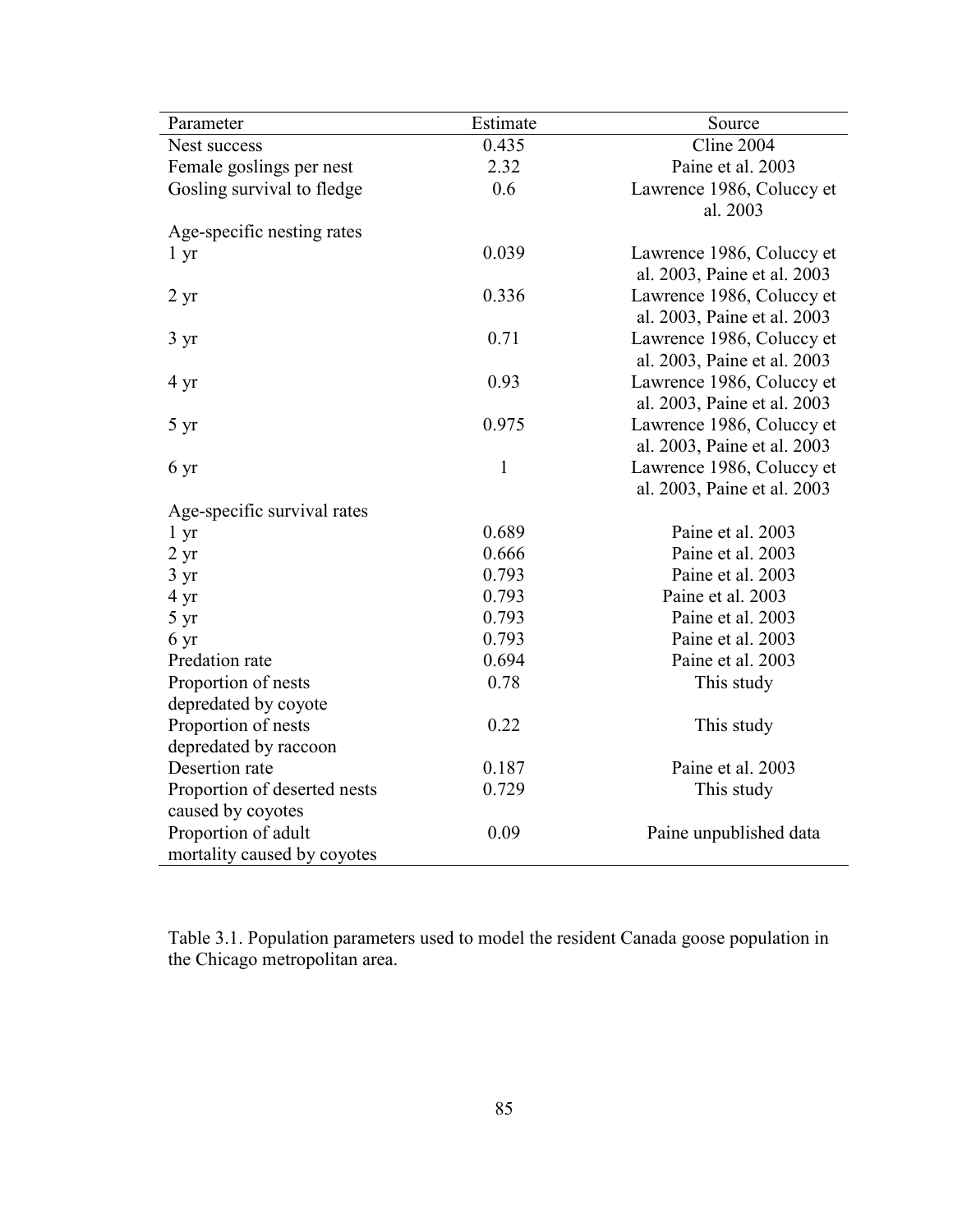| Parameter | Estimate | Source |
|---|---|---|
| Nest success | 0.435 | Cline 2004 |
| Female goslings per nest | 2.32 | Paine et al. 2003 |
| Gosling survival to fledge | 0.6 | Lawrence 1986, Coluccy et al. 2003 |
| Age-specific nesting rates | | |
| 1 yr | 0.039 | Lawrence 1986, Coluccy et al. 2003, Paine et al. 2003 |
| 2 yr | 0.336 | Lawrence 1986, Coluccy et al. 2003, Paine et al. 2003 |
| 3 yr | 0.71 | Lawrence 1986, Coluccy et al. 2003, Paine et al. 2003 |
| 4 yr | 0.93 | Lawrence 1986, Coluccy et al. 2003, Paine et al. 2003 |
| 5 yr | 0.975 | Lawrence 1986, Coluccy et al. 2003, Paine et al. 2003 |
| 6 yr | 1 | Lawrence 1986, Coluccy et al. 2003, Paine et al. 2003 |
| Age-specific survival rates | | |
| 1 yr | 0.689 | Paine et al. 2003 |
| 2 yr | 0.666 | Paine et al. 2003 |
| 3 yr | 0.793 | Paine et al. 2003 |
| 4 yr | 0.793 | Paine et al. 2003 |
| 5 yr | 0.793 | Paine et al. 2003 |
| 6 yr | 0.793 | Paine et al. 2003 |
| Predation rate | 0.694 | Paine et al. 2003 |
| Proportion of nests depredated by coyote | 0.78 | This study |
| Proportion of nests depredated by raccoon | 0.22 | This study |
| Desertion rate | 0.187 | Paine et al. 2003 |
| Proportion of deserted nests caused by coyotes | 0.729 | This study |
| Proportion of adult mortality caused by coyotes | 0.09 | Paine unpublished data |

Table 3.1. Population parameters used to model the resident Canada goose population in the Chicago metropolitan area.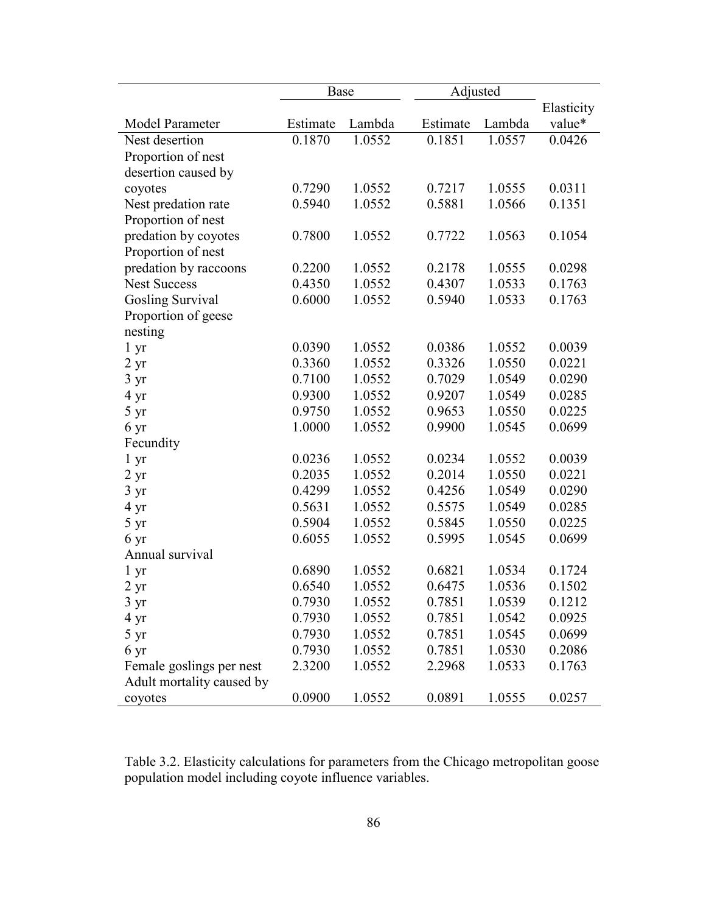| | Base | | Adjusted | | |
|---|---|---|---|---|---|
| Model Parameter | Estimate | Lambda | Estimate | Lambda | Elasticity value* |
| Nest desertion | 0.1870 | 1.0552 | 0.1851 | 1.0557 | 0.0426 |
| Proportion of nest desertion caused by coyotes | 0.7290 | 1.0552 | 0.7217 | 1.0555 | 0.0311 |
| Nest predation rate | 0.5940 | 1.0552 | 0.5881 | 1.0566 | 0.1351 |
| Proportion of nest predation by coyotes | 0.7800 | 1.0552 | 0.7722 | 1.0563 | 0.1054 |
| Proportion of nest predation by raccoons | 0.2200 | 1.0552 | 0.2178 | 1.0555 | 0.0298 |
| Nest Success | 0.4350 | 1.0552 | 0.4307 | 1.0533 | 0.1763 |
| Gosling Survival | 0.6000 | 1.0552 | 0.5940 | 1.0533 | 0.1763 |
| Proportion of geese nesting | | | | | |
| 1 yr | 0.0390 | 1.0552 | 0.0386 | 1.0552 | 0.0039 |
| 2 yr | 0.3360 | 1.0552 | 0.3326 | 1.0550 | 0.0221 |
| 3 yr | 0.7100 | 1.0552 | 0.7029 | 1.0549 | 0.0290 |
| 4 yr | 0.9300 | 1.0552 | 0.9207 | 1.0549 | 0.0285 |
| 5 yr | 0.9750 | 1.0552 | 0.9653 | 1.0550 | 0.0225 |
| 6 yr | 1.0000 | 1.0552 | 0.9900 | 1.0545 | 0.0699 |
| Fecundity | | | | | |
| 1 yr | 0.0236 | 1.0552 | 0.0234 | 1.0552 | 0.0039 |
| 2 yr | 0.2035 | 1.0552 | 0.2014 | 1.0550 | 0.0221 |
| 3 yr | 0.4299 | 1.0552 | 0.4256 | 1.0549 | 0.0290 |
| 4 yr | 0.5631 | 1.0552 | 0.5575 | 1.0549 | 0.0285 |
| 5 yr | 0.5904 | 1.0552 | 0.5845 | 1.0550 | 0.0225 |
| 6 yr | 0.6055 | 1.0552 | 0.5995 | 1.0545 | 0.0699 |
| Annual survival | | | | | |
| 1 yr | 0.6890 | 1.0552 | 0.6821 | 1.0534 | 0.1724 |
| 2 yr | 0.6540 | 1.0552 | 0.6475 | 1.0536 | 0.1502 |
| 3 yr | 0.7930 | 1.0552 | 0.7851 | 1.0539 | 0.1212 |
| 4 yr | 0.7930 | 1.0552 | 0.7851 | 1.0542 | 0.0925 |
| 5 yr | 0.7930 | 1.0552 | 0.7851 | 1.0545 | 0.0699 |
| 6 yr | 0.7930 | 1.0552 | 0.7851 | 1.0530 | 0.2086 |
| Female goslings per nest | 2.3200 | 1.0552 | 2.2968 | 1.0533 | 0.1763 |
| Adult mortality caused by coyotes | 0.0900 | 1.0552 | 0.0891 | 1.0555 | 0.0257 |

Table 3.2. Elasticity calculations for parameters from the Chicago metropolitan goose population model including coyote influence variables.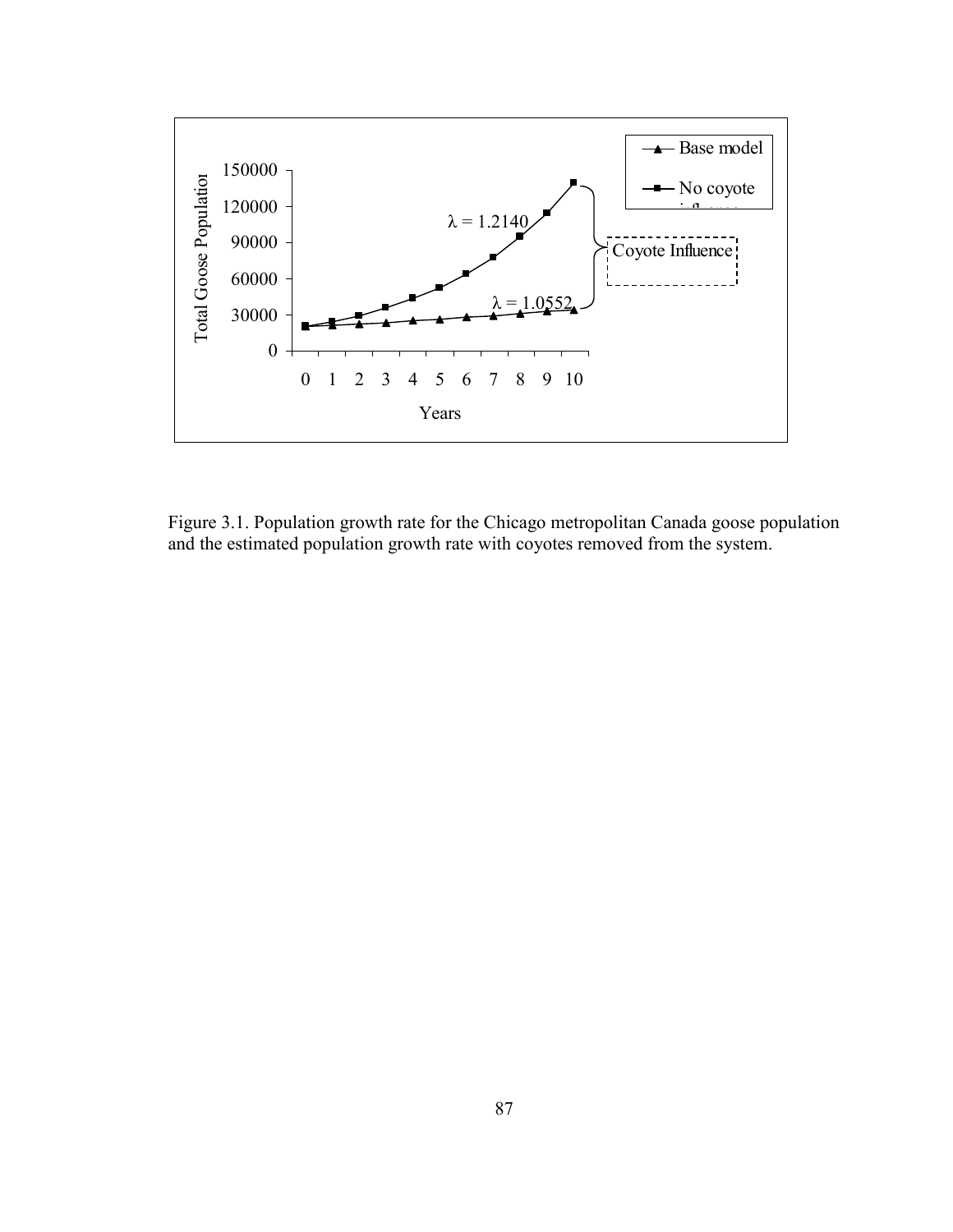Figure 3.1. Population growth rate for the Chicago metropolitan Canada goose population and the estimated population growth rate with coyotes removed from the system.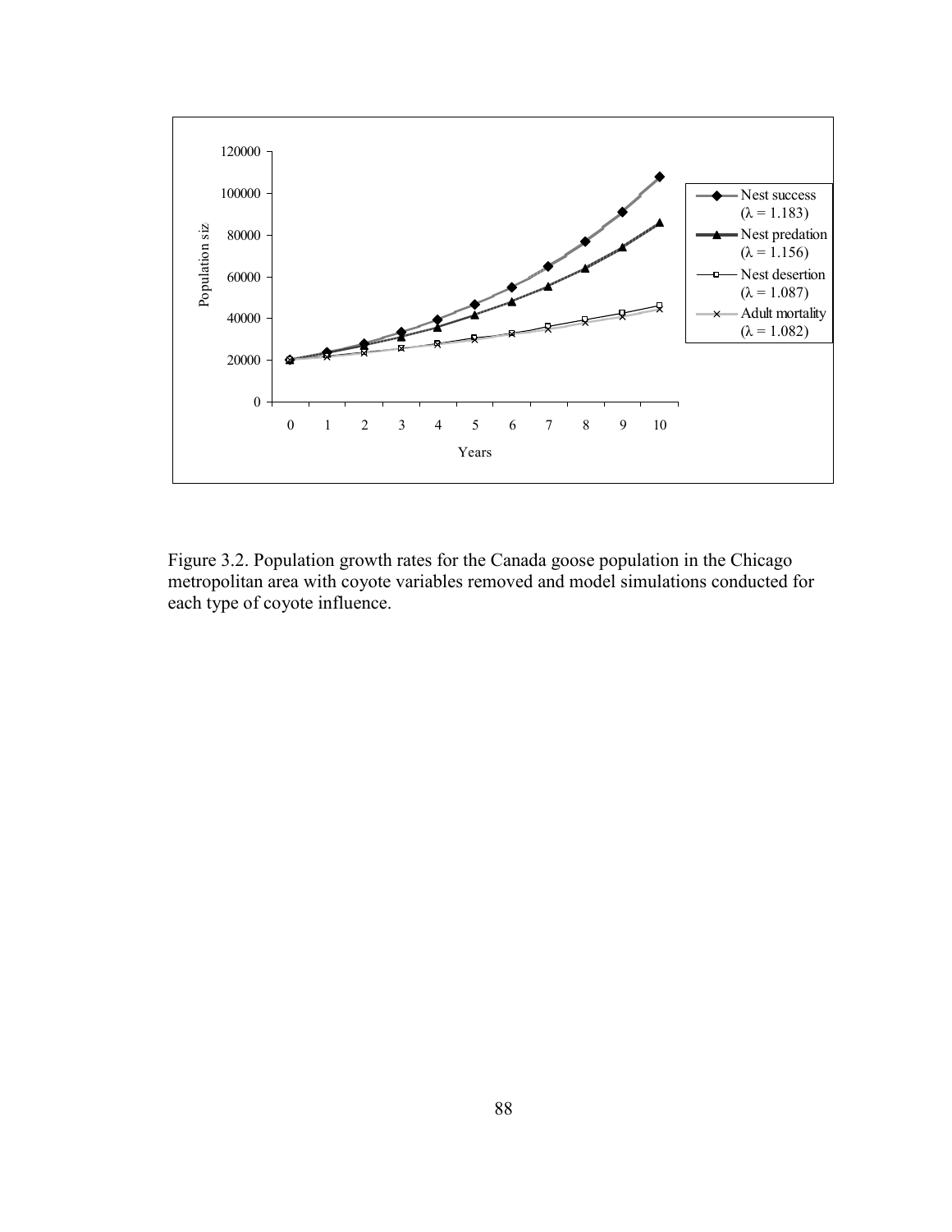Figure 3.2. Population growth rates for the Canada goose population in the Chicago metropolitan area with coyote variables removed and model simulations conducted for each type of coyote influence.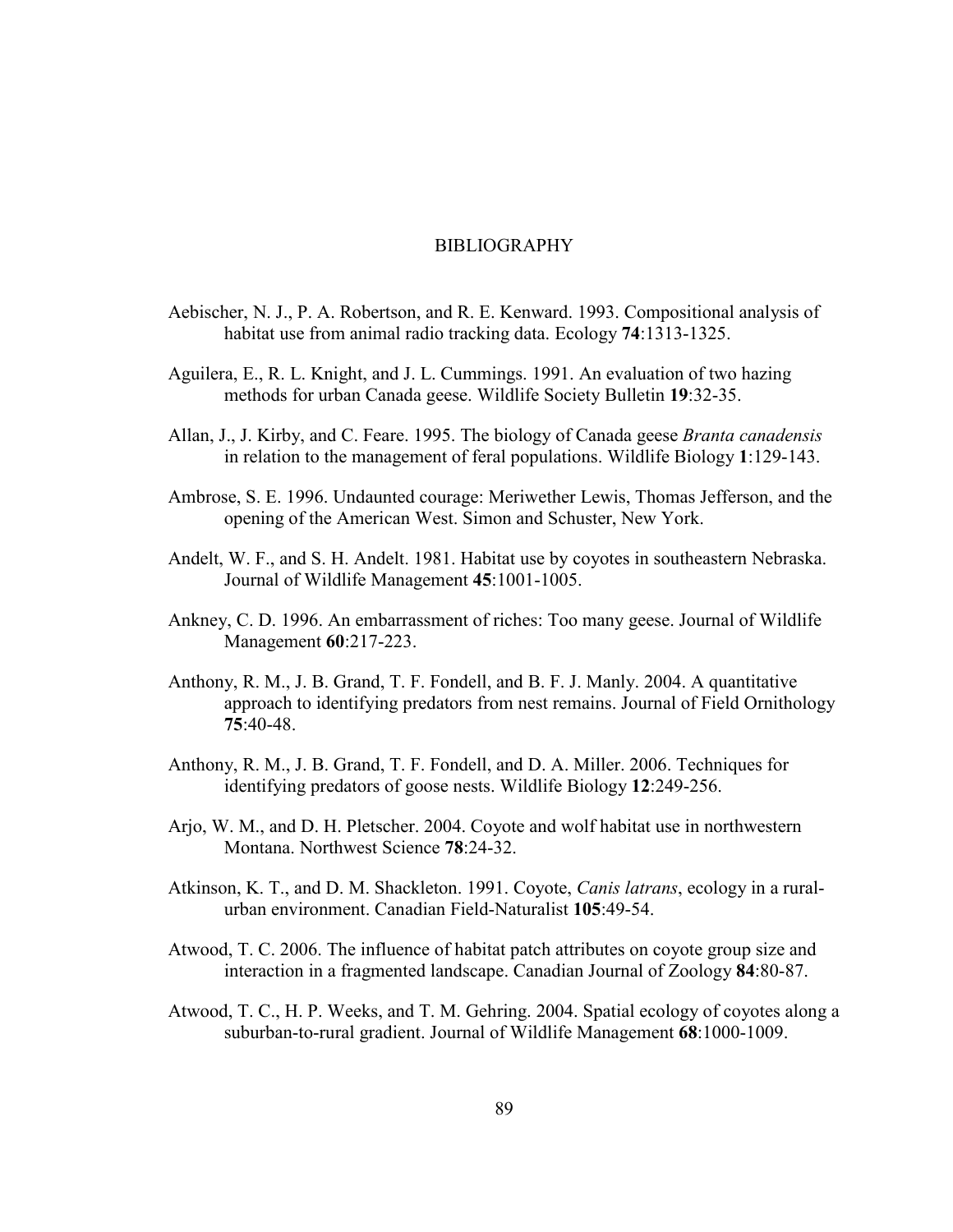# BIBLIOGRAPHY

Aebischer, N. J., P. A. Robertson, and R. E. Kenward. 1993. Compositional analysis of habitat use from animal radio tracking data. Ecology **74**:1313-1325.

Aguilera, E., R. L. Knight, and J. L. Cummings. 1991. An evaluation of two hazing methods for urban Canada geese. Wildlife Society Bulletin **19**:32-35.

Allan, J., J. Kirby, and C. Feare. 1995. The biology of Canada geese *Branta canadensis* in relation to the management of feral populations. Wildlife Biology **1**:129-143.

Ambrose, S. E. 1996. Undaunted courage: Meriwether Lewis, Thomas Jefferson, and the opening of the American West. Simon and Schuster, New York.

Andelt, W. F., and S. H. Andelt. 1981. Habitat use by coyotes in southeastern Nebraska. Journal of Wildlife Management **45**:1001-1005.

Ankney, C. D. 1996. An embarrassment of riches: Too many geese. Journal of Wildlife Management **60**:217-223.

Anthony, R. M., J. B. Grand, T. F. Fondell, and B. F. J. Manly. 2004. A quantitative approach to identifying predators from nest remains. Journal of Field Ornithology **75**:40-48.

Anthony, R. M., J. B. Grand, T. F. Fondell, and D. A. Miller. 2006. Techniques for identifying predators of goose nests. Wildlife Biology **12**:249-256.

Arjo, W. M., and D. H. Pletscher. 2004. Coyote and wolf habitat use in northwestern Montana. Northwest Science **78**:24-32.

Atkinson, K. T., and D. M. Shackleton. 1991. Coyote, *Canis latrans*, ecology in a rural-urban environment. Canadian Field-Naturalist **105**:49-54.

Atwood, T. C. 2006. The influence of habitat patch attributes on coyote group size and interaction in a fragmented landscape. Canadian Journal of Zoology **84**:80-87.

Atwood, T. C., H. P. Weeks, and T. M. Gehring. 2004. Spatial ecology of coyotes along a suburban-to-rural gradient. Journal of Wildlife Management **68**:1000-1009.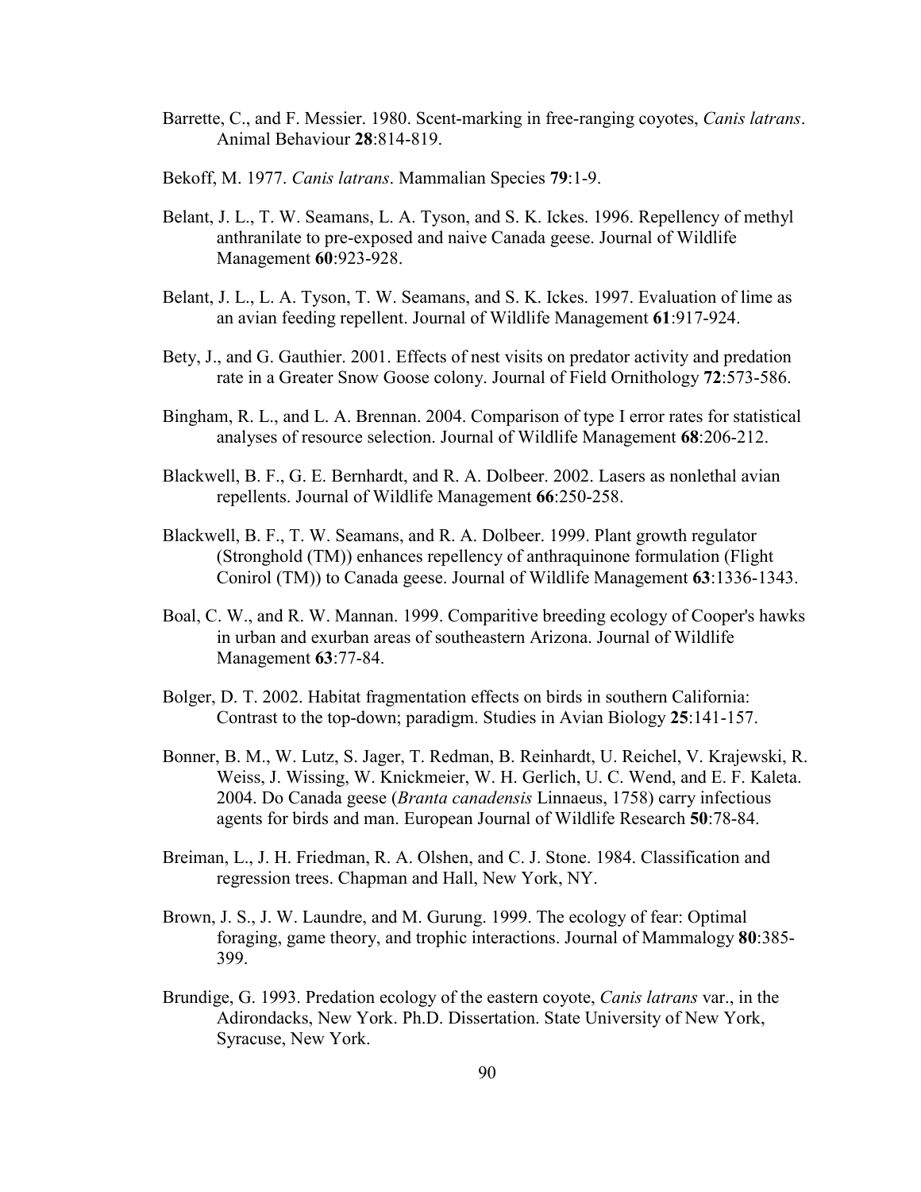Barrette, C., and F. Messier. 1980. Scent-marking in free-ranging coyotes, *Canis latrans*. Animal Behaviour **28**:814-819.

Bekoff, M. 1977. *Canis latrans*. Mammalian Species **79**:1-9.

Belant, J. L., T. W. Seamans, L. A. Tyson, and S. K. Ickes. 1996. Repellency of methyl anthranilate to pre-exposed and naive Canada geese. Journal of Wildlife Management **60**:923-928.

Belant, J. L., L. A. Tyson, T. W. Seamans, and S. K. Ickes. 1997. Evaluation of lime as an avian feeding repellent. Journal of Wildlife Management **61**:917-924.

Bety, J., and G. Gauthier. 2001. Effects of nest visits on predator activity and predation rate in a Greater Snow Goose colony. Journal of Field Ornithology **72**:573-586.

Bingham, R. L., and L. A. Brennan. 2004. Comparison of type I error rates for statistical analyses of resource selection. Journal of Wildlife Management **68**:206-212.

Blackwell, B. F., G. E. Bernhardt, and R. A. Dolbeer. 2002. Lasers as nonlethal avian repellents. Journal of Wildlife Management **66**:250-258.

Blackwell, B. F., T. W. Seamans, and R. A. Dolbeer. 1999. Plant growth regulator (Stronghold (TM)) enhances repellency of anthraquinone formulation (Flight Conirol (TM)) to Canada geese. Journal of Wildlife Management **63**:1336-1343.

Boal, C. W., and R. W. Mannan. 1999. Comparitive breeding ecology of Cooper's hawks in urban and exurban areas of southeastern Arizona. Journal of Wildlife Management **63**:77-84.

Bolger, D. T. 2002. Habitat fragmentation effects on birds in southern California: Contrast to the top-down; paradigm. Studies in Avian Biology **25**:141-157.

Bonner, B. M., W. Lutz, S. Jager, T. Redman, B. Reinhardt, U. Reichel, V. Krajewski, R. Weiss, J. Wissing, W. Knickmeier, W. H. Gerlich, U. C. Wend, and E. F. Kaleta. 2004. Do Canada geese (*Branta canadensis* Linnaeus, 1758) carry infectious agents for birds and man. European Journal of Wildlife Research **50**:78-84.

Breiman, L., J. H. Friedman, R. A. Olshen, and C. J. Stone. 1984. Classification and regression trees. Chapman and Hall, New York, NY.

Brown, J. S., J. W. Laundre, and M. Gurung. 1999. The ecology of fear: Optimal foraging, game theory, and trophic interactions. Journal of Mammalogy **80**:385-399.

Brundige, G. 1993. Predation ecology of the eastern coyote, *Canis latrans* var., in the Adirondacks, New York. Ph.D. Dissertation. State University of New York, Syracuse, New York.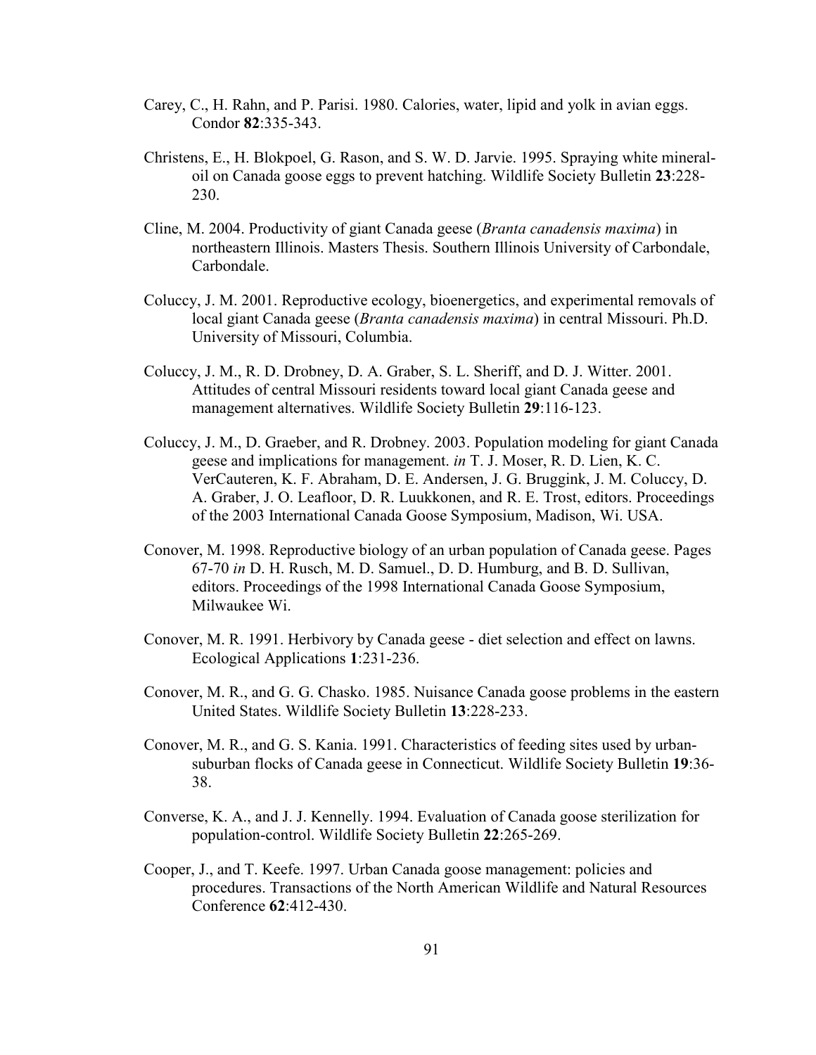Carey, C., H. Rahn, and P. Parisi. 1980. Calories, water, lipid and yolk in avian eggs. Condor **82**:335-343.

Christens, E., H. Blokpoel, G. Rason, and S. W. D. Jarvie. 1995. Spraying white mineral-oil on Canada goose eggs to prevent hatching. Wildlife Society Bulletin **23**:228-230.

Cline, M. 2004. Productivity of giant Canada geese (*Branta canadensis maxima*) in northeastern Illinois. Masters Thesis. Southern Illinois University of Carbondale, Carbondale.

Coluccy, J. M. 2001. Reproductive ecology, bioenergetics, and experimental removals of local giant Canada geese (*Branta canadensis maxima*) in central Missouri. Ph.D. University of Missouri, Columbia.

Coluccy, J. M., R. D. Drobney, D. A. Graber, S. L. Sheriff, and D. J. Witter. 2001. Attitudes of central Missouri residents toward local giant Canada geese and management alternatives. Wildlife Society Bulletin **29**:116-123.

Coluccy, J. M., D. Graeber, and R. Drobney. 2003. Population modeling for giant Canada geese and implications for management. *in* T. J. Moser, R. D. Lien, K. C. VerCauteren, K. F. Abraham, D. E. Andersen, J. G. Bruggink, J. M. Coluccy, D. A. Graber, J. O. Leafloor, D. R. Luukkonen, and R. E. Trost, editors. Proceedings of the 2003 International Canada Goose Symposium, Madison, Wi. USA.

Conover, M. 1998. Reproductive biology of an urban population of Canada geese. Pages 67-70 *in* D. H. Rusch, M. D. Samuel., D. D. Humburg, and B. D. Sullivan, editors. Proceedings of the 1998 International Canada Goose Symposium, Milwaukee Wi.

Conover, M. R. 1991. Herbivory by Canada geese - diet selection and effect on lawns. Ecological Applications **1**:231-236.

Conover, M. R., and G. G. Chasko. 1985. Nuisance Canada goose problems in the eastern United States. Wildlife Society Bulletin **13**:228-233.

Conover, M. R., and G. S. Kania. 1991. Characteristics of feeding sites used by urban-suburban flocks of Canada geese in Connecticut. Wildlife Society Bulletin **19**:36-38.

Converse, K. A., and J. J. Kennelly. 1994. Evaluation of Canada goose sterilization for population-control. Wildlife Society Bulletin **22**:265-269.

Cooper, J., and T. Keefe. 1997. Urban Canada goose management: policies and procedures. Transactions of the North American Wildlife and Natural Resources Conference **62**:412-430.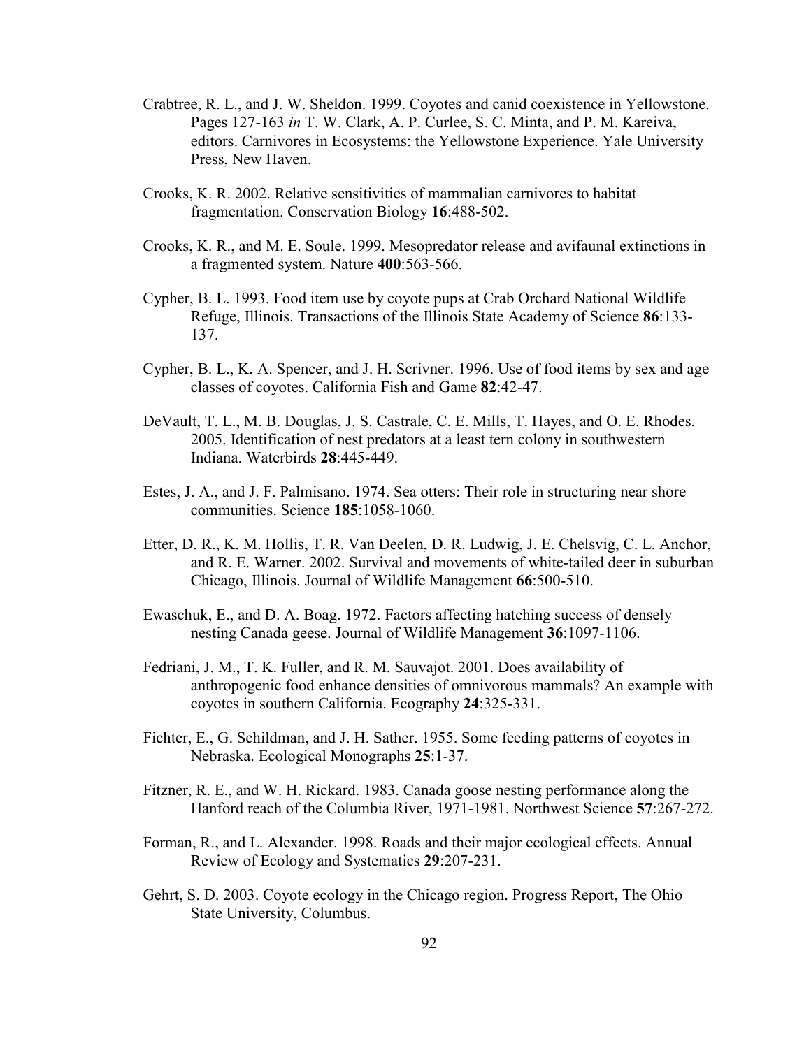Crabtree, R. L., and J. W. Sheldon. 1999. Coyotes and canid coexistence in Yellowstone. Pages 127-163 *in* T. W. Clark, A. P. Curlee, S. C. Minta, and P. M. Kareiva, editors. Carnivores in Ecosystems: the Yellowstone Experience. Yale University Press, New Haven.

Crooks, K. R. 2002. Relative sensitivities of mammalian carnivores to habitat fragmentation. Conservation Biology **16**:488-502.

Crooks, K. R., and M. E. Soule. 1999. Mesopredator release and avifaunal extinctions in a fragmented system. Nature **400**:563-566.

Cypher, B. L. 1993. Food item use by coyote pups at Crab Orchard National Wildlife Refuge, Illinois. Transactions of the Illinois State Academy of Science **86**:133-137.

Cypher, B. L., K. A. Spencer, and J. H. Scrivner. 1996. Use of food items by sex and age classes of coyotes. California Fish and Game **82**:42-47.

DeVault, T. L., M. B. Douglas, J. S. Castrale, C. E. Mills, T. Hayes, and O. E. Rhodes. 2005. Identification of nest predators at a least tern colony in southwestern Indiana. Waterbirds **28**:445-449.

Estes, J. A., and J. F. Palmisano. 1974. Sea otters: Their role in structuring near shore communities. Science **185**:1058-1060.

Etter, D. R., K. M. Hollis, T. R. Van Deelen, D. R. Ludwig, J. E. Chelsvig, C. L. Anchor, and R. E. Warner. 2002. Survival and movements of white-tailed deer in suburban Chicago, Illinois. Journal of Wildlife Management **66**:500-510.

Ewaschuk, E., and D. A. Boag. 1972. Factors affecting hatching success of densely nesting Canada geese. Journal of Wildlife Management **36**:1097-1106.

Fedriani, J. M., T. K. Fuller, and R. M. Sauvajot. 2001. Does availability of anthropogenic food enhance densities of omnivorous mammals? An example with coyotes in southern California. Ecography **24**:325-331.

Fichter, E., G. Schildman, and J. H. Sather. 1955. Some feeding patterns of coyotes in Nebraska. Ecological Monographs **25**:1-37.

Fitzner, R. E., and W. H. Rickard. 1983. Canada goose nesting performance along the Hanford reach of the Columbia River, 1971-1981. Northwest Science **57**:267-272.

Forman, R., and L. Alexander. 1998. Roads and their major ecological effects. Annual Review of Ecology and Systematics **29**:207-231.

Gehrt, S. D. 2003. Coyote ecology in the Chicago region. Progress Report, The Ohio State University, Columbus.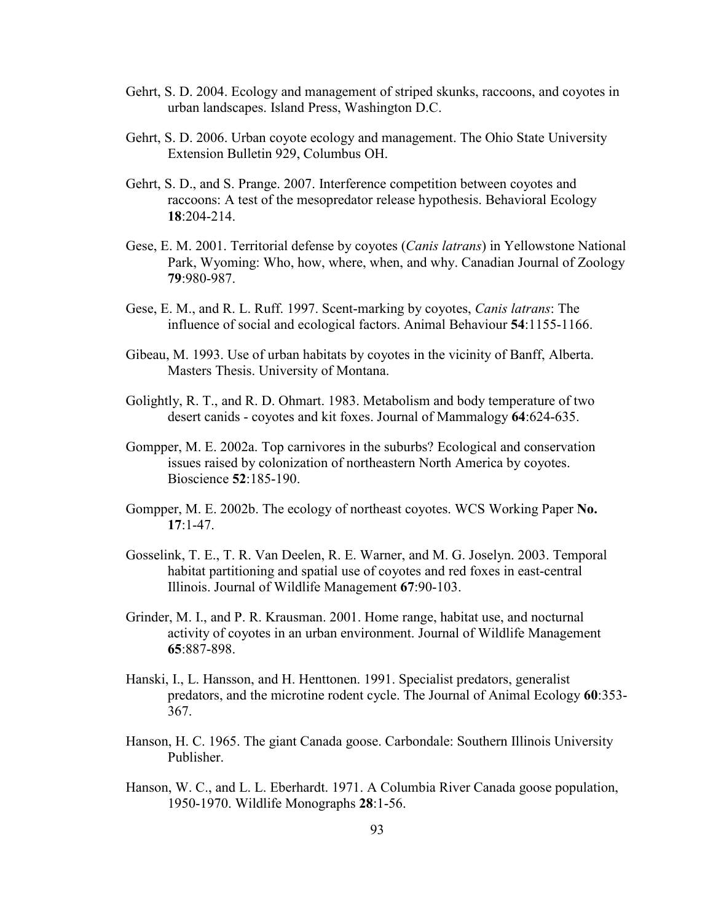Gehrt, S. D. 2004. Ecology and management of striped skunks, raccoons, and coyotes in urban landscapes. Island Press, Washington D.C.

Gehrt, S. D. 2006. Urban coyote ecology and management. The Ohio State University Extension Bulletin 929, Columbus OH.

Gehrt, S. D., and S. Prange. 2007. Interference competition between coyotes and raccoons: A test of the mesopredator release hypothesis. Behavioral Ecology **18**:204-214.

Gese, E. M. 2001. Territorial defense by coyotes (*Canis latrans*) in Yellowstone National Park, Wyoming: Who, how, where, when, and why. Canadian Journal of Zoology **79**:980-987.

Gese, E. M., and R. L. Ruff. 1997. Scent-marking by coyotes, *Canis latrans*: The influence of social and ecological factors. Animal Behaviour **54**:1155-1166.

Gibeau, M. 1993. Use of urban habitats by coyotes in the vicinity of Banff, Alberta. Masters Thesis. University of Montana.

Golightly, R. T., and R. D. Ohmart. 1983. Metabolism and body temperature of two desert canids - coyotes and kit foxes. Journal of Mammalogy **64**:624-635.

Gompper, M. E. 2002a. Top carnivores in the suburbs? Ecological and conservation issues raised by colonization of northeastern North America by coyotes. Bioscience **52**:185-190.

Gompper, M. E. 2002b. The ecology of northeast coyotes. WCS Working Paper **No. 17**:1-47.

Gosselink, T. E., T. R. Van Deelen, R. E. Warner, and M. G. Joselyn. 2003. Temporal habitat partitioning and spatial use of coyotes and red foxes in east-central Illinois. Journal of Wildlife Management **67**:90-103.

Grinder, M. I., and P. R. Krausman. 2001. Home range, habitat use, and nocturnal activity of coyotes in an urban environment. Journal of Wildlife Management **65**:887-898.

Hanski, I., L. Hansson, and H. Henttonen. 1991. Specialist predators, generalist predators, and the microtine rodent cycle. The Journal of Animal Ecology **60**:353-367.

Hanson, H. C. 1965. The giant Canada goose. Carbondale: Southern Illinois University Publisher.

Hanson, W. C., and L. L. Eberhardt. 1971. A Columbia River Canada goose population, 1950-1970. Wildlife Monographs **28**:1-56.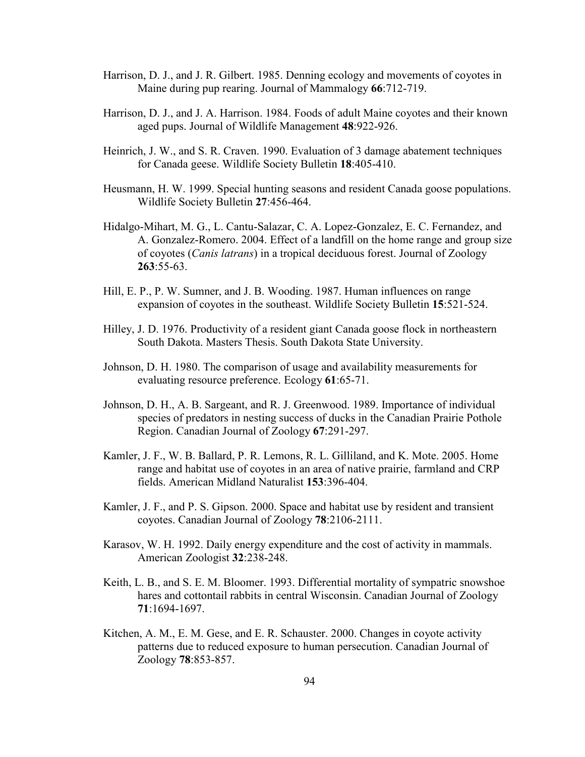Harrison, D. J., and J. R. Gilbert. 1985. Denning ecology and movements of coyotes in Maine during pup rearing. Journal of Mammalogy **66**:712-719.

Harrison, D. J., and J. A. Harrison. 1984. Foods of adult Maine coyotes and their known aged pups. Journal of Wildlife Management **48**:922-926.

Heinrich, J. W., and S. R. Craven. 1990. Evaluation of 3 damage abatement techniques for Canada geese. Wildlife Society Bulletin **18**:405-410.

Heusmann, H. W. 1999. Special hunting seasons and resident Canada goose populations. Wildlife Society Bulletin **27**:456-464.

Hidalgo-Mihart, M. G., L. Cantu-Salazar, C. A. Lopez-Gonzalez, E. C. Fernandez, and A. Gonzalez-Romero. 2004. Effect of a landfill on the home range and group size of coyotes (*Canis latrans*) in a tropical deciduous forest. Journal of Zoology **263**:55-63.

Hill, E. P., P. W. Sumner, and J. B. Wooding. 1987. Human influences on range expansion of coyotes in the southeast. Wildlife Society Bulletin **15**:521-524.

Hilley, J. D. 1976. Productivity of a resident giant Canada goose flock in northeastern South Dakota. Masters Thesis. South Dakota State University.

Johnson, D. H. 1980. The comparison of usage and availability measurements for evaluating resource preference. Ecology **61**:65-71.

Johnson, D. H., A. B. Sargeant, and R. J. Greenwood. 1989. Importance of individual species of predators in nesting success of ducks in the Canadian Prairie Pothole Region. Canadian Journal of Zoology **67**:291-297.

Kamler, J. F., W. B. Ballard, P. R. Lemons, R. L. Gilliland, and K. Mote. 2005. Home range and habitat use of coyotes in an area of native prairie, farmland and CRP fields. American Midland Naturalist **153**:396-404.

Kamler, J. F., and P. S. Gipson. 2000. Space and habitat use by resident and transient coyotes. Canadian Journal of Zoology **78**:2106-2111.

Karasov, W. H. 1992. Daily energy expenditure and the cost of activity in mammals. American Zoologist **32**:238-248.

Keith, L. B., and S. E. M. Bloomer. 1993. Differential mortality of sympatric snowshoe hares and cottontail rabbits in central Wisconsin. Canadian Journal of Zoology **71**:1694-1697.

Kitchen, A. M., E. M. Gese, and E. R. Schauster. 2000. Changes in coyote activity patterns due to reduced exposure to human persecution. Canadian Journal of Zoology **78**:853-857.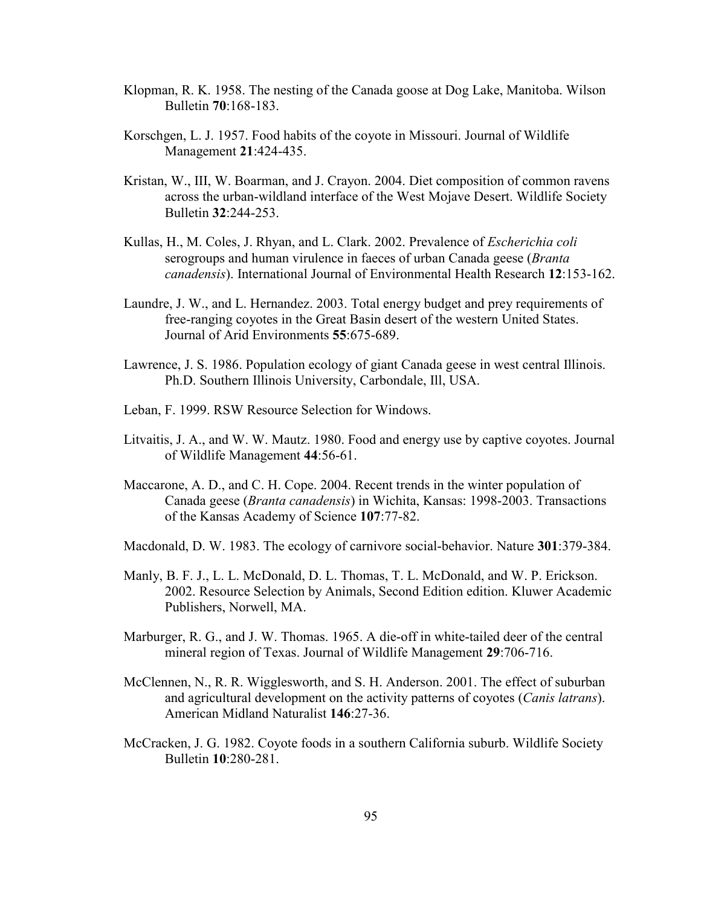Klopman, R. K. 1958. The nesting of the Canada goose at Dog Lake, Manitoba. Wilson Bulletin **70**:168-183.

Korschgen, L. J. 1957. Food habits of the coyote in Missouri. Journal of Wildlife Management **21**:424-435.

Kristan, W., III, W. Boarman, and J. Crayon. 2004. Diet composition of common ravens across the urban-wildland interface of the West Mojave Desert. Wildlife Society Bulletin **32**:244-253.

Kullas, H., M. Coles, J. Rhyan, and L. Clark. 2002. Prevalence of *Escherichia coli* serogroups and human virulence in faeces of urban Canada geese (*Branta canadensis*). International Journal of Environmental Health Research **12**:153-162.

Laundre, J. W., and L. Hernandez. 2003. Total energy budget and prey requirements of free-ranging coyotes in the Great Basin desert of the western United States. Journal of Arid Environments **55**:675-689.

Lawrence, J. S. 1986. Population ecology of giant Canada geese in west central Illinois. Ph.D. Southern Illinois University, Carbondale, Ill, USA.

Leban, F. 1999. RSW Resource Selection for Windows.

Litvaitis, J. A., and W. W. Mautz. 1980. Food and energy use by captive coyotes. Journal of Wildlife Management **44**:56-61.

Maccarone, A. D., and C. H. Cope. 2004. Recent trends in the winter population of Canada geese (*Branta canadensis*) in Wichita, Kansas: 1998-2003. Transactions of the Kansas Academy of Science **107**:77-82.

Macdonald, D. W. 1983. The ecology of carnivore social-behavior. Nature **301**:379-384.

Manly, B. F. J., L. L. McDonald, D. L. Thomas, T. L. McDonald, and W. P. Erickson. 2002. Resource Selection by Animals, Second Edition edition. Kluwer Academic Publishers, Norwell, MA.

Marburger, R. G., and J. W. Thomas. 1965. A die-off in white-tailed deer of the central mineral region of Texas. Journal of Wildlife Management **29**:706-716.

McClennen, N., R. R. Wigglesworth, and S. H. Anderson. 2001. The effect of suburban and agricultural development on the activity patterns of coyotes (*Canis latrans*). American Midland Naturalist **146**:27-36.

McCracken, J. G. 1982. Coyote foods in a southern California suburb. Wildlife Society Bulletin **10**:280-281.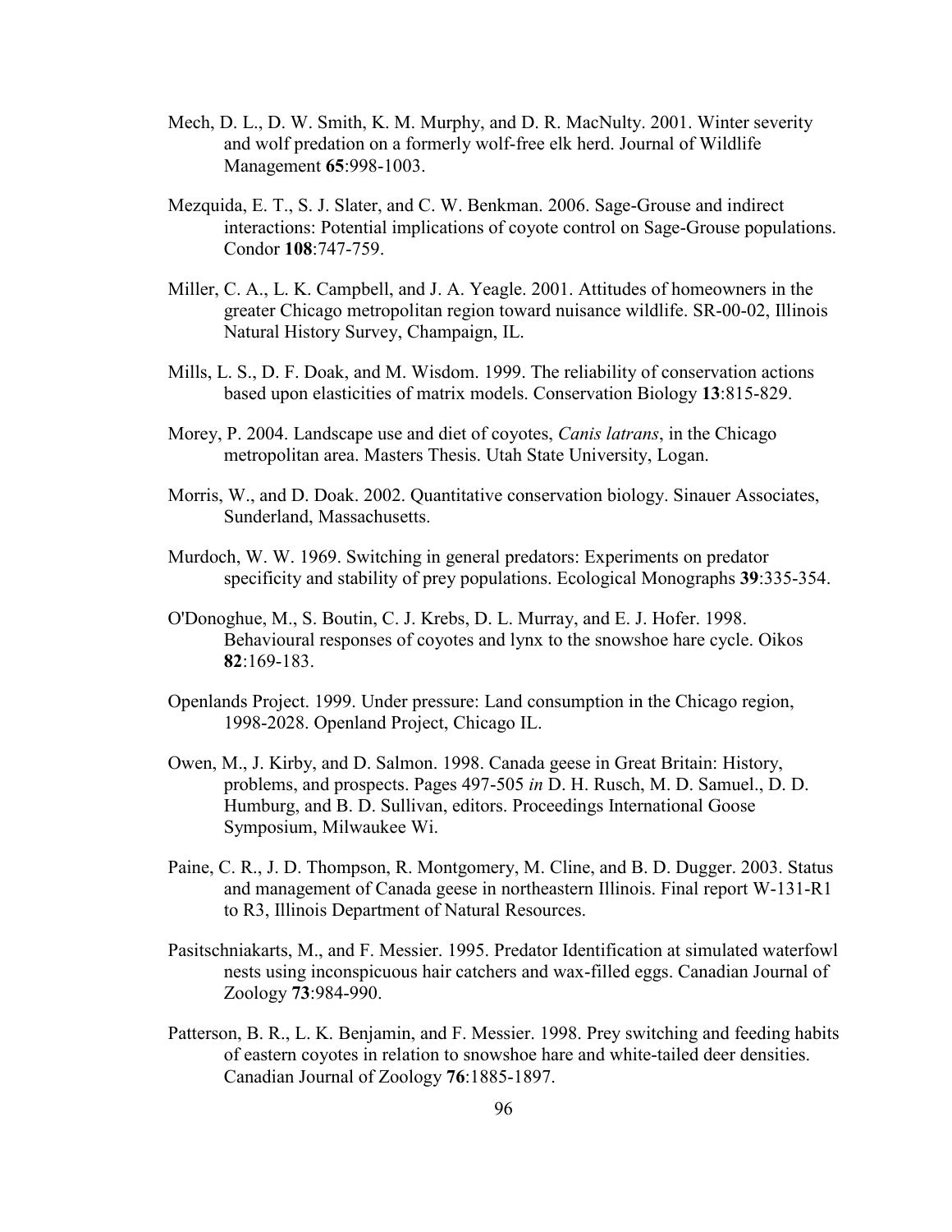Mech, D. L., D. W. Smith, K. M. Murphy, and D. R. MacNulty. 2001. Winter severity and wolf predation on a formerly wolf-free elk herd. Journal of Wildlife Management **65**:998-1003.

Mezquida, E. T., S. J. Slater, and C. W. Benkman. 2006. Sage-Grouse and indirect interactions: Potential implications of coyote control on Sage-Grouse populations. Condor **108**:747-759.

Miller, C. A., L. K. Campbell, and J. A. Yeagle. 2001. Attitudes of homeowners in the greater Chicago metropolitan region toward nuisance wildlife. SR-00-02, Illinois Natural History Survey, Champaign, IL.

Mills, L. S., D. F. Doak, and M. Wisdom. 1999. The reliability of conservation actions based upon elasticities of matrix models. Conservation Biology **13**:815-829.

Morey, P. 2004. Landscape use and diet of coyotes, *Canis latrans*, in the Chicago metropolitan area. Masters Thesis. Utah State University, Logan.

Morris, W., and D. Doak. 2002. Quantitative conservation biology. Sinauer Associates, Sunderland, Massachusetts.

Murdoch, W. W. 1969. Switching in general predators: Experiments on predator specificity and stability of prey populations. Ecological Monographs **39**:335-354.

O'Donoghue, M., S. Boutin, C. J. Krebs, D. L. Murray, and E. J. Hofer. 1998. Behavioural responses of coyotes and lynx to the snowshoe hare cycle. Oikos **82**:169-183.

Openlands Project. 1999. Under pressure: Land consumption in the Chicago region, 1998-2028. Openland Project, Chicago IL.

Owen, M., J. Kirby, and D. Salmon. 1998. Canada geese in Great Britain: History, problems, and prospects. Pages 497-505 *in* D. H. Rusch, M. D. Samuel., D. D. Humburg, and B. D. Sullivan, editors. Proceedings International Goose Symposium, Milwaukee Wi.

Paine, C. R., J. D. Thompson, R. Montgomery, M. Cline, and B. D. Dugger. 2003. Status and management of Canada geese in northeastern Illinois. Final report W-131-R1 to R3, Illinois Department of Natural Resources.

Pasitschniakarts, M., and F. Messier. 1995. Predator Identification at simulated waterfowl nests using inconspicuous hair catchers and wax-filled eggs. Canadian Journal of Zoology **73**:984-990.

Patterson, B. R., L. K. Benjamin, and F. Messier. 1998. Prey switching and feeding habits of eastern coyotes in relation to snowshoe hare and white-tailed deer densities. Canadian Journal of Zoology **76**:1885-1897.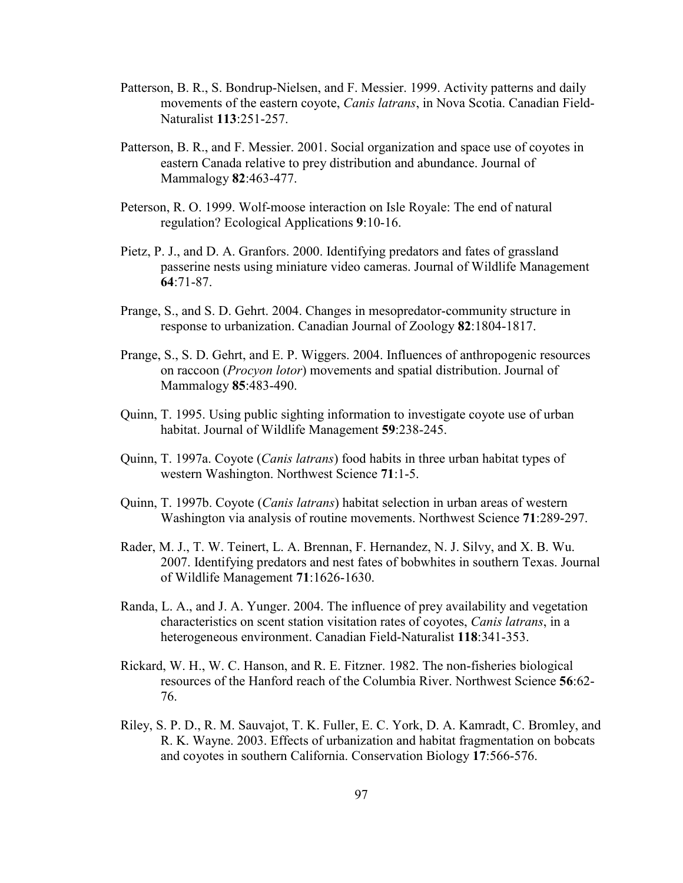Patterson, B. R., S. Bondrup-Nielsen, and F. Messier. 1999. Activity patterns and daily movements of the eastern coyote, *Canis latrans*, in Nova Scotia. Canadian Field-Naturalist **113**:251-257.

Patterson, B. R., and F. Messier. 2001. Social organization and space use of coyotes in eastern Canada relative to prey distribution and abundance. Journal of Mammalogy **82**:463-477.

Peterson, R. O. 1999. Wolf-moose interaction on Isle Royale: The end of natural regulation? Ecological Applications **9**:10-16.

Pietz, P. J., and D. A. Granfors. 2000. Identifying predators and fates of grassland passerine nests using miniature video cameras. Journal of Wildlife Management **64**:71-87.

Prange, S., and S. D. Gehrt. 2004. Changes in mesopredator-community structure in response to urbanization. Canadian Journal of Zoology **82**:1804-1817.

Prange, S., S. D. Gehrt, and E. P. Wiggers. 2004. Influences of anthropogenic resources on raccoon (*Procyon lotor*) movements and spatial distribution. Journal of Mammalogy **85**:483-490.

Quinn, T. 1995. Using public sighting information to investigate coyote use of urban habitat. Journal of Wildlife Management **59**:238-245.

Quinn, T. 1997a. Coyote (*Canis latrans*) food habits in three urban habitat types of western Washington. Northwest Science **71**:1-5.

Quinn, T. 1997b. Coyote (*Canis latrans*) habitat selection in urban areas of western Washington via analysis of routine movements. Northwest Science **71**:289-297.

Rader, M. J., T. W. Teinert, L. A. Brennan, F. Hernandez, N. J. Silvy, and X. B. Wu. 2007. Identifying predators and nest fates of bobwhites in southern Texas. Journal of Wildlife Management **71**:1626-1630.

Randa, L. A., and J. A. Yunger. 2004. The influence of prey availability and vegetation characteristics on scent station visitation rates of coyotes, *Canis latrans*, in a heterogeneous environment. Canadian Field-Naturalist **118**:341-353.

Rickard, W. H., W. C. Hanson, and R. E. Fitzner. 1982. The non-fisheries biological resources of the Hanford reach of the Columbia River. Northwest Science **56**:62-76.

Riley, S. P. D., R. M. Sauvajot, T. K. Fuller, E. C. York, D. A. Kamradt, C. Bromley, and R. K. Wayne. 2003. Effects of urbanization and habitat fragmentation on bobcats and coyotes in southern California. Conservation Biology **17**:566-576.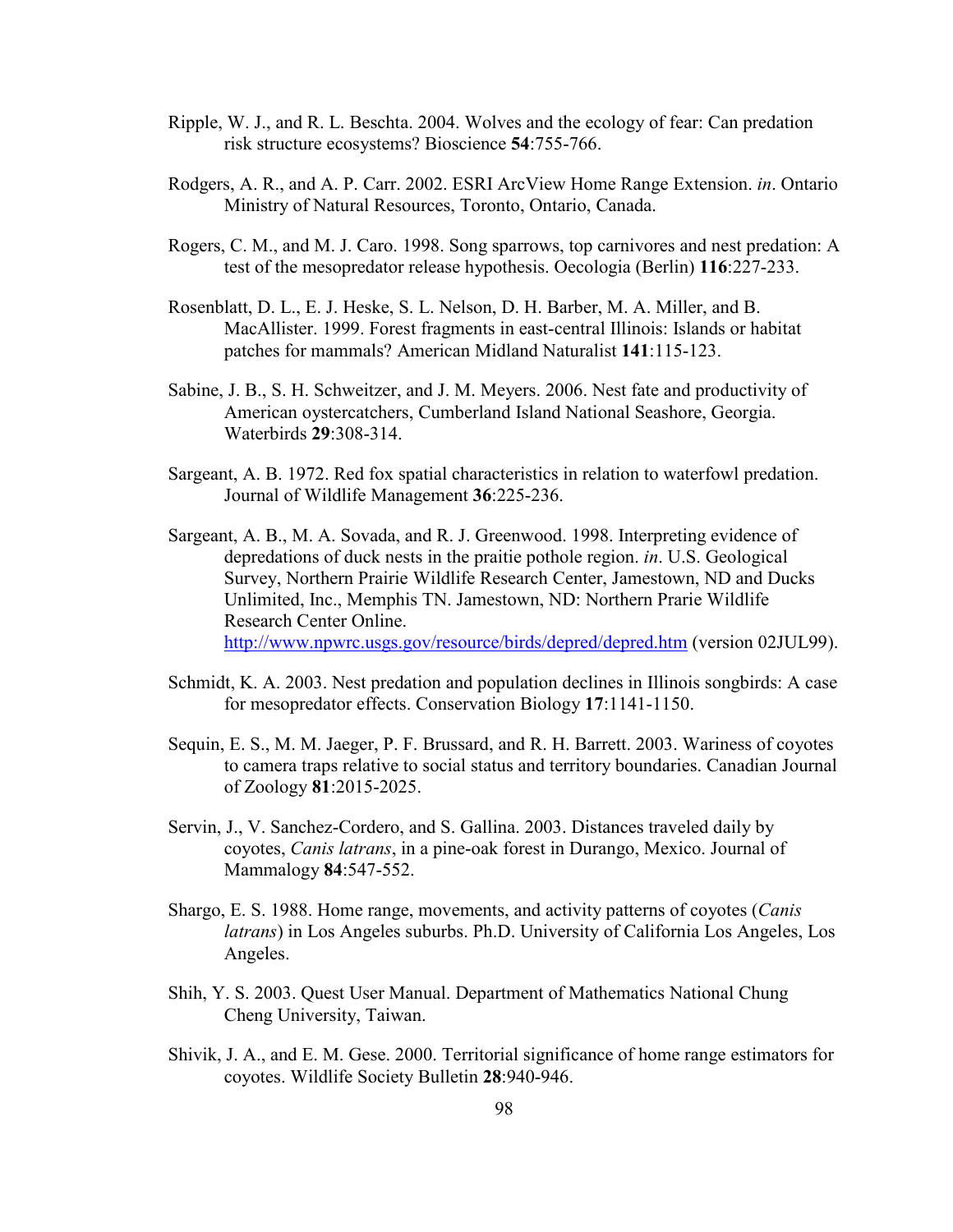Ripple, W. J., and R. L. Beschta. 2004. Wolves and the ecology of fear: Can predation risk structure ecosystems? Bioscience **54**:755-766.

Rodgers, A. R., and A. P. Carr. 2002. ESRI ArcView Home Range Extension. *in*. Ontario Ministry of Natural Resources, Toronto, Ontario, Canada.

Rogers, C. M., and M. J. Caro. 1998. Song sparrows, top carnivores and nest predation: A test of the mesopredator release hypothesis. Oecologia (Berlin) **116**:227-233.

Rosenblatt, D. L., E. J. Heske, S. L. Nelson, D. H. Barber, M. A. Miller, and B. MacAllister. 1999. Forest fragments in east-central Illinois: Islands or habitat patches for mammals? American Midland Naturalist **141**:115-123.

Sabine, J. B., S. H. Schweitzer, and J. M. Meyers. 2006. Nest fate and productivity of American oystercatchers, Cumberland Island National Seashore, Georgia. Waterbirds **29**:308-314.

Sargeant, A. B. 1972. Red fox spatial characteristics in relation to waterfowl predation. Journal of Wildlife Management **36**:225-236.

Sargeant, A. B., M. A. Sovada, and R. J. Greenwood. 1998. Interpreting evidence of depredations of duck nests in the praitie pothole region. *in*. U.S. Geological Survey, Northern Prairie Wildlife Research Center, Jamestown, ND and Ducks Unlimited, Inc., Memphis TN. Jamestown, ND: Northern Prarie Wildlife Research Center Online. http://www.npwrc.usgs.gov/resource/birds/depred/depred.htm (version 02JUL99).

Schmidt, K. A. 2003. Nest predation and population declines in Illinois songbirds: A case for mesopredator effects. Conservation Biology **17**:1141-1150.

Sequin, E. S., M. M. Jaeger, P. F. Brussard, and R. H. Barrett. 2003. Wariness of coyotes to camera traps relative to social status and territory boundaries. Canadian Journal of Zoology **81**:2015-2025.

Servin, J., V. Sanchez-Cordero, and S. Gallina. 2003. Distances traveled daily by coyotes, *Canis latrans*, in a pine-oak forest in Durango, Mexico. Journal of Mammalogy **84**:547-552.

Shargo, E. S. 1988. Home range, movements, and activity patterns of coyotes (*Canis latrans*) in Los Angeles suburbs. Ph.D. University of California Los Angeles, Los Angeles.

Shih, Y. S. 2003. Quest User Manual. Department of Mathematics National Chung Cheng University, Taiwan.

Shivik, J. A., and E. M. Gese. 2000. Territorial significance of home range estimators for coyotes. Wildlife Society Bulletin **28**:940-946.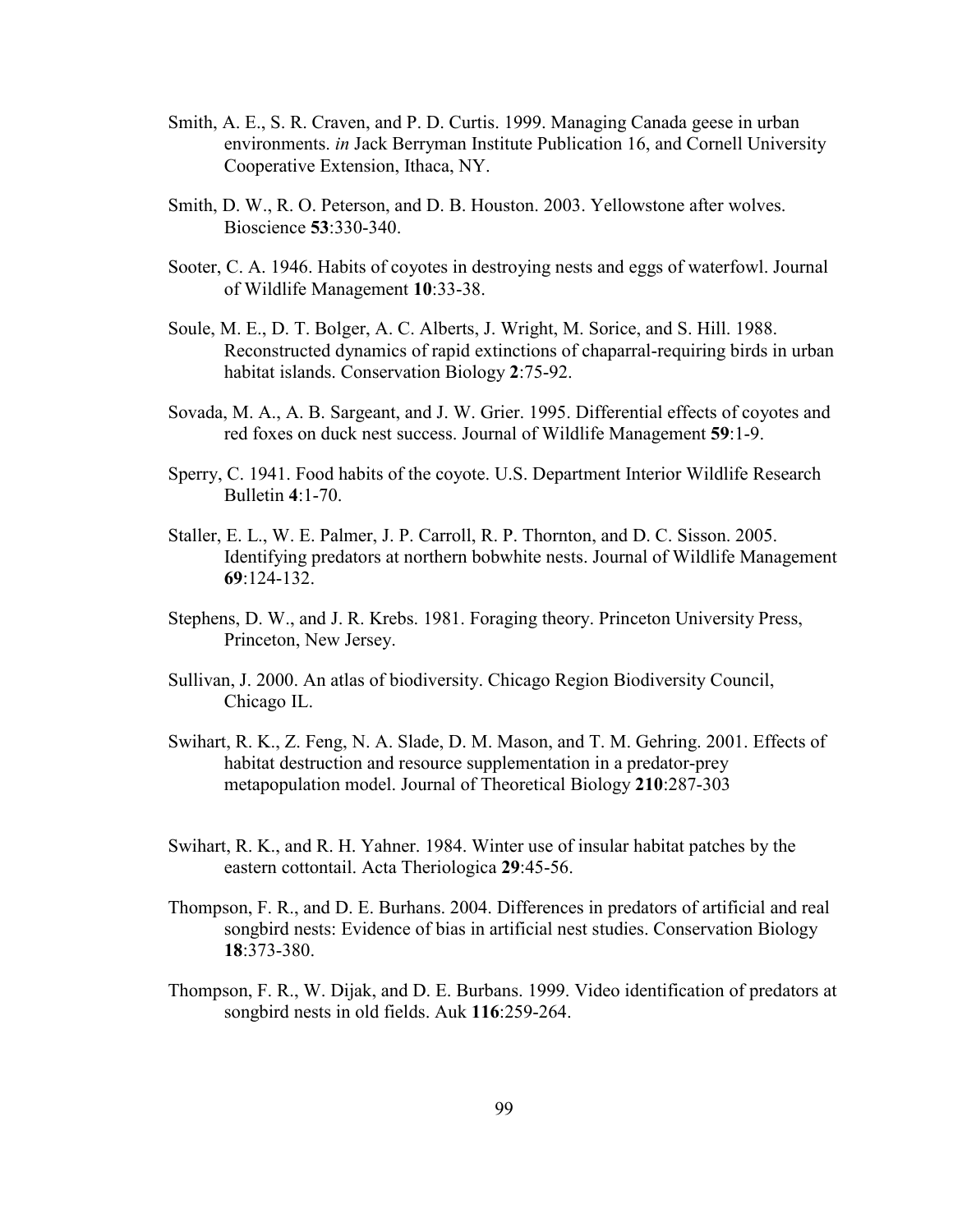Smith, A. E., S. R. Craven, and P. D. Curtis. 1999. Managing Canada geese in urban environments. *in* Jack Berryman Institute Publication 16, and Cornell University Cooperative Extension, Ithaca, NY.

Smith, D. W., R. O. Peterson, and D. B. Houston. 2003. Yellowstone after wolves. Bioscience **53**:330-340.

Sooter, C. A. 1946. Habits of coyotes in destroying nests and eggs of waterfowl. Journal of Wildlife Management **10**:33-38.

Soule, M. E., D. T. Bolger, A. C. Alberts, J. Wright, M. Sorice, and S. Hill. 1988. Reconstructed dynamics of rapid extinctions of chaparral-requiring birds in urban habitat islands. Conservation Biology **2**:75-92.

Sovada, M. A., A. B. Sargeant, and J. W. Grier. 1995. Differential effects of coyotes and red foxes on duck nest success. Journal of Wildlife Management **59**:1-9.

Sperry, C. 1941. Food habits of the coyote. U.S. Department Interior Wildlife Research Bulletin **4**:1-70.

Staller, E. L., W. E. Palmer, J. P. Carroll, R. P. Thornton, and D. C. Sisson. 2005. Identifying predators at northern bobwhite nests. Journal of Wildlife Management **69**:124-132.

Stephens, D. W., and J. R. Krebs. 1981. Foraging theory. Princeton University Press, Princeton, New Jersey.

Sullivan, J. 2000. An atlas of biodiversity. Chicago Region Biodiversity Council, Chicago IL.

Swihart, R. K., Z. Feng, N. A. Slade, D. M. Mason, and T. M. Gehring. 2001. Effects of habitat destruction and resource supplementation in a predator-prey metapopulation model. Journal of Theoretical Biology **210**:287-303

Swihart, R. K., and R. H. Yahner. 1984. Winter use of insular habitat patches by the eastern cottontail. Acta Theriologica **29**:45-56.

Thompson, F. R., and D. E. Burhans. 2004. Differences in predators of artificial and real songbird nests: Evidence of bias in artificial nest studies. Conservation Biology **18**:373-380.

Thompson, F. R., W. Dijak, and D. E. Burbans. 1999. Video identification of predators at songbird nests in old fields. Auk **116**:259-264.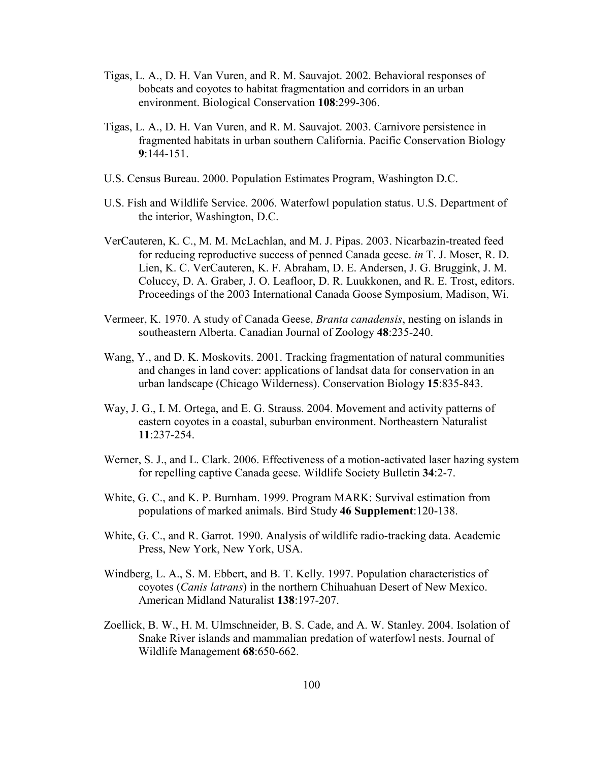Tigas, L. A., D. H. Van Vuren, and R. M. Sauvajot. 2002. Behavioral responses of bobcats and coyotes to habitat fragmentation and corridors in an urban environment. Biological Conservation **108**:299-306.

Tigas, L. A., D. H. Van Vuren, and R. M. Sauvajot. 2003. Carnivore persistence in fragmented habitats in urban southern California. Pacific Conservation Biology **9**:144-151.

U.S. Census Bureau. 2000. Population Estimates Program, Washington D.C.

U.S. Fish and Wildlife Service. 2006. Waterfowl population status. U.S. Department of the interior, Washington, D.C.

VerCauteren, K. C., M. M. McLachlan, and M. J. Pipas. 2003. Nicarbazin-treated feed for reducing reproductive success of penned Canada geese. *in* T. J. Moser, R. D. Lien, K. C. VerCauteren, K. F. Abraham, D. E. Andersen, J. G. Bruggink, J. M. Coluccy, D. A. Graber, J. O. Leafloor, D. R. Luukkonen, and R. E. Trost, editors. Proceedings of the 2003 International Canada Goose Symposium, Madison, Wi.

Vermeer, K. 1970. A study of Canada Geese, *Branta canadensis*, nesting on islands in southeastern Alberta. Canadian Journal of Zoology **48**:235-240.

Wang, Y., and D. K. Moskovits. 2001. Tracking fragmentation of natural communities and changes in land cover: applications of landsat data for conservation in an urban landscape (Chicago Wilderness). Conservation Biology **15**:835-843.

Way, J. G., I. M. Ortega, and E. G. Strauss. 2004. Movement and activity patterns of eastern coyotes in a coastal, suburban environment. Northeastern Naturalist **11**:237-254.

Werner, S. J., and L. Clark. 2006. Effectiveness of a motion-activated laser hazing system for repelling captive Canada geese. Wildlife Society Bulletin **34**:2-7.

White, G. C., and K. P. Burnham. 1999. Program MARK: Survival estimation from populations of marked animals. Bird Study **46 Supplement**:120-138.

White, G. C., and R. Garrot. 1990. Analysis of wildlife radio-tracking data. Academic Press, New York, New York, USA.

Windberg, L. A., S. M. Ebbert, and B. T. Kelly. 1997. Population characteristics of coyotes (*Canis latrans*) in the northern Chihuahuan Desert of New Mexico. American Midland Naturalist **138**:197-207.

Zoellick, B. W., H. M. Ulmschneider, B. S. Cade, and A. W. Stanley. 2004. Isolation of Snake River islands and mammalian predation of waterfowl nests. Journal of Wildlife Management **68**:650-662.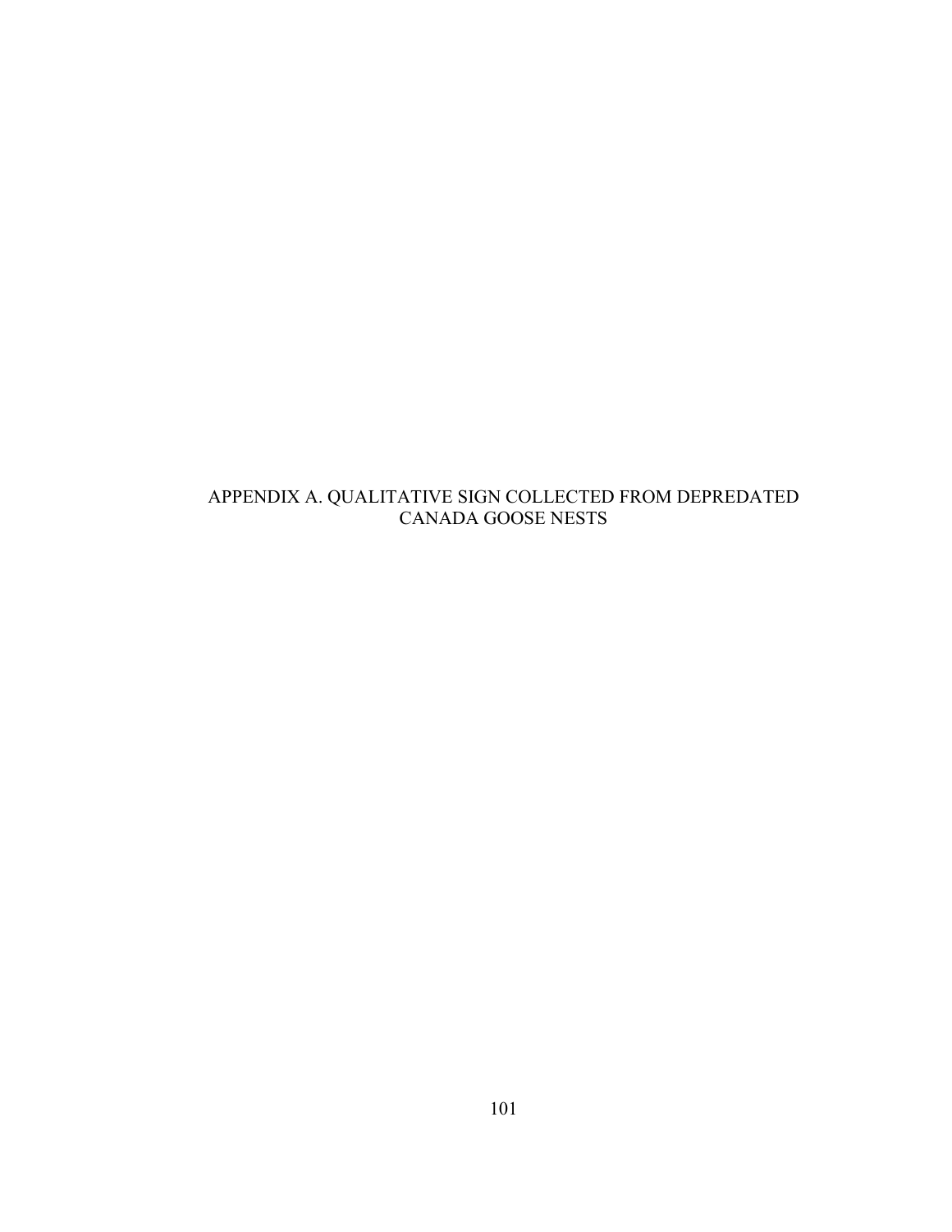# APPENDIX A. QUALITATIVE SIGN COLLECTED FROM DEPREDATED CANADA GOOSE NESTS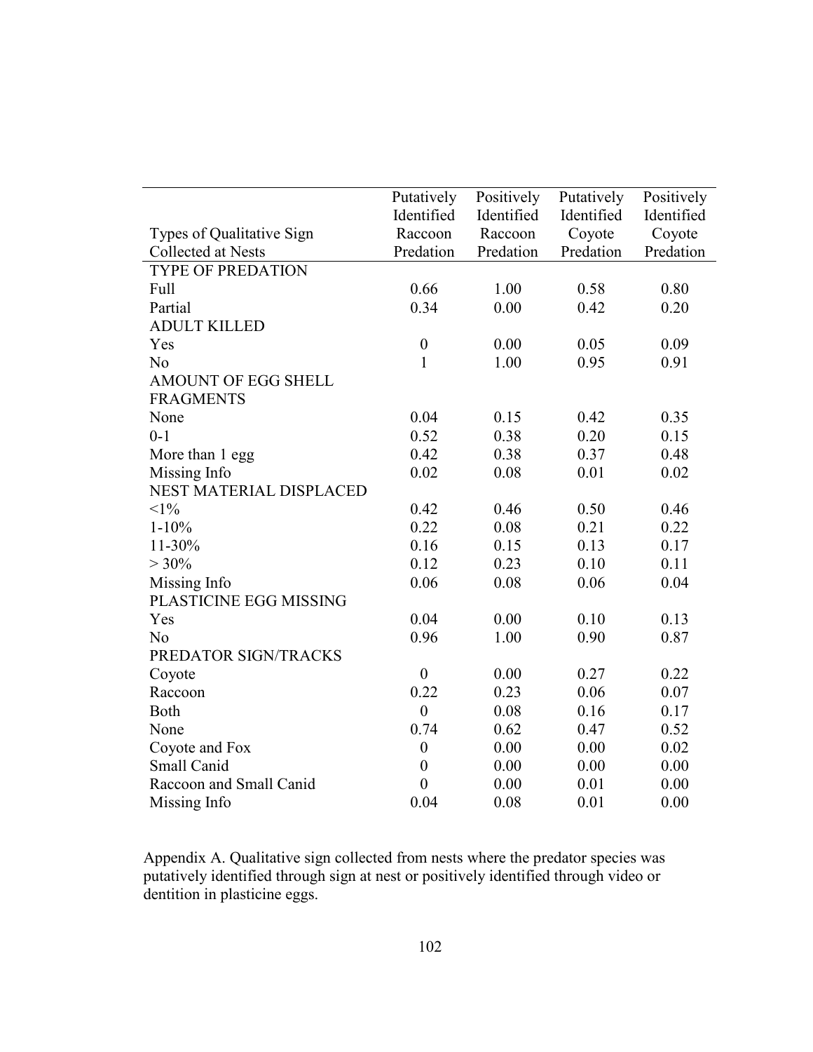| Types of Qualitative Sign Collected at Nests | Putatively Identified Raccoon Predation | Positively Identified Raccoon Predation | Putatively Identified Coyote Predation | Positively Identified Coyote Predation |
|---|---|---|---|---|
| TYPE OF PREDATION | | | | |
| Full | 0.66 | 1.00 | 0.58 | 0.80 |
| Partial | 0.34 | 0.00 | 0.42 | 0.20 |
| ADULT KILLED | | | | |
| Yes | 0 | 0.00 | 0.05 | 0.09 |
| No | 1 | 1.00 | 0.95 | 0.91 |
| AMOUNT OF EGG SHELL FRAGMENTS | | | | |
| None | 0.04 | 0.15 | 0.42 | 0.35 |
| 0-1 | 0.52 | 0.38 | 0.20 | 0.15 |
| More than 1 egg | 0.42 | 0.38 | 0.37 | 0.48 |
| Missing Info | 0.02 | 0.08 | 0.01 | 0.02 |
| NEST MATERIAL DISPLACED | | | | |
| <1% | 0.42 | 0.46 | 0.50 | 0.46 |
| 1-10% | 0.22 | 0.08 | 0.21 | 0.22 |
| 11-30% | 0.16 | 0.15 | 0.13 | 0.17 |
| > 30% | 0.12 | 0.23 | 0.10 | 0.11 |
| Missing Info | 0.06 | 0.08 | 0.06 | 0.04 |
| PLASTICINE EGG MISSING | | | | |
| Yes | 0.04 | 0.00 | 0.10 | 0.13 |
| No | 0.96 | 1.00 | 0.90 | 0.87 |
| PREDATOR SIGN/TRACKS | | | | |
| Coyote | 0 | 0.00 | 0.27 | 0.22 |
| Raccoon | 0.22 | 0.23 | 0.06 | 0.07 |
| Both | 0 | 0.08 | 0.16 | 0.17 |
| None | 0.74 | 0.62 | 0.47 | 0.52 |
| Coyote and Fox | 0 | 0.00 | 0.00 | 0.02 |
| Small Canid | 0 | 0.00 | 0.00 | 0.00 |
| Raccoon and Small Canid | 0 | 0.00 | 0.01 | 0.00 |
| Missing Info | 0.04 | 0.08 | 0.01 | 0.00 |

Appendix A. Qualitative sign collected from nests where the predator species was putatively identified through sign at nest or positively identified through video or dentition in plasticine eggs.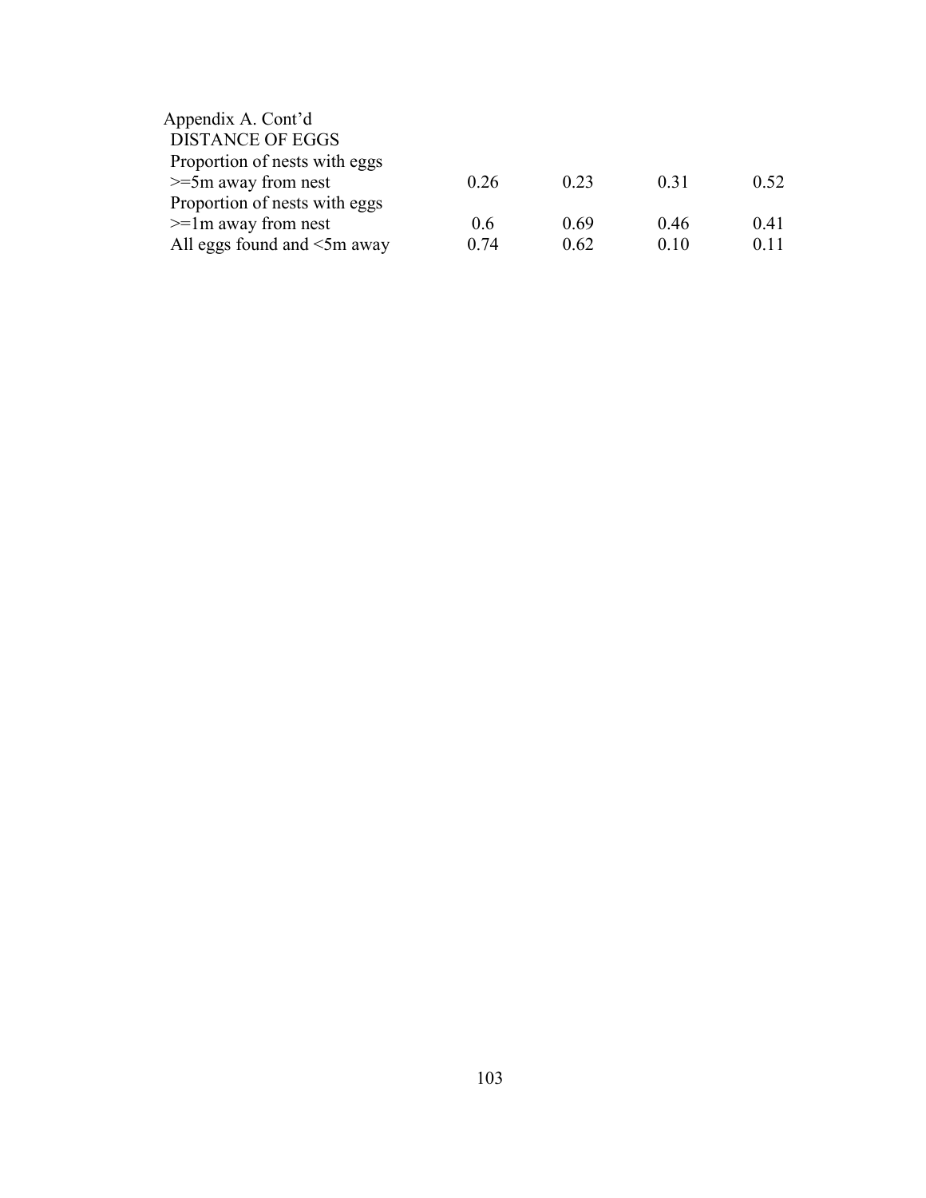Appendix A. Cont'd

| DISTANCE OF EGGS | | | | |
|---|---|---|---|---|
| Proportion of nests with eggs >=5m away from nest | 0.26 | 0.23 | 0.31 | 0.52 |
| Proportion of nests with eggs >=1m away from nest | 0.6 | 0.69 | 0.46 | 0.41 |
| All eggs found and <5m away | 0.74 | 0.62 | 0.10 | 0.11 |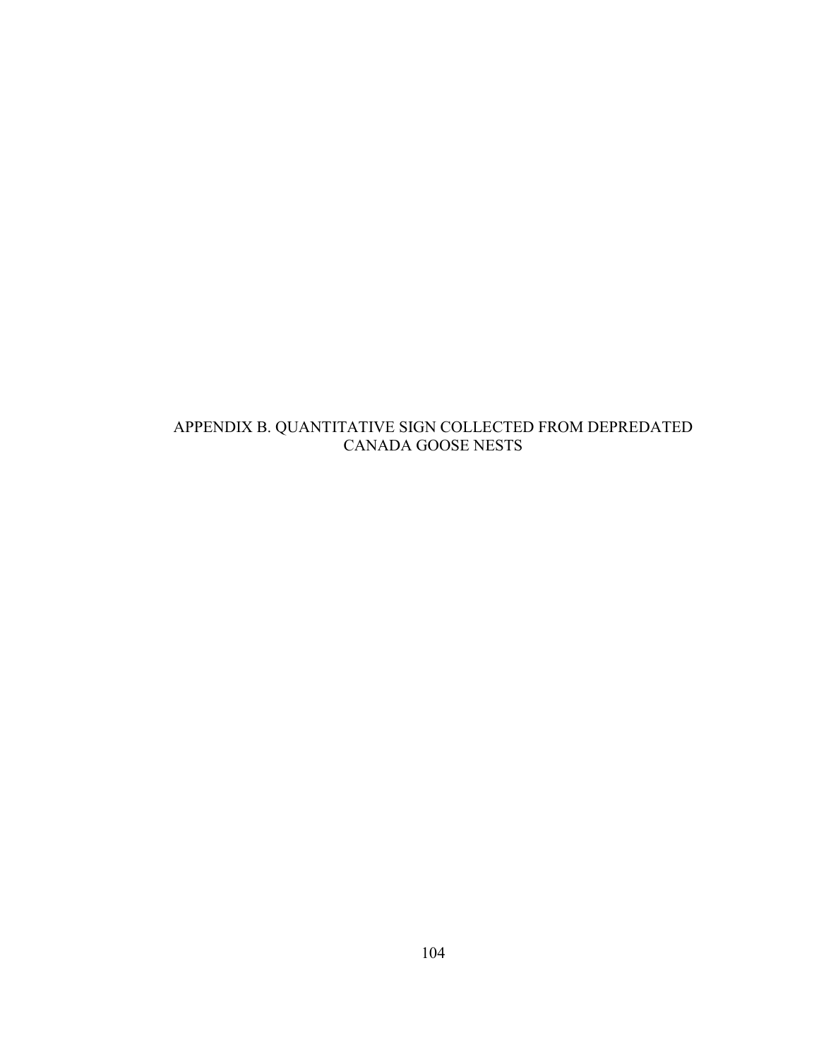# APPENDIX B. QUANTITATIVE SIGN COLLECTED FROM DEPREDATED CANADA GOOSE NESTS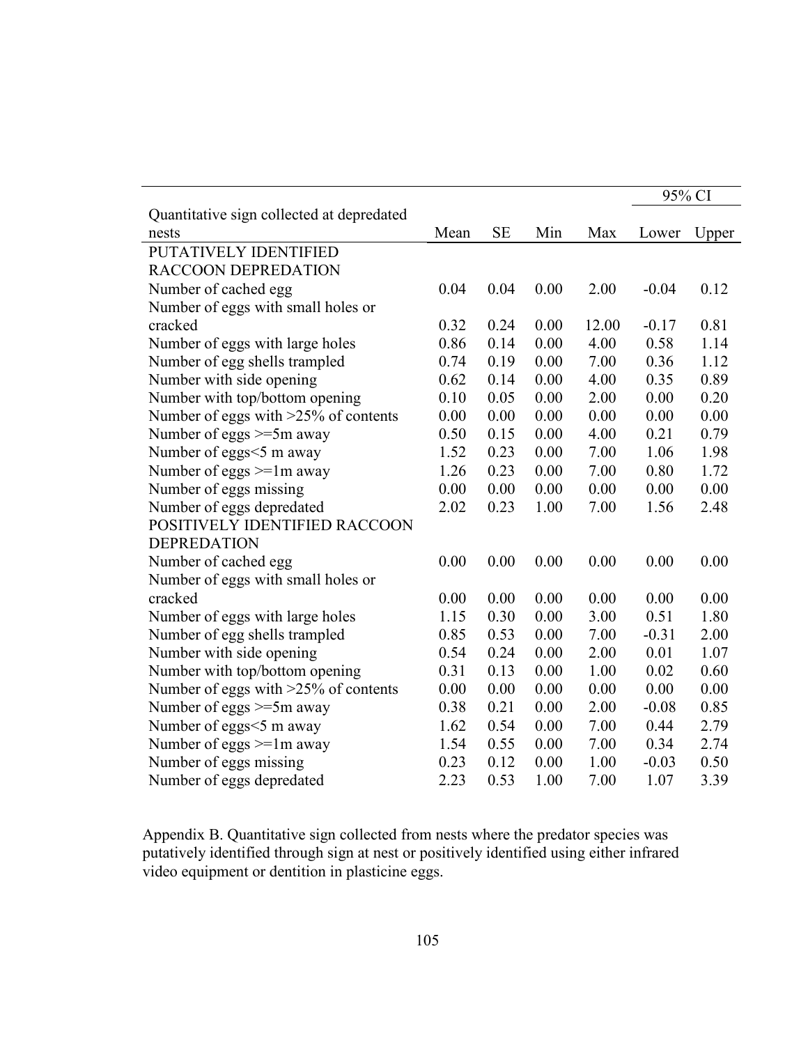| Quantitative sign collected at depredated nests | Mean | SE | Min | Max | 95% CI Lower | 95% CI Upper |
|---|---|---|---|---|---|---|
| PUTATIVELY IDENTIFIED RACCOON DEPREDATION | | | | | | |
| Number of cached egg | 0.04 | 0.04 | 0.00 | 2.00 | -0.04 | 0.12 |
| Number of eggs with small holes or cracked | 0.32 | 0.24 | 0.00 | 12.00 | -0.17 | 0.81 |
| Number of eggs with large holes | 0.86 | 0.14 | 0.00 | 4.00 | 0.58 | 1.14 |
| Number of egg shells trampled | 0.74 | 0.19 | 0.00 | 7.00 | 0.36 | 1.12 |
| Number with side opening | 0.62 | 0.14 | 0.00 | 4.00 | 0.35 | 0.89 |
| Number with top/bottom opening | 0.10 | 0.05 | 0.00 | 2.00 | 0.00 | 0.20 |
| Number of eggs with >25% of contents | 0.00 | 0.00 | 0.00 | 0.00 | 0.00 | 0.00 |
| Number of eggs >=5m away | 0.50 | 0.15 | 0.00 | 4.00 | 0.21 | 0.79 |
| Number of eggs<5 m away | 1.52 | 0.23 | 0.00 | 7.00 | 1.06 | 1.98 |
| Number of eggs >=1m away | 1.26 | 0.23 | 0.00 | 7.00 | 0.80 | 1.72 |
| Number of eggs missing | 0.00 | 0.00 | 0.00 | 0.00 | 0.00 | 0.00 |
| Number of eggs depredated | 2.02 | 0.23 | 1.00 | 7.00 | 1.56 | 2.48 |
| POSITIVELY IDENTIFIED RACCOON DEPREDATION | | | | | | |
| Number of cached egg | 0.00 | 0.00 | 0.00 | 0.00 | 0.00 | 0.00 |
| Number of eggs with small holes or cracked | 0.00 | 0.00 | 0.00 | 0.00 | 0.00 | 0.00 |
| Number of eggs with large holes | 1.15 | 0.30 | 0.00 | 3.00 | 0.51 | 1.80 |
| Number of egg shells trampled | 0.85 | 0.53 | 0.00 | 7.00 | -0.31 | 2.00 |
| Number with side opening | 0.54 | 0.24 | 0.00 | 2.00 | 0.01 | 1.07 |
| Number with top/bottom opening | 0.31 | 0.13 | 0.00 | 1.00 | 0.02 | 0.60 |
| Number of eggs with >25% of contents | 0.00 | 0.00 | 0.00 | 0.00 | 0.00 | 0.00 |
| Number of eggs >=5m away | 0.38 | 0.21 | 0.00 | 2.00 | -0.08 | 0.85 |
| Number of eggs<5 m away | 1.62 | 0.54 | 0.00 | 7.00 | 0.44 | 2.79 |
| Number of eggs >=1m away | 1.54 | 0.55 | 0.00 | 7.00 | 0.34 | 2.74 |
| Number of eggs missing | 0.23 | 0.12 | 0.00 | 1.00 | -0.03 | 0.50 |
| Number of eggs depredated | 2.23 | 0.53 | 1.00 | 7.00 | 1.07 | 3.39 |

Appendix B. Quantitative sign collected from nests where the predator species was putatively identified through sign at nest or positively identified using either infrared video equipment or dentition in plasticine eggs.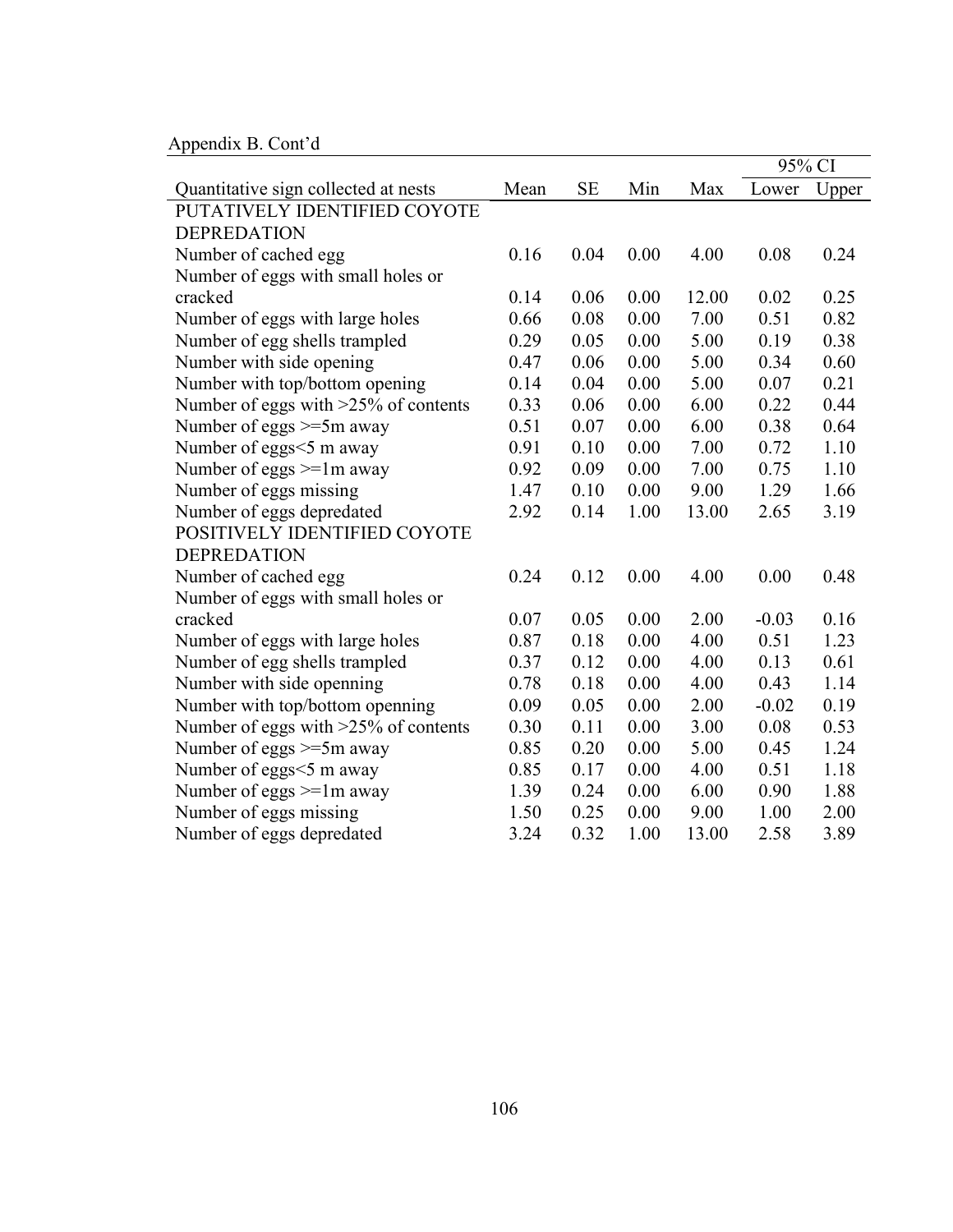Appendix B. Cont'd

| Quantitative sign collected at nests | Mean | SE | Min | Max | 95% CI | |
|---|---|---|---|---|---|---|
| | | | | | Lower | Upper |
| PUTATIVELY IDENTIFIED COYOTE DEPREDATION | | | | | | |
| Number of cached egg | 0.16 | 0.04 | 0.00 | 4.00 | 0.08 | 0.24 |
| Number of eggs with small holes or cracked | 0.14 | 0.06 | 0.00 | 12.00 | 0.02 | 0.25 |
| Number of eggs with large holes | 0.66 | 0.08 | 0.00 | 7.00 | 0.51 | 0.82 |
| Number of egg shells trampled | 0.29 | 0.05 | 0.00 | 5.00 | 0.19 | 0.38 |
| Number with side opening | 0.47 | 0.06 | 0.00 | 5.00 | 0.34 | 0.60 |
| Number with top/bottom opening | 0.14 | 0.04 | 0.00 | 5.00 | 0.07 | 0.21 |
| Number of eggs with >25% of contents | 0.33 | 0.06 | 0.00 | 6.00 | 0.22 | 0.44 |
| Number of eggs >=5m away | 0.51 | 0.07 | 0.00 | 6.00 | 0.38 | 0.64 |
| Number of eggs<5 m away | 0.91 | 0.10 | 0.00 | 7.00 | 0.72 | 1.10 |
| Number of eggs >=1m away | 0.92 | 0.09 | 0.00 | 7.00 | 0.75 | 1.10 |
| Number of eggs missing | 1.47 | 0.10 | 0.00 | 9.00 | 1.29 | 1.66 |
| Number of eggs depredated | 2.92 | 0.14 | 1.00 | 13.00 | 2.65 | 3.19 |
| POSITIVELY IDENTIFIED COYOTE DEPREDATION | | | | | | |
| Number of cached egg | 0.24 | 0.12 | 0.00 | 4.00 | 0.00 | 0.48 |
| Number of eggs with small holes or cracked | 0.07 | 0.05 | 0.00 | 2.00 | -0.03 | 0.16 |
| Number of eggs with large holes | 0.87 | 0.18 | 0.00 | 4.00 | 0.51 | 1.23 |
| Number of egg shells trampled | 0.37 | 0.12 | 0.00 | 4.00 | 0.13 | 0.61 |
| Number with side openning | 0.78 | 0.18 | 0.00 | 4.00 | 0.43 | 1.14 |
| Number with top/bottom openning | 0.09 | 0.05 | 0.00 | 2.00 | -0.02 | 0.19 |
| Number of eggs with >25% of contents | 0.30 | 0.11 | 0.00 | 3.00 | 0.08 | 0.53 |
| Number of eggs >=5m away | 0.85 | 0.20 | 0.00 | 5.00 | 0.45 | 1.24 |
| Number of eggs<5 m away | 0.85 | 0.17 | 0.00 | 4.00 | 0.51 | 1.18 |
| Number of eggs >=1m away | 1.39 | 0.24 | 0.00 | 6.00 | 0.90 | 1.88 |
| Number of eggs missing | 1.50 | 0.25 | 0.00 | 9.00 | 1.00 | 2.00 |
| Number of eggs depredated | 3.24 | 0.32 | 1.00 | 13.00 | 2.58 | 3.89 |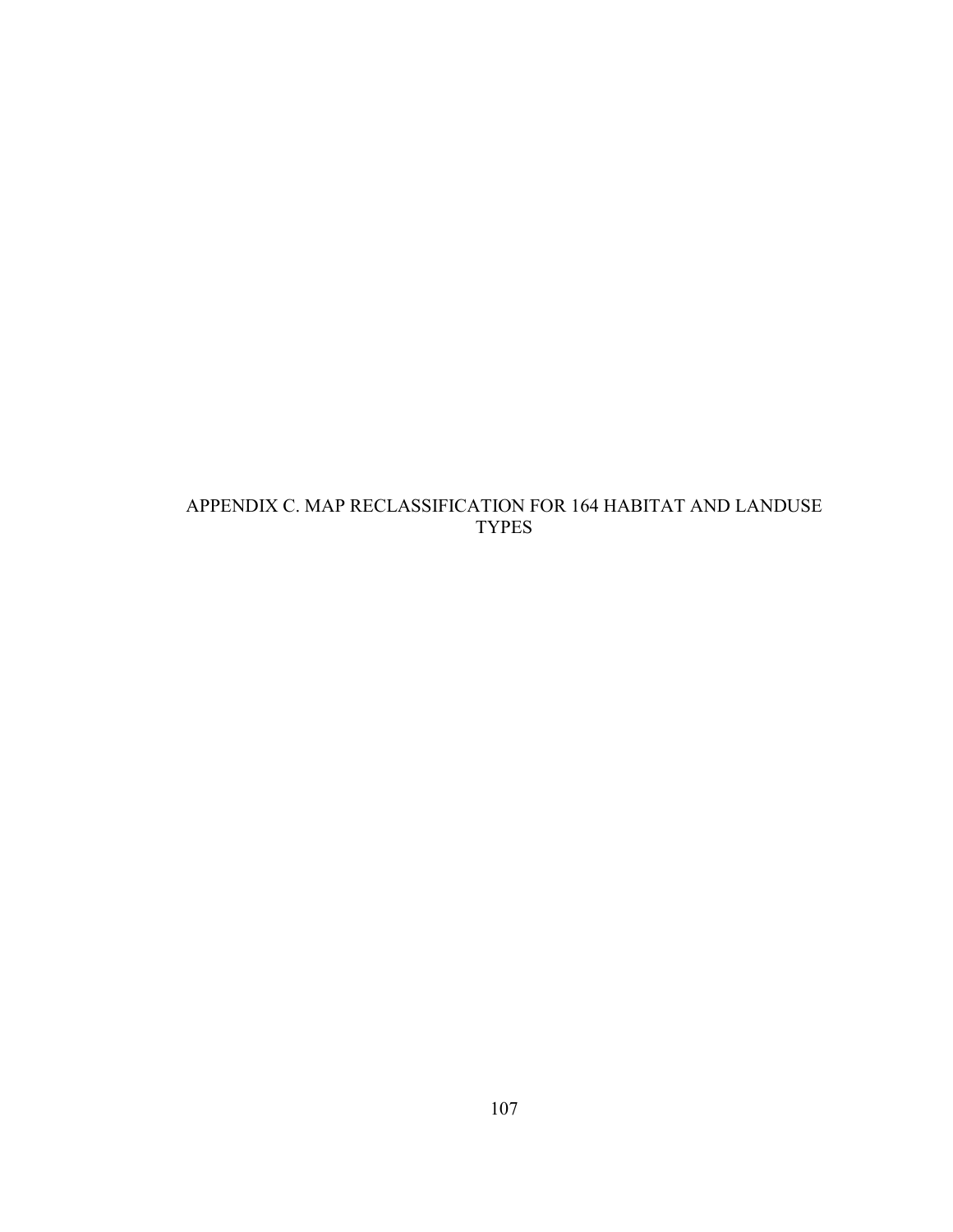# APPENDIX C. MAP RECLASSIFICATION FOR 164 HABITAT AND LANDUSE TYPES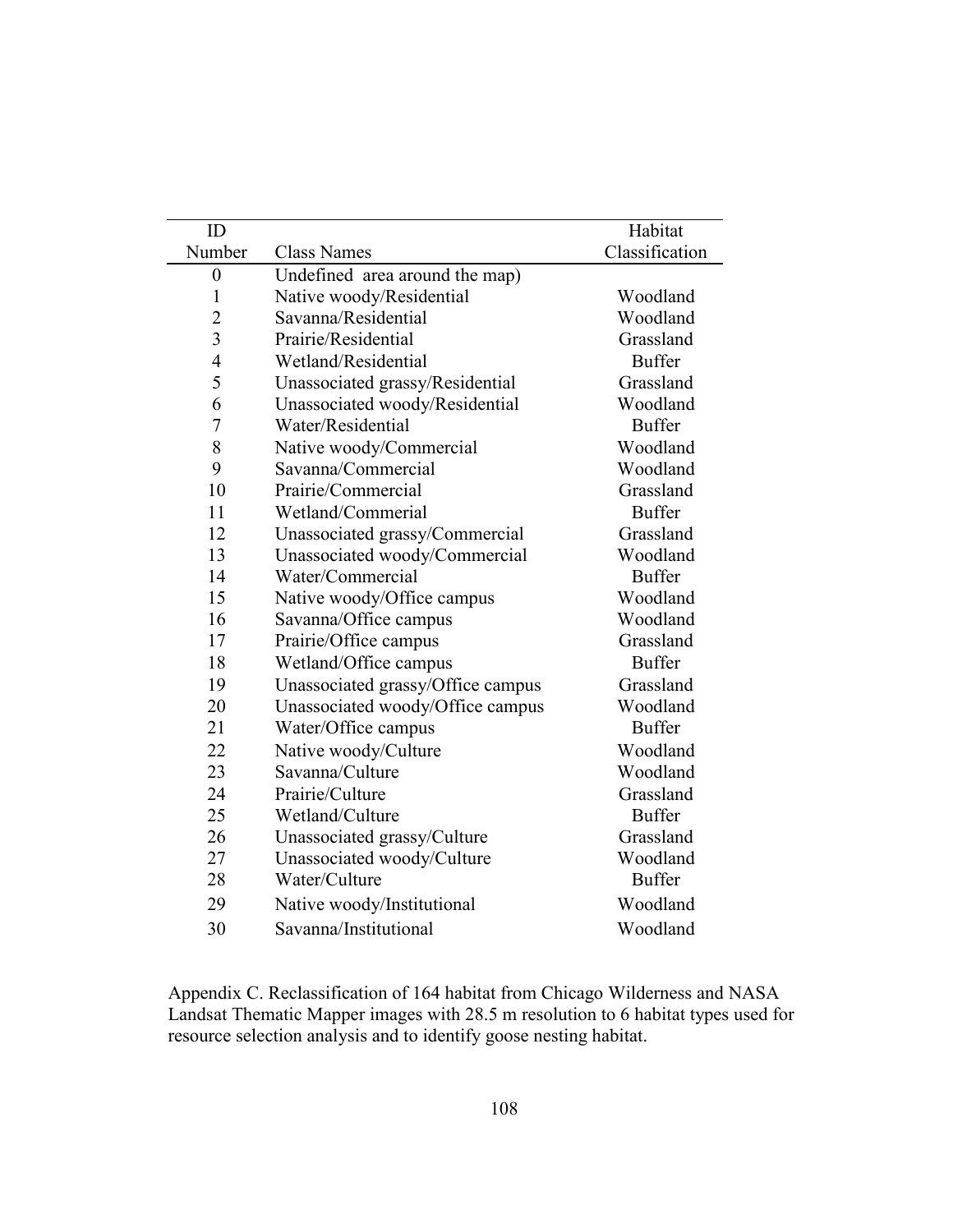| ID Number | Class Names | Habitat Classification |
|---|---|---|
| 0 | Undefined area around the map) | |
| 1 | Native woody/Residential | Woodland |
| 2 | Savanna/Residential | Woodland |
| 3 | Prairie/Residential | Grassland |
| 4 | Wetland/Residential | Buffer |
| 5 | Unassociated grassy/Residential | Grassland |
| 6 | Unassociated woody/Residential | Woodland |
| 7 | Water/Residential | Buffer |
| 8 | Native woody/Commercial | Woodland |
| 9 | Savanna/Commercial | Woodland |
| 10 | Prairie/Commercial | Grassland |
| 11 | Wetland/Commerial | Buffer |
| 12 | Unassociated grassy/Commercial | Grassland |
| 13 | Unassociated woody/Commercial | Woodland |
| 14 | Water/Commercial | Buffer |
| 15 | Native woody/Office campus | Woodland |
| 16 | Savanna/Office campus | Woodland |
| 17 | Prairie/Office campus | Grassland |
| 18 | Wetland/Office campus | Buffer |
| 19 | Unassociated grassy/Office campus | Grassland |
| 20 | Unassociated woody/Office campus | Woodland |
| 21 | Water/Office campus | Buffer |
| 22 | Native woody/Culture | Woodland |
| 23 | Savanna/Culture | Woodland |
| 24 | Prairie/Culture | Grassland |
| 25 | Wetland/Culture | Buffer |
| 26 | Unassociated grassy/Culture | Grassland |
| 27 | Unassociated woody/Culture | Woodland |
| 28 | Water/Culture | Buffer |
| 29 | Native woody/Institutional | Woodland |
| 30 | Savanna/Institutional | Woodland |

Appendix C. Reclassification of 164 habitat from Chicago Wilderness and NASA Landsat Thematic Mapper images with 28.5 m resolution to 6 habitat types used for resource selection analysis and to identify goose nesting habitat.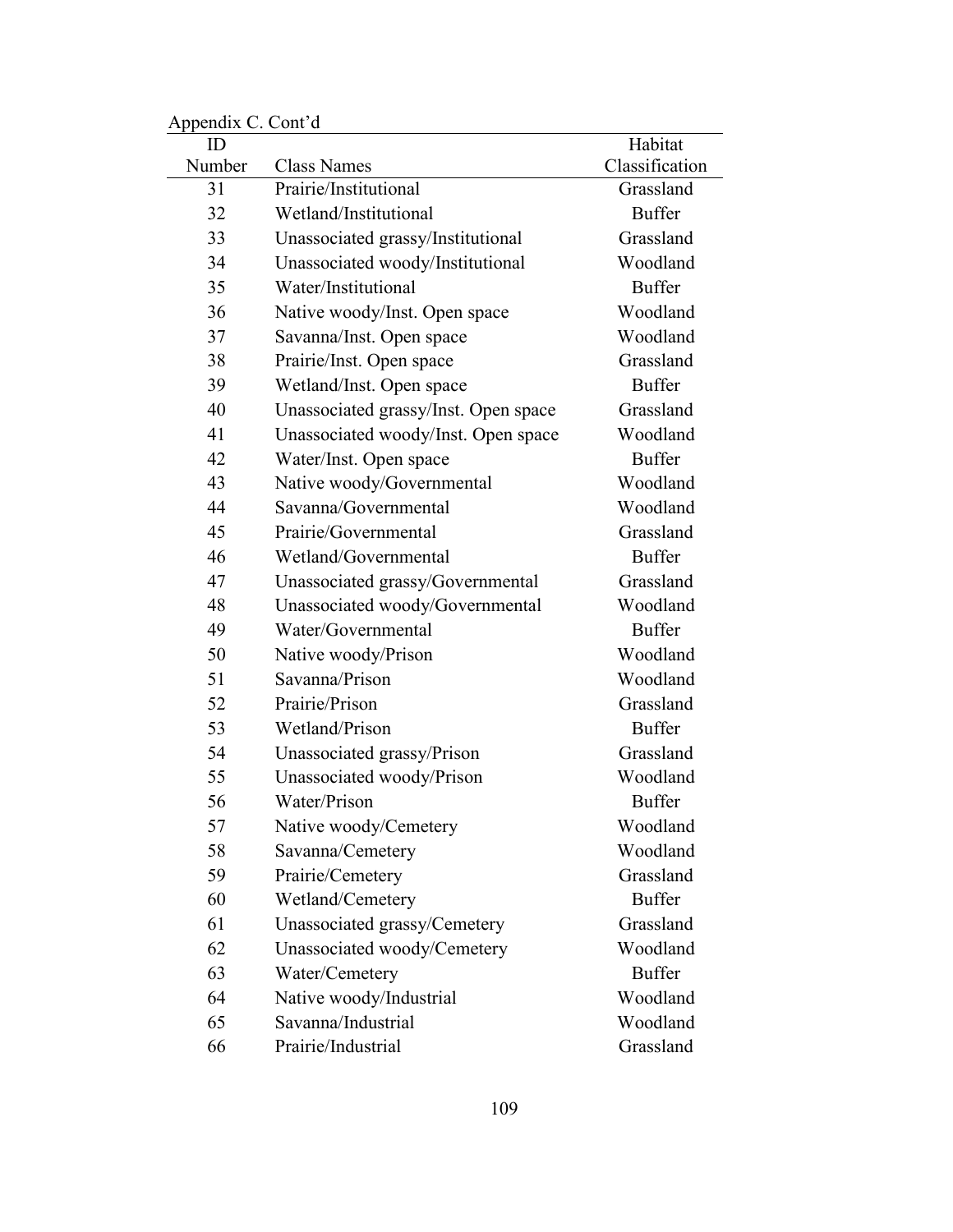Appendix C. Cont'd

| ID Number | Class Names | Habitat Classification |
|---|---|---|
| 31 | Prairie/Institutional | Grassland |
| 32 | Wetland/Institutional | Buffer |
| 33 | Unassociated grassy/Institutional | Grassland |
| 34 | Unassociated woody/Institutional | Woodland |
| 35 | Water/Institutional | Buffer |
| 36 | Native woody/Inst. Open space | Woodland |
| 37 | Savanna/Inst. Open space | Woodland |
| 38 | Prairie/Inst. Open space | Grassland |
| 39 | Wetland/Inst. Open space | Buffer |
| 40 | Unassociated grassy/Inst. Open space | Grassland |
| 41 | Unassociated woody/Inst. Open space | Woodland |
| 42 | Water/Inst. Open space | Buffer |
| 43 | Native woody/Governmental | Woodland |
| 44 | Savanna/Governmental | Woodland |
| 45 | Prairie/Governmental | Grassland |
| 46 | Wetland/Governmental | Buffer |
| 47 | Unassociated grassy/Governmental | Grassland |
| 48 | Unassociated woody/Governmental | Woodland |
| 49 | Water/Governmental | Buffer |
| 50 | Native woody/Prison | Woodland |
| 51 | Savanna/Prison | Woodland |
| 52 | Prairie/Prison | Grassland |
| 53 | Wetland/Prison | Buffer |
| 54 | Unassociated grassy/Prison | Grassland |
| 55 | Unassociated woody/Prison | Woodland |
| 56 | Water/Prison | Buffer |
| 57 | Native woody/Cemetery | Woodland |
| 58 | Savanna/Cemetery | Woodland |
| 59 | Prairie/Cemetery | Grassland |
| 60 | Wetland/Cemetery | Buffer |
| 61 | Unassociated grassy/Cemetery | Grassland |
| 62 | Unassociated woody/Cemetery | Woodland |
| 63 | Water/Cemetery | Buffer |
| 64 | Native woody/Industrial | Woodland |
| 65 | Savanna/Industrial | Woodland |
| 66 | Prairie/Industrial | Grassland |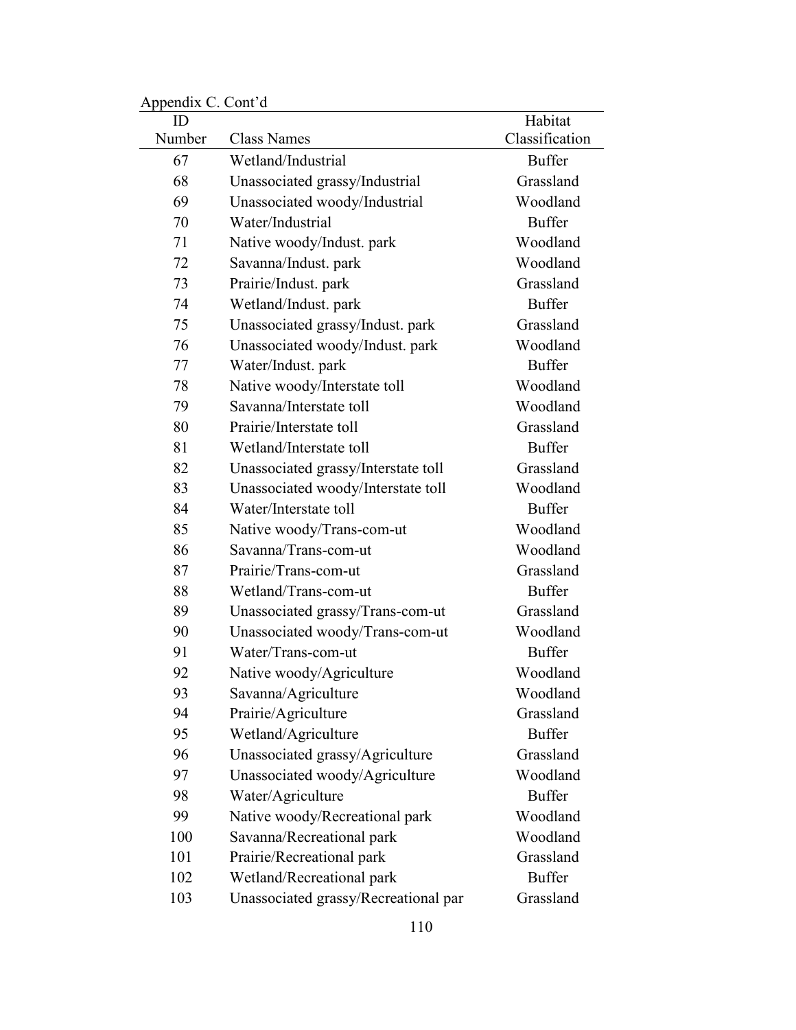Appendix C. Cont'd

| ID Number | Class Names | Habitat Classification |
|---|---|---|
| 67 | Wetland/Industrial | Buffer |
| 68 | Unassociated grassy/Industrial | Grassland |
| 69 | Unassociated woody/Industrial | Woodland |
| 70 | Water/Industrial | Buffer |
| 71 | Native woody/Indust. park | Woodland |
| 72 | Savanna/Indust. park | Woodland |
| 73 | Prairie/Indust. park | Grassland |
| 74 | Wetland/Indust. park | Buffer |
| 75 | Unassociated grassy/Indust. park | Grassland |
| 76 | Unassociated woody/Indust. park | Woodland |
| 77 | Water/Indust. park | Buffer |
| 78 | Native woody/Interstate toll | Woodland |
| 79 | Savanna/Interstate toll | Woodland |
| 80 | Prairie/Interstate toll | Grassland |
| 81 | Wetland/Interstate toll | Buffer |
| 82 | Unassociated grassy/Interstate toll | Grassland |
| 83 | Unassociated woody/Interstate toll | Woodland |
| 84 | Water/Interstate toll | Buffer |
| 85 | Native woody/Trans-com-ut | Woodland |
| 86 | Savanna/Trans-com-ut | Woodland |
| 87 | Prairie/Trans-com-ut | Grassland |
| 88 | Wetland/Trans-com-ut | Buffer |
| 89 | Unassociated grassy/Trans-com-ut | Grassland |
| 90 | Unassociated woody/Trans-com-ut | Woodland |
| 91 | Water/Trans-com-ut | Buffer |
| 92 | Native woody/Agriculture | Woodland |
| 93 | Savanna/Agriculture | Woodland |
| 94 | Prairie/Agriculture | Grassland |
| 95 | Wetland/Agriculture | Buffer |
| 96 | Unassociated grassy/Agriculture | Grassland |
| 97 | Unassociated woody/Agriculture | Woodland |
| 98 | Water/Agriculture | Buffer |
| 99 | Native woody/Recreational park | Woodland |
| 100 | Savanna/Recreational park | Woodland |
| 101 | Prairie/Recreational park | Grassland |
| 102 | Wetland/Recreational park | Buffer |
| 103 | Unassociated grassy/Recreational par | Grassland |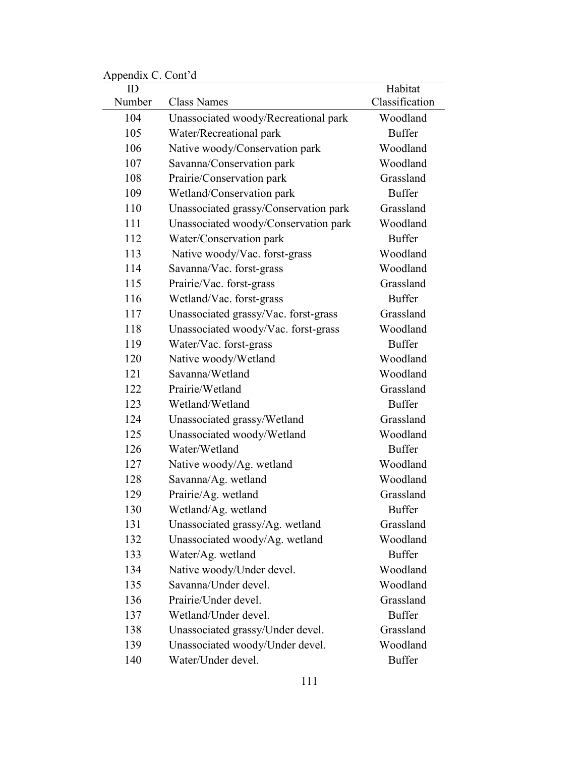Appendix C. Cont'd

| ID Number | Class Names | Habitat Classification |
|---|---|---|
| 104 | Unassociated woody/Recreational park | Woodland |
| 105 | Water/Recreational park | Buffer |
| 106 | Native woody/Conservation park | Woodland |
| 107 | Savanna/Conservation park | Woodland |
| 108 | Prairie/Conservation park | Grassland |
| 109 | Wetland/Conservation park | Buffer |
| 110 | Unassociated grassy/Conservation park | Grassland |
| 111 | Unassociated woody/Conservation park | Woodland |
| 112 | Water/Conservation park | Buffer |
| 113 | Native woody/Vac. forst-grass | Woodland |
| 114 | Savanna/Vac. forst-grass | Woodland |
| 115 | Prairie/Vac. forst-grass | Grassland |
| 116 | Wetland/Vac. forst-grass | Buffer |
| 117 | Unassociated grassy/Vac. forst-grass | Grassland |
| 118 | Unassociated woody/Vac. forst-grass | Woodland |
| 119 | Water/Vac. forst-grass | Buffer |
| 120 | Native woody/Wetland | Woodland |
| 121 | Savanna/Wetland | Woodland |
| 122 | Prairie/Wetland | Grassland |
| 123 | Wetland/Wetland | Buffer |
| 124 | Unassociated grassy/Wetland | Grassland |
| 125 | Unassociated woody/Wetland | Woodland |
| 126 | Water/Wetland | Buffer |
| 127 | Native woody/Ag. wetland | Woodland |
| 128 | Savanna/Ag. wetland | Woodland |
| 129 | Prairie/Ag. wetland | Grassland |
| 130 | Wetland/Ag. wetland | Buffer |
| 131 | Unassociated grassy/Ag. wetland | Grassland |
| 132 | Unassociated woody/Ag. wetland | Woodland |
| 133 | Water/Ag. wetland | Buffer |
| 134 | Native woody/Under devel. | Woodland |
| 135 | Savanna/Under devel. | Woodland |
| 136 | Prairie/Under devel. | Grassland |
| 137 | Wetland/Under devel. | Buffer |
| 138 | Unassociated grassy/Under devel. | Grassland |
| 139 | Unassociated woody/Under devel. | Woodland |
| 140 | Water/Under devel. | Buffer |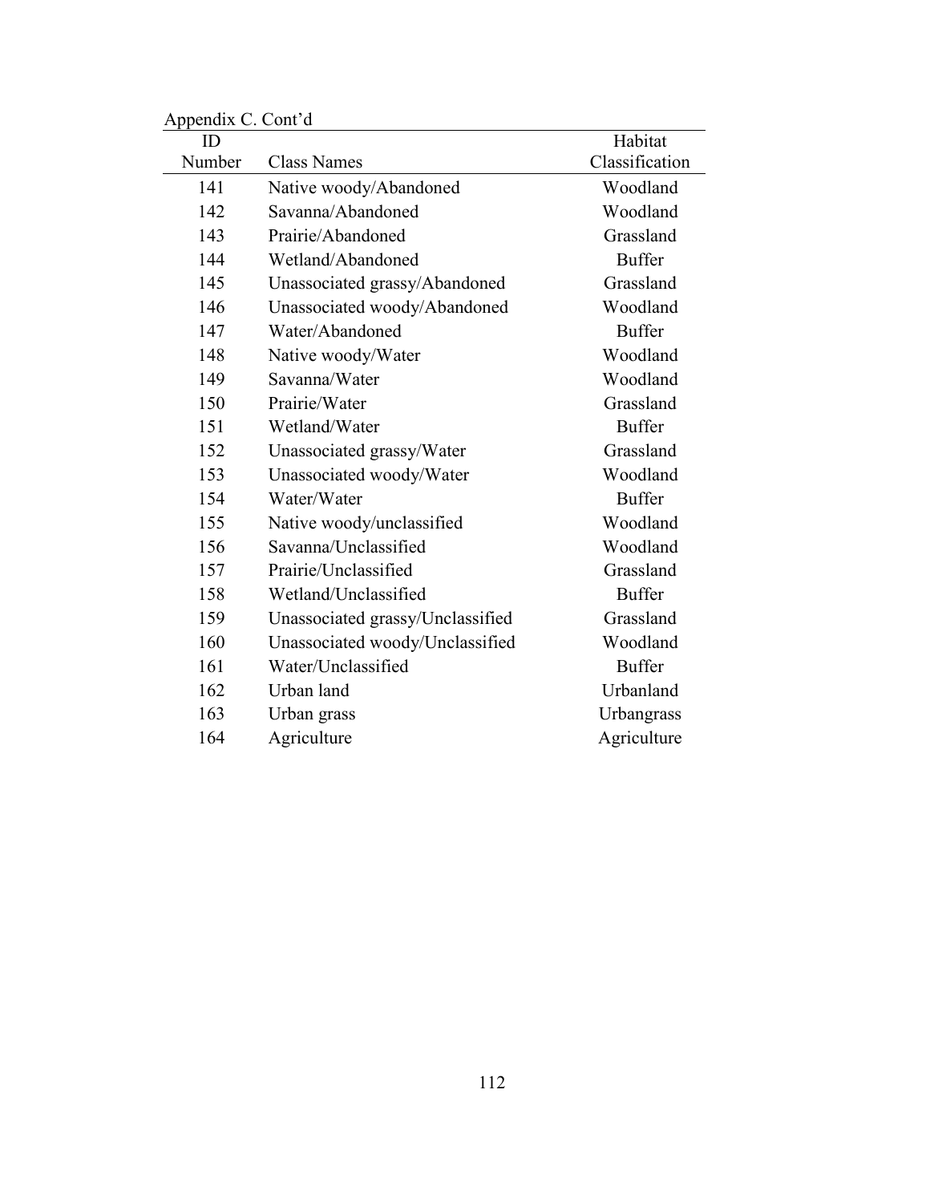Appendix C. Cont'd

| ID Number | Class Names | Habitat Classification |
|---|---|---|
| 141 | Native woody/Abandoned | Woodland |
| 142 | Savanna/Abandoned | Woodland |
| 143 | Prairie/Abandoned | Grassland |
| 144 | Wetland/Abandoned | Buffer |
| 145 | Unassociated grassy/Abandoned | Grassland |
| 146 | Unassociated woody/Abandoned | Woodland |
| 147 | Water/Abandoned | Buffer |
| 148 | Native woody/Water | Woodland |
| 149 | Savanna/Water | Woodland |
| 150 | Prairie/Water | Grassland |
| 151 | Wetland/Water | Buffer |
| 152 | Unassociated grassy/Water | Grassland |
| 153 | Unassociated woody/Water | Woodland |
| 154 | Water/Water | Buffer |
| 155 | Native woody/unclassified | Woodland |
| 156 | Savanna/Unclassified | Woodland |
| 157 | Prairie/Unclassified | Grassland |
| 158 | Wetland/Unclassified | Buffer |
| 159 | Unassociated grassy/Unclassified | Grassland |
| 160 | Unassociated woody/Unclassified | Woodland |
| 161 | Water/Unclassified | Buffer |
| 162 | Urban land | Urbanland |
| 163 | Urban grass | Urbangrass |
| 164 | Agriculture | Agriculture |